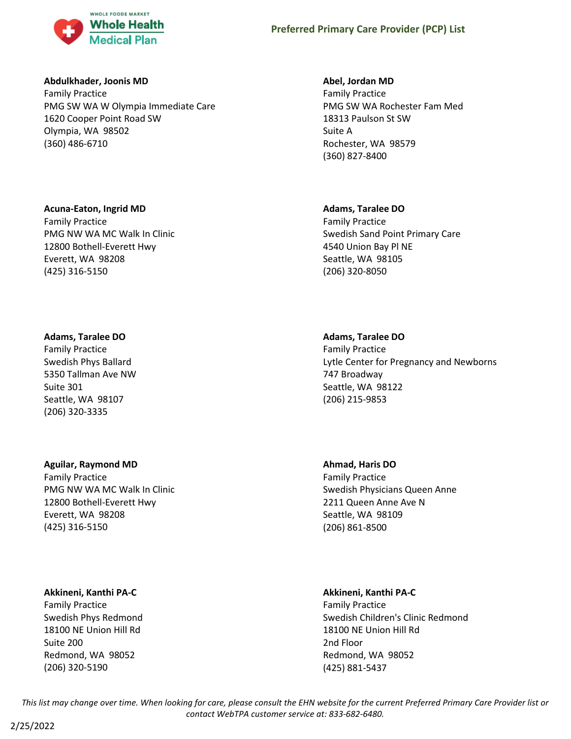# Preferred Primary Care Provider (PCP) List

**Abdulkhader, Joonis MD**
Family Practice
PMG SW WA W Olympia Immediate Care
1620 Cooper Point Road SW
Olympia, WA 98502
(360) 486-6710

**Abel, Jordan MD**
Family Practice
PMG SW WA Rochester Fam Med
18313 Paulson St SW
Suite A
Rochester, WA 98579
(360) 827-8400

**Acuna-Eaton, Ingrid MD**
Family Practice
PMG NW WA MC Walk In Clinic
12800 Bothell-Everett Hwy
Everett, WA 98208
(425) 316-5150

**Adams, Taralee DO**
Family Practice
Swedish Sand Point Primary Care
4540 Union Bay Pl NE
Seattle, WA 98105
(206) 320-8050

**Adams, Taralee DO**
Family Practice
Swedish Phys Ballard
5350 Tallman Ave NW
Suite 301
Seattle, WA 98107
(206) 320-3335

**Adams, Taralee DO**
Family Practice
Lytle Center for Pregnancy and Newborns
747 Broadway
Seattle, WA 98122
(206) 215-9853

**Aguilar, Raymond MD**
Family Practice
PMG NW WA MC Walk In Clinic
12800 Bothell-Everett Hwy
Everett, WA 98208
(425) 316-5150

**Ahmad, Haris DO**
Family Practice
Swedish Physicians Queen Anne
2211 Queen Anne Ave N
Seattle, WA 98109
(206) 861-8500

**Akkineni, Kanthi PA-C**
Family Practice
Swedish Phys Redmond
18100 NE Union Hill Rd
Suite 200
Redmond, WA 98052
(206) 320-5190

**Akkineni, Kanthi PA-C**
Family Practice
Swedish Children's Clinic Redmond
18100 NE Union Hill Rd
2nd Floor
Redmond, WA 98052
(425) 881-5437

*This list may change over time. When looking for care, please consult the EHN website for the current Preferred Primary Care Provider list or contact WebTPA customer service at: 833-682-6480.*

2/25/2022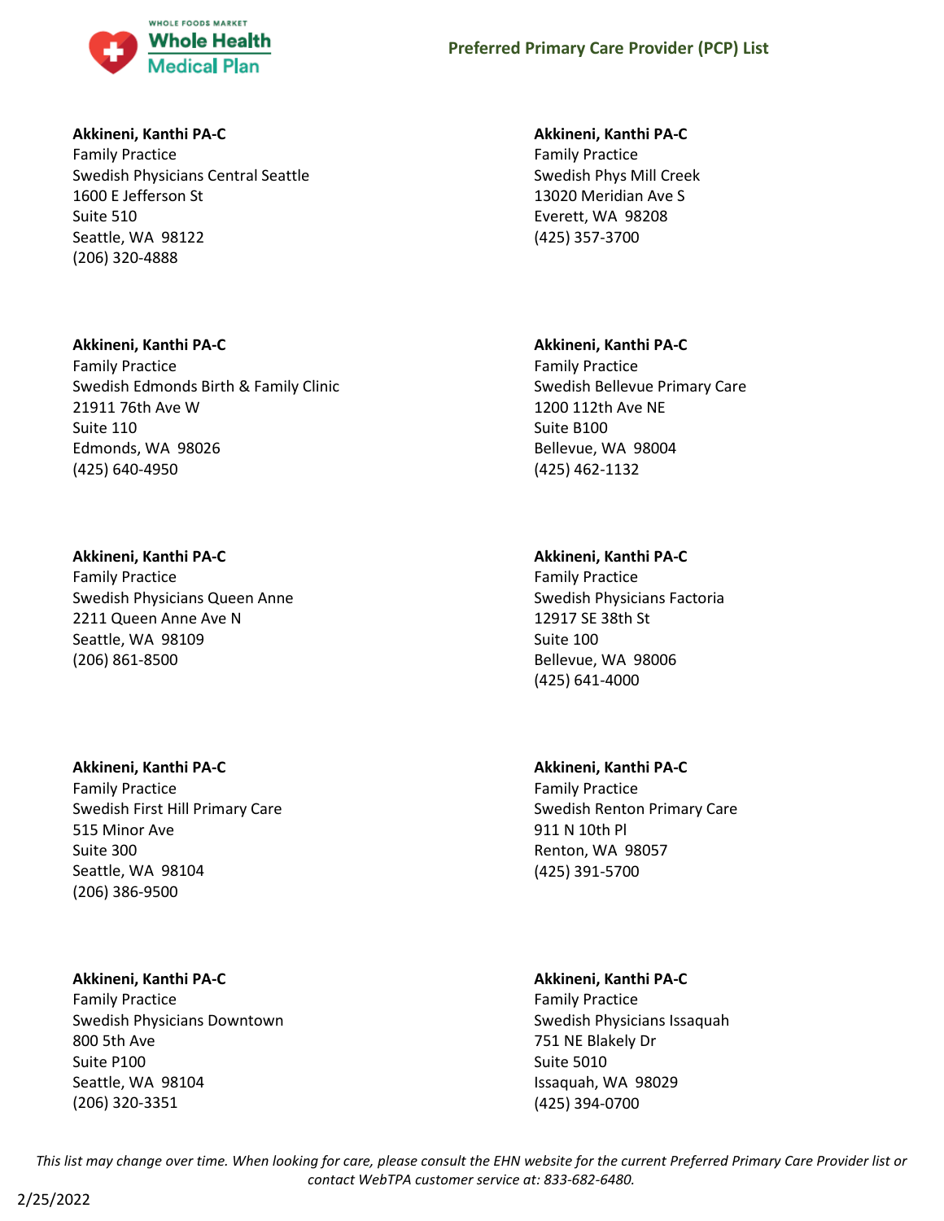**Akkineni, Kanthi PA-C**
Family Practice
Swedish Physicians Central Seattle
1600 E Jefferson St
Suite 510
Seattle, WA 98122
(206) 320-4888

**Akkineni, Kanthi PA-C**
Family Practice
Swedish Edmonds Birth & Family Clinic
21911 76th Ave W
Suite 110
Edmonds, WA 98026
(425) 640-4950

**Akkineni, Kanthi PA-C**
Family Practice
Swedish Physicians Queen Anne
2211 Queen Anne Ave N
Seattle, WA 98109
(206) 861-8500

**Akkineni, Kanthi PA-C**
Family Practice
Swedish First Hill Primary Care
515 Minor Ave
Suite 300
Seattle, WA 98104
(206) 386-9500

**Akkineni, Kanthi PA-C**
Family Practice
Swedish Physicians Downtown
800 5th Ave
Suite P100
Seattle, WA 98104
(206) 320-3351

**Akkineni, Kanthi PA-C**
Family Practice
Swedish Phys Mill Creek
13020 Meridian Ave S
Everett, WA 98208
(425) 357-3700

**Akkineni, Kanthi PA-C**
Family Practice
Swedish Bellevue Primary Care
1200 112th Ave NE
Suite B100
Bellevue, WA 98004
(425) 462-1132

**Akkineni, Kanthi PA-C**
Family Practice
Swedish Physicians Factoria
12917 SE 38th St
Suite 100
Bellevue, WA 98006
(425) 641-4000

**Akkineni, Kanthi PA-C**
Family Practice
Swedish Renton Primary Care
911 N 10th Pl
Renton, WA 98057
(425) 391-5700

**Akkineni, Kanthi PA-C**
Family Practice
Swedish Physicians Issaquah
751 NE Blakely Dr
Suite 5010
Issaquah, WA 98029
(425) 394-0700

*This list may change over time. When looking for care, please consult the EHN website for the current Preferred Primary Care Provider list or contact WebTPA customer service at: 833-682-6480.*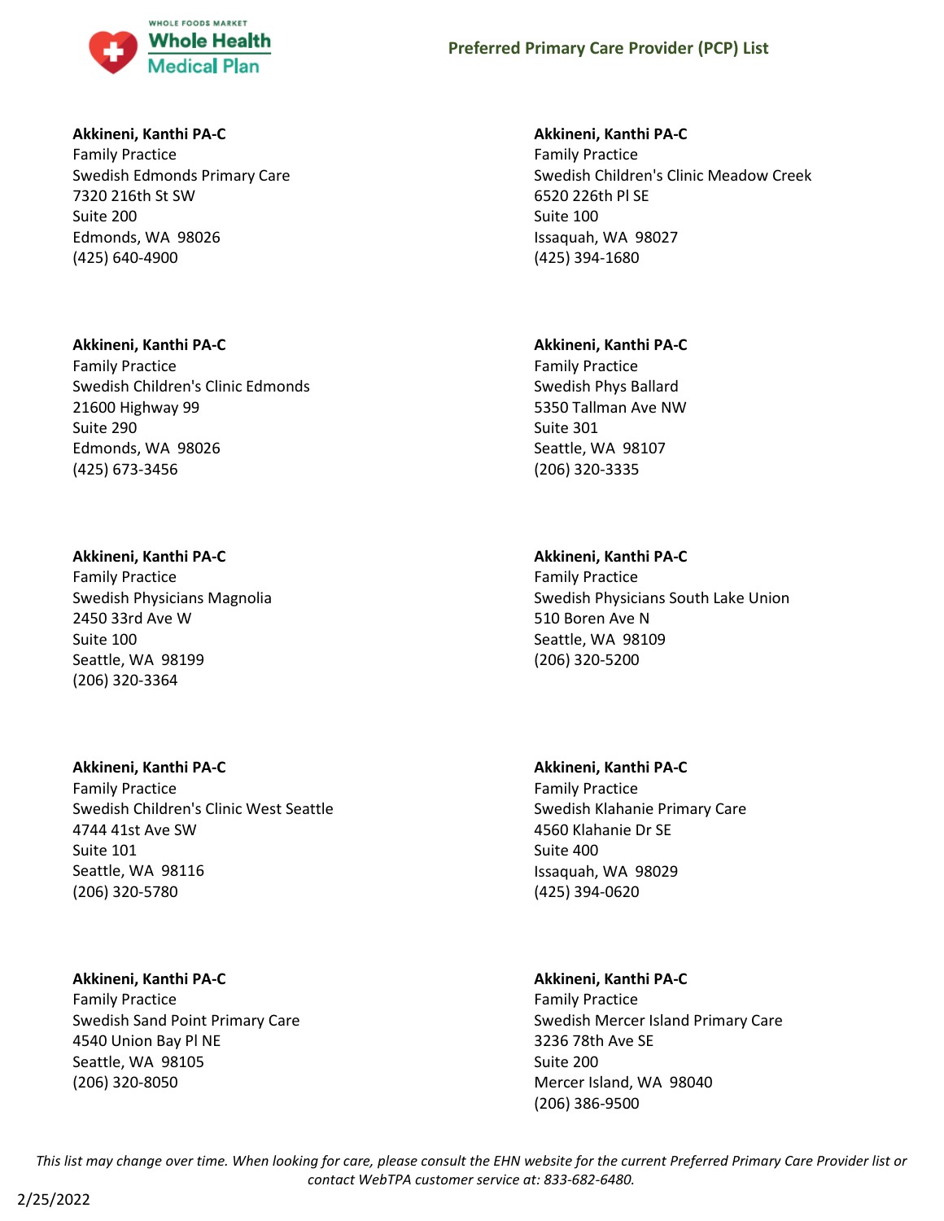**Akkineni, Kanthi PA-C**
Family Practice
Swedish Edmonds Primary Care
7320 216th St SW
Suite 200
Edmonds, WA 98026
(425) 640-4900

**Akkineni, Kanthi PA-C**
Family Practice
Swedish Children's Clinic Edmonds
21600 Highway 99
Suite 290
Edmonds, WA 98026
(425) 673-3456

**Akkineni, Kanthi PA-C**
Family Practice
Swedish Physicians Magnolia
2450 33rd Ave W
Suite 100
Seattle, WA 98199
(206) 320-3364

**Akkineni, Kanthi PA-C**
Family Practice
Swedish Children's Clinic West Seattle
4744 41st Ave SW
Suite 101
Seattle, WA 98116
(206) 320-5780

**Akkineni, Kanthi PA-C**
Family Practice
Swedish Sand Point Primary Care
4540 Union Bay Pl NE
Seattle, WA 98105
(206) 320-8050

**Akkineni, Kanthi PA-C**
Family Practice
Swedish Children's Clinic Meadow Creek
6520 226th Pl SE
Suite 100
Issaquah, WA 98027
(425) 394-1680

**Akkineni, Kanthi PA-C**
Family Practice
Swedish Phys Ballard
5350 Tallman Ave NW
Suite 301
Seattle, WA 98107
(206) 320-3335

**Akkineni, Kanthi PA-C**
Family Practice
Swedish Physicians South Lake Union
510 Boren Ave N
Seattle, WA 98109
(206) 320-5200

**Akkineni, Kanthi PA-C**
Family Practice
Swedish Klahanie Primary Care
4560 Klahanie Dr SE
Suite 400
Issaquah, WA 98029
(425) 394-0620

**Akkineni, Kanthi PA-C**
Family Practice
Swedish Mercer Island Primary Care
3236 78th Ave SE
Suite 200
Mercer Island, WA 98040
(206) 386-9500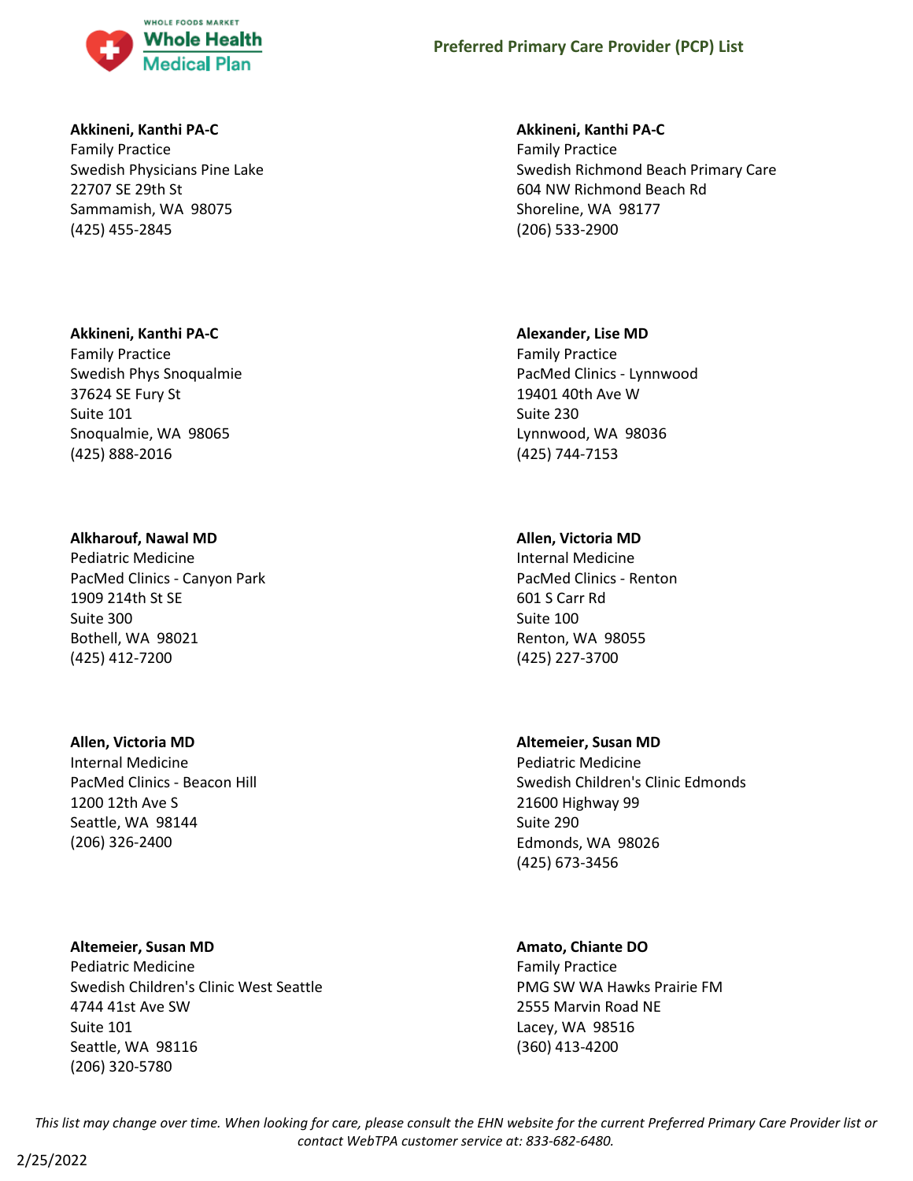**Akkineni, Kanthi PA-C**
Family Practice
Swedish Physicians Pine Lake
22707 SE 29th St
Sammamish, WA 98075
(425) 455-2845

**Akkineni, Kanthi PA-C**
Family Practice
Swedish Richmond Beach Primary Care
604 NW Richmond Beach Rd
Shoreline, WA 98177
(206) 533-2900

**Akkineni, Kanthi PA-C**
Family Practice
Swedish Phys Snoqualmie
37624 SE Fury St
Suite 101
Snoqualmie, WA 98065
(425) 888-2016

**Alexander, Lise MD**
Family Practice
PacMed Clinics - Lynnwood
19401 40th Ave W
Suite 230
Lynnwood, WA 98036
(425) 744-7153

**Alkharouf, Nawal MD**
Pediatric Medicine
PacMed Clinics - Canyon Park
1909 214th St SE
Suite 300
Bothell, WA 98021
(425) 412-7200

**Allen, Victoria MD**
Internal Medicine
PacMed Clinics - Renton
601 S Carr Rd
Suite 100
Renton, WA 98055
(425) 227-3700

**Allen, Victoria MD**
Internal Medicine
PacMed Clinics - Beacon Hill
1200 12th Ave S
Seattle, WA 98144
(206) 326-2400

**Altemeier, Susan MD**
Pediatric Medicine
Swedish Children's Clinic Edmonds
21600 Highway 99
Suite 290
Edmonds, WA 98026
(425) 673-3456

**Altemeier, Susan MD**
Pediatric Medicine
Swedish Children's Clinic West Seattle
4744 41st Ave SW
Suite 101
Seattle, WA 98116
(206) 320-5780

**Amato, Chiante DO**
Family Practice
PMG SW WA Hawks Prairie FM
2555 Marvin Road NE
Lacey, WA 98516
(360) 413-4200

*This list may change over time. When looking for care, please consult the EHN website for the current Preferred Primary Care Provider list or contact WebTPA customer service at: 833-682-6480.*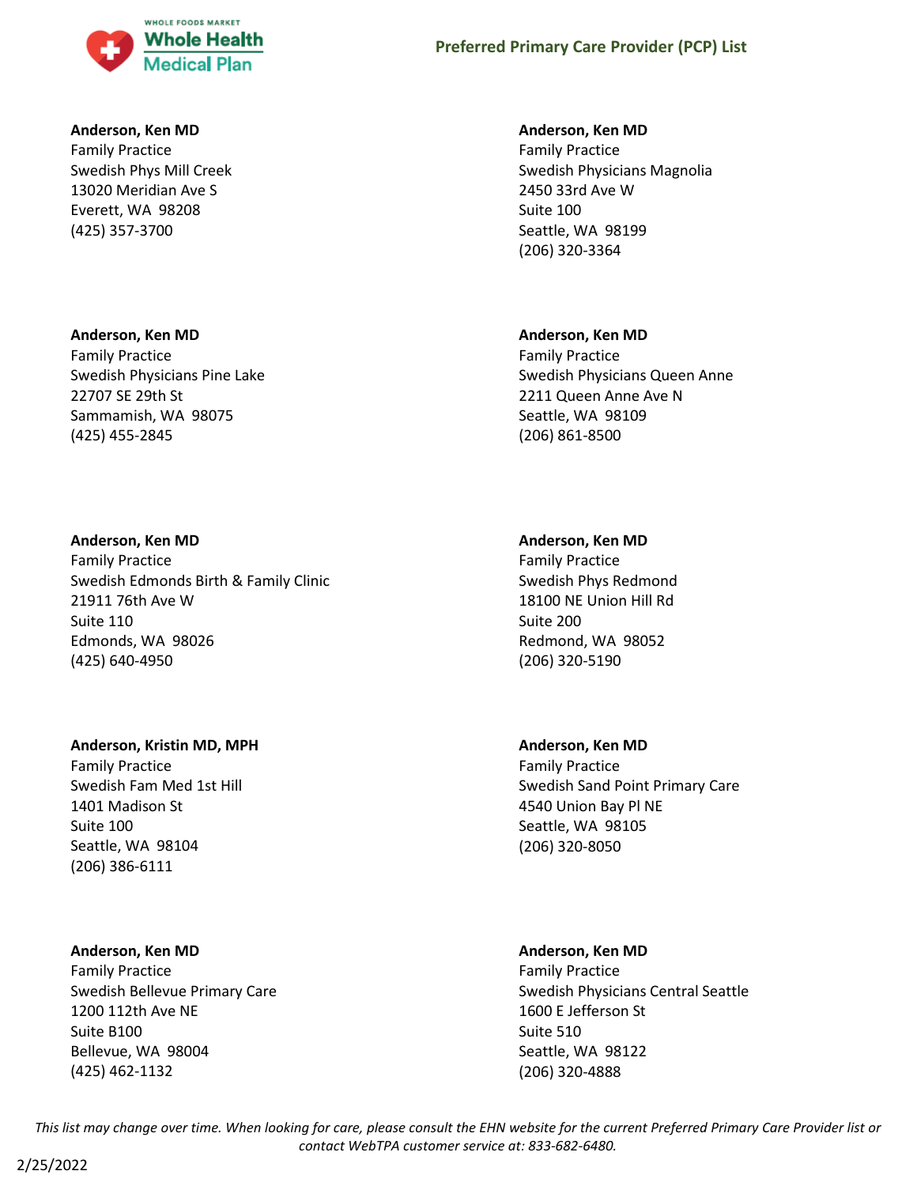**Anderson, Ken MD**
Family Practice
Swedish Phys Mill Creek
13020 Meridian Ave S
Everett, WA 98208
(425) 357-3700

**Anderson, Ken MD**
Family Practice
Swedish Physicians Pine Lake
22707 SE 29th St
Sammamish, WA 98075
(425) 455-2845

**Anderson, Ken MD**
Family Practice
Swedish Edmonds Birth & Family Clinic
21911 76th Ave W
Suite 110
Edmonds, WA 98026
(425) 640-4950

**Anderson, Kristin MD, MPH**
Family Practice
Swedish Fam Med 1st Hill
1401 Madison St
Suite 100
Seattle, WA 98104
(206) 386-6111

**Anderson, Ken MD**
Family Practice
Swedish Bellevue Primary Care
1200 112th Ave NE
Suite B100
Bellevue, WA 98004
(425) 462-1132

**Anderson, Ken MD**
Family Practice
Swedish Physicians Magnolia
2450 33rd Ave W
Suite 100
Seattle, WA 98199
(206) 320-3364

**Anderson, Ken MD**
Family Practice
Swedish Physicians Queen Anne
2211 Queen Anne Ave N
Seattle, WA 98109
(206) 861-8500

**Anderson, Ken MD**
Family Practice
Swedish Phys Redmond
18100 NE Union Hill Rd
Suite 200
Redmond, WA 98052
(206) 320-5190

**Anderson, Ken MD**
Family Practice
Swedish Sand Point Primary Care
4540 Union Bay Pl NE
Seattle, WA 98105
(206) 320-8050

**Anderson, Ken MD**
Family Practice
Swedish Physicians Central Seattle
1600 E Jefferson St
Suite 510
Seattle, WA 98122
(206) 320-4888

*This list may change over time. When looking for care, please consult the EHN website for the current Preferred Primary Care Provider list or contact WebTPA customer service at: 833-682-6480.*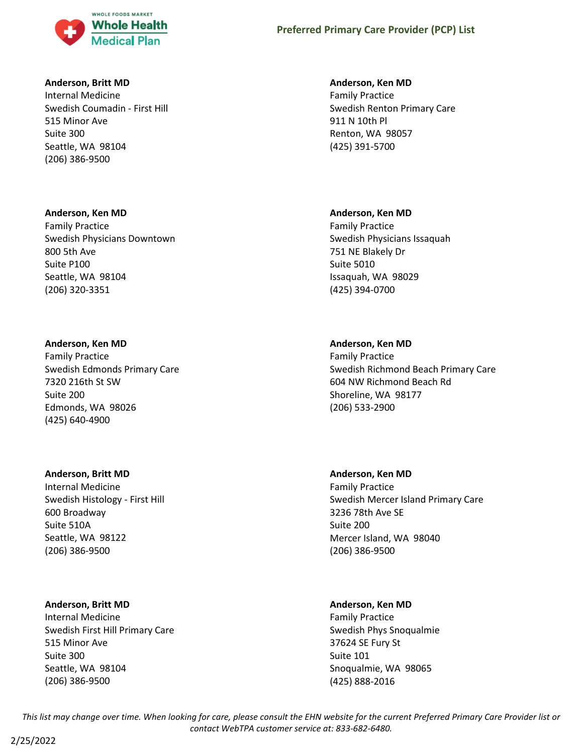**Anderson, Britt MD**
Internal Medicine
Swedish Coumadin - First Hill
515 Minor Ave
Suite 300
Seattle, WA 98104
(206) 386-9500

**Anderson, Ken MD**
Family Practice
Swedish Physicians Downtown
800 5th Ave
Suite P100
Seattle, WA 98104
(206) 320-3351

**Anderson, Ken MD**
Family Practice
Swedish Edmonds Primary Care
7320 216th St SW
Suite 200
Edmonds, WA 98026
(425) 640-4900

**Anderson, Britt MD**
Internal Medicine
Swedish Histology - First Hill
600 Broadway
Suite 510A
Seattle, WA 98122
(206) 386-9500

**Anderson, Britt MD**
Internal Medicine
Swedish First Hill Primary Care
515 Minor Ave
Suite 300
Seattle, WA 98104
(206) 386-9500

**Anderson, Ken MD**
Family Practice
Swedish Renton Primary Care
911 N 10th Pl
Renton, WA 98057
(425) 391-5700

**Anderson, Ken MD**
Family Practice
Swedish Physicians Issaquah
751 NE Blakely Dr
Suite 5010
Issaquah, WA 98029
(425) 394-0700

**Anderson, Ken MD**
Family Practice
Swedish Richmond Beach Primary Care
604 NW Richmond Beach Rd
Shoreline, WA 98177
(206) 533-2900

**Anderson, Ken MD**
Family Practice
Swedish Mercer Island Primary Care
3236 78th Ave SE
Suite 200
Mercer Island, WA 98040
(206) 386-9500

**Anderson, Ken MD**
Family Practice
Swedish Phys Snoqualmie
37624 SE Fury St
Suite 101
Snoqualmie, WA 98065
(425) 888-2016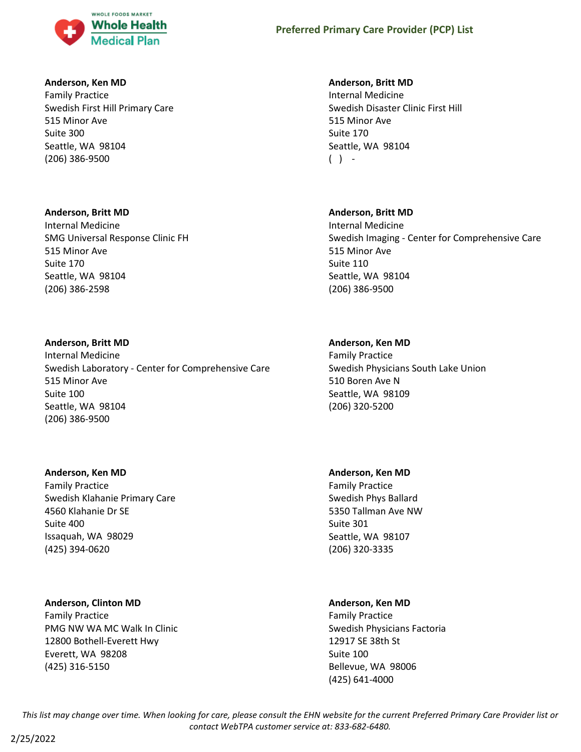**Anderson, Ken MD**
Family Practice
Swedish First Hill Primary Care
515 Minor Ave
Suite 300
Seattle, WA 98104
(206) 386-9500

**Anderson, Britt MD**
Internal Medicine
SMG Universal Response Clinic FH
515 Minor Ave
Suite 170
Seattle, WA 98104
(206) 386-2598

**Anderson, Britt MD**
Internal Medicine
Swedish Laboratory - Center for Comprehensive Care
515 Minor Ave
Suite 100
Seattle, WA 98104
(206) 386-9500

**Anderson, Ken MD**
Family Practice
Swedish Klahanie Primary Care
4560 Klahanie Dr SE
Suite 400
Issaquah, WA 98029
(425) 394-0620

**Anderson, Clinton MD**
Family Practice
PMG NW WA MC Walk In Clinic
12800 Bothell-Everett Hwy
Everett, WA 98208
(425) 316-5150

**Anderson, Britt MD**
Internal Medicine
Swedish Disaster Clinic First Hill
515 Minor Ave
Suite 170
Seattle, WA 98104
( ) -

**Anderson, Britt MD**
Internal Medicine
Swedish Imaging - Center for Comprehensive Care
515 Minor Ave
Suite 110
Seattle, WA 98104
(206) 386-9500

**Anderson, Ken MD**
Family Practice
Swedish Physicians South Lake Union
510 Boren Ave N
Seattle, WA 98109
(206) 320-5200

**Anderson, Ken MD**
Family Practice
Swedish Phys Ballard
5350 Tallman Ave NW
Suite 301
Seattle, WA 98107
(206) 320-3335

**Anderson, Ken MD**
Family Practice
Swedish Physicians Factoria
12917 SE 38th St
Suite 100
Bellevue, WA 98006
(425) 641-4000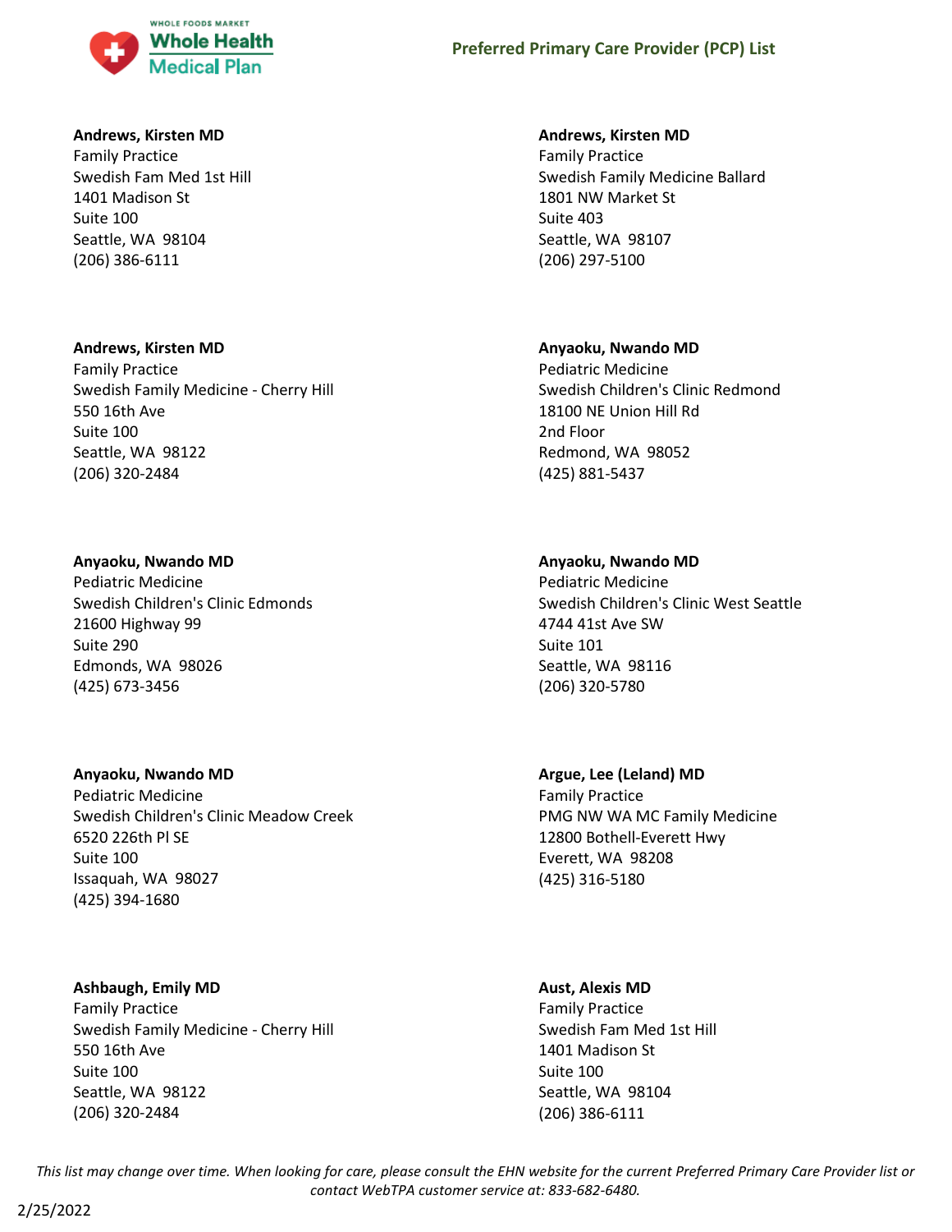**Andrews, Kirsten MD**
Family Practice
Swedish Fam Med 1st Hill
1401 Madison St
Suite 100
Seattle, WA 98104
(206) 386-6111

**Andrews, Kirsten MD**
Family Practice
Swedish Family Medicine - Cherry Hill
550 16th Ave
Suite 100
Seattle, WA 98122
(206) 320-2484

**Anyaoku, Nwando MD**
Pediatric Medicine
Swedish Children's Clinic Edmonds
21600 Highway 99
Suite 290
Edmonds, WA 98026
(425) 673-3456

**Anyaoku, Nwando MD**
Pediatric Medicine
Swedish Children's Clinic Meadow Creek
6520 226th Pl SE
Suite 100
Issaquah, WA 98027
(425) 394-1680

**Ashbaugh, Emily MD**
Family Practice
Swedish Family Medicine - Cherry Hill
550 16th Ave
Suite 100
Seattle, WA 98122
(206) 320-2484

**Andrews, Kirsten MD**
Family Practice
Swedish Family Medicine Ballard
1801 NW Market St
Suite 403
Seattle, WA 98107
(206) 297-5100

**Anyaoku, Nwando MD**
Pediatric Medicine
Swedish Children's Clinic Redmond
18100 NE Union Hill Rd
2nd Floor
Redmond, WA 98052
(425) 881-5437

**Anyaoku, Nwando MD**
Pediatric Medicine
Swedish Children's Clinic West Seattle
4744 41st Ave SW
Suite 101
Seattle, WA 98116
(206) 320-5780

**Argue, Lee (Leland) MD**
Family Practice
PMG NW WA MC Family Medicine
12800 Bothell-Everett Hwy
Everett, WA 98208
(425) 316-5180

**Aust, Alexis MD**
Family Practice
Swedish Fam Med 1st Hill
1401 Madison St
Suite 100
Seattle, WA 98104
(206) 386-6111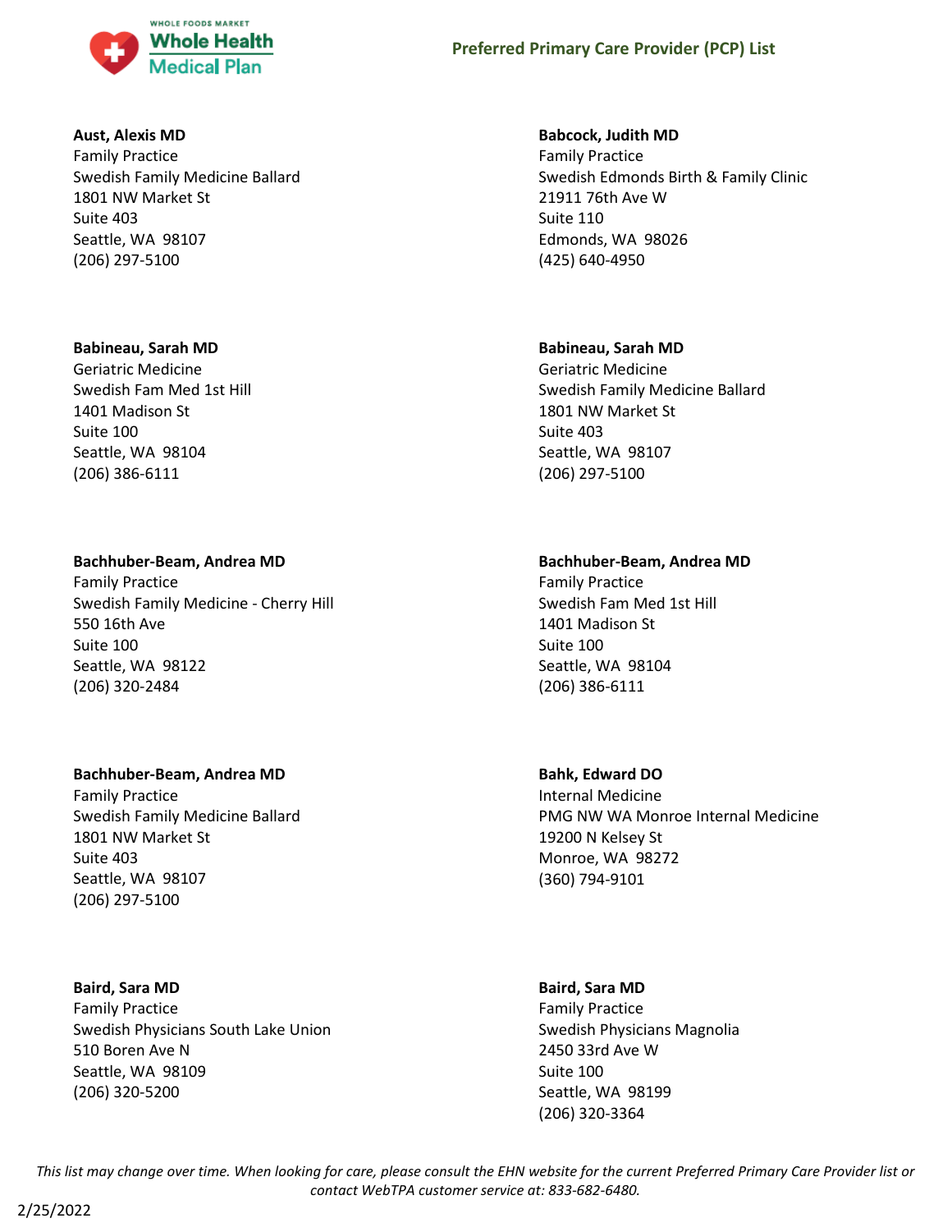**Aust, Alexis MD**
Family Practice
Swedish Family Medicine Ballard
1801 NW Market St
Suite 403
Seattle, WA 98107
(206) 297-5100

**Babcock, Judith MD**
Family Practice
Swedish Edmonds Birth & Family Clinic
21911 76th Ave W
Suite 110
Edmonds, WA 98026
(425) 640-4950

**Babineau, Sarah MD**
Geriatric Medicine
Swedish Fam Med 1st Hill
1401 Madison St
Suite 100
Seattle, WA 98104
(206) 386-6111

**Babineau, Sarah MD**
Geriatric Medicine
Swedish Family Medicine Ballard
1801 NW Market St
Suite 403
Seattle, WA 98107
(206) 297-5100

**Bachhuber-Beam, Andrea MD**
Family Practice
Swedish Family Medicine - Cherry Hill
550 16th Ave
Suite 100
Seattle, WA 98122
(206) 320-2484

**Bachhuber-Beam, Andrea MD**
Family Practice
Swedish Fam Med 1st Hill
1401 Madison St
Suite 100
Seattle, WA 98104
(206) 386-6111

**Bachhuber-Beam, Andrea MD**
Family Practice
Swedish Family Medicine Ballard
1801 NW Market St
Suite 403
Seattle, WA 98107
(206) 297-5100

**Bahk, Edward DO**
Internal Medicine
PMG NW WA Monroe Internal Medicine
19200 N Kelsey St
Monroe, WA 98272
(360) 794-9101

**Baird, Sara MD**
Family Practice
Swedish Physicians South Lake Union
510 Boren Ave N
Seattle, WA 98109
(206) 320-5200

**Baird, Sara MD**
Family Practice
Swedish Physicians Magnolia
2450 33rd Ave W
Suite 100
Seattle, WA 98199
(206) 320-3364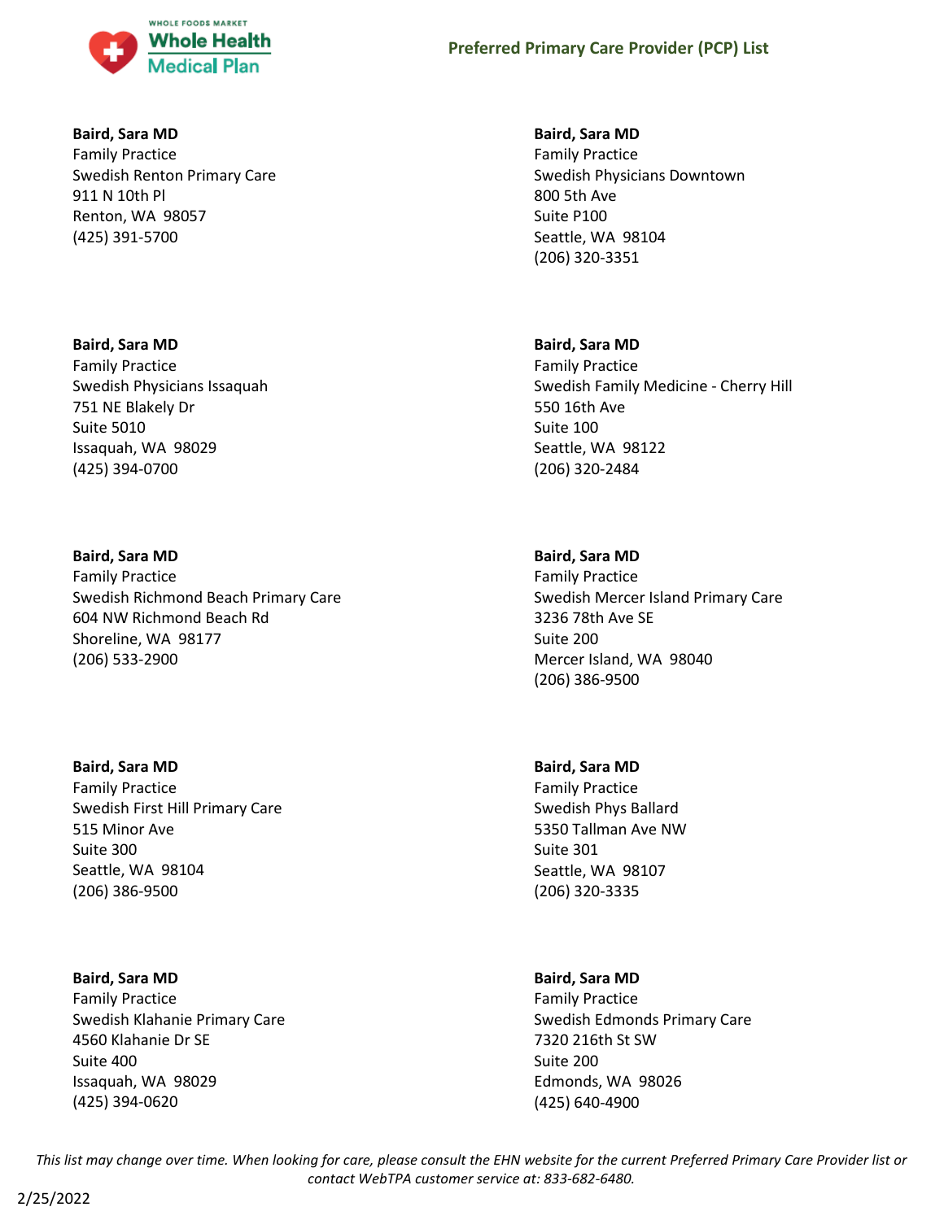**Baird, Sara MD**
Family Practice
Swedish Renton Primary Care
911 N 10th Pl
Renton, WA 98057
(425) 391-5700

**Baird, Sara MD**
Family Practice
Swedish Physicians Issaquah
751 NE Blakely Dr
Suite 5010
Issaquah, WA 98029
(425) 394-0700

**Baird, Sara MD**
Family Practice
Swedish Richmond Beach Primary Care
604 NW Richmond Beach Rd
Shoreline, WA 98177
(206) 533-2900

**Baird, Sara MD**
Family Practice
Swedish First Hill Primary Care
515 Minor Ave
Suite 300
Seattle, WA 98104
(206) 386-9500

**Baird, Sara MD**
Family Practice
Swedish Klahanie Primary Care
4560 Klahanie Dr SE
Suite 400
Issaquah, WA 98029
(425) 394-0620

**Baird, Sara MD**
Family Practice
Swedish Physicians Downtown
800 5th Ave
Suite P100
Seattle, WA 98104
(206) 320-3351

**Baird, Sara MD**
Family Practice
Swedish Family Medicine - Cherry Hill
550 16th Ave
Suite 100
Seattle, WA 98122
(206) 320-2484

**Baird, Sara MD**
Family Practice
Swedish Mercer Island Primary Care
3236 78th Ave SE
Suite 200
Mercer Island, WA 98040
(206) 386-9500

**Baird, Sara MD**
Family Practice
Swedish Phys Ballard
5350 Tallman Ave NW
Suite 301
Seattle, WA 98107
(206) 320-3335

**Baird, Sara MD**
Family Practice
Swedish Edmonds Primary Care
7320 216th St SW
Suite 200
Edmonds, WA 98026
(425) 640-4900

*This list may change over time. When looking for care, please consult the EHN website for the current Preferred Primary Care Provider list or contact WebTPA customer service at: 833-682-6480.*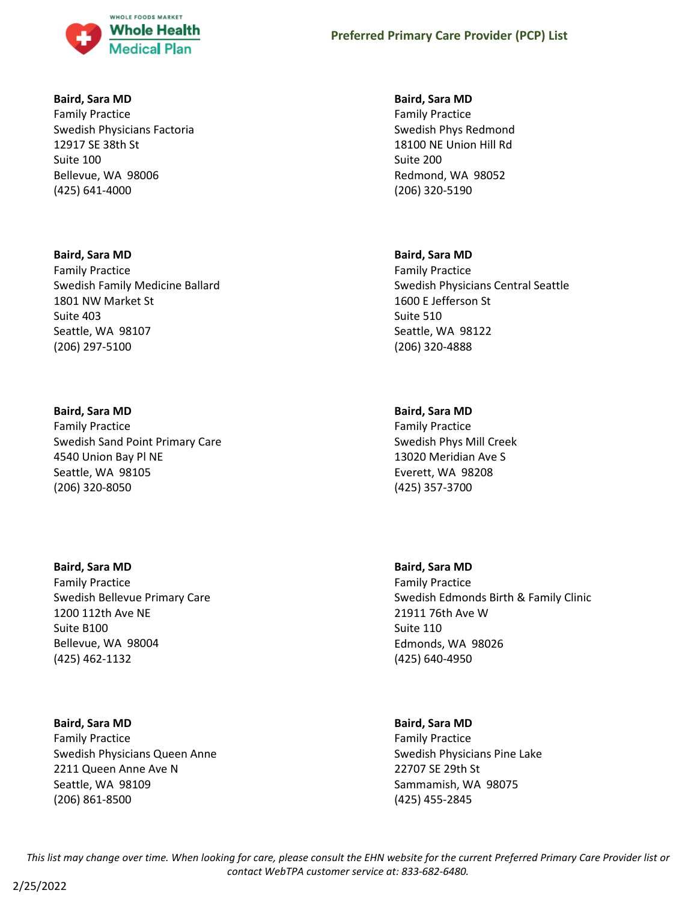**Baird, Sara MD**
Family Practice
Swedish Physicians Factoria
12917 SE 38th St
Suite 100
Bellevue, WA 98006
(425) 641-4000

**Baird, Sara MD**
Family Practice
Swedish Family Medicine Ballard
1801 NW Market St
Suite 403
Seattle, WA 98107
(206) 297-5100

**Baird, Sara MD**
Family Practice
Swedish Sand Point Primary Care
4540 Union Bay Pl NE
Seattle, WA 98105
(206) 320-8050

**Baird, Sara MD**
Family Practice
Swedish Bellevue Primary Care
1200 112th Ave NE
Suite B100
Bellevue, WA 98004
(425) 462-1132

**Baird, Sara MD**
Family Practice
Swedish Physicians Queen Anne
2211 Queen Anne Ave N
Seattle, WA 98109
(206) 861-8500

**Baird, Sara MD**
Family Practice
Swedish Phys Redmond
18100 NE Union Hill Rd
Suite 200
Redmond, WA 98052
(206) 320-5190

**Baird, Sara MD**
Family Practice
Swedish Physicians Central Seattle
1600 E Jefferson St
Suite 510
Seattle, WA 98122
(206) 320-4888

**Baird, Sara MD**
Family Practice
Swedish Phys Mill Creek
13020 Meridian Ave S
Everett, WA 98208
(425) 357-3700

**Baird, Sara MD**
Family Practice
Swedish Edmonds Birth & Family Clinic
21911 76th Ave W
Suite 110
Edmonds, WA 98026
(425) 640-4950

**Baird, Sara MD**
Family Practice
Swedish Physicians Pine Lake
22707 SE 29th St
Sammamish, WA 98075
(425) 455-2845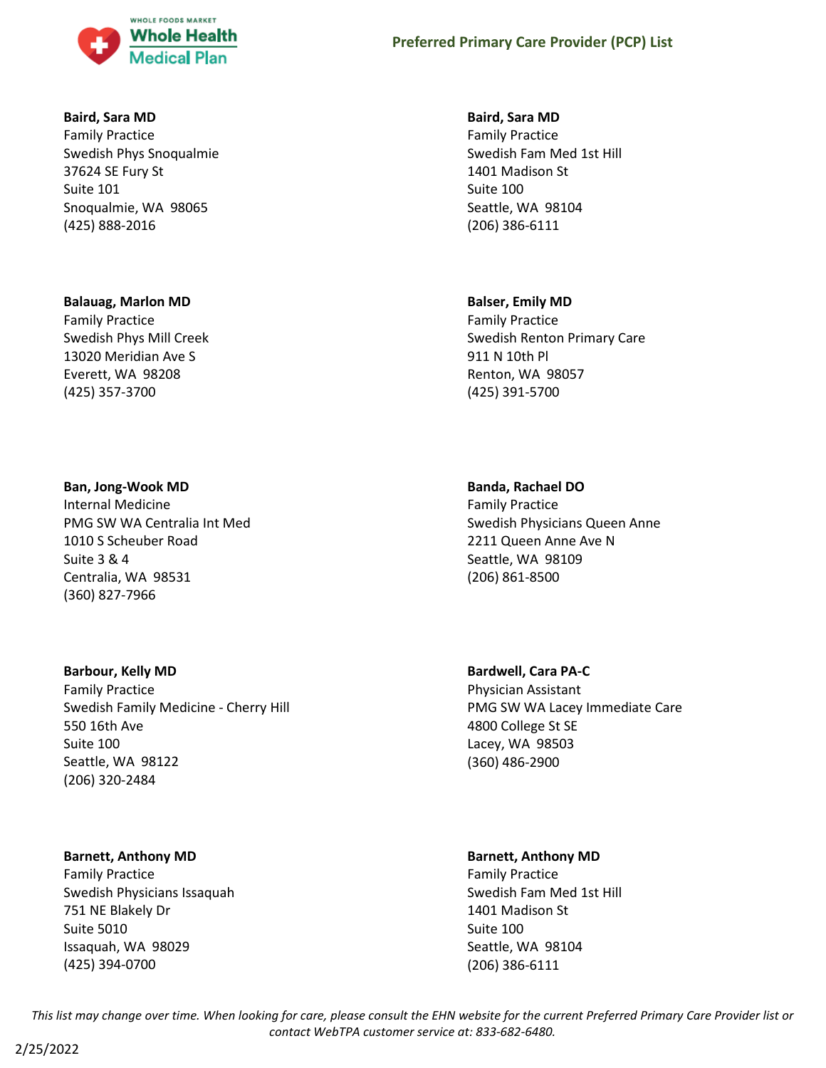**Baird, Sara MD**
Family Practice
Swedish Phys Snoqualmie
37624 SE Fury St
Suite 101
Snoqualmie, WA 98065
(425) 888-2016

**Baird, Sara MD**
Family Practice
Swedish Fam Med 1st Hill
1401 Madison St
Suite 100
Seattle, WA 98104
(206) 386-6111

**Balauag, Marlon MD**
Family Practice
Swedish Phys Mill Creek
13020 Meridian Ave S
Everett, WA 98208
(425) 357-3700

**Balser, Emily MD**
Family Practice
Swedish Renton Primary Care
911 N 10th Pl
Renton, WA 98057
(425) 391-5700

**Ban, Jong-Wook MD**
Internal Medicine
PMG SW WA Centralia Int Med
1010 S Scheuber Road
Suite 3 & 4
Centralia, WA 98531
(360) 827-7966

**Banda, Rachael DO**
Family Practice
Swedish Physicians Queen Anne
2211 Queen Anne Ave N
Seattle, WA 98109
(206) 861-8500

**Barbour, Kelly MD**
Family Practice
Swedish Family Medicine - Cherry Hill
550 16th Ave
Suite 100
Seattle, WA 98122
(206) 320-2484

**Bardwell, Cara PA-C**
Physician Assistant
PMG SW WA Lacey Immediate Care
4800 College St SE
Lacey, WA 98503
(360) 486-2900

**Barnett, Anthony MD**
Family Practice
Swedish Physicians Issaquah
751 NE Blakely Dr
Suite 5010
Issaquah, WA 98029
(425) 394-0700

**Barnett, Anthony MD**
Family Practice
Swedish Fam Med 1st Hill
1401 Madison St
Suite 100
Seattle, WA 98104
(206) 386-6111

*This list may change over time. When looking for care, please consult the EHN website for the current Preferred Primary Care Provider list or contact WebTPA customer service at: 833-682-6480.*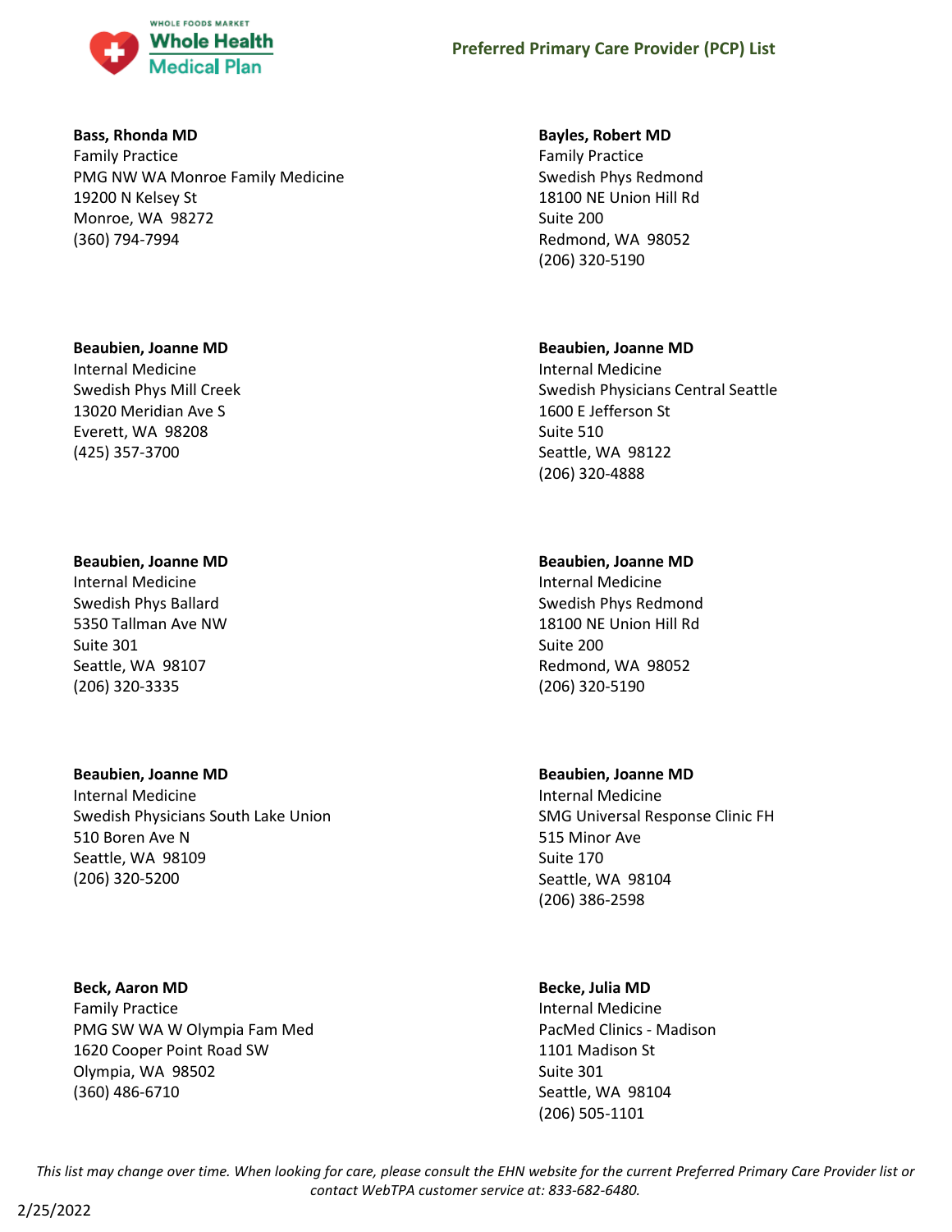**Bass, Rhonda MD**
Family Practice
PMG NW WA Monroe Family Medicine
19200 N Kelsey St
Monroe, WA 98272
(360) 794-7994

**Bayles, Robert MD**
Family Practice
Swedish Phys Redmond
18100 NE Union Hill Rd
Suite 200
Redmond, WA 98052
(206) 320-5190

**Beaubien, Joanne MD**
Internal Medicine
Swedish Phys Mill Creek
13020 Meridian Ave S
Everett, WA 98208
(425) 357-3700

**Beaubien, Joanne MD**
Internal Medicine
Swedish Physicians Central Seattle
1600 E Jefferson St
Suite 510
Seattle, WA 98122
(206) 320-4888

**Beaubien, Joanne MD**
Internal Medicine
Swedish Phys Ballard
5350 Tallman Ave NW
Suite 301
Seattle, WA 98107
(206) 320-3335

**Beaubien, Joanne MD**
Internal Medicine
Swedish Phys Redmond
18100 NE Union Hill Rd
Suite 200
Redmond, WA 98052
(206) 320-5190

**Beaubien, Joanne MD**
Internal Medicine
Swedish Physicians South Lake Union
510 Boren Ave N
Seattle, WA 98109
(206) 320-5200

**Beaubien, Joanne MD**
Internal Medicine
SMG Universal Response Clinic FH
515 Minor Ave
Suite 170
Seattle, WA 98104
(206) 386-2598

**Beck, Aaron MD**
Family Practice
PMG SW WA W Olympia Fam Med
1620 Cooper Point Road SW
Olympia, WA 98502
(360) 486-6710

**Becke, Julia MD**
Internal Medicine
PacMed Clinics - Madison
1101 Madison St
Suite 301
Seattle, WA 98104
(206) 505-1101

*This list may change over time. When looking for care, please consult the EHN website for the current Preferred Primary Care Provider list or contact WebTPA customer service at: 833-682-6480.*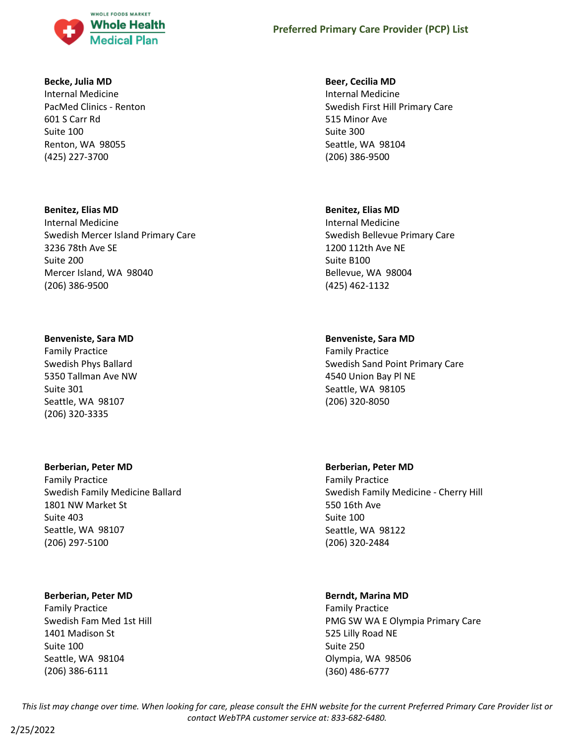**Becke, Julia MD**
Internal Medicine
PacMed Clinics - Renton
601 S Carr Rd
Suite 100
Renton, WA 98055
(425) 227-3700

**Beer, Cecilia MD**
Internal Medicine
Swedish First Hill Primary Care
515 Minor Ave
Suite 300
Seattle, WA 98104
(206) 386-9500

**Benitez, Elias MD**
Internal Medicine
Swedish Mercer Island Primary Care
3236 78th Ave SE
Suite 200
Mercer Island, WA 98040
(206) 386-9500

**Benitez, Elias MD**
Internal Medicine
Swedish Bellevue Primary Care
1200 112th Ave NE
Suite B100
Bellevue, WA 98004
(425) 462-1132

**Benveniste, Sara MD**
Family Practice
Swedish Phys Ballard
5350 Tallman Ave NW
Suite 301
Seattle, WA 98107
(206) 320-3335

**Benveniste, Sara MD**
Family Practice
Swedish Sand Point Primary Care
4540 Union Bay Pl NE
Seattle, WA 98105
(206) 320-8050

**Berberian, Peter MD**
Family Practice
Swedish Family Medicine Ballard
1801 NW Market St
Suite 403
Seattle, WA 98107
(206) 297-5100

**Berberian, Peter MD**
Family Practice
Swedish Family Medicine - Cherry Hill
550 16th Ave
Suite 100
Seattle, WA 98122
(206) 320-2484

**Berberian, Peter MD**
Family Practice
Swedish Fam Med 1st Hill
1401 Madison St
Suite 100
Seattle, WA 98104
(206) 386-6111

**Berndt, Marina MD**
Family Practice
PMG SW WA E Olympia Primary Care
525 Lilly Road NE
Suite 250
Olympia, WA 98506
(360) 486-6777

*This list may change over time. When looking for care, please consult the EHN website for the current Preferred Primary Care Provider list or contact WebTPA customer service at: 833-682-6480.*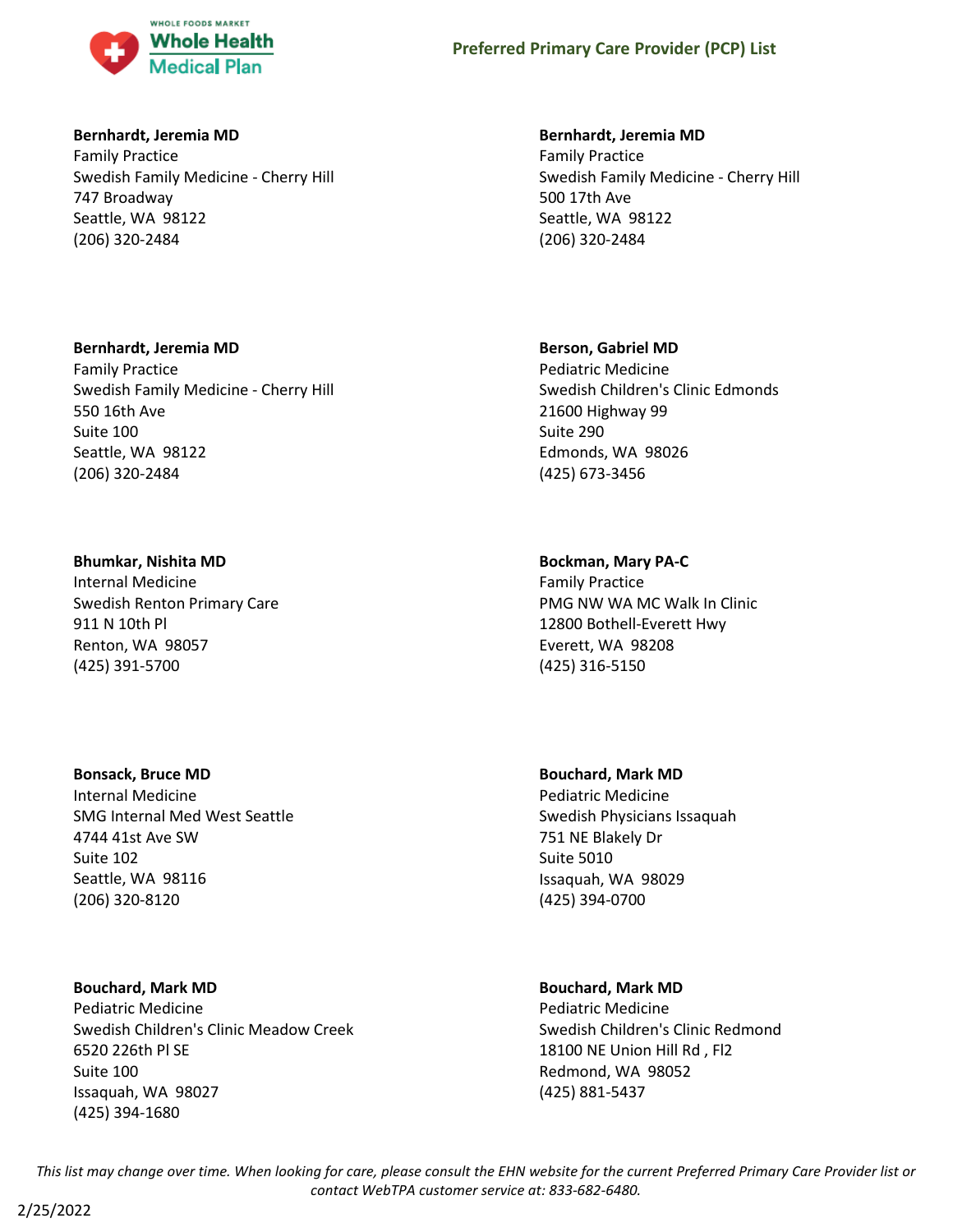**Bernhardt, Jeremia MD**
Family Practice
Swedish Family Medicine - Cherry Hill
747 Broadway
Seattle, WA 98122
(206) 320-2484

**Bernhardt, Jeremia MD**
Family Practice
Swedish Family Medicine - Cherry Hill
550 16th Ave
Suite 100
Seattle, WA 98122
(206) 320-2484

**Bhumkar, Nishita MD**
Internal Medicine
Swedish Renton Primary Care
911 N 10th Pl
Renton, WA 98057
(425) 391-5700

**Bonsack, Bruce MD**
Internal Medicine
SMG Internal Med West Seattle
4744 41st Ave SW
Suite 102
Seattle, WA 98116
(206) 320-8120

**Bouchard, Mark MD**
Pediatric Medicine
Swedish Children's Clinic Meadow Creek
6520 226th Pl SE
Suite 100
Issaquah, WA 98027
(425) 394-1680

**Bernhardt, Jeremia MD**
Family Practice
Swedish Family Medicine - Cherry Hill
500 17th Ave
Seattle, WA 98122
(206) 320-2484

**Berson, Gabriel MD**
Pediatric Medicine
Swedish Children's Clinic Edmonds
21600 Highway 99
Suite 290
Edmonds, WA 98026
(425) 673-3456

**Bockman, Mary PA-C**
Family Practice
PMG NW WA MC Walk In Clinic
12800 Bothell-Everett Hwy
Everett, WA 98208
(425) 316-5150

**Bouchard, Mark MD**
Pediatric Medicine
Swedish Physicians Issaquah
751 NE Blakely Dr
Suite 5010
Issaquah, WA 98029
(425) 394-0700

**Bouchard, Mark MD**
Pediatric Medicine
Swedish Children's Clinic Redmond
18100 NE Union Hill Rd , Fl2
Redmond, WA 98052
(425) 881-5437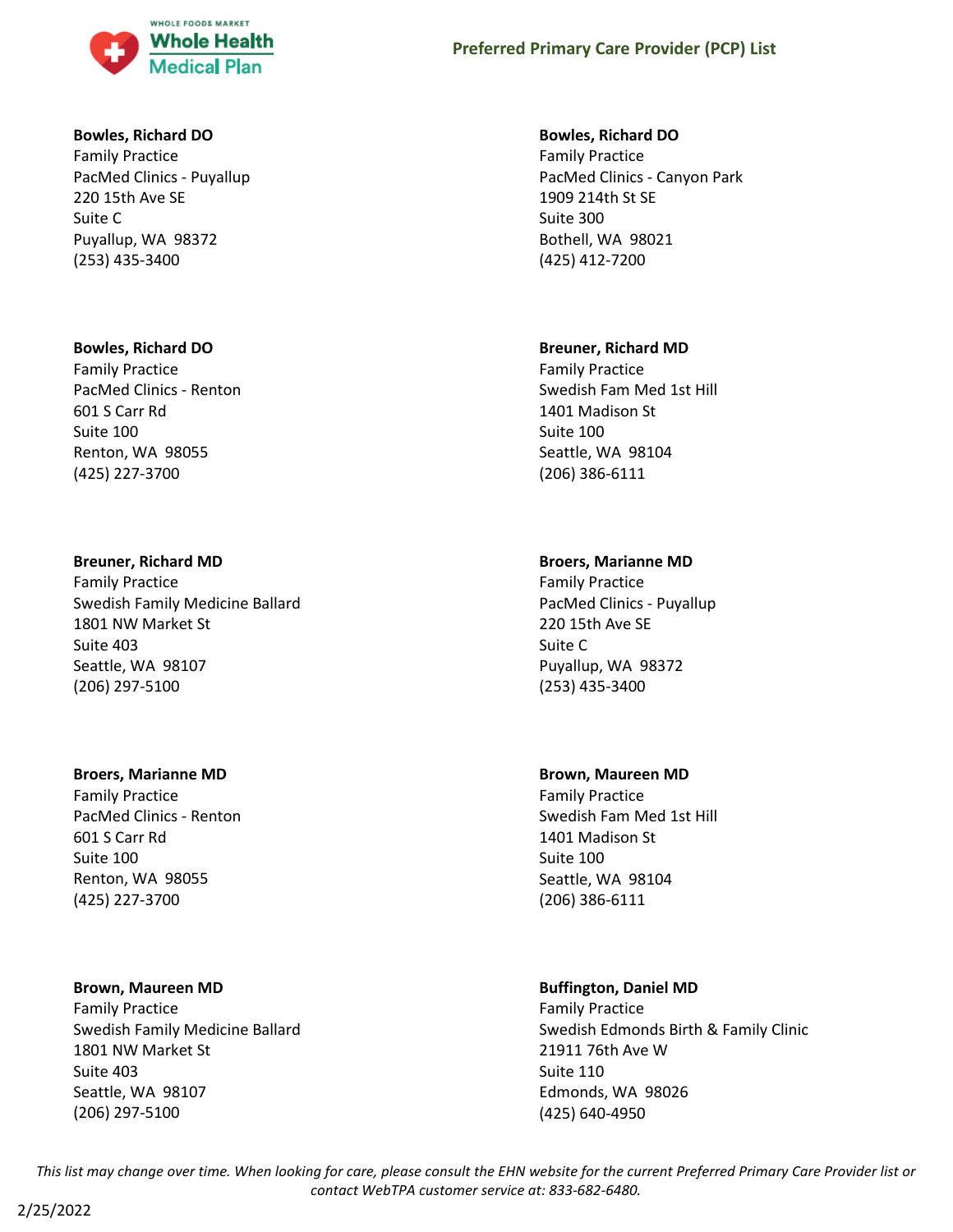**Bowles, Richard DO**
Family Practice
PacMed Clinics - Puyallup
220 15th Ave SE
Suite C
Puyallup, WA  98372
(253) 435-3400

**Bowles, Richard DO**
Family Practice
PacMed Clinics - Canyon Park
1909 214th St SE
Suite 300
Bothell, WA  98021
(425) 412-7200

**Bowles, Richard DO**
Family Practice
PacMed Clinics - Renton
601 S Carr Rd
Suite 100
Renton, WA  98055
(425) 227-3700

**Breuner, Richard MD**
Family Practice
Swedish Fam Med 1st Hill
1401 Madison St
Suite 100
Seattle, WA  98104
(206) 386-6111

**Breuner, Richard MD**
Family Practice
Swedish Family Medicine Ballard
1801 NW Market St
Suite 403
Seattle, WA  98107
(206) 297-5100

**Broers, Marianne MD**
Family Practice
PacMed Clinics - Puyallup
220 15th Ave SE
Suite C
Puyallup, WA  98372
(253) 435-3400

**Broers, Marianne MD**
Family Practice
PacMed Clinics - Renton
601 S Carr Rd
Suite 100
Renton, WA  98055
(425) 227-3700

**Brown, Maureen MD**
Family Practice
Swedish Fam Med 1st Hill
1401 Madison St
Suite 100
Seattle, WA  98104
(206) 386-6111

**Brown, Maureen MD**
Family Practice
Swedish Family Medicine Ballard
1801 NW Market St
Suite 403
Seattle, WA  98107
(206) 297-5100

**Buffington, Daniel MD**
Family Practice
Swedish Edmonds Birth & Family Clinic
21911 76th Ave W
Suite 110
Edmonds, WA  98026
(425) 640-4950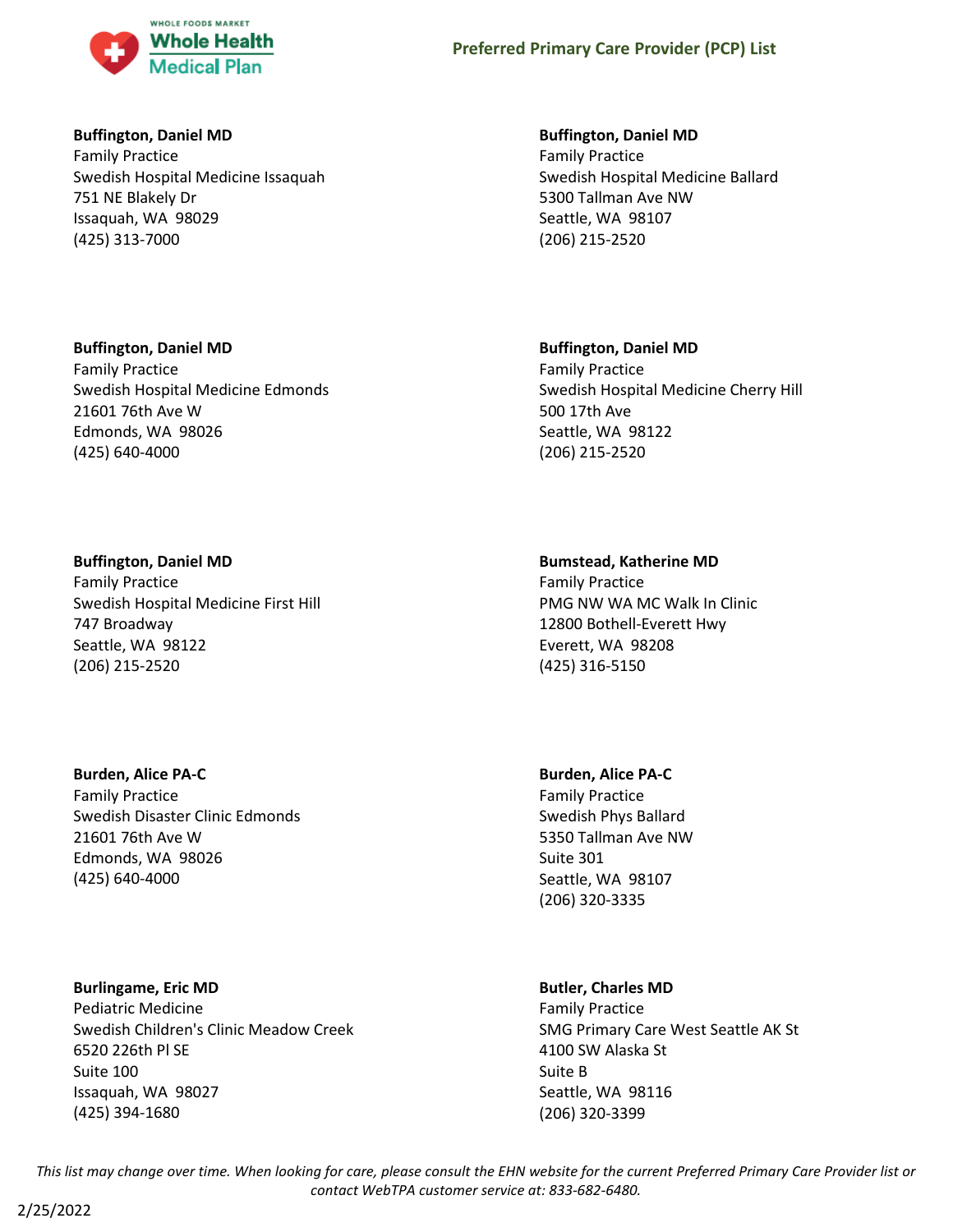**Buffington, Daniel MD**
Family Practice
Swedish Hospital Medicine Issaquah
751 NE Blakely Dr
Issaquah, WA 98029
(425) 313-7000

**Buffington, Daniel MD**
Family Practice
Swedish Hospital Medicine Ballard
5300 Tallman Ave NW
Seattle, WA 98107
(206) 215-2520

**Buffington, Daniel MD**
Family Practice
Swedish Hospital Medicine Edmonds
21601 76th Ave W
Edmonds, WA 98026
(425) 640-4000

**Buffington, Daniel MD**
Family Practice
Swedish Hospital Medicine Cherry Hill
500 17th Ave
Seattle, WA 98122
(206) 215-2520

**Buffington, Daniel MD**
Family Practice
Swedish Hospital Medicine First Hill
747 Broadway
Seattle, WA 98122
(206) 215-2520

**Bumstead, Katherine MD**
Family Practice
PMG NW WA MC Walk In Clinic
12800 Bothell-Everett Hwy
Everett, WA 98208
(425) 316-5150

**Burden, Alice PA-C**
Family Practice
Swedish Disaster Clinic Edmonds
21601 76th Ave W
Edmonds, WA 98026
(425) 640-4000

**Burden, Alice PA-C**
Family Practice
Swedish Phys Ballard
5350 Tallman Ave NW
Suite 301
Seattle, WA 98107
(206) 320-3335

**Burlingame, Eric MD**
Pediatric Medicine
Swedish Children's Clinic Meadow Creek
6520 226th Pl SE
Suite 100
Issaquah, WA 98027
(425) 394-1680

**Butler, Charles MD**
Family Practice
SMG Primary Care West Seattle AK St
4100 SW Alaska St
Suite B
Seattle, WA 98116
(206) 320-3399

*This list may change over time. When looking for care, please consult the EHN website for the current Preferred Primary Care Provider list or contact WebTPA customer service at: 833-682-6480.*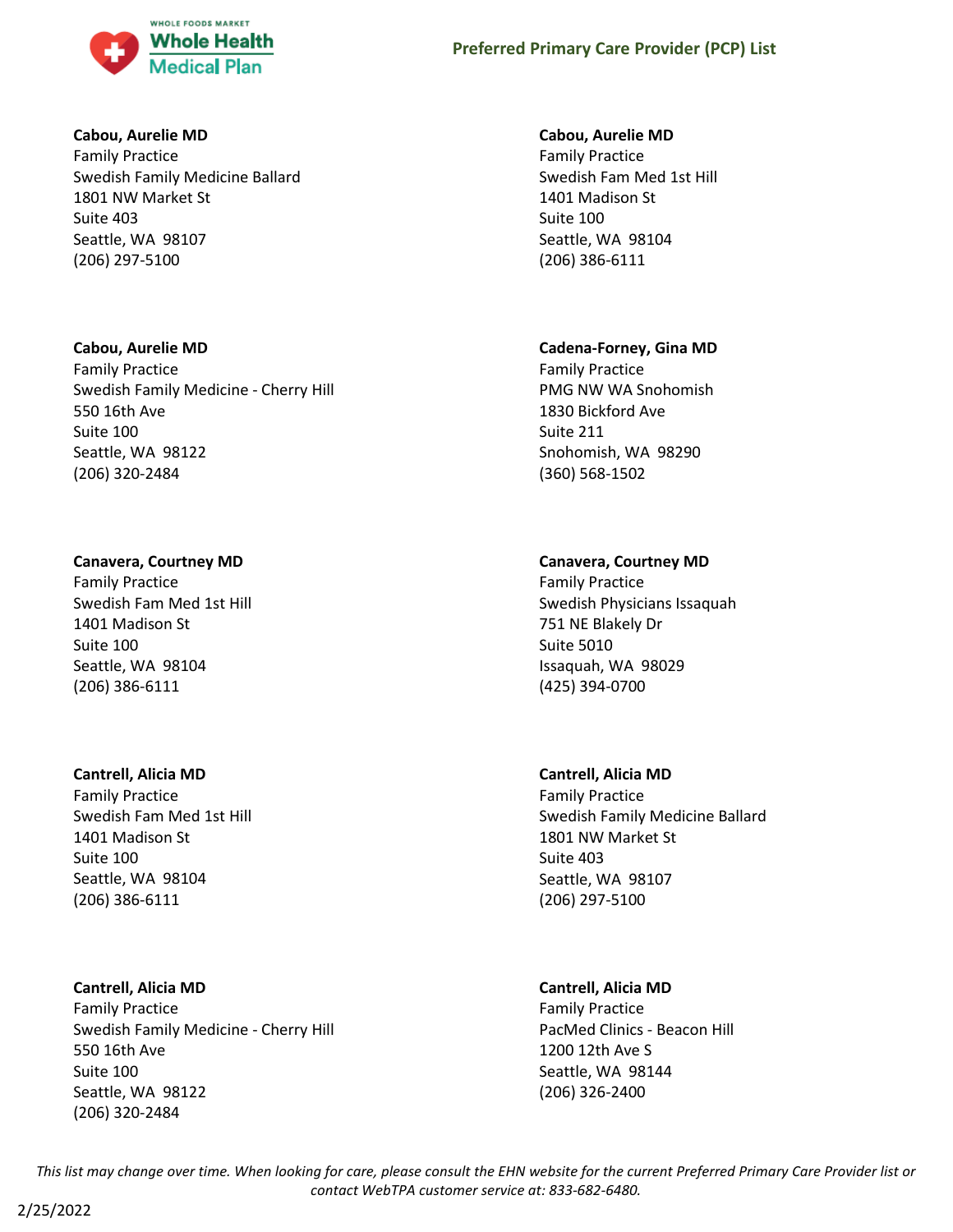**Cabou, Aurelie MD**
Family Practice
Swedish Family Medicine Ballard
1801 NW Market St
Suite 403
Seattle, WA 98107
(206) 297-5100

**Cabou, Aurelie MD**
Family Practice
Swedish Fam Med 1st Hill
1401 Madison St
Suite 100
Seattle, WA 98104
(206) 386-6111

**Cabou, Aurelie MD**
Family Practice
Swedish Family Medicine - Cherry Hill
550 16th Ave
Suite 100
Seattle, WA 98122
(206) 320-2484

**Cadena-Forney, Gina MD**
Family Practice
PMG NW WA Snohomish
1830 Bickford Ave
Suite 211
Snohomish, WA 98290
(360) 568-1502

**Canavera, Courtney MD**
Family Practice
Swedish Fam Med 1st Hill
1401 Madison St
Suite 100
Seattle, WA 98104
(206) 386-6111

**Canavera, Courtney MD**
Family Practice
Swedish Physicians Issaquah
751 NE Blakely Dr
Suite 5010
Issaquah, WA 98029
(425) 394-0700

**Cantrell, Alicia MD**
Family Practice
Swedish Fam Med 1st Hill
1401 Madison St
Suite 100
Seattle, WA 98104
(206) 386-6111

**Cantrell, Alicia MD**
Family Practice
Swedish Family Medicine Ballard
1801 NW Market St
Suite 403
Seattle, WA 98107
(206) 297-5100

**Cantrell, Alicia MD**
Family Practice
Swedish Family Medicine - Cherry Hill
550 16th Ave
Suite 100
Seattle, WA 98122
(206) 320-2484

**Cantrell, Alicia MD**
Family Practice
PacMed Clinics - Beacon Hill
1200 12th Ave S
Seattle, WA 98144
(206) 326-2400

*This list may change over time. When looking for care, please consult the EHN website for the current Preferred Primary Care Provider list or contact WebTPA customer service at: 833-682-6480.*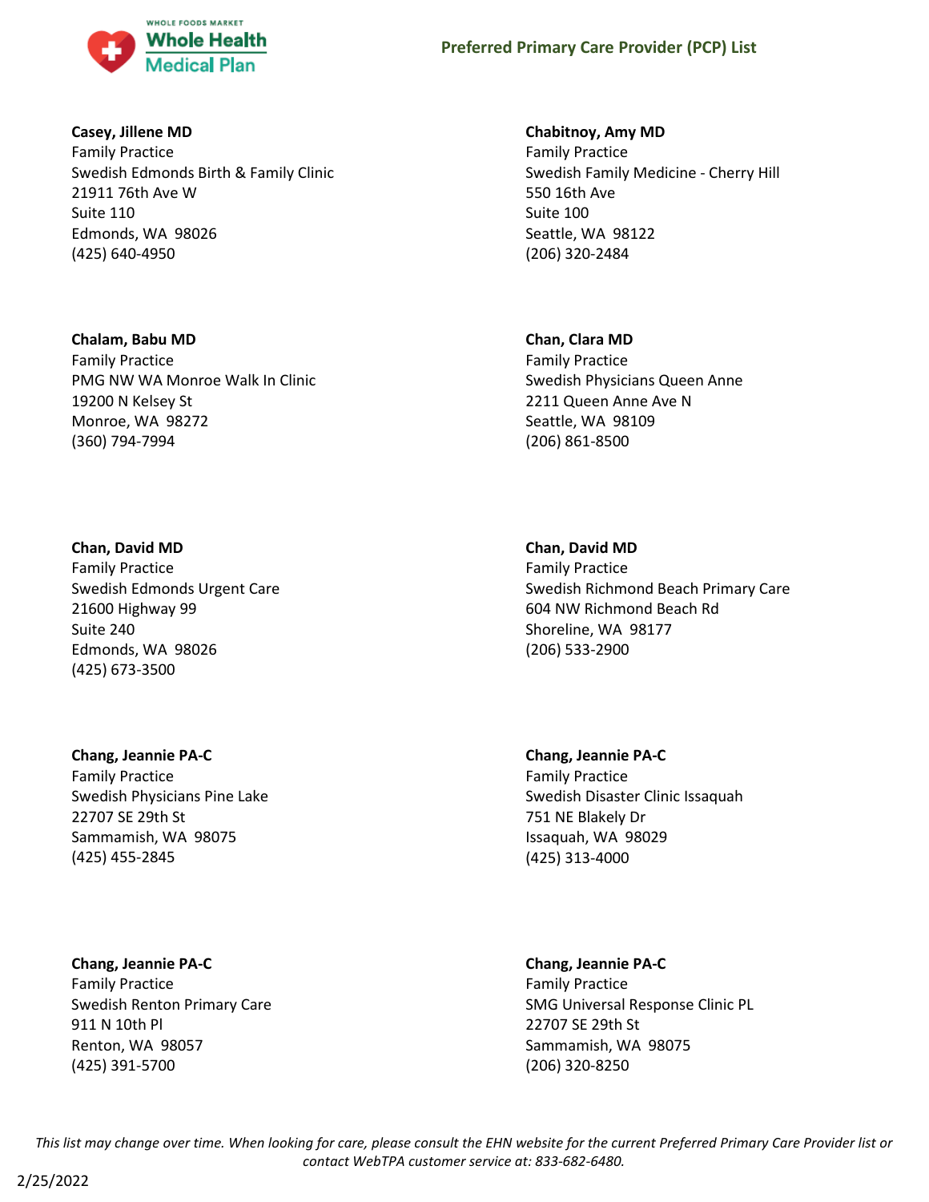**Casey, Jillene MD**
Family Practice
Swedish Edmonds Birth & Family Clinic
21911 76th Ave W
Suite 110
Edmonds, WA 98026
(425) 640-4950

**Chabitnoy, Amy MD**
Family Practice
Swedish Family Medicine - Cherry Hill
550 16th Ave
Suite 100
Seattle, WA 98122
(206) 320-2484

**Chalam, Babu MD**
Family Practice
PMG NW WA Monroe Walk In Clinic
19200 N Kelsey St
Monroe, WA 98272
(360) 794-7994

**Chan, Clara MD**
Family Practice
Swedish Physicians Queen Anne
2211 Queen Anne Ave N
Seattle, WA 98109
(206) 861-8500

**Chan, David MD**
Family Practice
Swedish Edmonds Urgent Care
21600 Highway 99
Suite 240
Edmonds, WA 98026
(425) 673-3500

**Chan, David MD**
Family Practice
Swedish Richmond Beach Primary Care
604 NW Richmond Beach Rd
Shoreline, WA 98177
(206) 533-2900

**Chang, Jeannie PA-C**
Family Practice
Swedish Physicians Pine Lake
22707 SE 29th St
Sammamish, WA 98075
(425) 455-2845

**Chang, Jeannie PA-C**
Family Practice
Swedish Disaster Clinic Issaquah
751 NE Blakely Dr
Issaquah, WA 98029
(425) 313-4000

**Chang, Jeannie PA-C**
Family Practice
Swedish Renton Primary Care
911 N 10th Pl
Renton, WA 98057
(425) 391-5700

**Chang, Jeannie PA-C**
Family Practice
SMG Universal Response Clinic PL
22707 SE 29th St
Sammamish, WA 98075
(206) 320-8250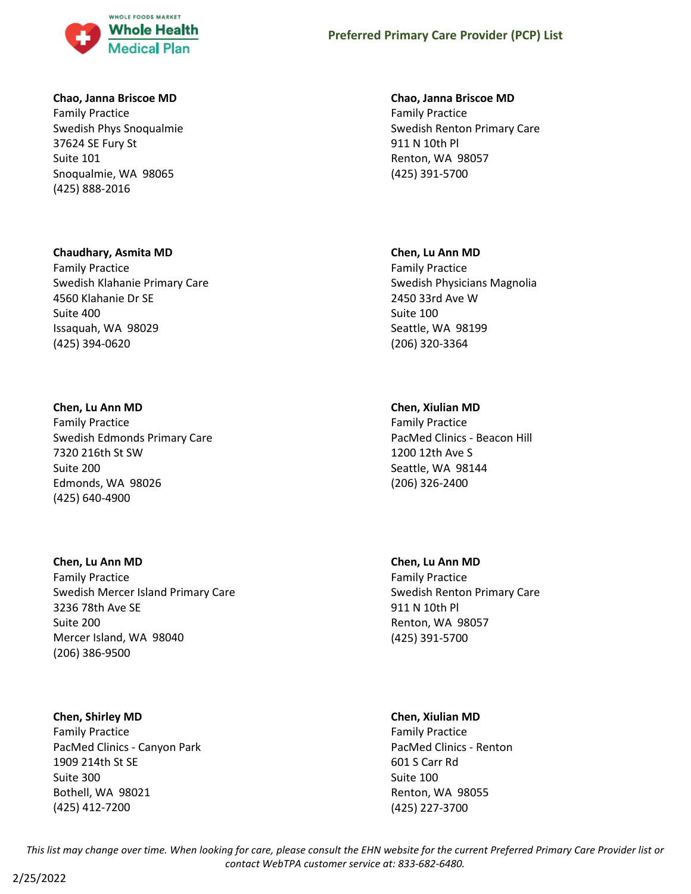**Chao, Janna Briscoe MD**
Family Practice
Swedish Phys Snoqualmie
37624 SE Fury St
Suite 101
Snoqualmie, WA 98065
(425) 888-2016

**Chao, Janna Briscoe MD**
Family Practice
Swedish Renton Primary Care
911 N 10th Pl
Renton, WA 98057
(425) 391-5700

**Chaudhary, Asmita MD**
Family Practice
Swedish Klahanie Primary Care
4560 Klahanie Dr SE
Suite 400
Issaquah, WA 98029
(425) 394-0620

**Chen, Lu Ann MD**
Family Practice
Swedish Physicians Magnolia
2450 33rd Ave W
Suite 100
Seattle, WA 98199
(206) 320-3364

**Chen, Lu Ann MD**
Family Practice
Swedish Edmonds Primary Care
7320 216th St SW
Suite 200
Edmonds, WA 98026
(425) 640-4900

**Chen, Xiulian MD**
Family Practice
PacMed Clinics - Beacon Hill
1200 12th Ave S
Seattle, WA 98144
(206) 326-2400

**Chen, Lu Ann MD**
Family Practice
Swedish Mercer Island Primary Care
3236 78th Ave SE
Suite 200
Mercer Island, WA 98040
(206) 386-9500

**Chen, Lu Ann MD**
Family Practice
Swedish Renton Primary Care
911 N 10th Pl
Renton, WA 98057
(425) 391-5700

**Chen, Shirley MD**
Family Practice
PacMed Clinics - Canyon Park
1909 214th St SE
Suite 300
Bothell, WA 98021
(425) 412-7200

**Chen, Xiulian MD**
Family Practice
PacMed Clinics - Renton
601 S Carr Rd
Suite 100
Renton, WA 98055
(425) 227-3700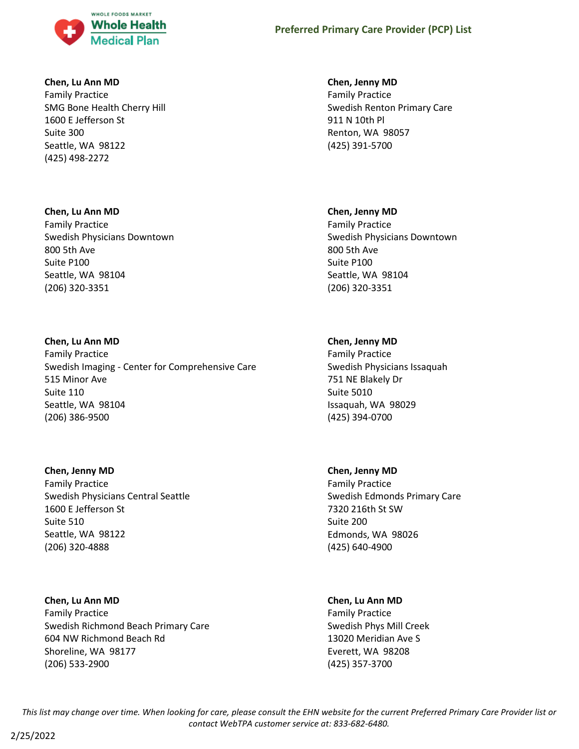**Chen, Lu Ann MD**
Family Practice
SMG Bone Health Cherry Hill
1600 E Jefferson St
Suite 300
Seattle, WA 98122
(425) 498-2272

**Chen, Lu Ann MD**
Family Practice
Swedish Physicians Downtown
800 5th Ave
Suite P100
Seattle, WA 98104
(206) 320-3351

**Chen, Lu Ann MD**
Family Practice
Swedish Imaging - Center for Comprehensive Care
515 Minor Ave
Suite 110
Seattle, WA 98104
(206) 386-9500

**Chen, Jenny MD**
Family Practice
Swedish Physicians Central Seattle
1600 E Jefferson St
Suite 510
Seattle, WA 98122
(206) 320-4888

**Chen, Lu Ann MD**
Family Practice
Swedish Richmond Beach Primary Care
604 NW Richmond Beach Rd
Shoreline, WA 98177
(206) 533-2900

**Chen, Jenny MD**
Family Practice
Swedish Renton Primary Care
911 N 10th Pl
Renton, WA 98057
(425) 391-5700

**Chen, Jenny MD**
Family Practice
Swedish Physicians Downtown
800 5th Ave
Suite P100
Seattle, WA 98104
(206) 320-3351

**Chen, Jenny MD**
Family Practice
Swedish Physicians Issaquah
751 NE Blakely Dr
Suite 5010
Issaquah, WA 98029
(425) 394-0700

**Chen, Jenny MD**
Family Practice
Swedish Edmonds Primary Care
7320 216th St SW
Suite 200
Edmonds, WA 98026
(425) 640-4900

**Chen, Lu Ann MD**
Family Practice
Swedish Phys Mill Creek
13020 Meridian Ave S
Everett, WA 98208
(425) 357-3700

*This list may change over time. When looking for care, please consult the EHN website for the current Preferred Primary Care Provider list or contact WebTPA customer service at: 833-682-6480.*

2/25/2022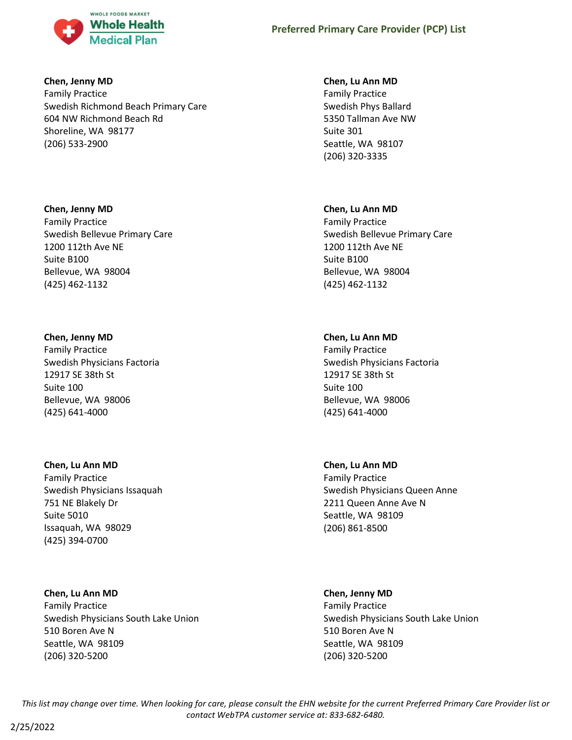**Chen, Jenny MD**
Family Practice
Swedish Richmond Beach Primary Care
604 NW Richmond Beach Rd
Shoreline, WA 98177
(206) 533-2900

**Chen, Jenny MD**
Family Practice
Swedish Bellevue Primary Care
1200 112th Ave NE
Suite B100
Bellevue, WA 98004
(425) 462-1132

**Chen, Jenny MD**
Family Practice
Swedish Physicians Factoria
12917 SE 38th St
Suite 100
Bellevue, WA 98006
(425) 641-4000

**Chen, Lu Ann MD**
Family Practice
Swedish Physicians Issaquah
751 NE Blakely Dr
Suite 5010
Issaquah, WA 98029
(425) 394-0700

**Chen, Lu Ann MD**
Family Practice
Swedish Physicians South Lake Union
510 Boren Ave N
Seattle, WA 98109
(206) 320-5200

**Chen, Lu Ann MD**
Family Practice
Swedish Phys Ballard
5350 Tallman Ave NW
Suite 301
Seattle, WA 98107
(206) 320-3335

**Chen, Lu Ann MD**
Family Practice
Swedish Bellevue Primary Care
1200 112th Ave NE
Suite B100
Bellevue, WA 98004
(425) 462-1132

**Chen, Lu Ann MD**
Family Practice
Swedish Physicians Factoria
12917 SE 38th St
Suite 100
Bellevue, WA 98006
(425) 641-4000

**Chen, Lu Ann MD**
Family Practice
Swedish Physicians Queen Anne
2211 Queen Anne Ave N
Seattle, WA 98109
(206) 861-8500

**Chen, Jenny MD**
Family Practice
Swedish Physicians South Lake Union
510 Boren Ave N
Seattle, WA 98109
(206) 320-5200

*This list may change over time. When looking for care, please consult the EHN website for the current Preferred Primary Care Provider list or contact WebTPA customer service at: 833-682-6480.*

2/25/2022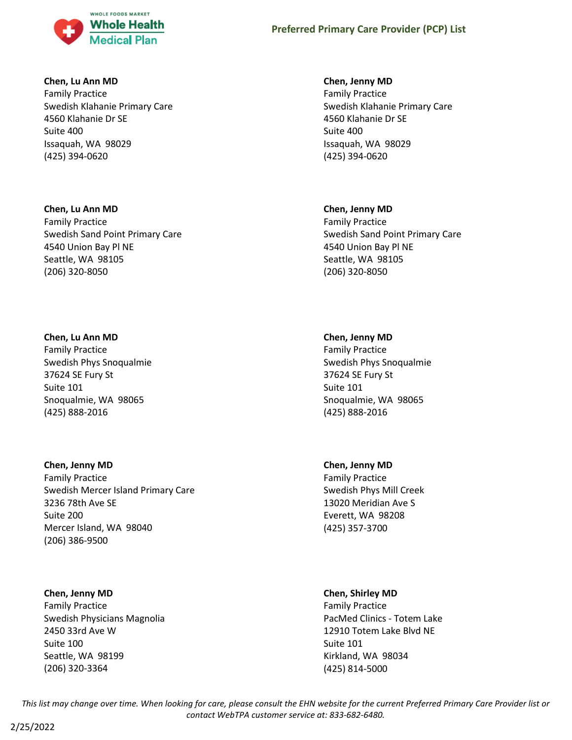**Chen, Lu Ann MD**
Family Practice
Swedish Klahanie Primary Care
4560 Klahanie Dr SE
Suite 400
Issaquah, WA 98029
(425) 394-0620

**Chen, Lu Ann MD**
Family Practice
Swedish Sand Point Primary Care
4540 Union Bay Pl NE
Seattle, WA 98105
(206) 320-8050

**Chen, Lu Ann MD**
Family Practice
Swedish Phys Snoqualmie
37624 SE Fury St
Suite 101
Snoqualmie, WA 98065
(425) 888-2016

**Chen, Jenny MD**
Family Practice
Swedish Mercer Island Primary Care
3236 78th Ave SE
Suite 200
Mercer Island, WA 98040
(206) 386-9500

**Chen, Jenny MD**
Family Practice
Swedish Physicians Magnolia
2450 33rd Ave W
Suite 100
Seattle, WA 98199
(206) 320-3364

**Chen, Jenny MD**
Family Practice
Swedish Klahanie Primary Care
4560 Klahanie Dr SE
Suite 400
Issaquah, WA 98029
(425) 394-0620

**Chen, Jenny MD**
Family Practice
Swedish Sand Point Primary Care
4540 Union Bay Pl NE
Seattle, WA 98105
(206) 320-8050

**Chen, Jenny MD**
Family Practice
Swedish Phys Snoqualmie
37624 SE Fury St
Suite 101
Snoqualmie, WA 98065
(425) 888-2016

**Chen, Jenny MD**
Family Practice
Swedish Phys Mill Creek
13020 Meridian Ave S
Everett, WA 98208
(425) 357-3700

**Chen, Shirley MD**
Family Practice
PacMed Clinics - Totem Lake
12910 Totem Lake Blvd NE
Suite 101
Kirkland, WA 98034
(425) 814-5000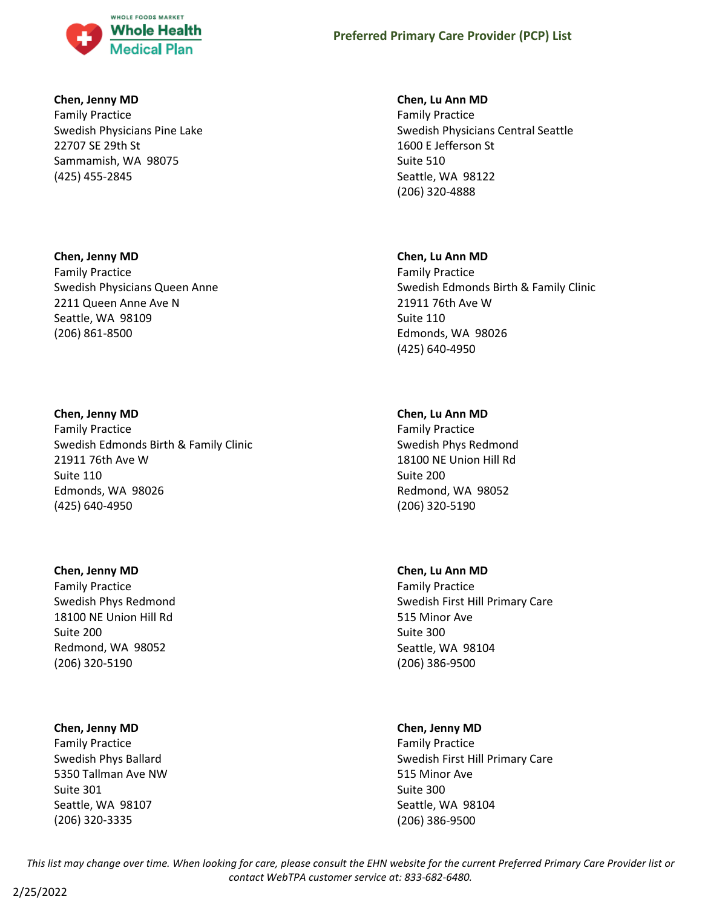**Chen, Jenny MD**
Family Practice
Swedish Physicians Pine Lake
22707 SE 29th St
Sammamish, WA 98075
(425) 455-2845

**Chen, Jenny MD**
Family Practice
Swedish Physicians Queen Anne
2211 Queen Anne Ave N
Seattle, WA 98109
(206) 861-8500

**Chen, Jenny MD**
Family Practice
Swedish Edmonds Birth & Family Clinic
21911 76th Ave W
Suite 110
Edmonds, WA 98026
(425) 640-4950

**Chen, Jenny MD**
Family Practice
Swedish Phys Redmond
18100 NE Union Hill Rd
Suite 200
Redmond, WA 98052
(206) 320-5190

**Chen, Jenny MD**
Family Practice
Swedish Phys Ballard
5350 Tallman Ave NW
Suite 301
Seattle, WA 98107
(206) 320-3335

**Chen, Lu Ann MD**
Family Practice
Swedish Physicians Central Seattle
1600 E Jefferson St
Suite 510
Seattle, WA 98122
(206) 320-4888

**Chen, Lu Ann MD**
Family Practice
Swedish Edmonds Birth & Family Clinic
21911 76th Ave W
Suite 110
Edmonds, WA 98026
(425) 640-4950

**Chen, Lu Ann MD**
Family Practice
Swedish Phys Redmond
18100 NE Union Hill Rd
Suite 200
Redmond, WA 98052
(206) 320-5190

**Chen, Lu Ann MD**
Family Practice
Swedish First Hill Primary Care
515 Minor Ave
Suite 300
Seattle, WA 98104
(206) 386-9500

**Chen, Jenny MD**
Family Practice
Swedish First Hill Primary Care
515 Minor Ave
Suite 300
Seattle, WA 98104
(206) 386-9500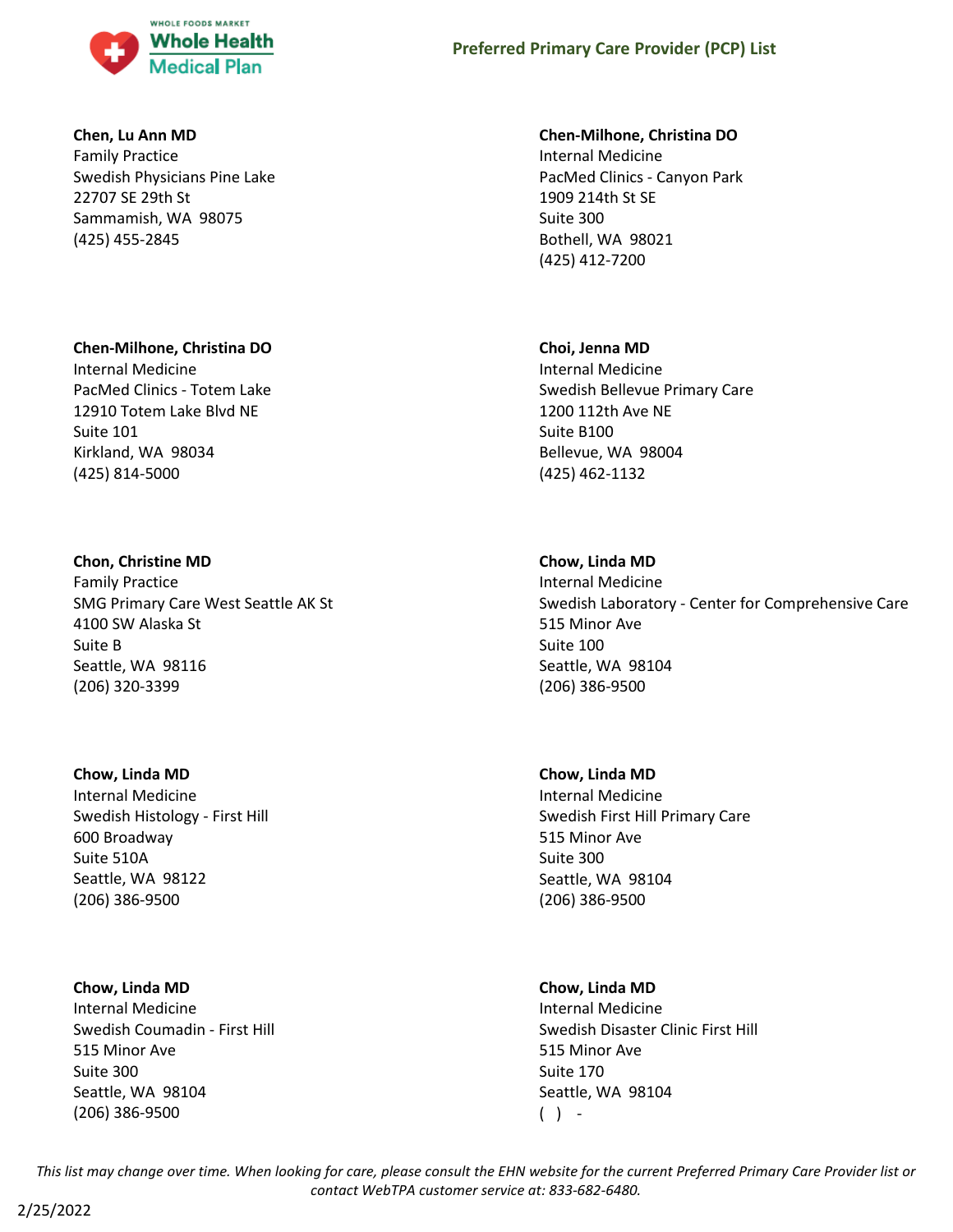**Chen, Lu Ann MD**
Family Practice
Swedish Physicians Pine Lake
22707 SE 29th St
Sammamish, WA 98075
(425) 455-2845

**Chen-Milhone, Christina DO**
Internal Medicine
PacMed Clinics - Canyon Park
1909 214th St SE
Suite 300
Bothell, WA 98021
(425) 412-7200

**Chen-Milhone, Christina DO**
Internal Medicine
PacMed Clinics - Totem Lake
12910 Totem Lake Blvd NE
Suite 101
Kirkland, WA 98034
(425) 814-5000

**Choi, Jenna MD**
Internal Medicine
Swedish Bellevue Primary Care
1200 112th Ave NE
Suite B100
Bellevue, WA 98004
(425) 462-1132

**Chon, Christine MD**
Family Practice
SMG Primary Care West Seattle AK St
4100 SW Alaska St
Suite B
Seattle, WA 98116
(206) 320-3399

**Chow, Linda MD**
Internal Medicine
Swedish Laboratory - Center for Comprehensive Care
515 Minor Ave
Suite 100
Seattle, WA 98104
(206) 386-9500

**Chow, Linda MD**
Internal Medicine
Swedish Histology - First Hill
600 Broadway
Suite 510A
Seattle, WA 98122
(206) 386-9500

**Chow, Linda MD**
Internal Medicine
Swedish First Hill Primary Care
515 Minor Ave
Suite 300
Seattle, WA 98104
(206) 386-9500

**Chow, Linda MD**
Internal Medicine
Swedish Coumadin - First Hill
515 Minor Ave
Suite 300
Seattle, WA 98104
(206) 386-9500

**Chow, Linda MD**
Internal Medicine
Swedish Disaster Clinic First Hill
515 Minor Ave
Suite 170
Seattle, WA 98104
( ) -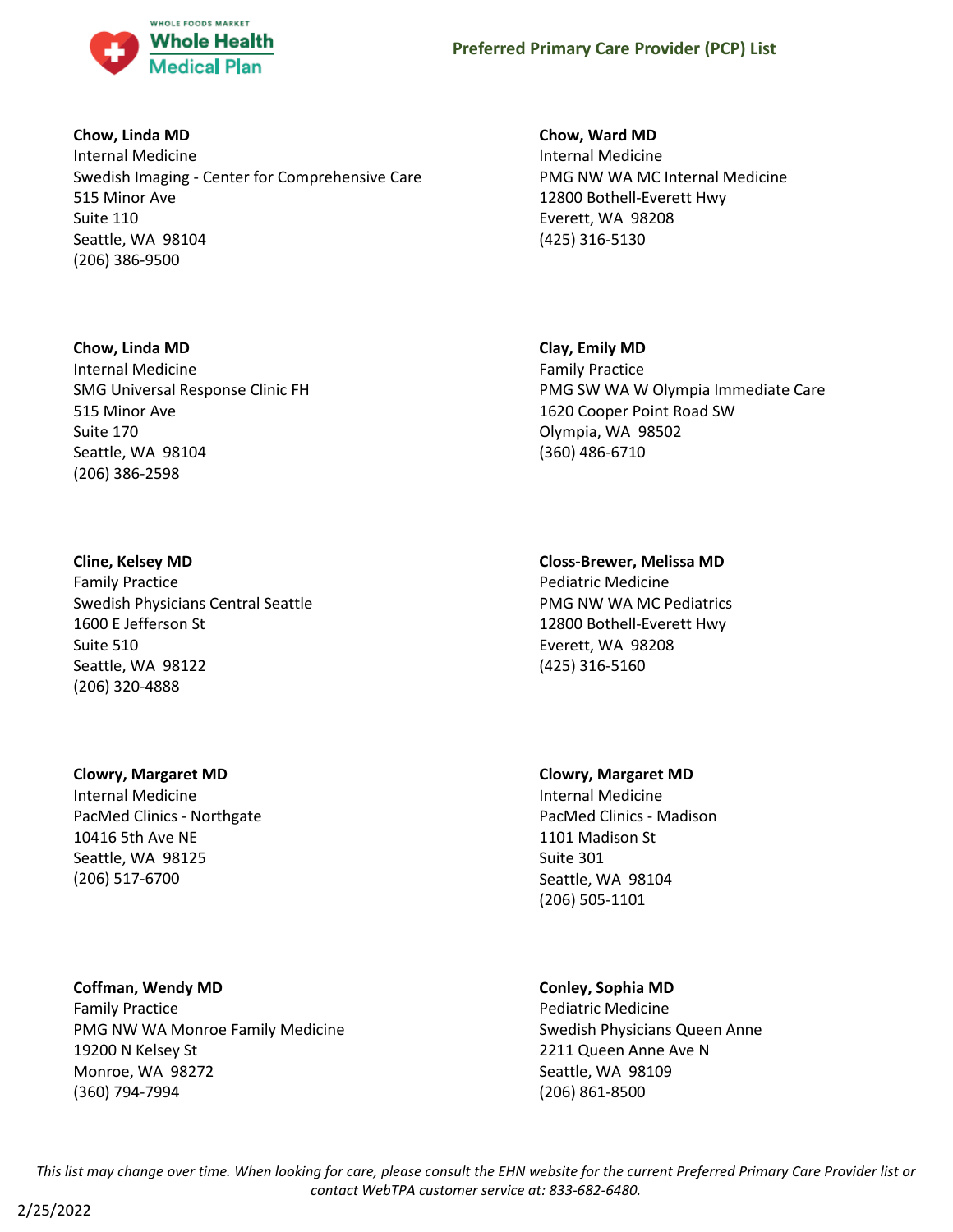**Chow, Linda MD**
Internal Medicine
Swedish Imaging - Center for Comprehensive Care
515 Minor Ave
Suite 110
Seattle, WA 98104
(206) 386-9500

**Chow, Linda MD**
Internal Medicine
SMG Universal Response Clinic FH
515 Minor Ave
Suite 170
Seattle, WA 98104
(206) 386-2598

**Cline, Kelsey MD**
Family Practice
Swedish Physicians Central Seattle
1600 E Jefferson St
Suite 510
Seattle, WA 98122
(206) 320-4888

**Clowry, Margaret MD**
Internal Medicine
PacMed Clinics - Northgate
10416 5th Ave NE
Seattle, WA 98125
(206) 517-6700

**Coffman, Wendy MD**
Family Practice
PMG NW WA Monroe Family Medicine
19200 N Kelsey St
Monroe, WA 98272
(360) 794-7994

**Chow, Ward MD**
Internal Medicine
PMG NW WA MC Internal Medicine
12800 Bothell-Everett Hwy
Everett, WA 98208
(425) 316-5130

**Clay, Emily MD**
Family Practice
PMG SW WA W Olympia Immediate Care
1620 Cooper Point Road SW
Olympia, WA 98502
(360) 486-6710

**Closs-Brewer, Melissa MD**
Pediatric Medicine
PMG NW WA MC Pediatrics
12800 Bothell-Everett Hwy
Everett, WA 98208
(425) 316-5160

**Clowry, Margaret MD**
Internal Medicine
PacMed Clinics - Madison
1101 Madison St
Suite 301
Seattle, WA 98104
(206) 505-1101

**Conley, Sophia MD**
Pediatric Medicine
Swedish Physicians Queen Anne
2211 Queen Anne Ave N
Seattle, WA 98109
(206) 861-8500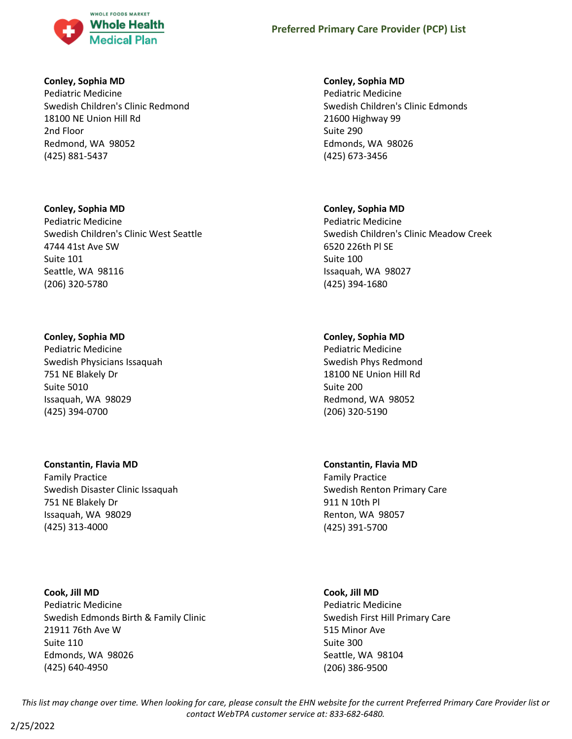**Conley, Sophia MD**
Pediatric Medicine
Swedish Children's Clinic Redmond
18100 NE Union Hill Rd
2nd Floor
Redmond, WA 98052
(425) 881-5437

**Conley, Sophia MD**
Pediatric Medicine
Swedish Children's Clinic Edmonds
21600 Highway 99
Suite 290
Edmonds, WA 98026
(425) 673-3456

**Conley, Sophia MD**
Pediatric Medicine
Swedish Children's Clinic West Seattle
4744 41st Ave SW
Suite 101
Seattle, WA 98116
(206) 320-5780

**Conley, Sophia MD**
Pediatric Medicine
Swedish Children's Clinic Meadow Creek
6520 226th Pl SE
Suite 100
Issaquah, WA 98027
(425) 394-1680

**Conley, Sophia MD**
Pediatric Medicine
Swedish Physicians Issaquah
751 NE Blakely Dr
Suite 5010
Issaquah, WA 98029
(425) 394-0700

**Conley, Sophia MD**
Pediatric Medicine
Swedish Phys Redmond
18100 NE Union Hill Rd
Suite 200
Redmond, WA 98052
(206) 320-5190

**Constantin, Flavia MD**
Family Practice
Swedish Disaster Clinic Issaquah
751 NE Blakely Dr
Issaquah, WA 98029
(425) 313-4000

**Constantin, Flavia MD**
Family Practice
Swedish Renton Primary Care
911 N 10th Pl
Renton, WA 98057
(425) 391-5700

**Cook, Jill MD**
Pediatric Medicine
Swedish Edmonds Birth & Family Clinic
21911 76th Ave W
Suite 110
Edmonds, WA 98026
(425) 640-4950

**Cook, Jill MD**
Pediatric Medicine
Swedish First Hill Primary Care
515 Minor Ave
Suite 300
Seattle, WA 98104
(206) 386-9500

*This list may change over time. When looking for care, please consult the EHN website for the current Preferred Primary Care Provider list or contact WebTPA customer service at: 833-682-6480.*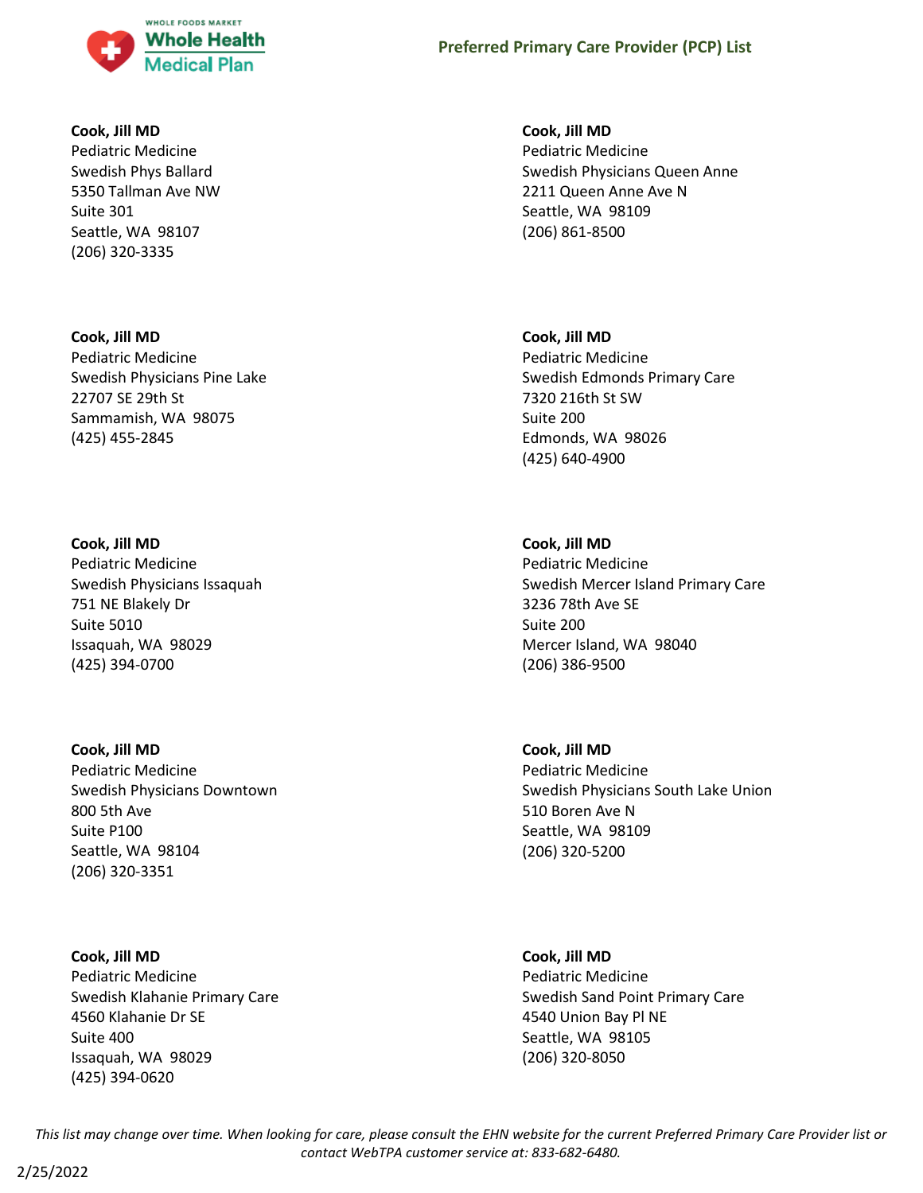**Cook, Jill MD**
Pediatric Medicine
Swedish Phys Ballard
5350 Tallman Ave NW
Suite 301
Seattle, WA 98107
(206) 320-3335

**Cook, Jill MD**
Pediatric Medicine
Swedish Physicians Queen Anne
2211 Queen Anne Ave N
Seattle, WA 98109
(206) 861-8500

**Cook, Jill MD**
Pediatric Medicine
Swedish Physicians Pine Lake
22707 SE 29th St
Sammamish, WA 98075
(425) 455-2845

**Cook, Jill MD**
Pediatric Medicine
Swedish Edmonds Primary Care
7320 216th St SW
Suite 200
Edmonds, WA 98026
(425) 640-4900

**Cook, Jill MD**
Pediatric Medicine
Swedish Physicians Issaquah
751 NE Blakely Dr
Suite 5010
Issaquah, WA 98029
(425) 394-0700

**Cook, Jill MD**
Pediatric Medicine
Swedish Mercer Island Primary Care
3236 78th Ave SE
Suite 200
Mercer Island, WA 98040
(206) 386-9500

**Cook, Jill MD**
Pediatric Medicine
Swedish Physicians Downtown
800 5th Ave
Suite P100
Seattle, WA 98104
(206) 320-3351

**Cook, Jill MD**
Pediatric Medicine
Swedish Physicians South Lake Union
510 Boren Ave N
Seattle, WA 98109
(206) 320-5200

**Cook, Jill MD**
Pediatric Medicine
Swedish Klahanie Primary Care
4560 Klahanie Dr SE
Suite 400
Issaquah, WA 98029
(425) 394-0620

**Cook, Jill MD**
Pediatric Medicine
Swedish Sand Point Primary Care
4540 Union Bay Pl NE
Seattle, WA 98105
(206) 320-8050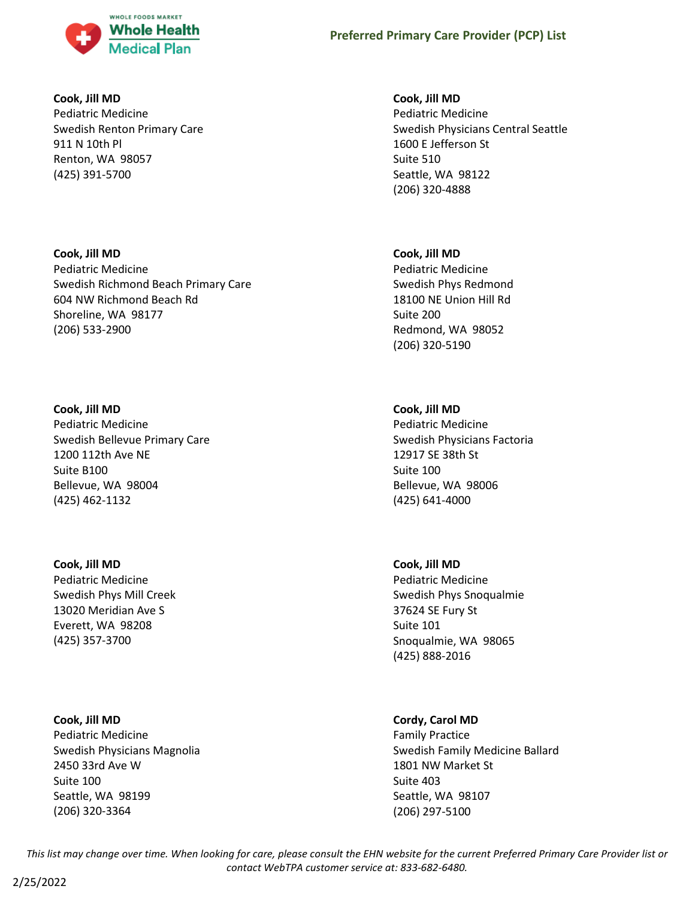**Cook, Jill MD**
Pediatric Medicine
Swedish Renton Primary Care
911 N 10th Pl
Renton, WA 98057
(425) 391-5700

**Cook, Jill MD**
Pediatric Medicine
Swedish Richmond Beach Primary Care
604 NW Richmond Beach Rd
Shoreline, WA 98177
(206) 533-2900

**Cook, Jill MD**
Pediatric Medicine
Swedish Bellevue Primary Care
1200 112th Ave NE
Suite B100
Bellevue, WA 98004
(425) 462-1132

**Cook, Jill MD**
Pediatric Medicine
Swedish Phys Mill Creek
13020 Meridian Ave S
Everett, WA 98208
(425) 357-3700

**Cook, Jill MD**
Pediatric Medicine
Swedish Physicians Magnolia
2450 33rd Ave W
Suite 100
Seattle, WA 98199
(206) 320-3364

**Cook, Jill MD**
Pediatric Medicine
Swedish Physicians Central Seattle
1600 E Jefferson St
Suite 510
Seattle, WA 98122
(206) 320-4888

**Cook, Jill MD**
Pediatric Medicine
Swedish Phys Redmond
18100 NE Union Hill Rd
Suite 200
Redmond, WA 98052
(206) 320-5190

**Cook, Jill MD**
Pediatric Medicine
Swedish Physicians Factoria
12917 SE 38th St
Suite 100
Bellevue, WA 98006
(425) 641-4000

**Cook, Jill MD**
Pediatric Medicine
Swedish Phys Snoqualmie
37624 SE Fury St
Suite 101
Snoqualmie, WA 98065
(425) 888-2016

**Cordy, Carol MD**
Family Practice
Swedish Family Medicine Ballard
1801 NW Market St
Suite 403
Seattle, WA 98107
(206) 297-5100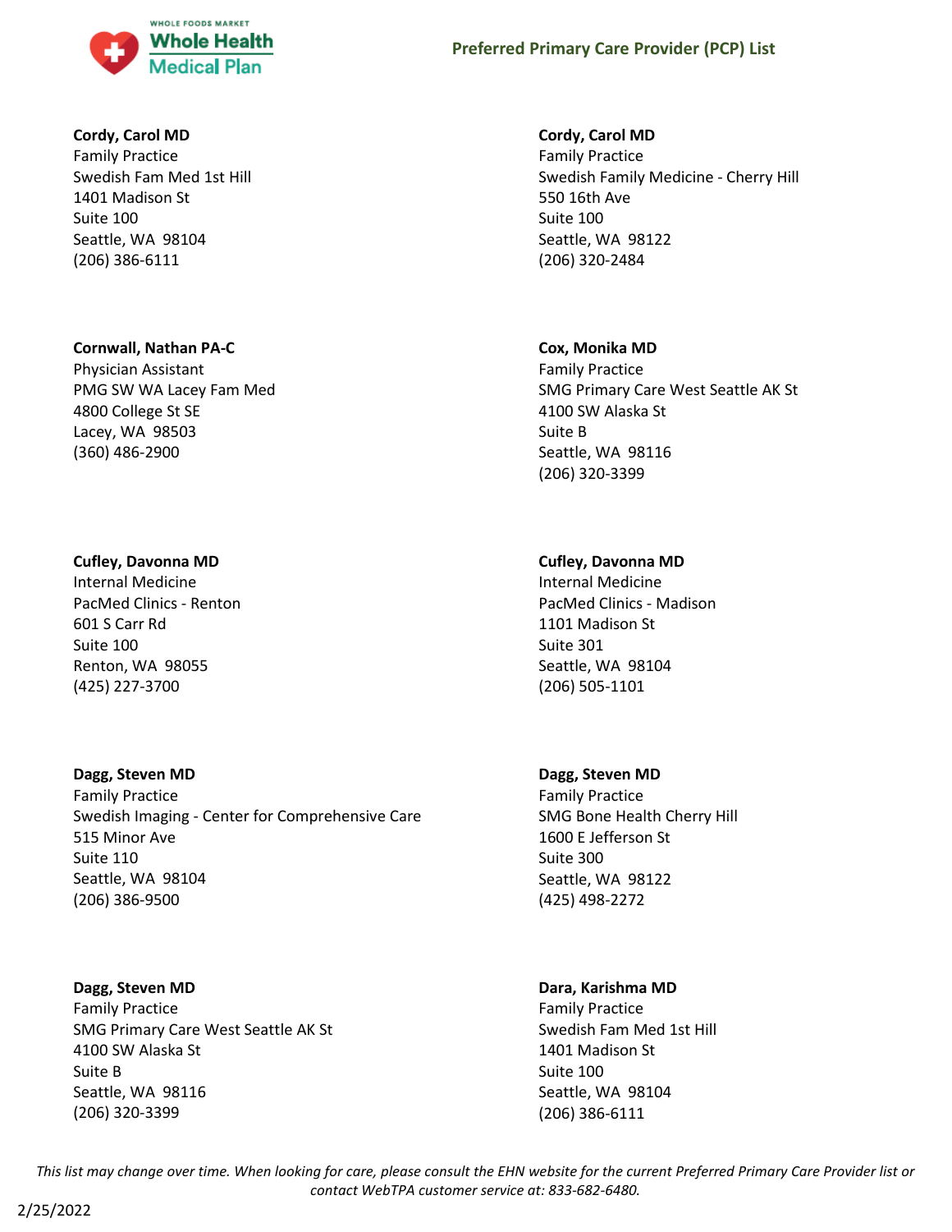**Cordy, Carol MD**
Family Practice
Swedish Fam Med 1st Hill
1401 Madison St
Suite 100
Seattle, WA 98104
(206) 386-6111

**Cordy, Carol MD**
Family Practice
Swedish Family Medicine - Cherry Hill
550 16th Ave
Suite 100
Seattle, WA 98122
(206) 320-2484

**Cornwall, Nathan PA-C**
Physician Assistant
PMG SW WA Lacey Fam Med
4800 College St SE
Lacey, WA 98503
(360) 486-2900

**Cox, Monika MD**
Family Practice
SMG Primary Care West Seattle AK St
4100 SW Alaska St
Suite B
Seattle, WA 98116
(206) 320-3399

**Cufley, Davonna MD**
Internal Medicine
PacMed Clinics - Renton
601 S Carr Rd
Suite 100
Renton, WA 98055
(425) 227-3700

**Cufley, Davonna MD**
Internal Medicine
PacMed Clinics - Madison
1101 Madison St
Suite 301
Seattle, WA 98104
(206) 505-1101

**Dagg, Steven MD**
Family Practice
Swedish Imaging - Center for Comprehensive Care
515 Minor Ave
Suite 110
Seattle, WA 98104
(206) 386-9500

**Dagg, Steven MD**
Family Practice
SMG Bone Health Cherry Hill
1600 E Jefferson St
Suite 300
Seattle, WA 98122
(425) 498-2272

**Dagg, Steven MD**
Family Practice
SMG Primary Care West Seattle AK St
4100 SW Alaska St
Suite B
Seattle, WA 98116
(206) 320-3399

**Dara, Karishma MD**
Family Practice
Swedish Fam Med 1st Hill
1401 Madison St
Suite 100
Seattle, WA 98104
(206) 386-6111

*This list may change over time. When looking for care, please consult the EHN website for the current Preferred Primary Care Provider list or contact WebTPA customer service at: 833-682-6480.*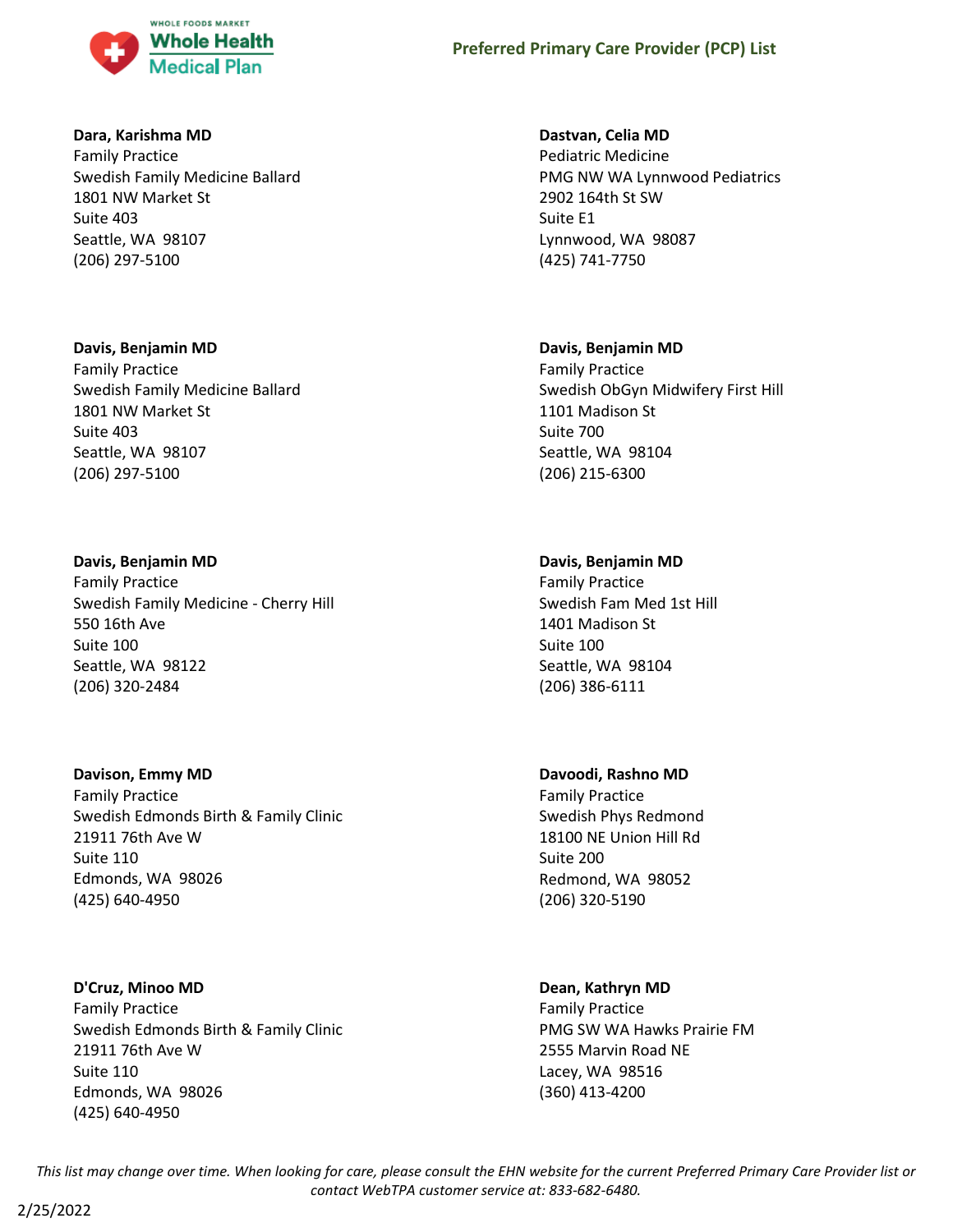**Dara, Karishma MD**
Family Practice
Swedish Family Medicine Ballard
1801 NW Market St
Suite 403
Seattle, WA 98107
(206) 297-5100

**Dastvan, Celia MD**
Pediatric Medicine
PMG NW WA Lynnwood Pediatrics
2902 164th St SW
Suite E1
Lynnwood, WA 98087
(425) 741-7750

**Davis, Benjamin MD**
Family Practice
Swedish Family Medicine Ballard
1801 NW Market St
Suite 403
Seattle, WA 98107
(206) 297-5100

**Davis, Benjamin MD**
Family Practice
Swedish ObGyn Midwifery First Hill
1101 Madison St
Suite 700
Seattle, WA 98104
(206) 215-6300

**Davis, Benjamin MD**
Family Practice
Swedish Family Medicine - Cherry Hill
550 16th Ave
Suite 100
Seattle, WA 98122
(206) 320-2484

**Davis, Benjamin MD**
Family Practice
Swedish Fam Med 1st Hill
1401 Madison St
Suite 100
Seattle, WA 98104
(206) 386-6111

**Davison, Emmy MD**
Family Practice
Swedish Edmonds Birth & Family Clinic
21911 76th Ave W
Suite 110
Edmonds, WA 98026
(425) 640-4950

**Davoodi, Rashno MD**
Family Practice
Swedish Phys Redmond
18100 NE Union Hill Rd
Suite 200
Redmond, WA 98052
(206) 320-5190

**D'Cruz, Minoo MD**
Family Practice
Swedish Edmonds Birth & Family Clinic
21911 76th Ave W
Suite 110
Edmonds, WA 98026
(425) 640-4950

**Dean, Kathryn MD**
Family Practice
PMG SW WA Hawks Prairie FM
2555 Marvin Road NE
Lacey, WA 98516
(360) 413-4200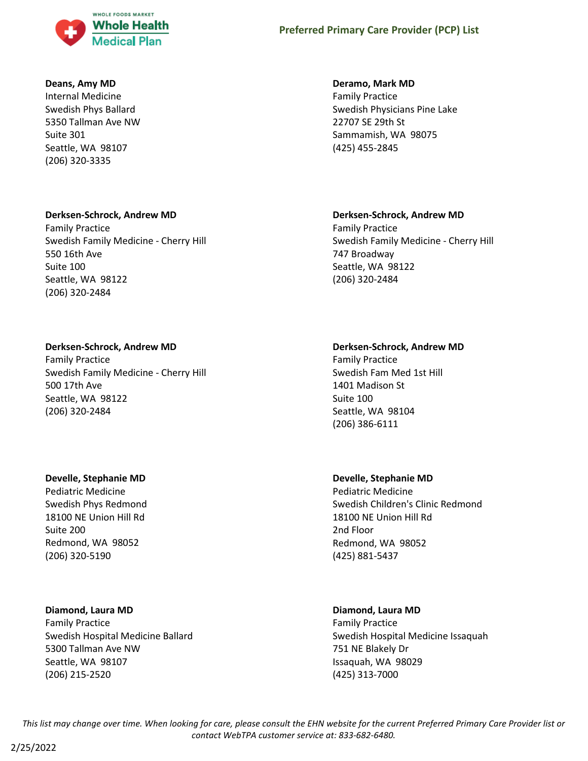**Deans, Amy MD**
Internal Medicine
Swedish Phys Ballard
5350 Tallman Ave NW
Suite 301
Seattle, WA 98107
(206) 320-3335

**Deramo, Mark MD**
Family Practice
Swedish Physicians Pine Lake
22707 SE 29th St
Sammamish, WA 98075
(425) 455-2845

**Derksen-Schrock, Andrew MD**
Family Practice
Swedish Family Medicine - Cherry Hill
550 16th Ave
Suite 100
Seattle, WA 98122
(206) 320-2484

**Derksen-Schrock, Andrew MD**
Family Practice
Swedish Family Medicine - Cherry Hill
747 Broadway
Seattle, WA 98122
(206) 320-2484

**Derksen-Schrock, Andrew MD**
Family Practice
Swedish Family Medicine - Cherry Hill
500 17th Ave
Seattle, WA 98122
(206) 320-2484

**Derksen-Schrock, Andrew MD**
Family Practice
Swedish Fam Med 1st Hill
1401 Madison St
Suite 100
Seattle, WA 98104
(206) 386-6111

**Develle, Stephanie MD**
Pediatric Medicine
Swedish Phys Redmond
18100 NE Union Hill Rd
Suite 200
Redmond, WA 98052
(206) 320-5190

**Develle, Stephanie MD**
Pediatric Medicine
Swedish Children's Clinic Redmond
18100 NE Union Hill Rd
2nd Floor
Redmond, WA 98052
(425) 881-5437

**Diamond, Laura MD**
Family Practice
Swedish Hospital Medicine Ballard
5300 Tallman Ave NW
Seattle, WA 98107
(206) 215-2520

**Diamond, Laura MD**
Family Practice
Swedish Hospital Medicine Issaquah
751 NE Blakely Dr
Issaquah, WA 98029
(425) 313-7000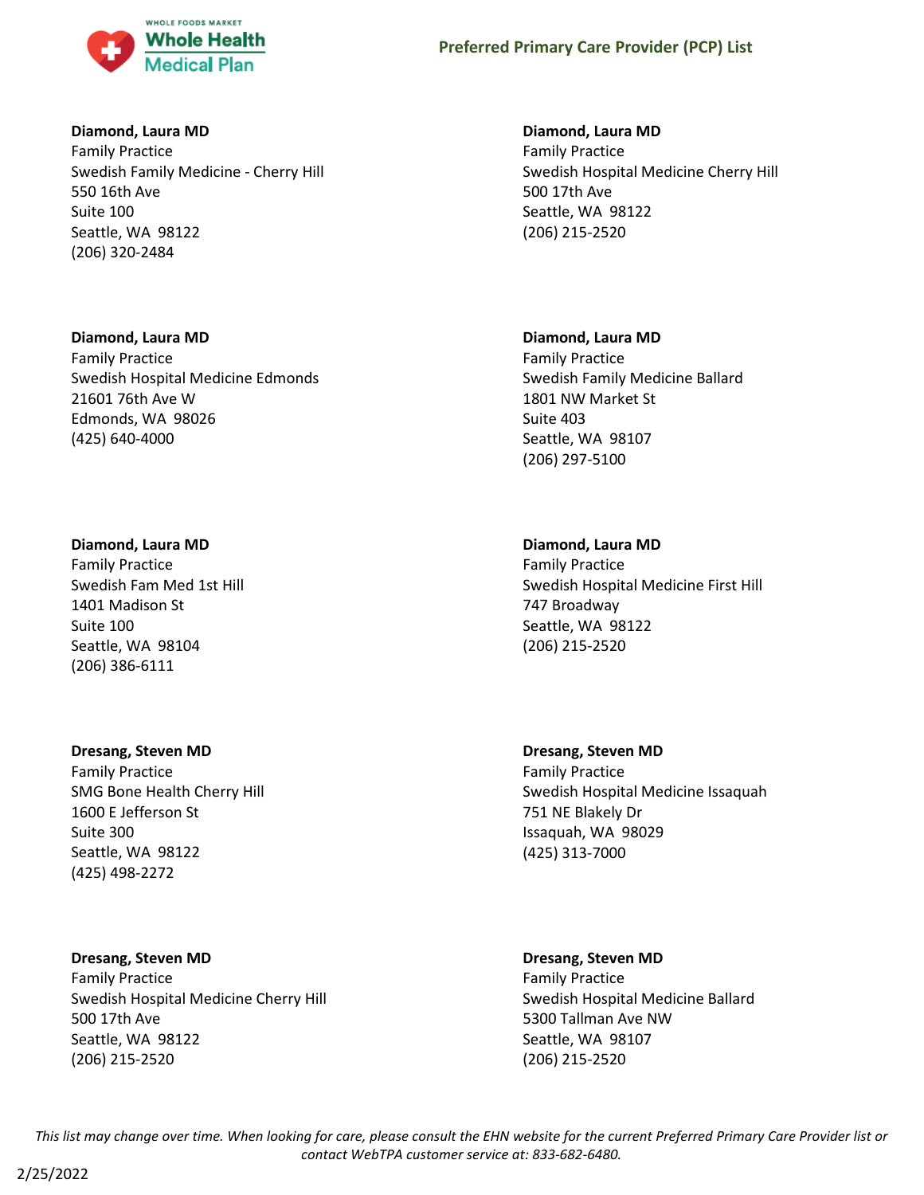**Diamond, Laura MD**
Family Practice
Swedish Family Medicine - Cherry Hill
550 16th Ave
Suite 100
Seattle, WA 98122
(206) 320-2484

**Diamond, Laura MD**
Family Practice
Swedish Hospital Medicine Cherry Hill
500 17th Ave
Seattle, WA 98122
(206) 215-2520

**Diamond, Laura MD**
Family Practice
Swedish Hospital Medicine Edmonds
21601 76th Ave W
Edmonds, WA 98026
(425) 640-4000

**Diamond, Laura MD**
Family Practice
Swedish Family Medicine Ballard
1801 NW Market St
Suite 403
Seattle, WA 98107
(206) 297-5100

**Diamond, Laura MD**
Family Practice
Swedish Fam Med 1st Hill
1401 Madison St
Suite 100
Seattle, WA 98104
(206) 386-6111

**Diamond, Laura MD**
Family Practice
Swedish Hospital Medicine First Hill
747 Broadway
Seattle, WA 98122
(206) 215-2520

**Dresang, Steven MD**
Family Practice
SMG Bone Health Cherry Hill
1600 E Jefferson St
Suite 300
Seattle, WA 98122
(425) 498-2272

**Dresang, Steven MD**
Family Practice
Swedish Hospital Medicine Issaquah
751 NE Blakely Dr
Issaquah, WA 98029
(425) 313-7000

**Dresang, Steven MD**
Family Practice
Swedish Hospital Medicine Cherry Hill
500 17th Ave
Seattle, WA 98122
(206) 215-2520

**Dresang, Steven MD**
Family Practice
Swedish Hospital Medicine Ballard
5300 Tallman Ave NW
Seattle, WA 98107
(206) 215-2520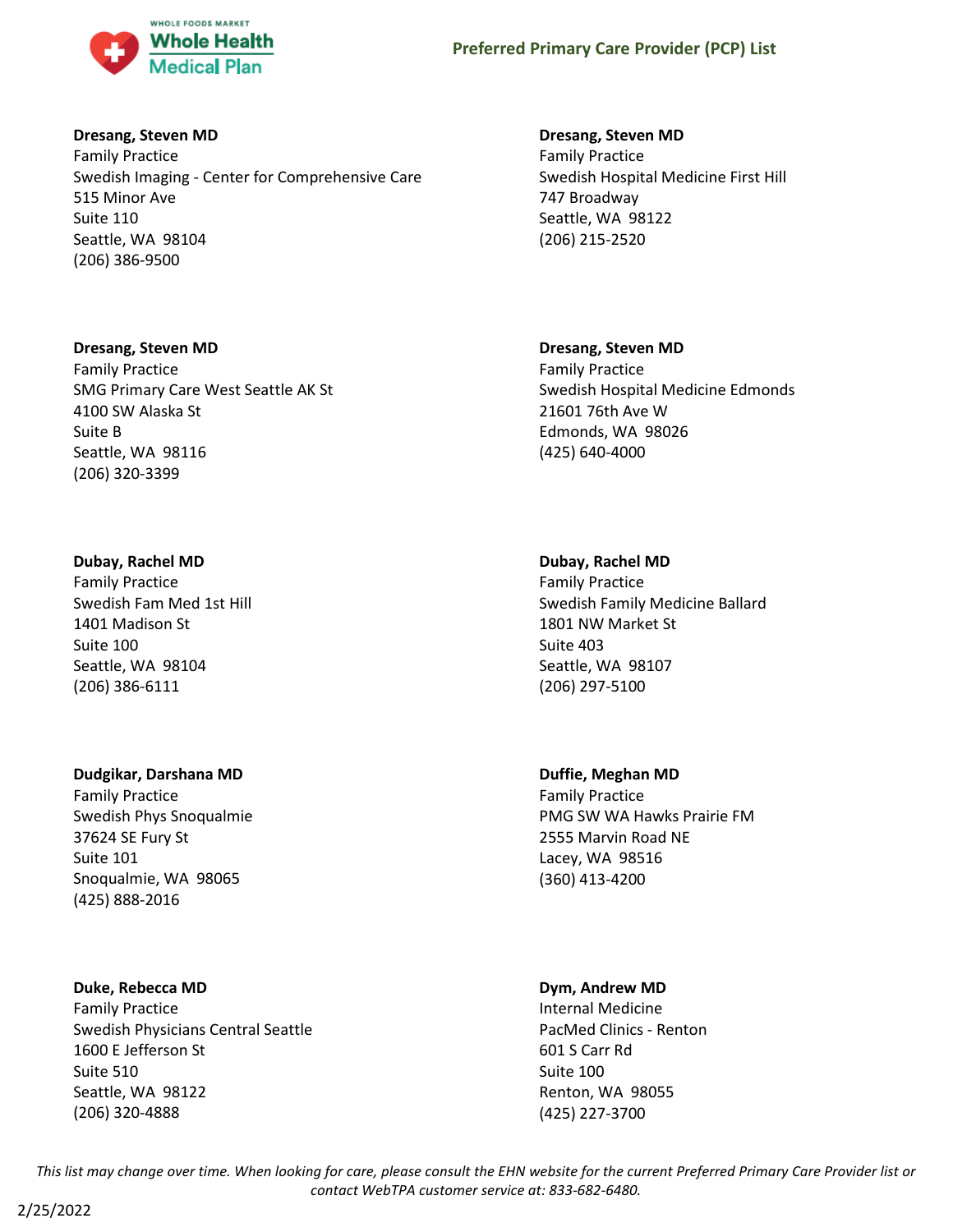**Dresang, Steven MD**
Family Practice
Swedish Imaging - Center for Comprehensive Care
515 Minor Ave
Suite 110
Seattle, WA 98104
(206) 386-9500

**Dresang, Steven MD**
Family Practice
Swedish Hospital Medicine First Hill
747 Broadway
Seattle, WA 98122
(206) 215-2520

**Dresang, Steven MD**
Family Practice
SMG Primary Care West Seattle AK St
4100 SW Alaska St
Suite B
Seattle, WA 98116
(206) 320-3399

**Dresang, Steven MD**
Family Practice
Swedish Hospital Medicine Edmonds
21601 76th Ave W
Edmonds, WA 98026
(425) 640-4000

**Dubay, Rachel MD**
Family Practice
Swedish Fam Med 1st Hill
1401 Madison St
Suite 100
Seattle, WA 98104
(206) 386-6111

**Dubay, Rachel MD**
Family Practice
Swedish Family Medicine Ballard
1801 NW Market St
Suite 403
Seattle, WA 98107
(206) 297-5100

**Dudgikar, Darshana MD**
Family Practice
Swedish Phys Snoqualmie
37624 SE Fury St
Suite 101
Snoqualmie, WA 98065
(425) 888-2016

**Duffie, Meghan MD**
Family Practice
PMG SW WA Hawks Prairie FM
2555 Marvin Road NE
Lacey, WA 98516
(360) 413-4200

**Duke, Rebecca MD**
Family Practice
Swedish Physicians Central Seattle
1600 E Jefferson St
Suite 510
Seattle, WA 98122
(206) 320-4888

**Dym, Andrew MD**
Internal Medicine
PacMed Clinics - Renton
601 S Carr Rd
Suite 100
Renton, WA 98055
(425) 227-3700

*This list may change over time. When looking for care, please consult the EHN website for the current Preferred Primary Care Provider list or contact WebTPA customer service at: 833-682-6480.*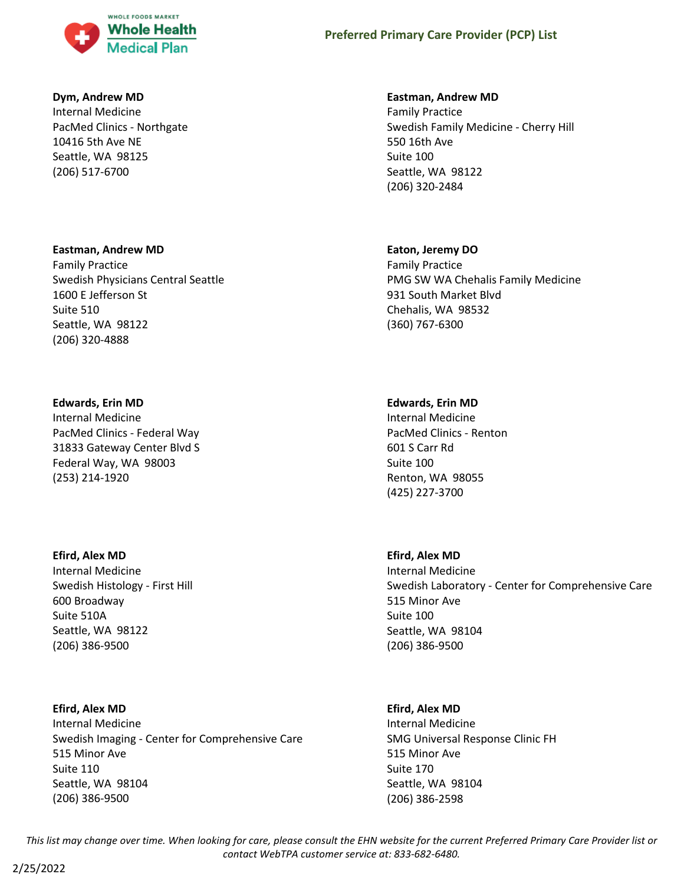**Dym, Andrew MD**
Internal Medicine
PacMed Clinics - Northgate
10416 5th Ave NE
Seattle, WA 98125
(206) 517-6700

**Eastman, Andrew MD**
Family Practice
Swedish Family Medicine - Cherry Hill
550 16th Ave
Suite 100
Seattle, WA 98122
(206) 320-2484

**Eastman, Andrew MD**
Family Practice
Swedish Physicians Central Seattle
1600 E Jefferson St
Suite 510
Seattle, WA 98122
(206) 320-4888

**Eaton, Jeremy DO**
Family Practice
PMG SW WA Chehalis Family Medicine
931 South Market Blvd
Chehalis, WA 98532
(360) 767-6300

**Edwards, Erin MD**
Internal Medicine
PacMed Clinics - Federal Way
31833 Gateway Center Blvd S
Federal Way, WA 98003
(253) 214-1920

**Edwards, Erin MD**
Internal Medicine
PacMed Clinics - Renton
601 S Carr Rd
Suite 100
Renton, WA 98055
(425) 227-3700

**Efird, Alex MD**
Internal Medicine
Swedish Histology - First Hill
600 Broadway
Suite 510A
Seattle, WA 98122
(206) 386-9500

**Efird, Alex MD**
Internal Medicine
Swedish Laboratory - Center for Comprehensive Care
515 Minor Ave
Suite 100
Seattle, WA 98104
(206) 386-9500

**Efird, Alex MD**
Internal Medicine
Swedish Imaging - Center for Comprehensive Care
515 Minor Ave
Suite 110
Seattle, WA 98104
(206) 386-9500

**Efird, Alex MD**
Internal Medicine
SMG Universal Response Clinic FH
515 Minor Ave
Suite 170
Seattle, WA 98104
(206) 386-2598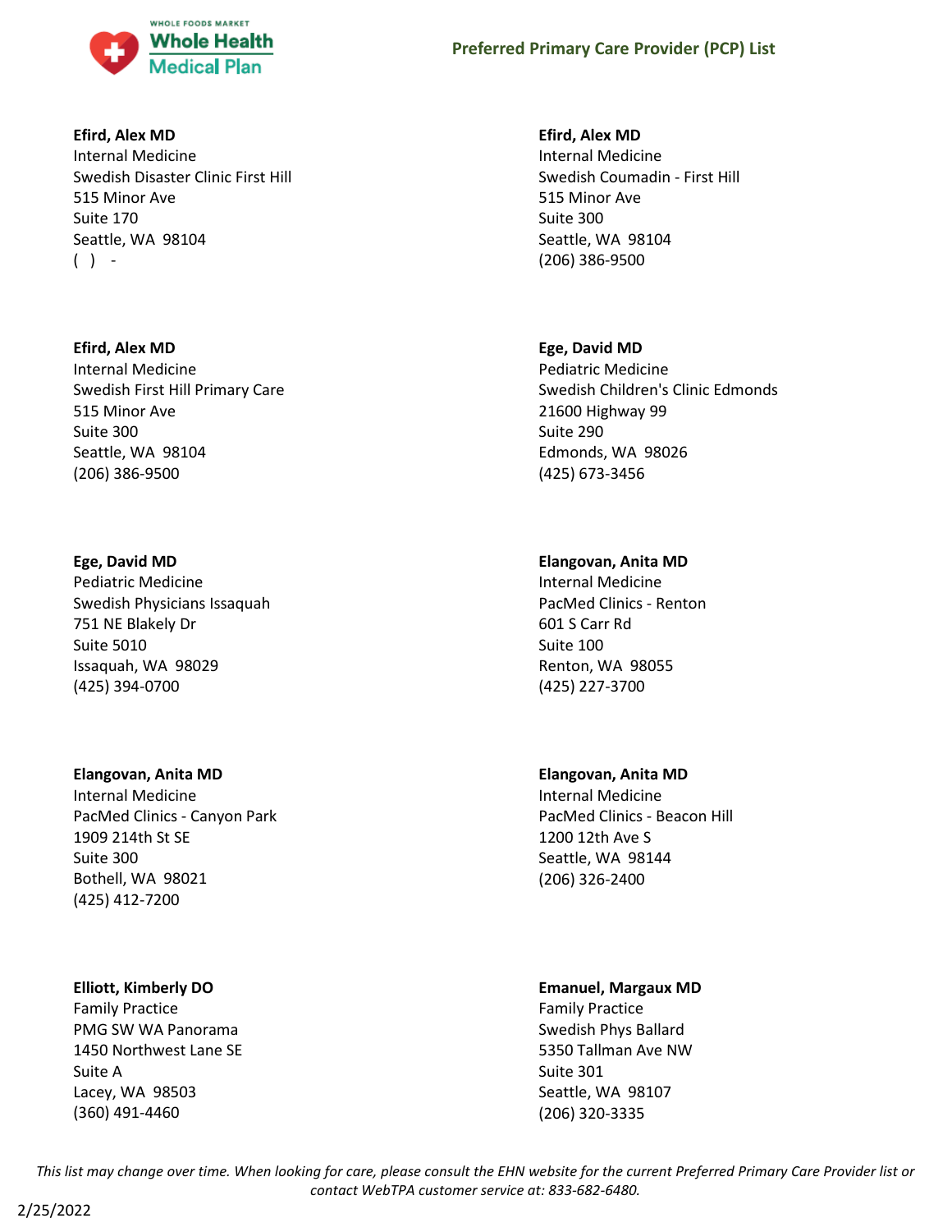**Efird, Alex MD**
Internal Medicine
Swedish Disaster Clinic First Hill
515 Minor Ave
Suite 170
Seattle, WA 98104
( ) -

**Efird, Alex MD**
Internal Medicine
Swedish Coumadin - First Hill
515 Minor Ave
Suite 300
Seattle, WA 98104
(206) 386-9500

**Efird, Alex MD**
Internal Medicine
Swedish First Hill Primary Care
515 Minor Ave
Suite 300
Seattle, WA 98104
(206) 386-9500

**Ege, David MD**
Pediatric Medicine
Swedish Children's Clinic Edmonds
21600 Highway 99
Suite 290
Edmonds, WA 98026
(425) 673-3456

**Ege, David MD**
Pediatric Medicine
Swedish Physicians Issaquah
751 NE Blakely Dr
Suite 5010
Issaquah, WA 98029
(425) 394-0700

**Elangovan, Anita MD**
Internal Medicine
PacMed Clinics - Renton
601 S Carr Rd
Suite 100
Renton, WA 98055
(425) 227-3700

**Elangovan, Anita MD**
Internal Medicine
PacMed Clinics - Canyon Park
1909 214th St SE
Suite 300
Bothell, WA 98021
(425) 412-7200

**Elangovan, Anita MD**
Internal Medicine
PacMed Clinics - Beacon Hill
1200 12th Ave S
Seattle, WA 98144
(206) 326-2400

**Elliott, Kimberly DO**
Family Practice
PMG SW WA Panorama
1450 Northwest Lane SE
Suite A
Lacey, WA 98503
(360) 491-4460

**Emanuel, Margaux MD**
Family Practice
Swedish Phys Ballard
5350 Tallman Ave NW
Suite 301
Seattle, WA 98107
(206) 320-3335

*This list may change over time. When looking for care, please consult the EHN website for the current Preferred Primary Care Provider list or contact WebTPA customer service at: 833-682-6480.*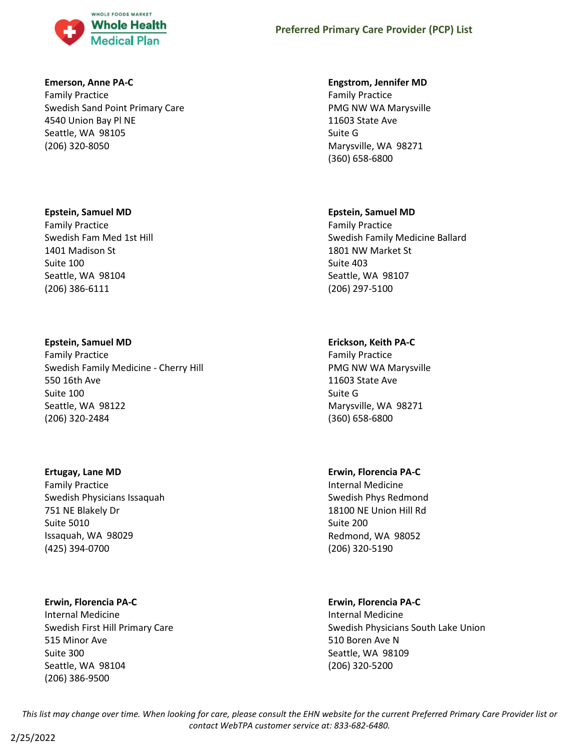**Emerson, Anne PA-C**
Family Practice
Swedish Sand Point Primary Care
4540 Union Bay Pl NE
Seattle, WA 98105
(206) 320-8050

**Engstrom, Jennifer MD**
Family Practice
PMG NW WA Marysville
11603 State Ave
Suite G
Marysville, WA 98271
(360) 658-6800

**Epstein, Samuel MD**
Family Practice
Swedish Fam Med 1st Hill
1401 Madison St
Suite 100
Seattle, WA 98104
(206) 386-6111

**Epstein, Samuel MD**
Family Practice
Swedish Family Medicine Ballard
1801 NW Market St
Suite 403
Seattle, WA 98107
(206) 297-5100

**Epstein, Samuel MD**
Family Practice
Swedish Family Medicine - Cherry Hill
550 16th Ave
Suite 100
Seattle, WA 98122
(206) 320-2484

**Erickson, Keith PA-C**
Family Practice
PMG NW WA Marysville
11603 State Ave
Suite G
Marysville, WA 98271
(360) 658-6800

**Ertugay, Lane MD**
Family Practice
Swedish Physicians Issaquah
751 NE Blakely Dr
Suite 5010
Issaquah, WA 98029
(425) 394-0700

**Erwin, Florencia PA-C**
Internal Medicine
Swedish Phys Redmond
18100 NE Union Hill Rd
Suite 200
Redmond, WA 98052
(206) 320-5190

**Erwin, Florencia PA-C**
Internal Medicine
Swedish First Hill Primary Care
515 Minor Ave
Suite 300
Seattle, WA 98104
(206) 386-9500

**Erwin, Florencia PA-C**
Internal Medicine
Swedish Physicians South Lake Union
510 Boren Ave N
Seattle, WA 98109
(206) 320-5200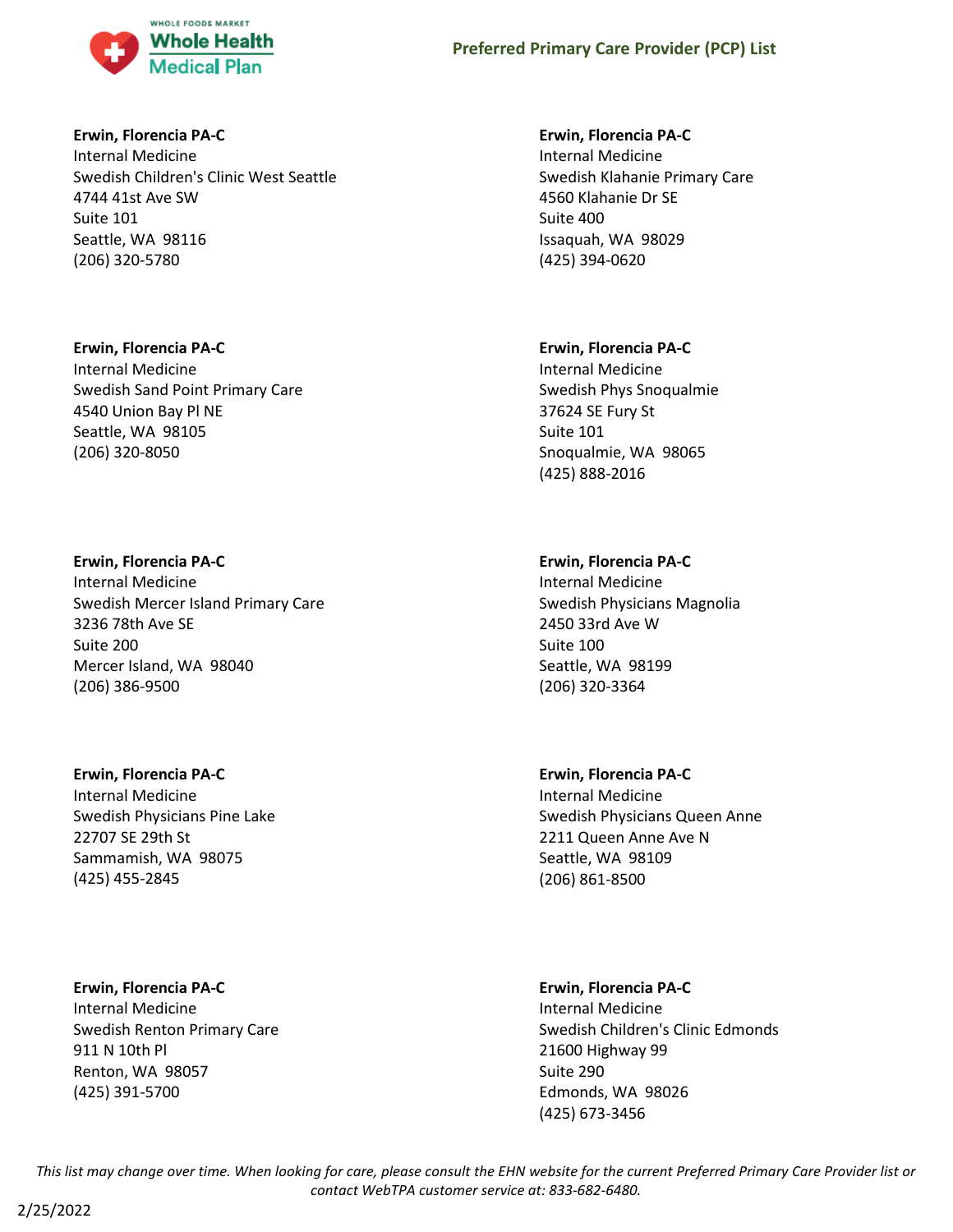**Erwin, Florencia PA-C**
Internal Medicine
Swedish Children's Clinic West Seattle
4744 41st Ave SW
Suite 101
Seattle, WA 98116
(206) 320-5780

**Erwin, Florencia PA-C**
Internal Medicine
Swedish Sand Point Primary Care
4540 Union Bay Pl NE
Seattle, WA 98105
(206) 320-8050

**Erwin, Florencia PA-C**
Internal Medicine
Swedish Mercer Island Primary Care
3236 78th Ave SE
Suite 200
Mercer Island, WA 98040
(206) 386-9500

**Erwin, Florencia PA-C**
Internal Medicine
Swedish Physicians Pine Lake
22707 SE 29th St
Sammamish, WA 98075
(425) 455-2845

**Erwin, Florencia PA-C**
Internal Medicine
Swedish Renton Primary Care
911 N 10th Pl
Renton, WA 98057
(425) 391-5700

**Erwin, Florencia PA-C**
Internal Medicine
Swedish Klahanie Primary Care
4560 Klahanie Dr SE
Suite 400
Issaquah, WA 98029
(425) 394-0620

**Erwin, Florencia PA-C**
Internal Medicine
Swedish Phys Snoqualmie
37624 SE Fury St
Suite 101
Snoqualmie, WA 98065
(425) 888-2016

**Erwin, Florencia PA-C**
Internal Medicine
Swedish Physicians Magnolia
2450 33rd Ave W
Suite 100
Seattle, WA 98199
(206) 320-3364

**Erwin, Florencia PA-C**
Internal Medicine
Swedish Physicians Queen Anne
2211 Queen Anne Ave N
Seattle, WA 98109
(206) 861-8500

**Erwin, Florencia PA-C**
Internal Medicine
Swedish Children's Clinic Edmonds
21600 Highway 99
Suite 290
Edmonds, WA 98026
(425) 673-3456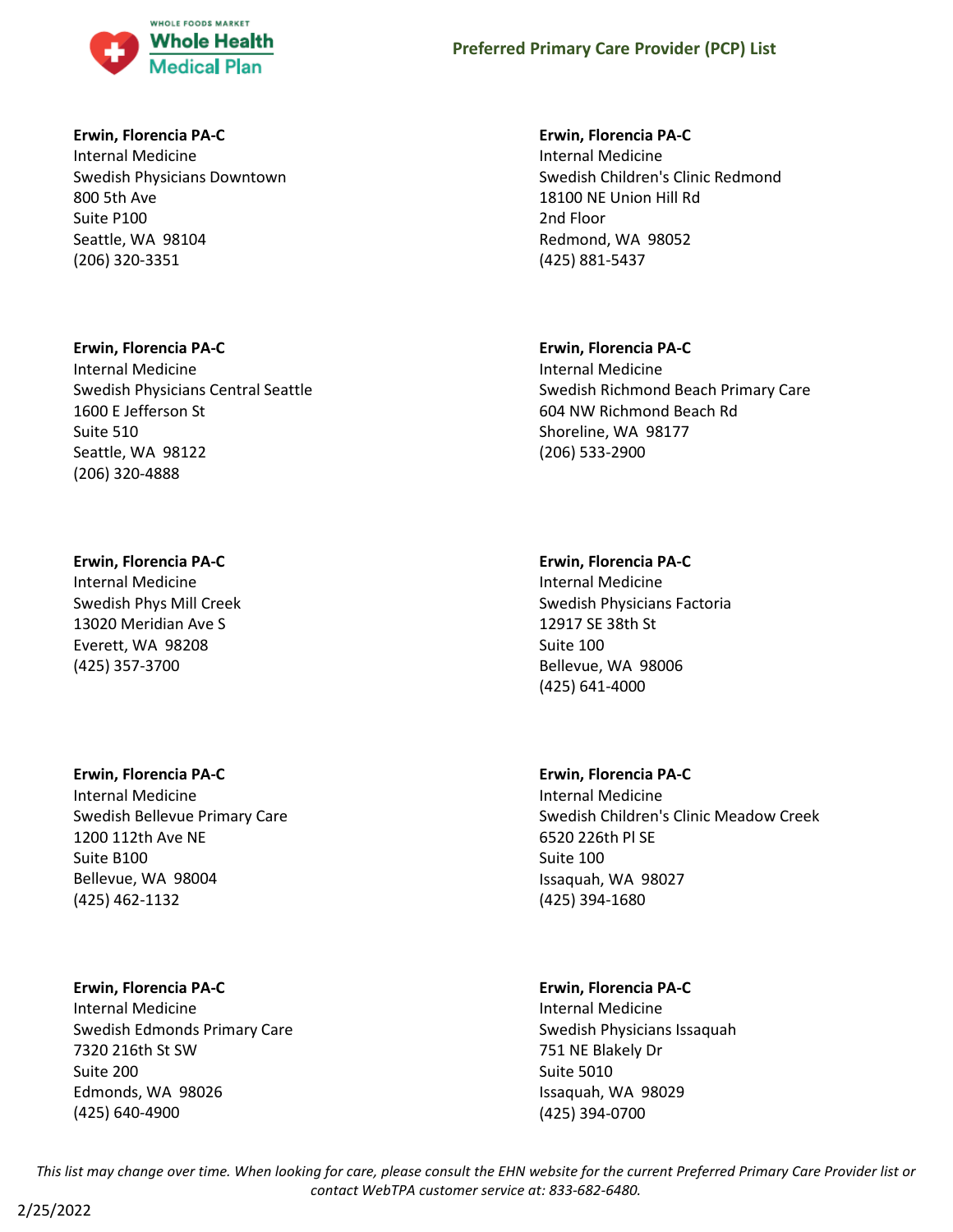**Erwin, Florencia PA-C**
Internal Medicine
Swedish Physicians Downtown
800 5th Ave
Suite P100
Seattle, WA 98104
(206) 320-3351

**Erwin, Florencia PA-C**
Internal Medicine
Swedish Physicians Central Seattle
1600 E Jefferson St
Suite 510
Seattle, WA 98122
(206) 320-4888

**Erwin, Florencia PA-C**
Internal Medicine
Swedish Phys Mill Creek
13020 Meridian Ave S
Everett, WA 98208
(425) 357-3700

**Erwin, Florencia PA-C**
Internal Medicine
Swedish Bellevue Primary Care
1200 112th Ave NE
Suite B100
Bellevue, WA 98004
(425) 462-1132

**Erwin, Florencia PA-C**
Internal Medicine
Swedish Edmonds Primary Care
7320 216th St SW
Suite 200
Edmonds, WA 98026
(425) 640-4900

**Erwin, Florencia PA-C**
Internal Medicine
Swedish Children's Clinic Redmond
18100 NE Union Hill Rd
2nd Floor
Redmond, WA 98052
(425) 881-5437

**Erwin, Florencia PA-C**
Internal Medicine
Swedish Richmond Beach Primary Care
604 NW Richmond Beach Rd
Shoreline, WA 98177
(206) 533-2900

**Erwin, Florencia PA-C**
Internal Medicine
Swedish Physicians Factoria
12917 SE 38th St
Suite 100
Bellevue, WA 98006
(425) 641-4000

**Erwin, Florencia PA-C**
Internal Medicine
Swedish Children's Clinic Meadow Creek
6520 226th Pl SE
Suite 100
Issaquah, WA 98027
(425) 394-1680

**Erwin, Florencia PA-C**
Internal Medicine
Swedish Physicians Issaquah
751 NE Blakely Dr
Suite 5010
Issaquah, WA 98029
(425) 394-0700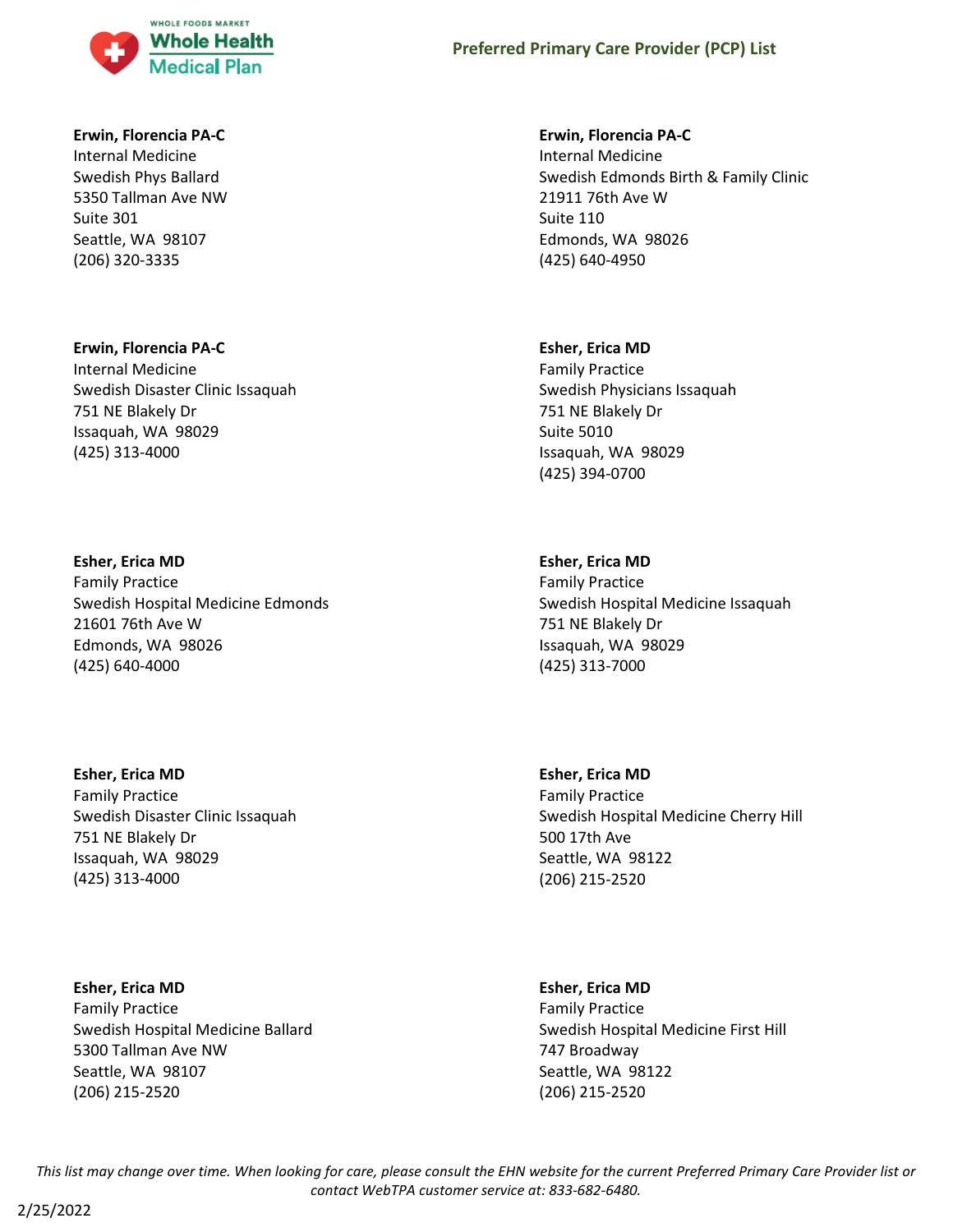**Erwin, Florencia PA-C**
Internal Medicine
Swedish Phys Ballard
5350 Tallman Ave NW
Suite 301
Seattle, WA 98107
(206) 320-3335

**Erwin, Florencia PA-C**
Internal Medicine
Swedish Edmonds Birth & Family Clinic
21911 76th Ave W
Suite 110
Edmonds, WA 98026
(425) 640-4950

**Erwin, Florencia PA-C**
Internal Medicine
Swedish Disaster Clinic Issaquah
751 NE Blakely Dr
Issaquah, WA 98029
(425) 313-4000

**Esher, Erica MD**
Family Practice
Swedish Physicians Issaquah
751 NE Blakely Dr
Suite 5010
Issaquah, WA 98029
(425) 394-0700

**Esher, Erica MD**
Family Practice
Swedish Hospital Medicine Edmonds
21601 76th Ave W
Edmonds, WA 98026
(425) 640-4000

**Esher, Erica MD**
Family Practice
Swedish Hospital Medicine Issaquah
751 NE Blakely Dr
Issaquah, WA 98029
(425) 313-7000

**Esher, Erica MD**
Family Practice
Swedish Disaster Clinic Issaquah
751 NE Blakely Dr
Issaquah, WA 98029
(425) 313-4000

**Esher, Erica MD**
Family Practice
Swedish Hospital Medicine Cherry Hill
500 17th Ave
Seattle, WA 98122
(206) 215-2520

**Esher, Erica MD**
Family Practice
Swedish Hospital Medicine Ballard
5300 Tallman Ave NW
Seattle, WA 98107
(206) 215-2520

**Esher, Erica MD**
Family Practice
Swedish Hospital Medicine First Hill
747 Broadway
Seattle, WA 98122
(206) 215-2520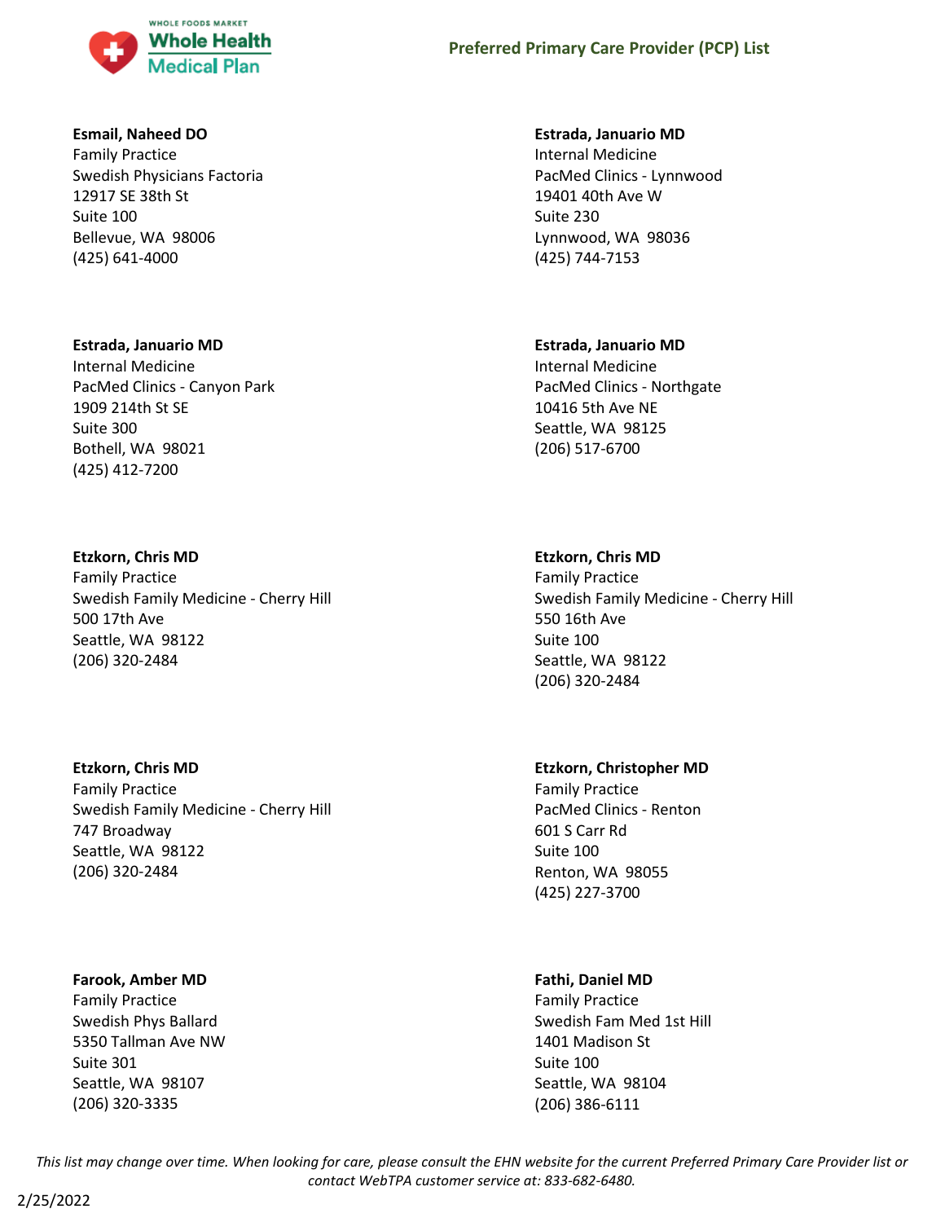**Esmail, Naheed DO**
Family Practice
Swedish Physicians Factoria
12917 SE 38th St
Suite 100
Bellevue, WA 98006
(425) 641-4000

**Estrada, Januario MD**
Internal Medicine
PacMed Clinics - Lynnwood
19401 40th Ave W
Suite 230
Lynnwood, WA 98036
(425) 744-7153

**Estrada, Januario MD**
Internal Medicine
PacMed Clinics - Canyon Park
1909 214th St SE
Suite 300
Bothell, WA 98021
(425) 412-7200

**Estrada, Januario MD**
Internal Medicine
PacMed Clinics - Northgate
10416 5th Ave NE
Seattle, WA 98125
(206) 517-6700

**Etzkorn, Chris MD**
Family Practice
Swedish Family Medicine - Cherry Hill
500 17th Ave
Seattle, WA 98122
(206) 320-2484

**Etzkorn, Chris MD**
Family Practice
Swedish Family Medicine - Cherry Hill
550 16th Ave
Suite 100
Seattle, WA 98122
(206) 320-2484

**Etzkorn, Chris MD**
Family Practice
Swedish Family Medicine - Cherry Hill
747 Broadway
Seattle, WA 98122
(206) 320-2484

**Etzkorn, Christopher MD**
Family Practice
PacMed Clinics - Renton
601 S Carr Rd
Suite 100
Renton, WA 98055
(425) 227-3700

**Farook, Amber MD**
Family Practice
Swedish Phys Ballard
5350 Tallman Ave NW
Suite 301
Seattle, WA 98107
(206) 320-3335

**Fathi, Daniel MD**
Family Practice
Swedish Fam Med 1st Hill
1401 Madison St
Suite 100
Seattle, WA 98104
(206) 386-6111

*This list may change over time. When looking for care, please consult the EHN website for the current Preferred Primary Care Provider list or contact WebTPA customer service at: 833-682-6480.*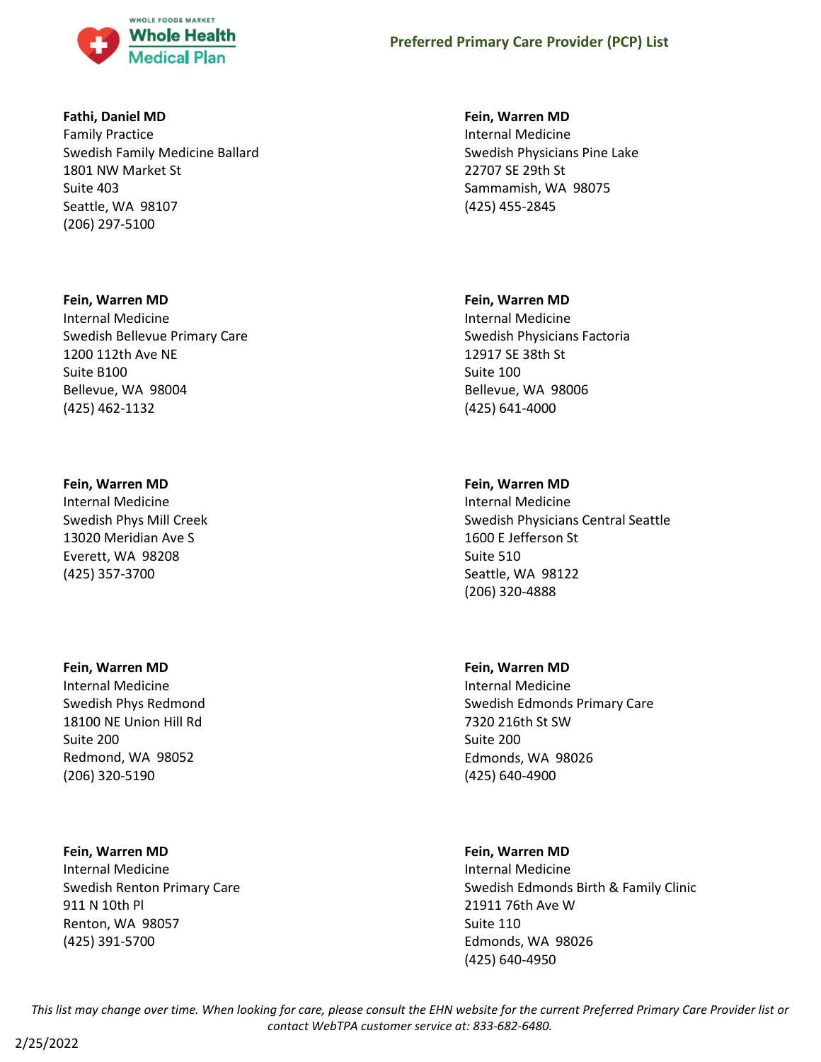**Fathi, Daniel MD**
Family Practice
Swedish Family Medicine Ballard
1801 NW Market St
Suite 403
Seattle, WA 98107
(206) 297-5100

**Fein, Warren MD**
Internal Medicine
Swedish Bellevue Primary Care
1200 112th Ave NE
Suite B100
Bellevue, WA 98004
(425) 462-1132

**Fein, Warren MD**
Internal Medicine
Swedish Phys Mill Creek
13020 Meridian Ave S
Everett, WA 98208
(425) 357-3700

**Fein, Warren MD**
Internal Medicine
Swedish Phys Redmond
18100 NE Union Hill Rd
Suite 200
Redmond, WA 98052
(206) 320-5190

**Fein, Warren MD**
Internal Medicine
Swedish Renton Primary Care
911 N 10th Pl
Renton, WA 98057
(425) 391-5700

**Fein, Warren MD**
Internal Medicine
Swedish Physicians Pine Lake
22707 SE 29th St
Sammamish, WA 98075
(425) 455-2845

**Fein, Warren MD**
Internal Medicine
Swedish Physicians Factoria
12917 SE 38th St
Suite 100
Bellevue, WA 98006
(425) 641-4000

**Fein, Warren MD**
Internal Medicine
Swedish Physicians Central Seattle
1600 E Jefferson St
Suite 510
Seattle, WA 98122
(206) 320-4888

**Fein, Warren MD**
Internal Medicine
Swedish Edmonds Primary Care
7320 216th St SW
Suite 200
Edmonds, WA 98026
(425) 640-4900

**Fein, Warren MD**
Internal Medicine
Swedish Edmonds Birth & Family Clinic
21911 76th Ave W
Suite 110
Edmonds, WA 98026
(425) 640-4950

*This list may change over time. When looking for care, please consult the EHN website for the current Preferred Primary Care Provider list or contact WebTPA customer service at: 833-682-6480.*

2/25/2022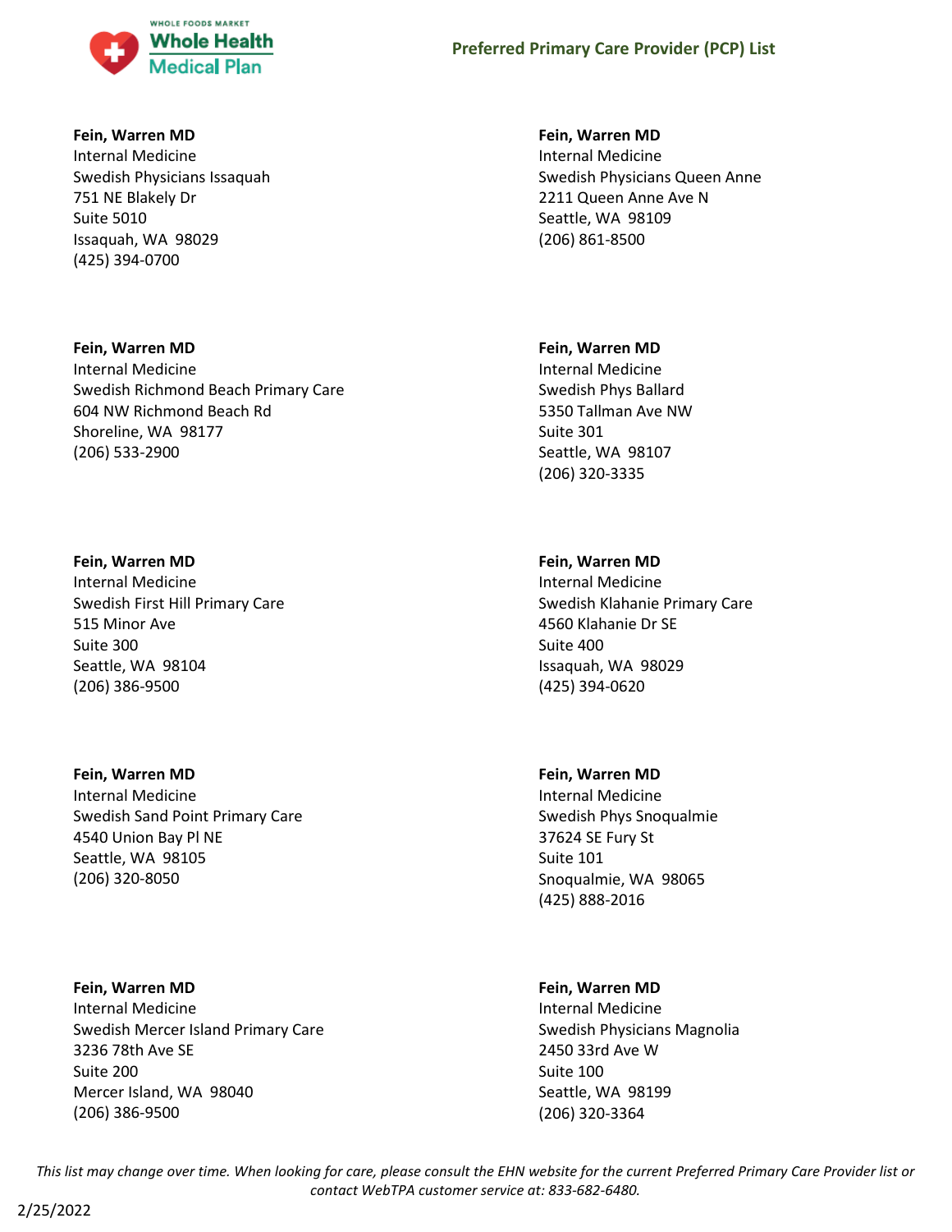**Fein, Warren MD**
Internal Medicine
Swedish Physicians Issaquah
751 NE Blakely Dr
Suite 5010
Issaquah, WA 98029
(425) 394-0700

**Fein, Warren MD**
Internal Medicine
Swedish Physicians Queen Anne
2211 Queen Anne Ave N
Seattle, WA 98109
(206) 861-8500

**Fein, Warren MD**
Internal Medicine
Swedish Richmond Beach Primary Care
604 NW Richmond Beach Rd
Shoreline, WA 98177
(206) 533-2900

**Fein, Warren MD**
Internal Medicine
Swedish Phys Ballard
5350 Tallman Ave NW
Suite 301
Seattle, WA 98107
(206) 320-3335

**Fein, Warren MD**
Internal Medicine
Swedish First Hill Primary Care
515 Minor Ave
Suite 300
Seattle, WA 98104
(206) 386-9500

**Fein, Warren MD**
Internal Medicine
Swedish Klahanie Primary Care
4560 Klahanie Dr SE
Suite 400
Issaquah, WA 98029
(425) 394-0620

**Fein, Warren MD**
Internal Medicine
Swedish Sand Point Primary Care
4540 Union Bay Pl NE
Seattle, WA 98105
(206) 320-8050

**Fein, Warren MD**
Internal Medicine
Swedish Phys Snoqualmie
37624 SE Fury St
Suite 101
Snoqualmie, WA 98065
(425) 888-2016

**Fein, Warren MD**
Internal Medicine
Swedish Mercer Island Primary Care
3236 78th Ave SE
Suite 200
Mercer Island, WA 98040
(206) 386-9500

**Fein, Warren MD**
Internal Medicine
Swedish Physicians Magnolia
2450 33rd Ave W
Suite 100
Seattle, WA 98199
(206) 320-3364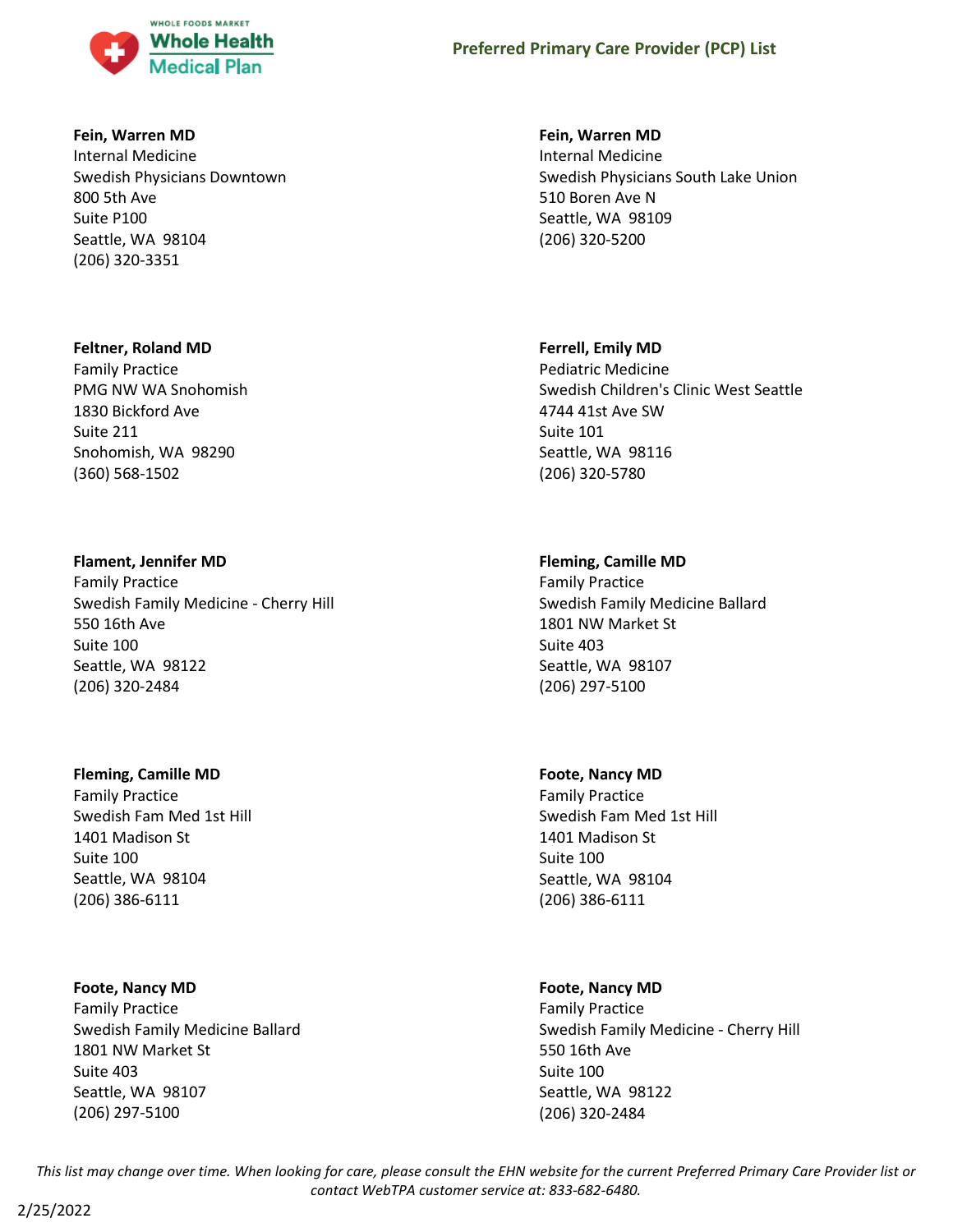**Fein, Warren MD**
Internal Medicine
Swedish Physicians Downtown
800 5th Ave
Suite P100
Seattle, WA 98104
(206) 320-3351

**Fein, Warren MD**
Internal Medicine
Swedish Physicians South Lake Union
510 Boren Ave N
Seattle, WA 98109
(206) 320-5200

**Feltner, Roland MD**
Family Practice
PMG NW WA Snohomish
1830 Bickford Ave
Suite 211
Snohomish, WA 98290
(360) 568-1502

**Ferrell, Emily MD**
Pediatric Medicine
Swedish Children's Clinic West Seattle
4744 41st Ave SW
Suite 101
Seattle, WA 98116
(206) 320-5780

**Flament, Jennifer MD**
Family Practice
Swedish Family Medicine - Cherry Hill
550 16th Ave
Suite 100
Seattle, WA 98122
(206) 320-2484

**Fleming, Camille MD**
Family Practice
Swedish Family Medicine Ballard
1801 NW Market St
Suite 403
Seattle, WA 98107
(206) 297-5100

**Fleming, Camille MD**
Family Practice
Swedish Fam Med 1st Hill
1401 Madison St
Suite 100
Seattle, WA 98104
(206) 386-6111

**Foote, Nancy MD**
Family Practice
Swedish Fam Med 1st Hill
1401 Madison St
Suite 100
Seattle, WA 98104
(206) 386-6111

**Foote, Nancy MD**
Family Practice
Swedish Family Medicine Ballard
1801 NW Market St
Suite 403
Seattle, WA 98107
(206) 297-5100

**Foote, Nancy MD**
Family Practice
Swedish Family Medicine - Cherry Hill
550 16th Ave
Suite 100
Seattle, WA 98122
(206) 320-2484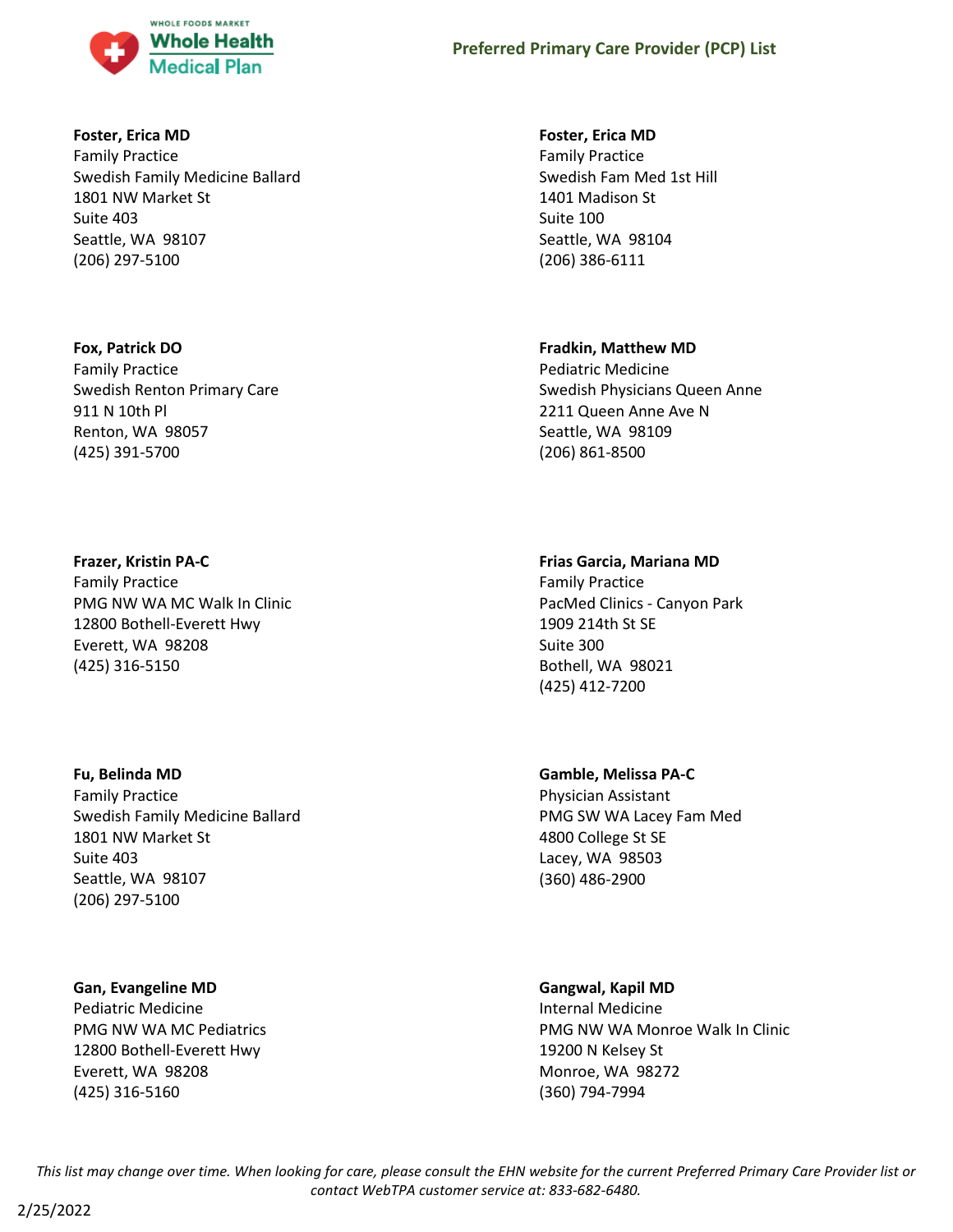**Foster, Erica MD**
Family Practice
Swedish Family Medicine Ballard
1801 NW Market St
Suite 403
Seattle, WA 98107
(206) 297-5100

**Foster, Erica MD**
Family Practice
Swedish Fam Med 1st Hill
1401 Madison St
Suite 100
Seattle, WA 98104
(206) 386-6111

**Fox, Patrick DO**
Family Practice
Swedish Renton Primary Care
911 N 10th Pl
Renton, WA 98057
(425) 391-5700

**Fradkin, Matthew MD**
Pediatric Medicine
Swedish Physicians Queen Anne
2211 Queen Anne Ave N
Seattle, WA 98109
(206) 861-8500

**Frazer, Kristin PA-C**
Family Practice
PMG NW WA MC Walk In Clinic
12800 Bothell-Everett Hwy
Everett, WA 98208
(425) 316-5150

**Frias Garcia, Mariana MD**
Family Practice
PacMed Clinics - Canyon Park
1909 214th St SE
Suite 300
Bothell, WA 98021
(425) 412-7200

**Fu, Belinda MD**
Family Practice
Swedish Family Medicine Ballard
1801 NW Market St
Suite 403
Seattle, WA 98107
(206) 297-5100

**Gamble, Melissa PA-C**
Physician Assistant
PMG SW WA Lacey Fam Med
4800 College St SE
Lacey, WA 98503
(360) 486-2900

**Gan, Evangeline MD**
Pediatric Medicine
PMG NW WA MC Pediatrics
12800 Bothell-Everett Hwy
Everett, WA 98208
(425) 316-5160

**Gangwal, Kapil MD**
Internal Medicine
PMG NW WA Monroe Walk In Clinic
19200 N Kelsey St
Monroe, WA 98272
(360) 794-7994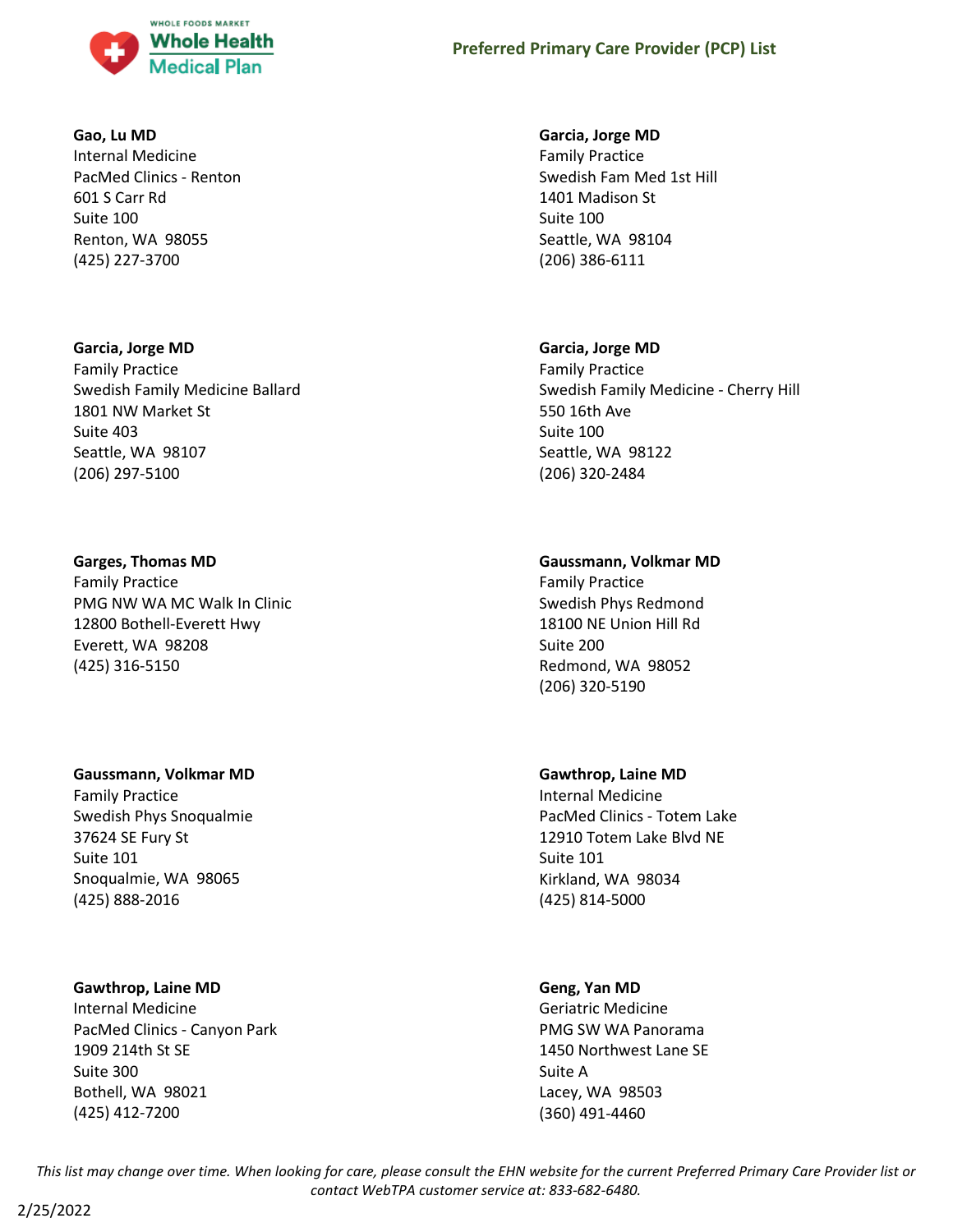**Gao, Lu MD**
Internal Medicine
PacMed Clinics - Renton
601 S Carr Rd
Suite 100
Renton, WA 98055
(425) 227-3700

**Garcia, Jorge MD**
Family Practice
Swedish Fam Med 1st Hill
1401 Madison St
Suite 100
Seattle, WA 98104
(206) 386-6111

**Garcia, Jorge MD**
Family Practice
Swedish Family Medicine Ballard
1801 NW Market St
Suite 403
Seattle, WA 98107
(206) 297-5100

**Garcia, Jorge MD**
Family Practice
Swedish Family Medicine - Cherry Hill
550 16th Ave
Suite 100
Seattle, WA 98122
(206) 320-2484

**Garges, Thomas MD**
Family Practice
PMG NW WA MC Walk In Clinic
12800 Bothell-Everett Hwy
Everett, WA 98208
(425) 316-5150

**Gaussmann, Volkmar MD**
Family Practice
Swedish Phys Redmond
18100 NE Union Hill Rd
Suite 200
Redmond, WA 98052
(206) 320-5190

**Gaussmann, Volkmar MD**
Family Practice
Swedish Phys Snoqualmie
37624 SE Fury St
Suite 101
Snoqualmie, WA 98065
(425) 888-2016

**Gawthrop, Laine MD**
Internal Medicine
PacMed Clinics - Totem Lake
12910 Totem Lake Blvd NE
Suite 101
Kirkland, WA 98034
(425) 814-5000

**Gawthrop, Laine MD**
Internal Medicine
PacMed Clinics - Canyon Park
1909 214th St SE
Suite 300
Bothell, WA 98021
(425) 412-7200

**Geng, Yan MD**
Geriatric Medicine
PMG SW WA Panorama
1450 Northwest Lane SE
Suite A
Lacey, WA 98503
(360) 491-4460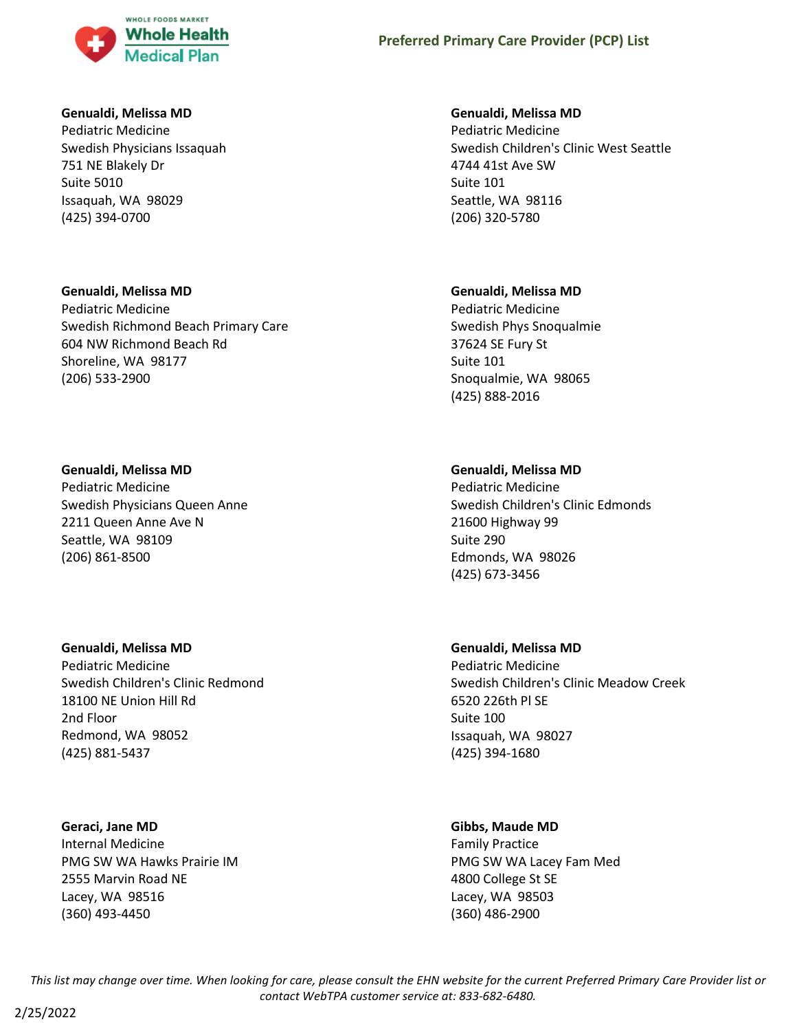**Genualdi, Melissa MD**
Pediatric Medicine
Swedish Physicians Issaquah
751 NE Blakely Dr
Suite 5010
Issaquah, WA 98029
(425) 394-0700

**Genualdi, Melissa MD**
Pediatric Medicine
Swedish Children's Clinic West Seattle
4744 41st Ave SW
Suite 101
Seattle, WA 98116
(206) 320-5780

**Genualdi, Melissa MD**
Pediatric Medicine
Swedish Richmond Beach Primary Care
604 NW Richmond Beach Rd
Shoreline, WA 98177
(206) 533-2900

**Genualdi, Melissa MD**
Pediatric Medicine
Swedish Phys Snoqualmie
37624 SE Fury St
Suite 101
Snoqualmie, WA 98065
(425) 888-2016

**Genualdi, Melissa MD**
Pediatric Medicine
Swedish Physicians Queen Anne
2211 Queen Anne Ave N
Seattle, WA 98109
(206) 861-8500

**Genualdi, Melissa MD**
Pediatric Medicine
Swedish Children's Clinic Edmonds
21600 Highway 99
Suite 290
Edmonds, WA 98026
(425) 673-3456

**Genualdi, Melissa MD**
Pediatric Medicine
Swedish Children's Clinic Redmond
18100 NE Union Hill Rd
2nd Floor
Redmond, WA 98052
(425) 881-5437

**Genualdi, Melissa MD**
Pediatric Medicine
Swedish Children's Clinic Meadow Creek
6520 226th Pl SE
Suite 100
Issaquah, WA 98027
(425) 394-1680

**Geraci, Jane MD**
Internal Medicine
PMG SW WA Hawks Prairie IM
2555 Marvin Road NE
Lacey, WA 98516
(360) 493-4450

**Gibbs, Maude MD**
Family Practice
PMG SW WA Lacey Fam Med
4800 College St SE
Lacey, WA 98503
(360) 486-2900

*This list may change over time. When looking for care, please consult the EHN website for the current Preferred Primary Care Provider list or contact WebTPA customer service at: 833-682-6480.*

2/25/2022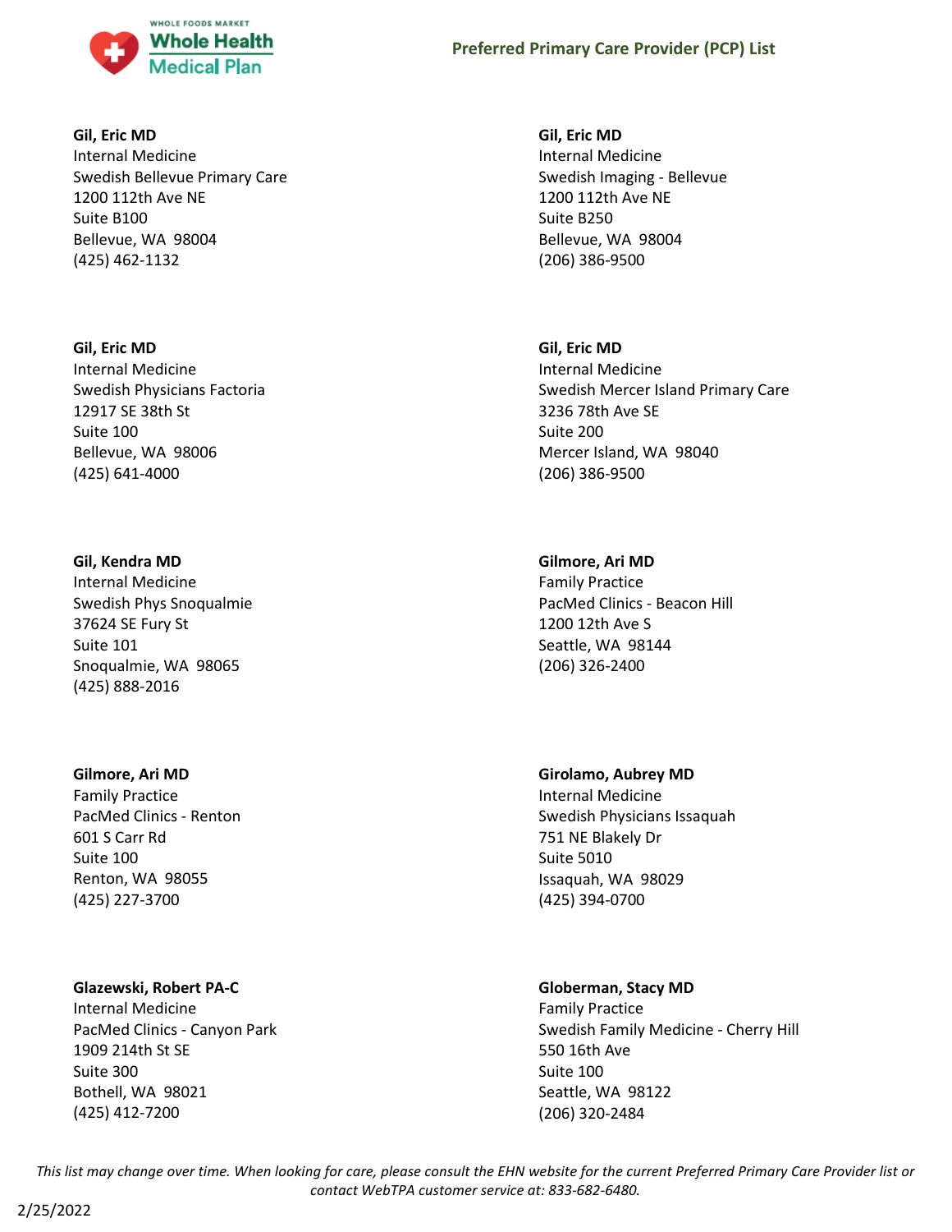**Gil, Eric MD**
Internal Medicine
Swedish Bellevue Primary Care
1200 112th Ave NE
Suite B100
Bellevue, WA 98004
(425) 462-1132

**Gil, Eric MD**
Internal Medicine
Swedish Imaging - Bellevue
1200 112th Ave NE
Suite B250
Bellevue, WA 98004
(206) 386-9500

**Gil, Eric MD**
Internal Medicine
Swedish Physicians Factoria
12917 SE 38th St
Suite 100
Bellevue, WA 98006
(425) 641-4000

**Gil, Eric MD**
Internal Medicine
Swedish Mercer Island Primary Care
3236 78th Ave SE
Suite 200
Mercer Island, WA 98040
(206) 386-9500

**Gil, Kendra MD**
Internal Medicine
Swedish Phys Snoqualmie
37624 SE Fury St
Suite 101
Snoqualmie, WA 98065
(425) 888-2016

**Gilmore, Ari MD**
Family Practice
PacMed Clinics - Beacon Hill
1200 12th Ave S
Seattle, WA 98144
(206) 326-2400

**Gilmore, Ari MD**
Family Practice
PacMed Clinics - Renton
601 S Carr Rd
Suite 100
Renton, WA 98055
(425) 227-3700

**Girolamo, Aubrey MD**
Internal Medicine
Swedish Physicians Issaquah
751 NE Blakely Dr
Suite 5010
Issaquah, WA 98029
(425) 394-0700

**Glazewski, Robert PA-C**
Internal Medicine
PacMed Clinics - Canyon Park
1909 214th St SE
Suite 300
Bothell, WA 98021
(425) 412-7200

**Globerman, Stacy MD**
Family Practice
Swedish Family Medicine - Cherry Hill
550 16th Ave
Suite 100
Seattle, WA 98122
(206) 320-2484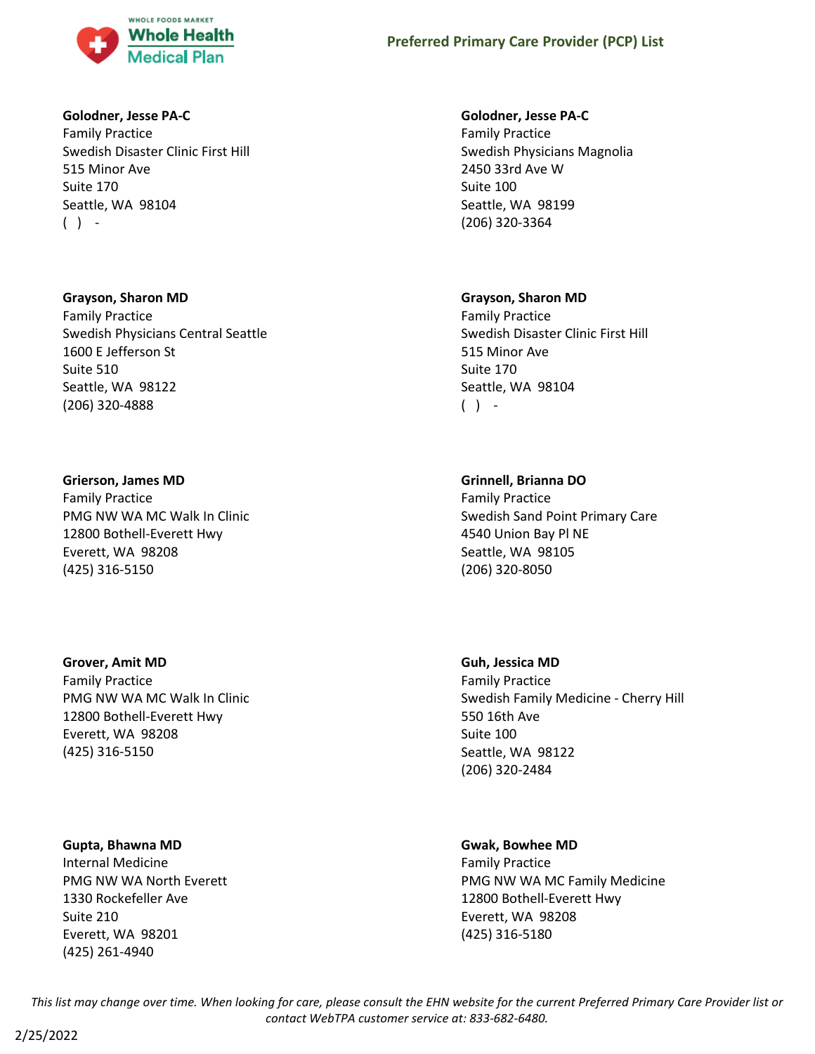**Golodner, Jesse PA-C**
Family Practice
Swedish Disaster Clinic First Hill
515 Minor Ave
Suite 170
Seattle, WA 98104
( ) -

**Golodner, Jesse PA-C**
Family Practice
Swedish Physicians Magnolia
2450 33rd Ave W
Suite 100
Seattle, WA 98199
(206) 320-3364

**Grayson, Sharon MD**
Family Practice
Swedish Physicians Central Seattle
1600 E Jefferson St
Suite 510
Seattle, WA 98122
(206) 320-4888

**Grayson, Sharon MD**
Family Practice
Swedish Disaster Clinic First Hill
515 Minor Ave
Suite 170
Seattle, WA 98104
( ) -

**Grierson, James MD**
Family Practice
PMG NW WA MC Walk In Clinic
12800 Bothell-Everett Hwy
Everett, WA 98208
(425) 316-5150

**Grinnell, Brianna DO**
Family Practice
Swedish Sand Point Primary Care
4540 Union Bay Pl NE
Seattle, WA 98105
(206) 320-8050

**Grover, Amit MD**
Family Practice
PMG NW WA MC Walk In Clinic
12800 Bothell-Everett Hwy
Everett, WA 98208
(425) 316-5150

**Guh, Jessica MD**
Family Practice
Swedish Family Medicine - Cherry Hill
550 16th Ave
Suite 100
Seattle, WA 98122
(206) 320-2484

**Gupta, Bhawna MD**
Internal Medicine
PMG NW WA North Everett
1330 Rockefeller Ave
Suite 210
Everett, WA 98201
(425) 261-4940

**Gwak, Bowhee MD**
Family Practice
PMG NW WA MC Family Medicine
12800 Bothell-Everett Hwy
Everett, WA 98208
(425) 316-5180

*This list may change over time. When looking for care, please consult the EHN website for the current Preferred Primary Care Provider list or contact WebTPA customer service at: 833-682-6480.*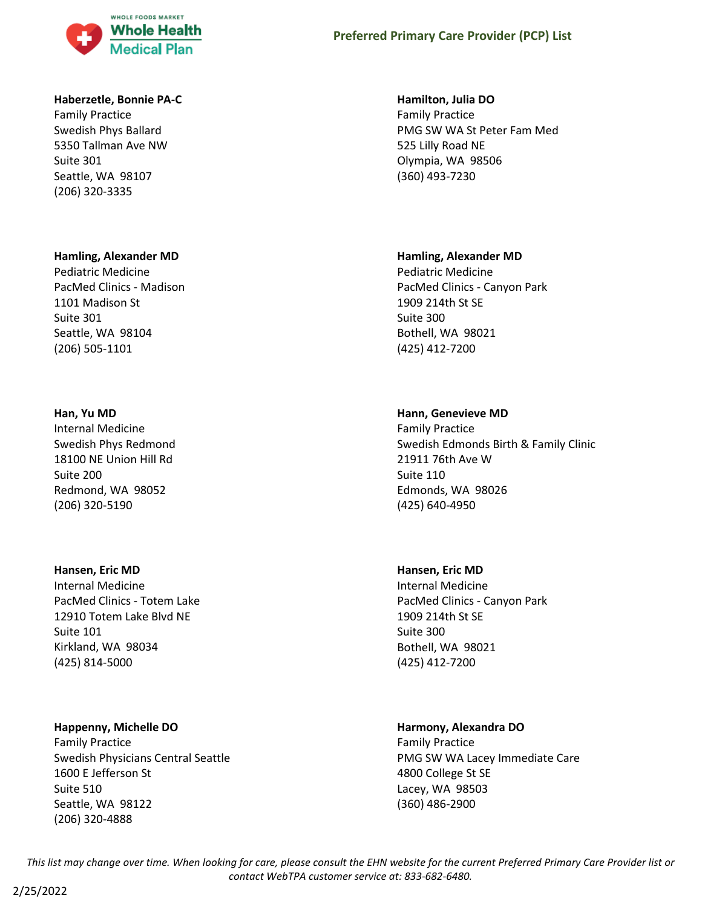**Haberzetle, Bonnie PA-C**
Family Practice
Swedish Phys Ballard
5350 Tallman Ave NW
Suite 301
Seattle, WA 98107
(206) 320-3335

**Hamilton, Julia DO**
Family Practice
PMG SW WA St Peter Fam Med
525 Lilly Road NE
Olympia, WA 98506
(360) 493-7230

**Hamling, Alexander MD**
Pediatric Medicine
PacMed Clinics - Madison
1101 Madison St
Suite 301
Seattle, WA 98104
(206) 505-1101

**Hamling, Alexander MD**
Pediatric Medicine
PacMed Clinics - Canyon Park
1909 214th St SE
Suite 300
Bothell, WA 98021
(425) 412-7200

**Han, Yu MD**
Internal Medicine
Swedish Phys Redmond
18100 NE Union Hill Rd
Suite 200
Redmond, WA 98052
(206) 320-5190

**Hann, Genevieve MD**
Family Practice
Swedish Edmonds Birth & Family Clinic
21911 76th Ave W
Suite 110
Edmonds, WA 98026
(425) 640-4950

**Hansen, Eric MD**
Internal Medicine
PacMed Clinics - Totem Lake
12910 Totem Lake Blvd NE
Suite 101
Kirkland, WA 98034
(425) 814-5000

**Hansen, Eric MD**
Internal Medicine
PacMed Clinics - Canyon Park
1909 214th St SE
Suite 300
Bothell, WA 98021
(425) 412-7200

**Happenny, Michelle DO**
Family Practice
Swedish Physicians Central Seattle
1600 E Jefferson St
Suite 510
Seattle, WA 98122
(206) 320-4888

**Harmony, Alexandra DO**
Family Practice
PMG SW WA Lacey Immediate Care
4800 College St SE
Lacey, WA 98503
(360) 486-2900

*This list may change over time. When looking for care, please consult the EHN website for the current Preferred Primary Care Provider list or contact WebTPA customer service at: 833-682-6480.*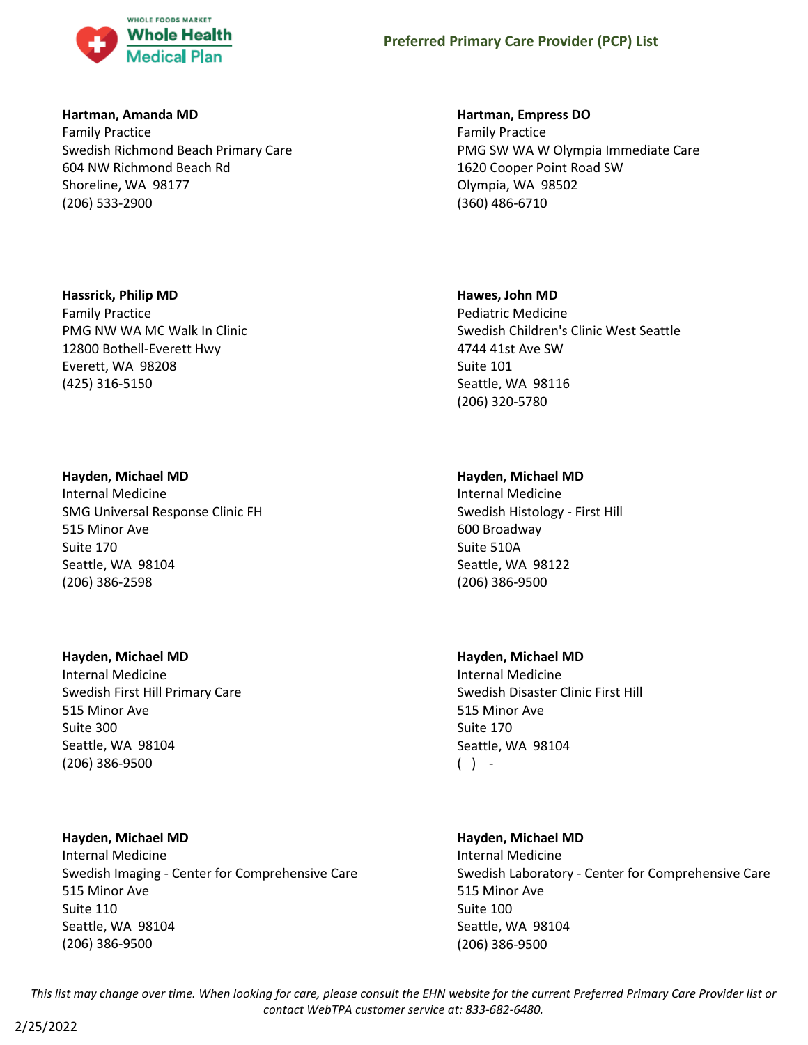**Hartman, Amanda MD**
Family Practice
Swedish Richmond Beach Primary Care
604 NW Richmond Beach Rd
Shoreline, WA 98177
(206) 533-2900

**Hartman, Empress DO**
Family Practice
PMG SW WA W Olympia Immediate Care
1620 Cooper Point Road SW
Olympia, WA 98502
(360) 486-6710

**Hassrick, Philip MD**
Family Practice
PMG NW WA MC Walk In Clinic
12800 Bothell-Everett Hwy
Everett, WA 98208
(425) 316-5150

**Hawes, John MD**
Pediatric Medicine
Swedish Children's Clinic West Seattle
4744 41st Ave SW
Suite 101
Seattle, WA 98116
(206) 320-5780

**Hayden, Michael MD**
Internal Medicine
SMG Universal Response Clinic FH
515 Minor Ave
Suite 170
Seattle, WA 98104
(206) 386-2598

**Hayden, Michael MD**
Internal Medicine
Swedish Histology - First Hill
600 Broadway
Suite 510A
Seattle, WA 98122
(206) 386-9500

**Hayden, Michael MD**
Internal Medicine
Swedish First Hill Primary Care
515 Minor Ave
Suite 300
Seattle, WA 98104
(206) 386-9500

**Hayden, Michael MD**
Internal Medicine
Swedish Disaster Clinic First Hill
515 Minor Ave
Suite 170
Seattle, WA 98104
( ) -

**Hayden, Michael MD**
Internal Medicine
Swedish Imaging - Center for Comprehensive Care
515 Minor Ave
Suite 110
Seattle, WA 98104
(206) 386-9500

**Hayden, Michael MD**
Internal Medicine
Swedish Laboratory - Center for Comprehensive Care
515 Minor Ave
Suite 100
Seattle, WA 98104
(206) 386-9500

*This list may change over time. When looking for care, please consult the EHN website for the current Preferred Primary Care Provider list or contact WebTPA customer service at: 833-682-6480.*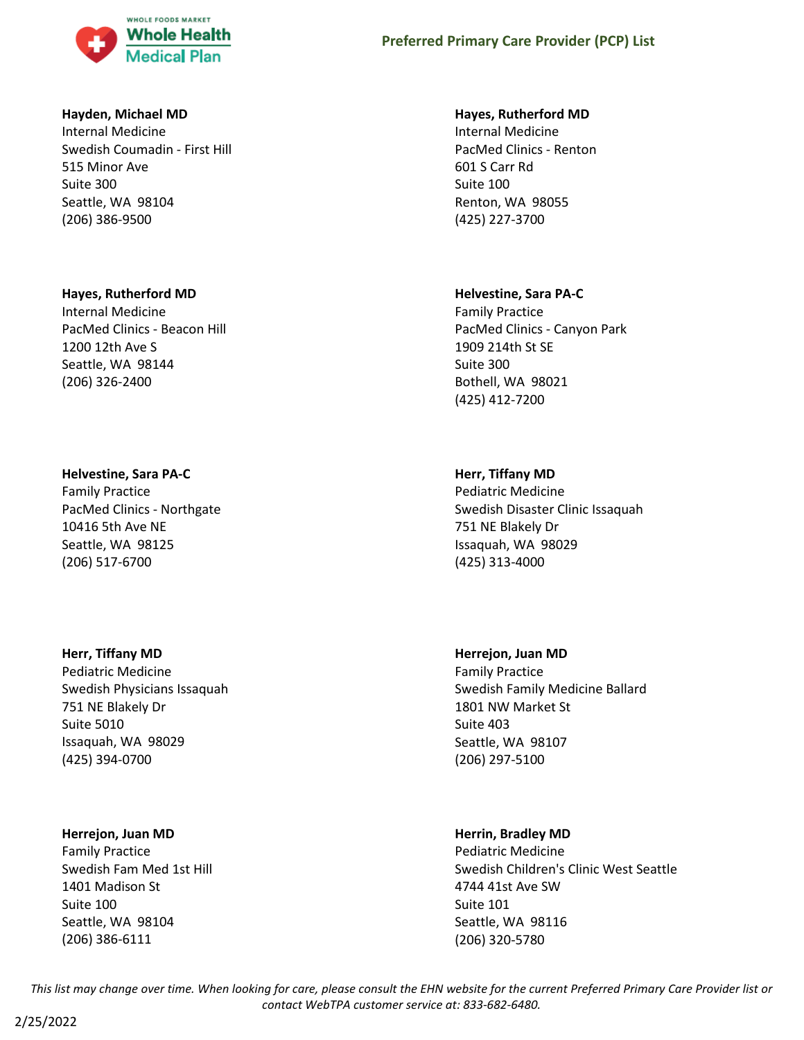**Hayden, Michael MD**
Internal Medicine
Swedish Coumadin - First Hill
515 Minor Ave
Suite 300
Seattle, WA 98104
(206) 386-9500

**Hayes, Rutherford MD**
Internal Medicine
PacMed Clinics - Renton
601 S Carr Rd
Suite 100
Renton, WA 98055
(425) 227-3700

**Hayes, Rutherford MD**
Internal Medicine
PacMed Clinics - Beacon Hill
1200 12th Ave S
Seattle, WA 98144
(206) 326-2400

**Helvestine, Sara PA-C**
Family Practice
PacMed Clinics - Canyon Park
1909 214th St SE
Suite 300
Bothell, WA 98021
(425) 412-7200

**Helvestine, Sara PA-C**
Family Practice
PacMed Clinics - Northgate
10416 5th Ave NE
Seattle, WA 98125
(206) 517-6700

**Herr, Tiffany MD**
Pediatric Medicine
Swedish Disaster Clinic Issaquah
751 NE Blakely Dr
Issaquah, WA 98029
(425) 313-4000

**Herr, Tiffany MD**
Pediatric Medicine
Swedish Physicians Issaquah
751 NE Blakely Dr
Suite 5010
Issaquah, WA 98029
(425) 394-0700

**Herrejon, Juan MD**
Family Practice
Swedish Family Medicine Ballard
1801 NW Market St
Suite 403
Seattle, WA 98107
(206) 297-5100

**Herrejon, Juan MD**
Family Practice
Swedish Fam Med 1st Hill
1401 Madison St
Suite 100
Seattle, WA 98104
(206) 386-6111

**Herrin, Bradley MD**
Pediatric Medicine
Swedish Children's Clinic West Seattle
4744 41st Ave SW
Suite 101
Seattle, WA 98116
(206) 320-5780

*This list may change over time. When looking for care, please consult the EHN website for the current Preferred Primary Care Provider list or contact WebTPA customer service at: 833-682-6480.*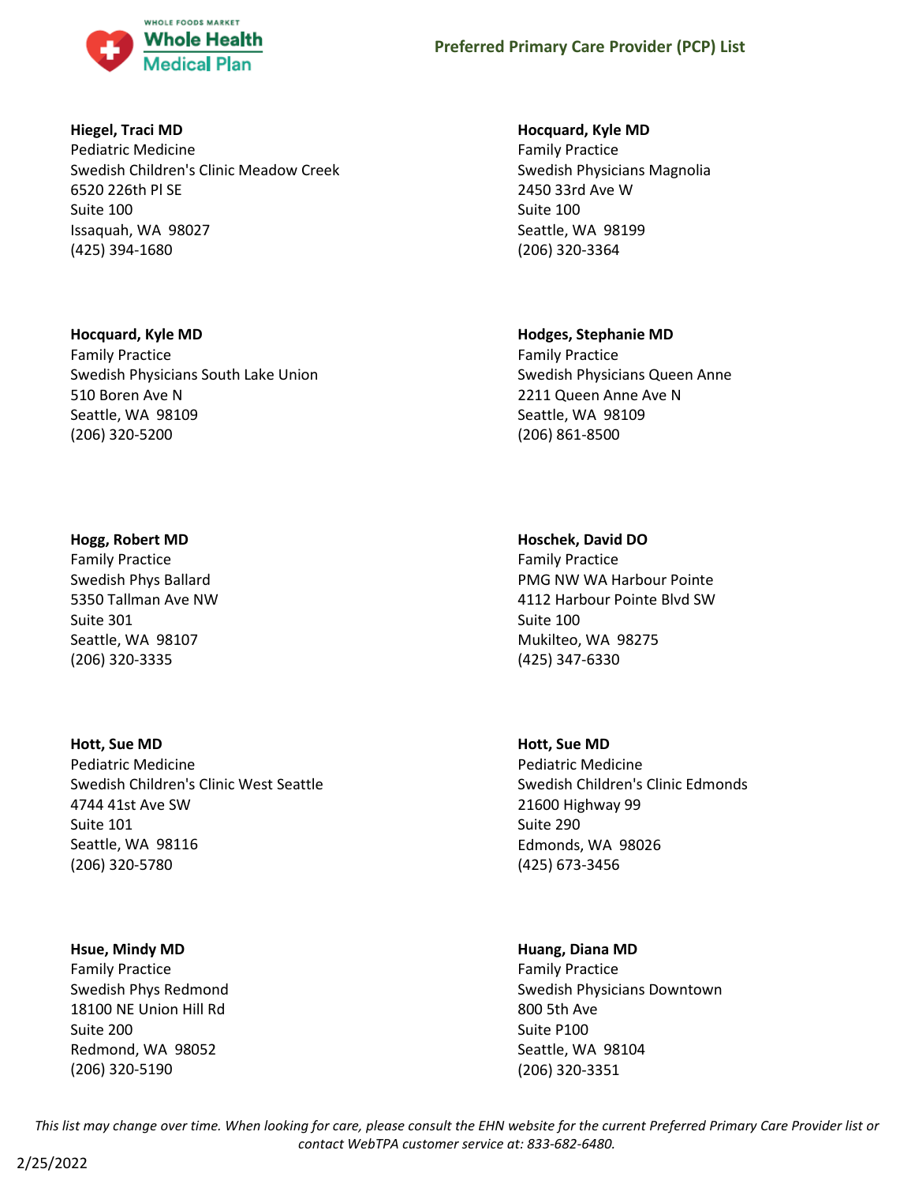**Hiegel, Traci MD**
Pediatric Medicine
Swedish Children's Clinic Meadow Creek
6520 226th Pl SE
Suite 100
Issaquah, WA 98027
(425) 394-1680

**Hocquard, Kyle MD**
Family Practice
Swedish Physicians Magnolia
2450 33rd Ave W
Suite 100
Seattle, WA 98199
(206) 320-3364

**Hocquard, Kyle MD**
Family Practice
Swedish Physicians South Lake Union
510 Boren Ave N
Seattle, WA 98109
(206) 320-5200

**Hodges, Stephanie MD**
Family Practice
Swedish Physicians Queen Anne
2211 Queen Anne Ave N
Seattle, WA 98109
(206) 861-8500

**Hogg, Robert MD**
Family Practice
Swedish Phys Ballard
5350 Tallman Ave NW
Suite 301
Seattle, WA 98107
(206) 320-3335

**Hoschek, David DO**
Family Practice
PMG NW WA Harbour Pointe
4112 Harbour Pointe Blvd SW
Suite 100
Mukilteo, WA 98275
(425) 347-6330

**Hott, Sue MD**
Pediatric Medicine
Swedish Children's Clinic West Seattle
4744 41st Ave SW
Suite 101
Seattle, WA 98116
(206) 320-5780

**Hott, Sue MD**
Pediatric Medicine
Swedish Children's Clinic Edmonds
21600 Highway 99
Suite 290
Edmonds, WA 98026
(425) 673-3456

**Hsue, Mindy MD**
Family Practice
Swedish Phys Redmond
18100 NE Union Hill Rd
Suite 200
Redmond, WA 98052
(206) 320-5190

**Huang, Diana MD**
Family Practice
Swedish Physicians Downtown
800 5th Ave
Suite P100
Seattle, WA 98104
(206) 320-3351

*This list may change over time. When looking for care, please consult the EHN website for the current Preferred Primary Care Provider list or contact WebTPA customer service at: 833-682-6480.*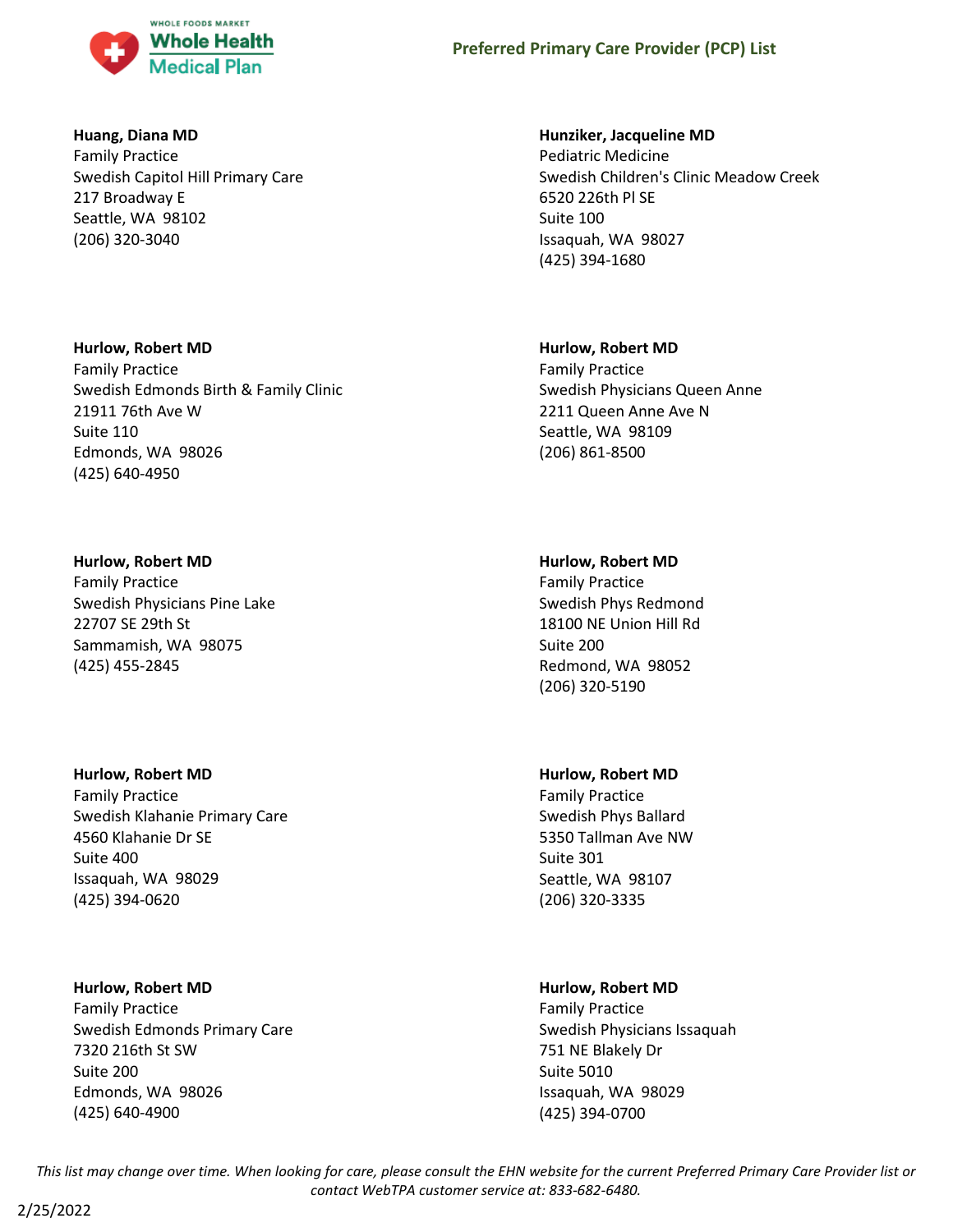**Huang, Diana MD**
Family Practice
Swedish Capitol Hill Primary Care
217 Broadway E
Seattle, WA 98102
(206) 320-3040

**Hunziker, Jacqueline MD**
Pediatric Medicine
Swedish Children's Clinic Meadow Creek
6520 226th Pl SE
Suite 100
Issaquah, WA 98027
(425) 394-1680

**Hurlow, Robert MD**
Family Practice
Swedish Edmonds Birth & Family Clinic
21911 76th Ave W
Suite 110
Edmonds, WA 98026
(425) 640-4950

**Hurlow, Robert MD**
Family Practice
Swedish Physicians Queen Anne
2211 Queen Anne Ave N
Seattle, WA 98109
(206) 861-8500

**Hurlow, Robert MD**
Family Practice
Swedish Physicians Pine Lake
22707 SE 29th St
Sammamish, WA 98075
(425) 455-2845

**Hurlow, Robert MD**
Family Practice
Swedish Phys Redmond
18100 NE Union Hill Rd
Suite 200
Redmond, WA 98052
(206) 320-5190

**Hurlow, Robert MD**
Family Practice
Swedish Klahanie Primary Care
4560 Klahanie Dr SE
Suite 400
Issaquah, WA 98029
(425) 394-0620

**Hurlow, Robert MD**
Family Practice
Swedish Phys Ballard
5350 Tallman Ave NW
Suite 301
Seattle, WA 98107
(206) 320-3335

**Hurlow, Robert MD**
Family Practice
Swedish Edmonds Primary Care
7320 216th St SW
Suite 200
Edmonds, WA 98026
(425) 640-4900

**Hurlow, Robert MD**
Family Practice
Swedish Physicians Issaquah
751 NE Blakely Dr
Suite 5010
Issaquah, WA 98029
(425) 394-0700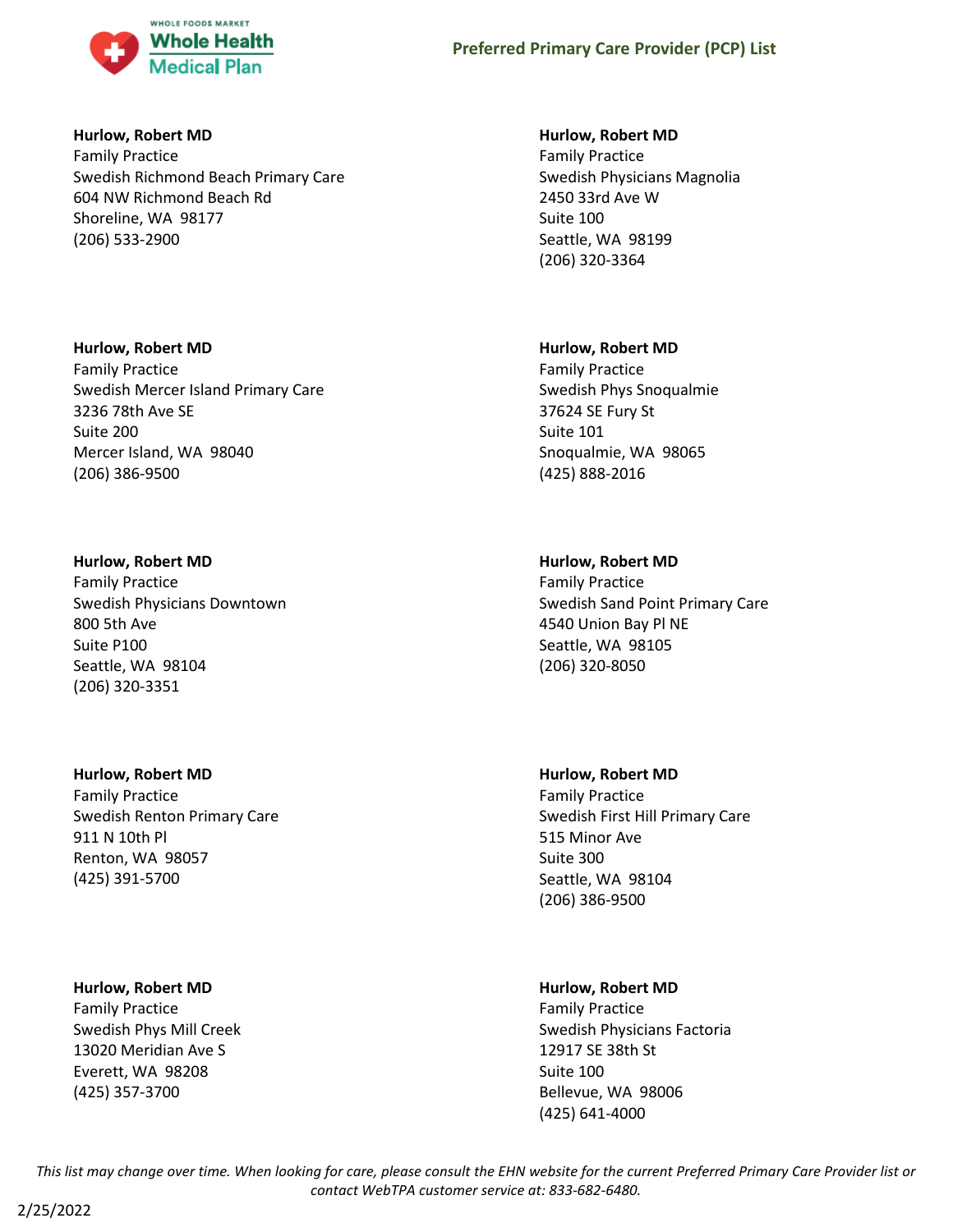**Hurlow, Robert MD**
Family Practice
Swedish Richmond Beach Primary Care
604 NW Richmond Beach Rd
Shoreline, WA 98177
(206) 533-2900

**Hurlow, Robert MD**
Family Practice
Swedish Mercer Island Primary Care
3236 78th Ave SE
Suite 200
Mercer Island, WA 98040
(206) 386-9500

**Hurlow, Robert MD**
Family Practice
Swedish Physicians Downtown
800 5th Ave
Suite P100
Seattle, WA 98104
(206) 320-3351

**Hurlow, Robert MD**
Family Practice
Swedish Renton Primary Care
911 N 10th Pl
Renton, WA 98057
(425) 391-5700

**Hurlow, Robert MD**
Family Practice
Swedish Phys Mill Creek
13020 Meridian Ave S
Everett, WA 98208
(425) 357-3700

**Hurlow, Robert MD**
Family Practice
Swedish Physicians Magnolia
2450 33rd Ave W
Suite 100
Seattle, WA 98199
(206) 320-3364

**Hurlow, Robert MD**
Family Practice
Swedish Phys Snoqualmie
37624 SE Fury St
Suite 101
Snoqualmie, WA 98065
(425) 888-2016

**Hurlow, Robert MD**
Family Practice
Swedish Sand Point Primary Care
4540 Union Bay Pl NE
Seattle, WA 98105
(206) 320-8050

**Hurlow, Robert MD**
Family Practice
Swedish First Hill Primary Care
515 Minor Ave
Suite 300
Seattle, WA 98104
(206) 386-9500

**Hurlow, Robert MD**
Family Practice
Swedish Physicians Factoria
12917 SE 38th St
Suite 100
Bellevue, WA 98006
(425) 641-4000

*This list may change over time. When looking for care, please consult the EHN website for the current Preferred Primary Care Provider list or contact WebTPA customer service at: 833-682-6480.*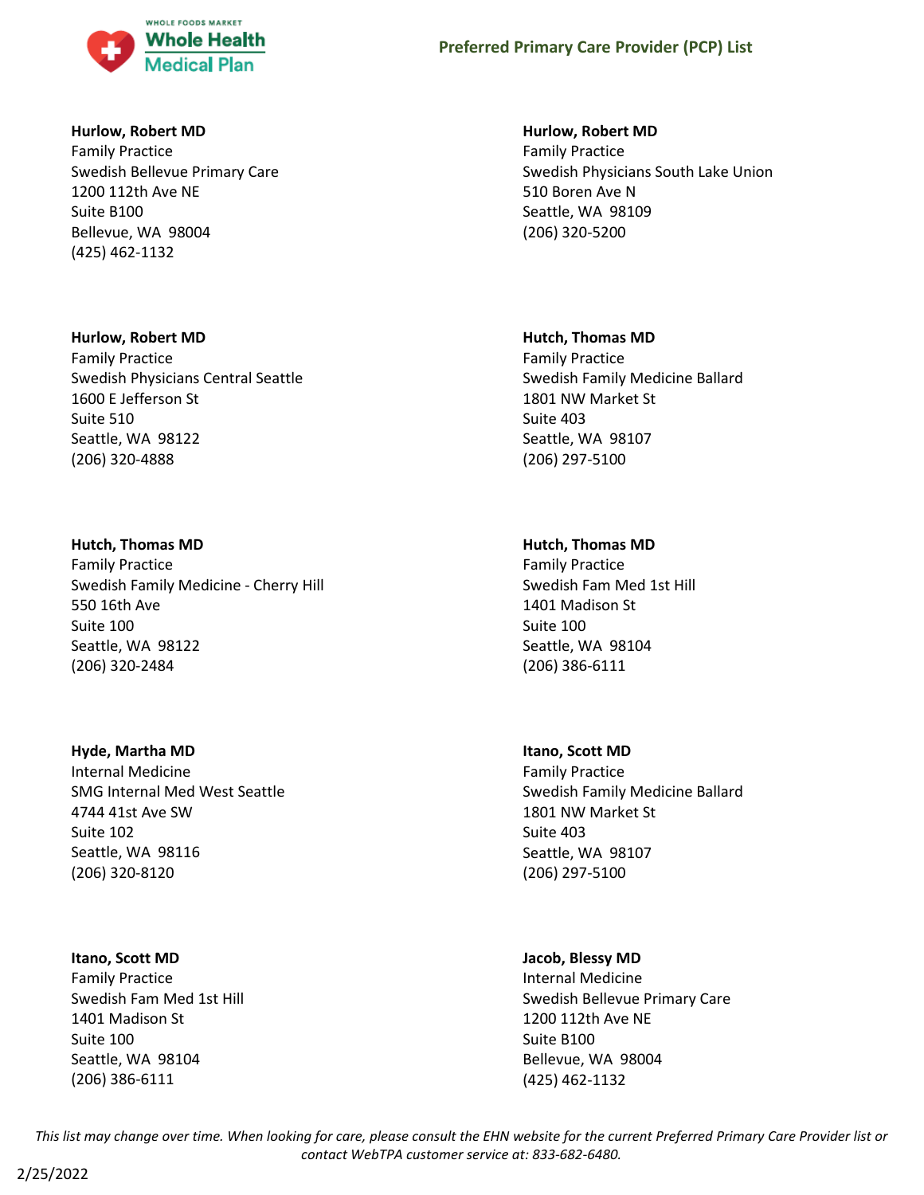**Hurlow, Robert MD**
Family Practice
Swedish Bellevue Primary Care
1200 112th Ave NE
Suite B100
Bellevue, WA 98004
(425) 462-1132

**Hurlow, Robert MD**
Family Practice
Swedish Physicians South Lake Union
510 Boren Ave N
Seattle, WA 98109
(206) 320-5200

**Hurlow, Robert MD**
Family Practice
Swedish Physicians Central Seattle
1600 E Jefferson St
Suite 510
Seattle, WA 98122
(206) 320-4888

**Hutch, Thomas MD**
Family Practice
Swedish Family Medicine Ballard
1801 NW Market St
Suite 403
Seattle, WA 98107
(206) 297-5100

**Hutch, Thomas MD**
Family Practice
Swedish Family Medicine - Cherry Hill
550 16th Ave
Suite 100
Seattle, WA 98122
(206) 320-2484

**Hutch, Thomas MD**
Family Practice
Swedish Fam Med 1st Hill
1401 Madison St
Suite 100
Seattle, WA 98104
(206) 386-6111

**Hyde, Martha MD**
Internal Medicine
SMG Internal Med West Seattle
4744 41st Ave SW
Suite 102
Seattle, WA 98116
(206) 320-8120

**Itano, Scott MD**
Family Practice
Swedish Family Medicine Ballard
1801 NW Market St
Suite 403
Seattle, WA 98107
(206) 297-5100

**Itano, Scott MD**
Family Practice
Swedish Fam Med 1st Hill
1401 Madison St
Suite 100
Seattle, WA 98104
(206) 386-6111

**Jacob, Blessy MD**
Internal Medicine
Swedish Bellevue Primary Care
1200 112th Ave NE
Suite B100
Bellevue, WA 98004
(425) 462-1132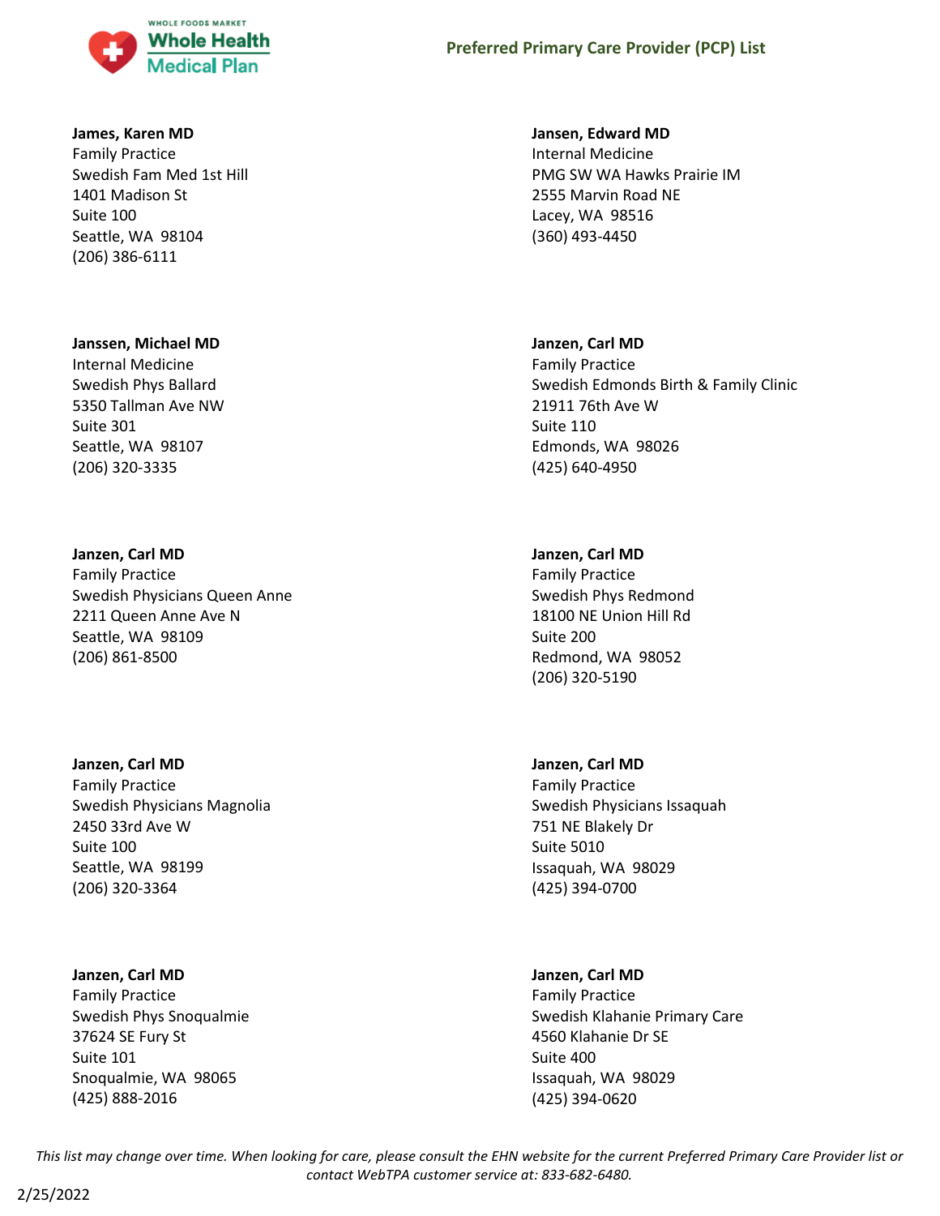**James, Karen MD**
Family Practice
Swedish Fam Med 1st Hill
1401 Madison St
Suite 100
Seattle, WA 98104
(206) 386-6111

**Jansen, Edward MD**
Internal Medicine
PMG SW WA Hawks Prairie IM
2555 Marvin Road NE
Lacey, WA 98516
(360) 493-4450

**Janssen, Michael MD**
Internal Medicine
Swedish Phys Ballard
5350 Tallman Ave NW
Suite 301
Seattle, WA 98107
(206) 320-3335

**Janzen, Carl MD**
Family Practice
Swedish Edmonds Birth & Family Clinic
21911 76th Ave W
Suite 110
Edmonds, WA 98026
(425) 640-4950

**Janzen, Carl MD**
Family Practice
Swedish Physicians Queen Anne
2211 Queen Anne Ave N
Seattle, WA 98109
(206) 861-8500

**Janzen, Carl MD**
Family Practice
Swedish Phys Redmond
18100 NE Union Hill Rd
Suite 200
Redmond, WA 98052
(206) 320-5190

**Janzen, Carl MD**
Family Practice
Swedish Physicians Magnolia
2450 33rd Ave W
Suite 100
Seattle, WA 98199
(206) 320-3364

**Janzen, Carl MD**
Family Practice
Swedish Physicians Issaquah
751 NE Blakely Dr
Suite 5010
Issaquah, WA 98029
(425) 394-0700

**Janzen, Carl MD**
Family Practice
Swedish Phys Snoqualmie
37624 SE Fury St
Suite 101
Snoqualmie, WA 98065
(425) 888-2016

**Janzen, Carl MD**
Family Practice
Swedish Klahanie Primary Care
4560 Klahanie Dr SE
Suite 400
Issaquah, WA 98029
(425) 394-0620

*This list may change over time. When looking for care, please consult the EHN website for the current Preferred Primary Care Provider list or contact WebTPA customer service at: 833-682-6480.*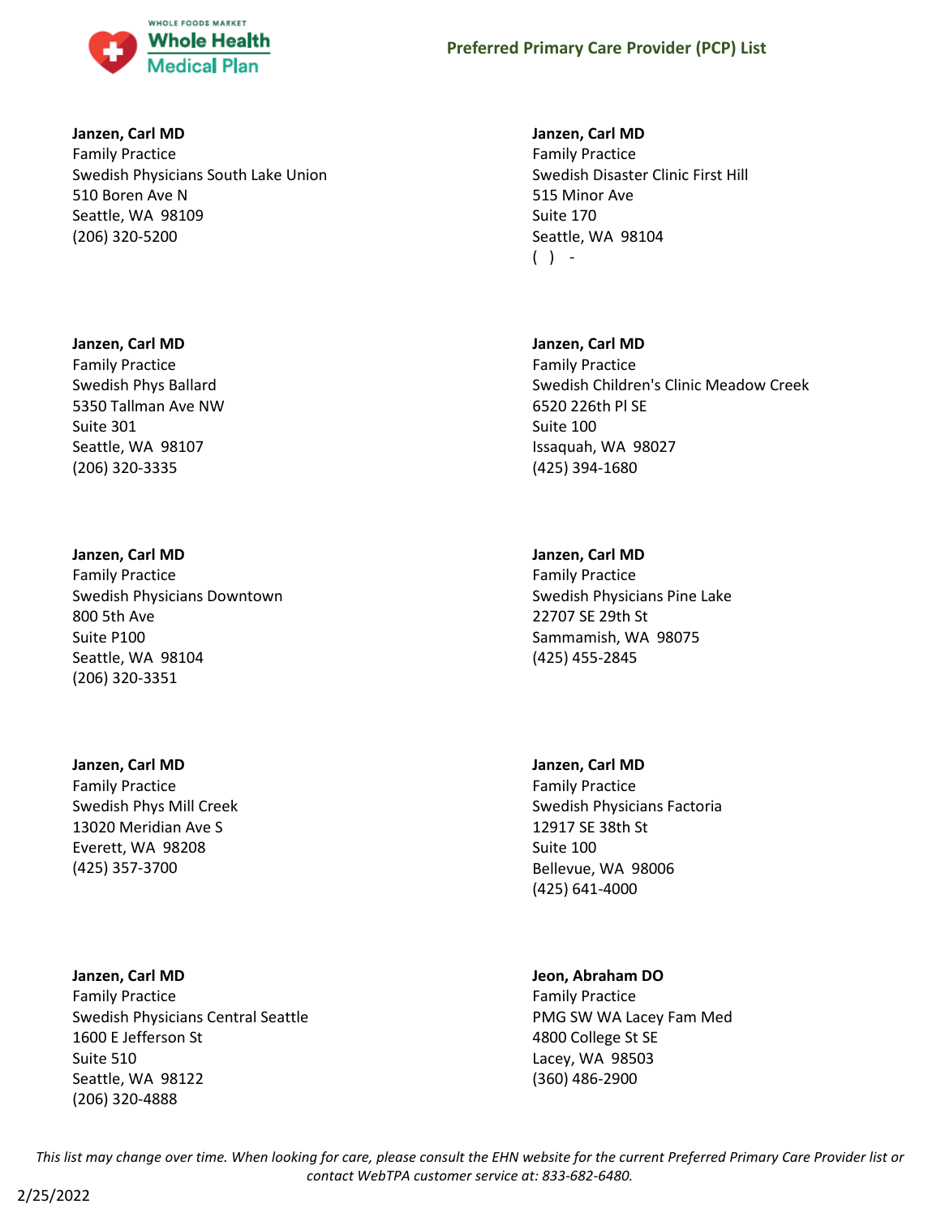**Janzen, Carl MD**
Family Practice
Swedish Physicians South Lake Union
510 Boren Ave N
Seattle, WA 98109
(206) 320-5200

**Janzen, Carl MD**
Family Practice
Swedish Phys Ballard
5350 Tallman Ave NW
Suite 301
Seattle, WA 98107
(206) 320-3335

**Janzen, Carl MD**
Family Practice
Swedish Physicians Downtown
800 5th Ave
Suite P100
Seattle, WA 98104
(206) 320-3351

**Janzen, Carl MD**
Family Practice
Swedish Phys Mill Creek
13020 Meridian Ave S
Everett, WA 98208
(425) 357-3700

**Janzen, Carl MD**
Family Practice
Swedish Physicians Central Seattle
1600 E Jefferson St
Suite 510
Seattle, WA 98122
(206) 320-4888

**Janzen, Carl MD**
Family Practice
Swedish Disaster Clinic First Hill
515 Minor Ave
Suite 170
Seattle, WA 98104
( ) -

**Janzen, Carl MD**
Family Practice
Swedish Children's Clinic Meadow Creek
6520 226th Pl SE
Suite 100
Issaquah, WA 98027
(425) 394-1680

**Janzen, Carl MD**
Family Practice
Swedish Physicians Pine Lake
22707 SE 29th St
Sammamish, WA 98075
(425) 455-2845

**Janzen, Carl MD**
Family Practice
Swedish Physicians Factoria
12917 SE 38th St
Suite 100
Bellevue, WA 98006
(425) 641-4000

**Jeon, Abraham DO**
Family Practice
PMG SW WA Lacey Fam Med
4800 College St SE
Lacey, WA 98503
(360) 486-2900

*This list may change over time. When looking for care, please consult the EHN website for the current Preferred Primary Care Provider list or contact WebTPA customer service at: 833-682-6480.*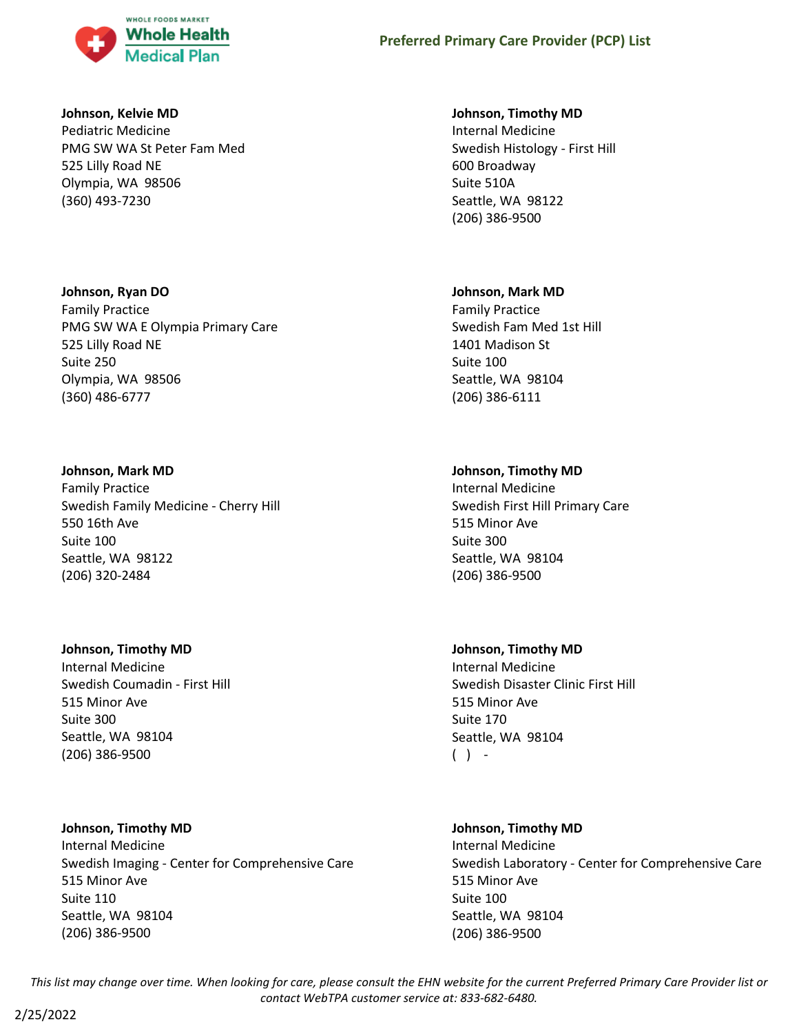**Johnson, Kelvie MD**
Pediatric Medicine
PMG SW WA St Peter Fam Med
525 Lilly Road NE
Olympia, WA 98506
(360) 493-7230

**Johnson, Ryan DO**
Family Practice
PMG SW WA E Olympia Primary Care
525 Lilly Road NE
Suite 250
Olympia, WA 98506
(360) 486-6777

**Johnson, Mark MD**
Family Practice
Swedish Family Medicine - Cherry Hill
550 16th Ave
Suite 100
Seattle, WA 98122
(206) 320-2484

**Johnson, Timothy MD**
Internal Medicine
Swedish Coumadin - First Hill
515 Minor Ave
Suite 300
Seattle, WA 98104
(206) 386-9500

**Johnson, Timothy MD**
Internal Medicine
Swedish Imaging - Center for Comprehensive Care
515 Minor Ave
Suite 110
Seattle, WA 98104
(206) 386-9500

**Johnson, Timothy MD**
Internal Medicine
Swedish Histology - First Hill
600 Broadway
Suite 510A
Seattle, WA 98122
(206) 386-9500

**Johnson, Mark MD**
Family Practice
Swedish Fam Med 1st Hill
1401 Madison St
Suite 100
Seattle, WA 98104
(206) 386-6111

**Johnson, Timothy MD**
Internal Medicine
Swedish First Hill Primary Care
515 Minor Ave
Suite 300
Seattle, WA 98104
(206) 386-9500

**Johnson, Timothy MD**
Internal Medicine
Swedish Disaster Clinic First Hill
515 Minor Ave
Suite 170
Seattle, WA 98104
( ) -

**Johnson, Timothy MD**
Internal Medicine
Swedish Laboratory - Center for Comprehensive Care
515 Minor Ave
Suite 100
Seattle, WA 98104
(206) 386-9500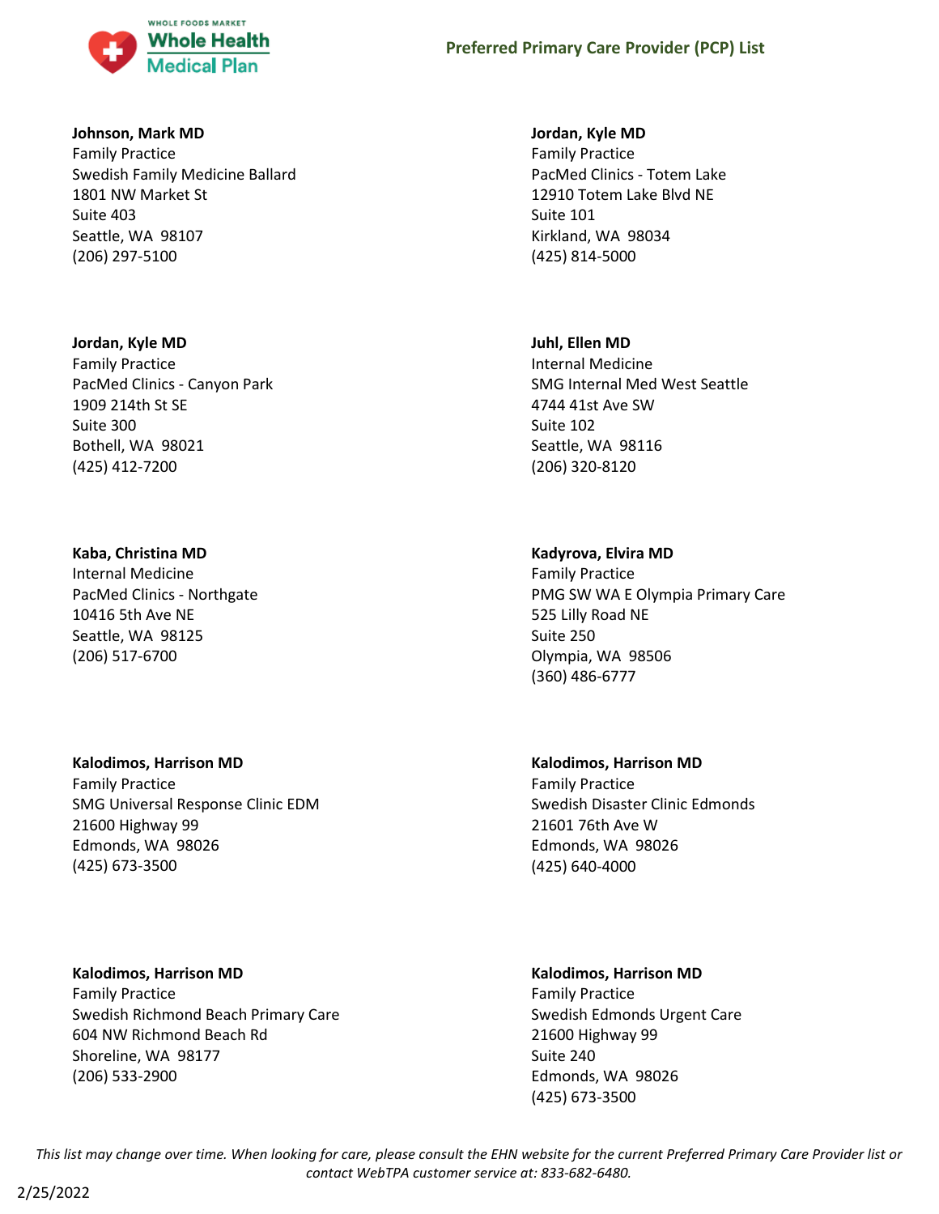**Johnson, Mark MD**
Family Practice
Swedish Family Medicine Ballard
1801 NW Market St
Suite 403
Seattle, WA 98107
(206) 297-5100

**Jordan, Kyle MD**
Family Practice
PacMed Clinics - Totem Lake
12910 Totem Lake Blvd NE
Suite 101
Kirkland, WA 98034
(425) 814-5000

**Jordan, Kyle MD**
Family Practice
PacMed Clinics - Canyon Park
1909 214th St SE
Suite 300
Bothell, WA 98021
(425) 412-7200

**Juhl, Ellen MD**
Internal Medicine
SMG Internal Med West Seattle
4744 41st Ave SW
Suite 102
Seattle, WA 98116
(206) 320-8120

**Kaba, Christina MD**
Internal Medicine
PacMed Clinics - Northgate
10416 5th Ave NE
Seattle, WA 98125
(206) 517-6700

**Kadyrova, Elvira MD**
Family Practice
PMG SW WA E Olympia Primary Care
525 Lilly Road NE
Suite 250
Olympia, WA 98506
(360) 486-6777

**Kalodimos, Harrison MD**
Family Practice
SMG Universal Response Clinic EDM
21600 Highway 99
Edmonds, WA 98026
(425) 673-3500

**Kalodimos, Harrison MD**
Family Practice
Swedish Disaster Clinic Edmonds
21601 76th Ave W
Edmonds, WA 98026
(425) 640-4000

**Kalodimos, Harrison MD**
Family Practice
Swedish Richmond Beach Primary Care
604 NW Richmond Beach Rd
Shoreline, WA 98177
(206) 533-2900

**Kalodimos, Harrison MD**
Family Practice
Swedish Edmonds Urgent Care
21600 Highway 99
Suite 240
Edmonds, WA 98026
(425) 673-3500

*This list may change over time. When looking for care, please consult the EHN website for the current Preferred Primary Care Provider list or contact WebTPA customer service at: 833-682-6480.*

2/25/2022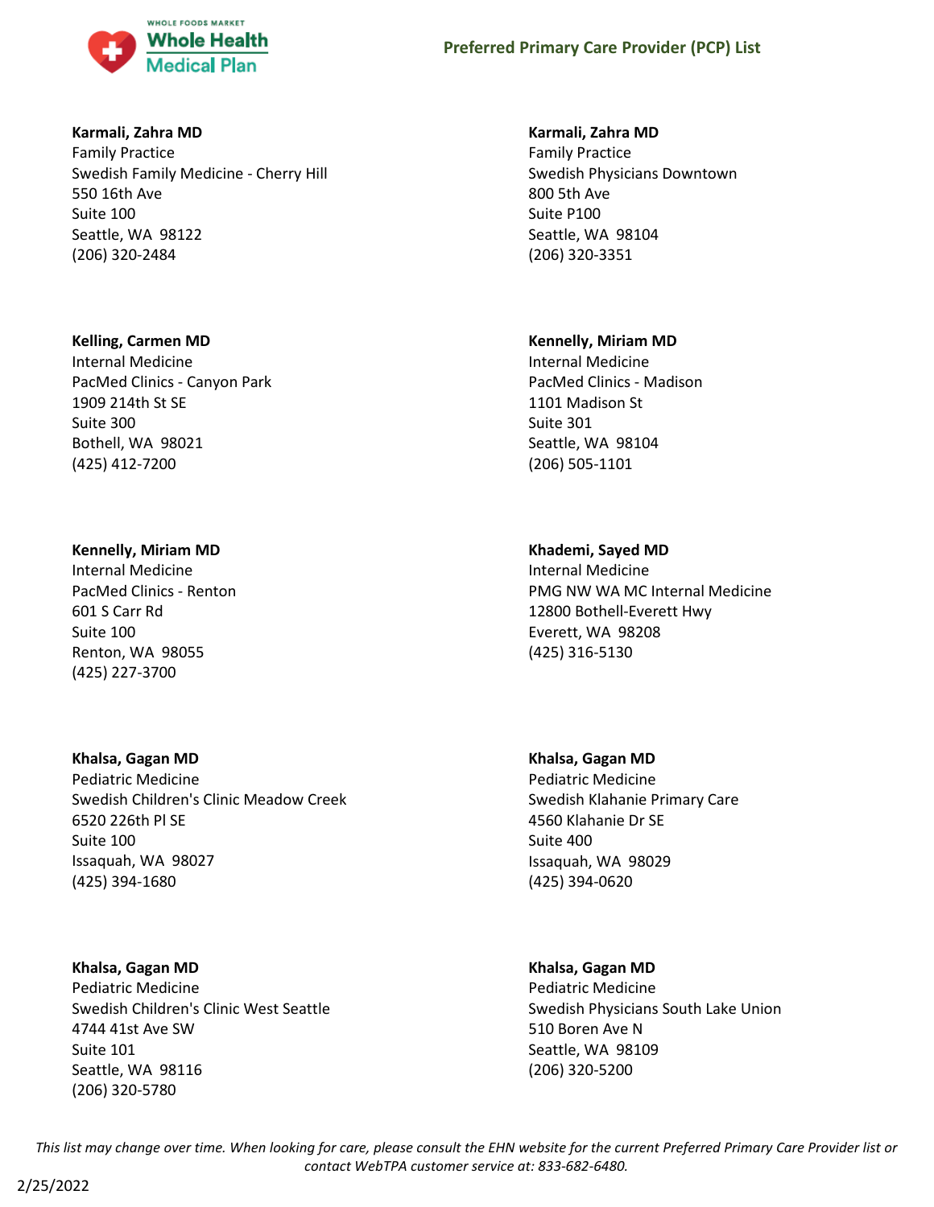**Karmali, Zahra MD**
Family Practice
Swedish Family Medicine - Cherry Hill
550 16th Ave
Suite 100
Seattle, WA 98122
(206) 320-2484

**Karmali, Zahra MD**
Family Practice
Swedish Physicians Downtown
800 5th Ave
Suite P100
Seattle, WA 98104
(206) 320-3351

**Kelling, Carmen MD**
Internal Medicine
PacMed Clinics - Canyon Park
1909 214th St SE
Suite 300
Bothell, WA 98021
(425) 412-7200

**Kennelly, Miriam MD**
Internal Medicine
PacMed Clinics - Madison
1101 Madison St
Suite 301
Seattle, WA 98104
(206) 505-1101

**Kennelly, Miriam MD**
Internal Medicine
PacMed Clinics - Renton
601 S Carr Rd
Suite 100
Renton, WA 98055
(425) 227-3700

**Khademi, Sayed MD**
Internal Medicine
PMG NW WA MC Internal Medicine
12800 Bothell-Everett Hwy
Everett, WA 98208
(425) 316-5130

**Khalsa, Gagan MD**
Pediatric Medicine
Swedish Children's Clinic Meadow Creek
6520 226th Pl SE
Suite 100
Issaquah, WA 98027
(425) 394-1680

**Khalsa, Gagan MD**
Pediatric Medicine
Swedish Klahanie Primary Care
4560 Klahanie Dr SE
Suite 400
Issaquah, WA 98029
(425) 394-0620

**Khalsa, Gagan MD**
Pediatric Medicine
Swedish Children's Clinic West Seattle
4744 41st Ave SW
Suite 101
Seattle, WA 98116
(206) 320-5780

**Khalsa, Gagan MD**
Pediatric Medicine
Swedish Physicians South Lake Union
510 Boren Ave N
Seattle, WA 98109
(206) 320-5200

*This list may change over time. When looking for care, please consult the EHN website for the current Preferred Primary Care Provider list or contact WebTPA customer service at: 833-682-6480.*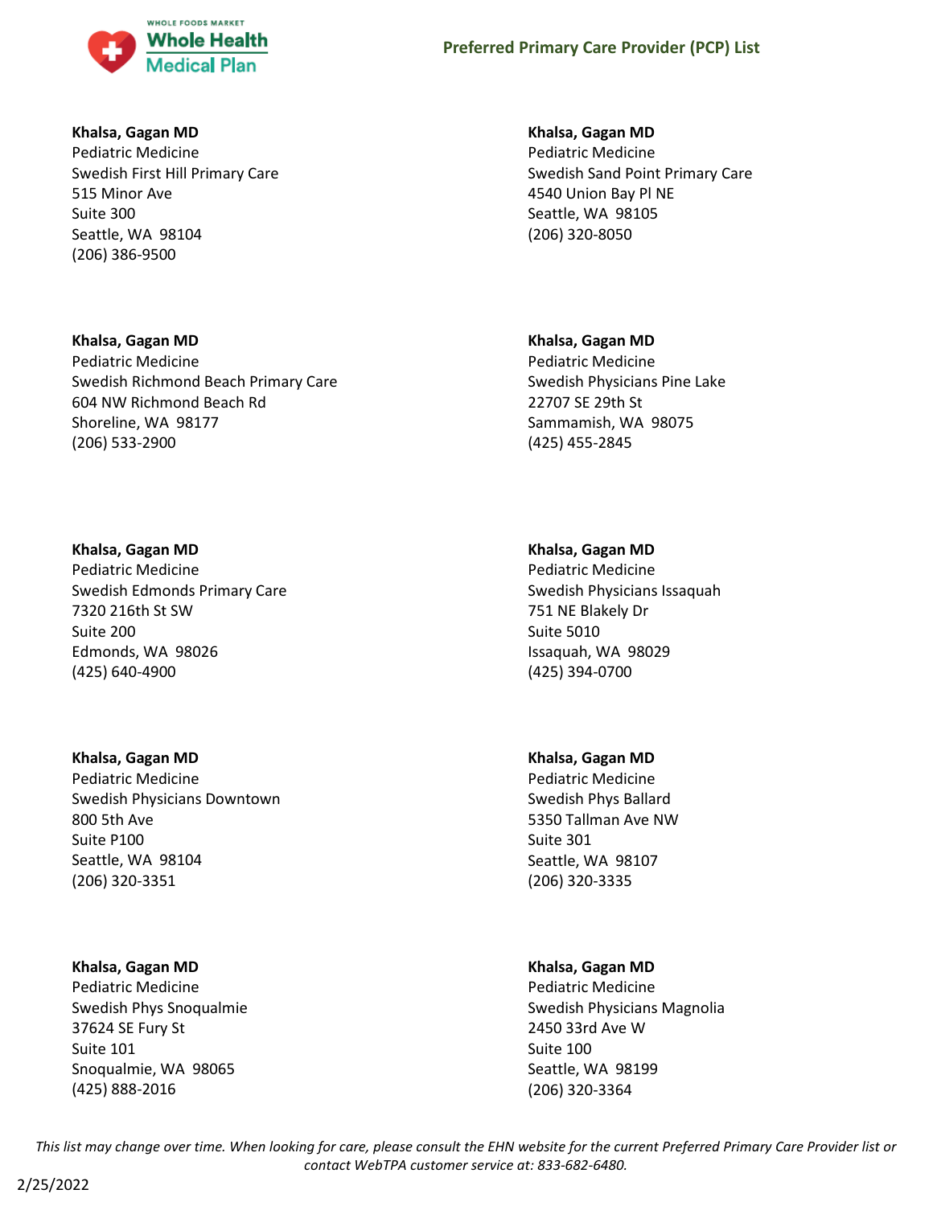**Khalsa, Gagan MD**
Pediatric Medicine
Swedish First Hill Primary Care
515 Minor Ave
Suite 300
Seattle, WA 98104
(206) 386-9500

**Khalsa, Gagan MD**
Pediatric Medicine
Swedish Sand Point Primary Care
4540 Union Bay Pl NE
Seattle, WA 98105
(206) 320-8050

**Khalsa, Gagan MD**
Pediatric Medicine
Swedish Richmond Beach Primary Care
604 NW Richmond Beach Rd
Shoreline, WA 98177
(206) 533-2900

**Khalsa, Gagan MD**
Pediatric Medicine
Swedish Physicians Pine Lake
22707 SE 29th St
Sammamish, WA 98075
(425) 455-2845

**Khalsa, Gagan MD**
Pediatric Medicine
Swedish Edmonds Primary Care
7320 216th St SW
Suite 200
Edmonds, WA 98026
(425) 640-4900

**Khalsa, Gagan MD**
Pediatric Medicine
Swedish Physicians Issaquah
751 NE Blakely Dr
Suite 5010
Issaquah, WA 98029
(425) 394-0700

**Khalsa, Gagan MD**
Pediatric Medicine
Swedish Physicians Downtown
800 5th Ave
Suite P100
Seattle, WA 98104
(206) 320-3351

**Khalsa, Gagan MD**
Pediatric Medicine
Swedish Phys Ballard
5350 Tallman Ave NW
Suite 301
Seattle, WA 98107
(206) 320-3335

**Khalsa, Gagan MD**
Pediatric Medicine
Swedish Phys Snoqualmie
37624 SE Fury St
Suite 101
Snoqualmie, WA 98065
(425) 888-2016

**Khalsa, Gagan MD**
Pediatric Medicine
Swedish Physicians Magnolia
2450 33rd Ave W
Suite 100
Seattle, WA 98199
(206) 320-3364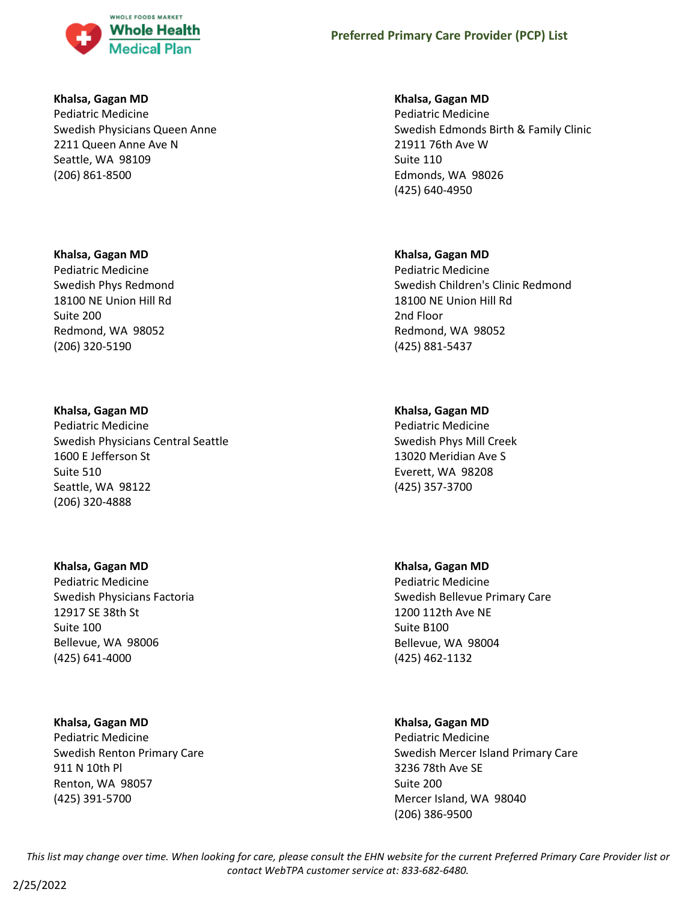**Khalsa, Gagan MD**
Pediatric Medicine
Swedish Physicians Queen Anne
2211 Queen Anne Ave N
Seattle, WA 98109
(206) 861-8500

**Khalsa, Gagan MD**
Pediatric Medicine
Swedish Phys Redmond
18100 NE Union Hill Rd
Suite 200
Redmond, WA 98052
(206) 320-5190

**Khalsa, Gagan MD**
Pediatric Medicine
Swedish Physicians Central Seattle
1600 E Jefferson St
Suite 510
Seattle, WA 98122
(206) 320-4888

**Khalsa, Gagan MD**
Pediatric Medicine
Swedish Physicians Factoria
12917 SE 38th St
Suite 100
Bellevue, WA 98006
(425) 641-4000

**Khalsa, Gagan MD**
Pediatric Medicine
Swedish Renton Primary Care
911 N 10th Pl
Renton, WA 98057
(425) 391-5700

**Khalsa, Gagan MD**
Pediatric Medicine
Swedish Edmonds Birth & Family Clinic
21911 76th Ave W
Suite 110
Edmonds, WA 98026
(425) 640-4950

**Khalsa, Gagan MD**
Pediatric Medicine
Swedish Children's Clinic Redmond
18100 NE Union Hill Rd
2nd Floor
Redmond, WA 98052
(425) 881-5437

**Khalsa, Gagan MD**
Pediatric Medicine
Swedish Phys Mill Creek
13020 Meridian Ave S
Everett, WA 98208
(425) 357-3700

**Khalsa, Gagan MD**
Pediatric Medicine
Swedish Bellevue Primary Care
1200 112th Ave NE
Suite B100
Bellevue, WA 98004
(425) 462-1132

**Khalsa, Gagan MD**
Pediatric Medicine
Swedish Mercer Island Primary Care
3236 78th Ave SE
Suite 200
Mercer Island, WA 98040
(206) 386-9500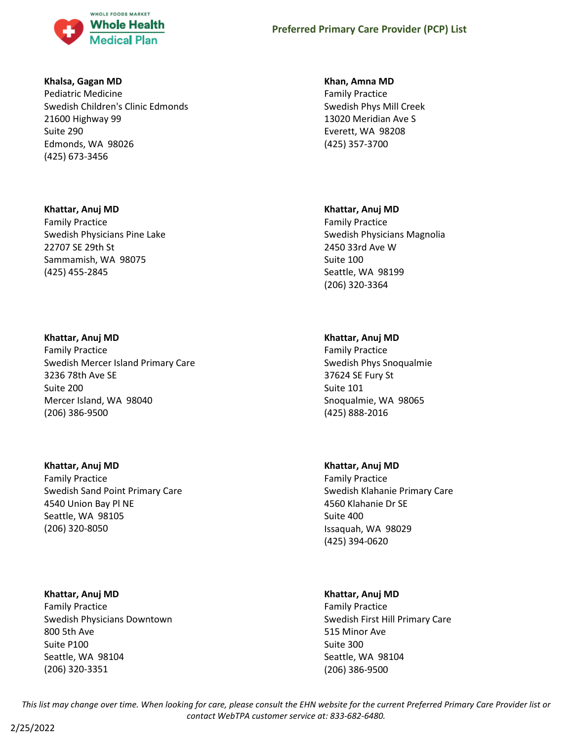**Khalsa, Gagan MD**
Pediatric Medicine
Swedish Children's Clinic Edmonds
21600 Highway 99
Suite 290
Edmonds, WA 98026
(425) 673-3456

**Khan, Amna MD**
Family Practice
Swedish Phys Mill Creek
13020 Meridian Ave S
Everett, WA 98208
(425) 357-3700

**Khattar, Anuj MD**
Family Practice
Swedish Physicians Pine Lake
22707 SE 29th St
Sammamish, WA 98075
(425) 455-2845

**Khattar, Anuj MD**
Family Practice
Swedish Physicians Magnolia
2450 33rd Ave W
Suite 100
Seattle, WA 98199
(206) 320-3364

**Khattar, Anuj MD**
Family Practice
Swedish Mercer Island Primary Care
3236 78th Ave SE
Suite 200
Mercer Island, WA 98040
(206) 386-9500

**Khattar, Anuj MD**
Family Practice
Swedish Phys Snoqualmie
37624 SE Fury St
Suite 101
Snoqualmie, WA 98065
(425) 888-2016

**Khattar, Anuj MD**
Family Practice
Swedish Sand Point Primary Care
4540 Union Bay Pl NE
Seattle, WA 98105
(206) 320-8050

**Khattar, Anuj MD**
Family Practice
Swedish Klahanie Primary Care
4560 Klahanie Dr SE
Suite 400
Issaquah, WA 98029
(425) 394-0620

**Khattar, Anuj MD**
Family Practice
Swedish Physicians Downtown
800 5th Ave
Suite P100
Seattle, WA 98104
(206) 320-3351

**Khattar, Anuj MD**
Family Practice
Swedish First Hill Primary Care
515 Minor Ave
Suite 300
Seattle, WA 98104
(206) 386-9500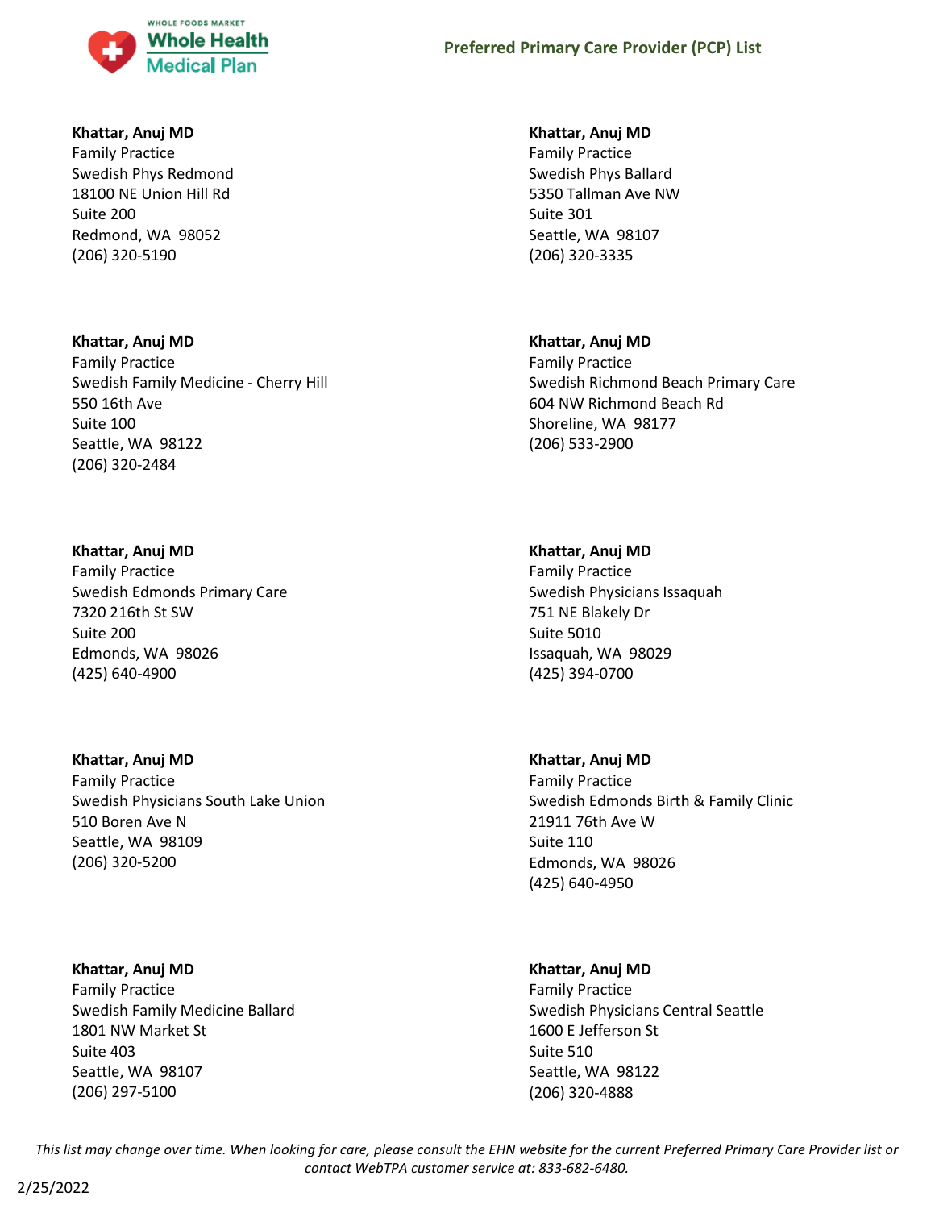**Khattar, Anuj MD**
Family Practice
Swedish Phys Redmond
18100 NE Union Hill Rd
Suite 200
Redmond, WA 98052
(206) 320-5190

**Khattar, Anuj MD**
Family Practice
Swedish Family Medicine - Cherry Hill
550 16th Ave
Suite 100
Seattle, WA 98122
(206) 320-2484

**Khattar, Anuj MD**
Family Practice
Swedish Edmonds Primary Care
7320 216th St SW
Suite 200
Edmonds, WA 98026
(425) 640-4900

**Khattar, Anuj MD**
Family Practice
Swedish Physicians South Lake Union
510 Boren Ave N
Seattle, WA 98109
(206) 320-5200

**Khattar, Anuj MD**
Family Practice
Swedish Family Medicine Ballard
1801 NW Market St
Suite 403
Seattle, WA 98107
(206) 297-5100

**Khattar, Anuj MD**
Family Practice
Swedish Phys Ballard
5350 Tallman Ave NW
Suite 301
Seattle, WA 98107
(206) 320-3335

**Khattar, Anuj MD**
Family Practice
Swedish Richmond Beach Primary Care
604 NW Richmond Beach Rd
Shoreline, WA 98177
(206) 533-2900

**Khattar, Anuj MD**
Family Practice
Swedish Physicians Issaquah
751 NE Blakely Dr
Suite 5010
Issaquah, WA 98029
(425) 394-0700

**Khattar, Anuj MD**
Family Practice
Swedish Edmonds Birth & Family Clinic
21911 76th Ave W
Suite 110
Edmonds, WA 98026
(425) 640-4950

**Khattar, Anuj MD**
Family Practice
Swedish Physicians Central Seattle
1600 E Jefferson St
Suite 510
Seattle, WA 98122
(206) 320-4888

*This list may change over time. When looking for care, please consult the EHN website for the current Preferred Primary Care Provider list or contact WebTPA customer service at: 833-682-6480.*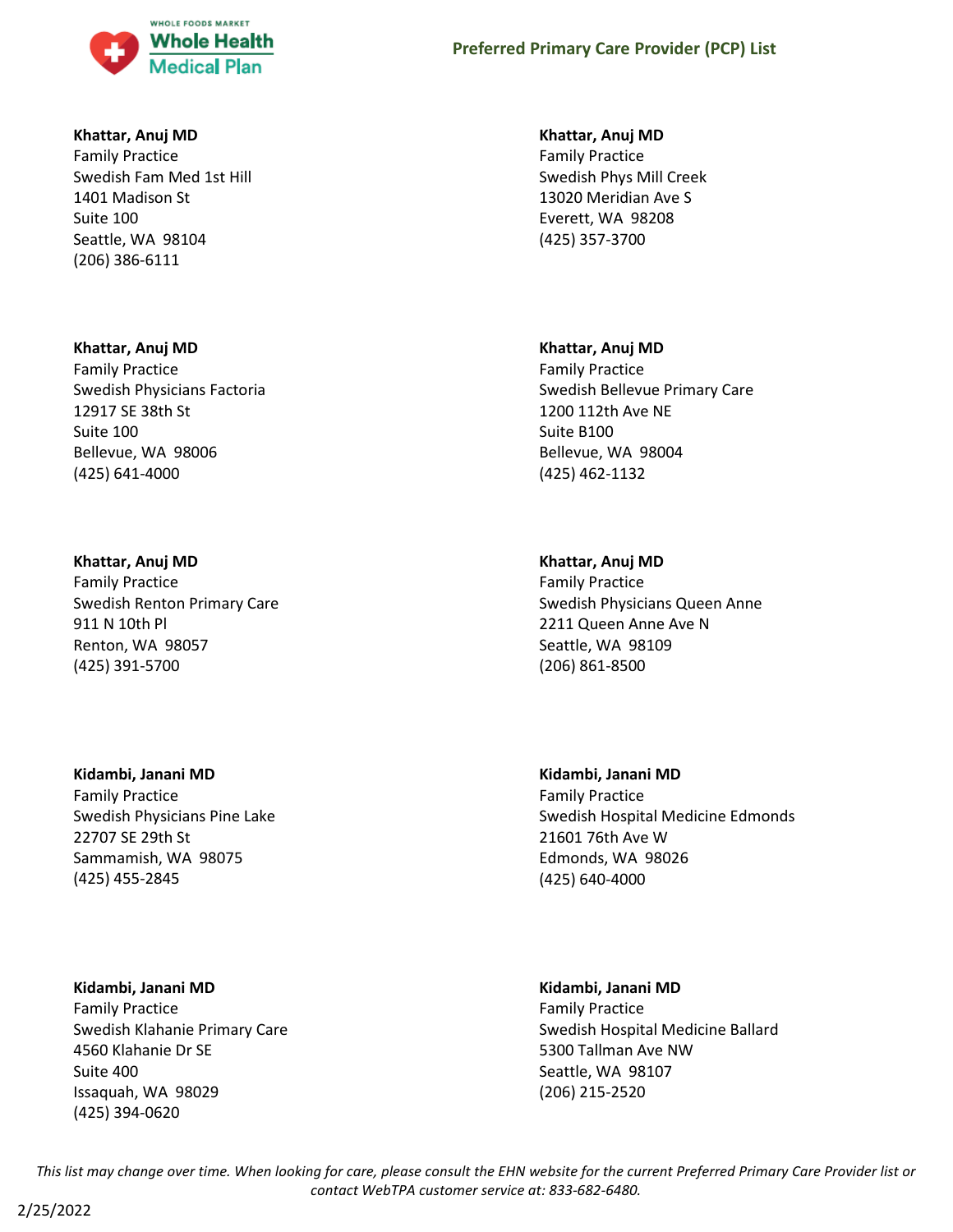**Khattar, Anuj MD**
Family Practice
Swedish Fam Med 1st Hill
1401 Madison St
Suite 100
Seattle, WA 98104
(206) 386-6111

**Khattar, Anuj MD**
Family Practice
Swedish Phys Mill Creek
13020 Meridian Ave S
Everett, WA 98208
(425) 357-3700

**Khattar, Anuj MD**
Family Practice
Swedish Physicians Factoria
12917 SE 38th St
Suite 100
Bellevue, WA 98006
(425) 641-4000

**Khattar, Anuj MD**
Family Practice
Swedish Bellevue Primary Care
1200 112th Ave NE
Suite B100
Bellevue, WA 98004
(425) 462-1132

**Khattar, Anuj MD**
Family Practice
Swedish Renton Primary Care
911 N 10th Pl
Renton, WA 98057
(425) 391-5700

**Khattar, Anuj MD**
Family Practice
Swedish Physicians Queen Anne
2211 Queen Anne Ave N
Seattle, WA 98109
(206) 861-8500

**Kidambi, Janani MD**
Family Practice
Swedish Physicians Pine Lake
22707 SE 29th St
Sammamish, WA 98075
(425) 455-2845

**Kidambi, Janani MD**
Family Practice
Swedish Hospital Medicine Edmonds
21601 76th Ave W
Edmonds, WA 98026
(425) 640-4000

**Kidambi, Janani MD**
Family Practice
Swedish Klahanie Primary Care
4560 Klahanie Dr SE
Suite 400
Issaquah, WA 98029
(425) 394-0620

**Kidambi, Janani MD**
Family Practice
Swedish Hospital Medicine Ballard
5300 Tallman Ave NW
Seattle, WA 98107
(206) 215-2520

*This list may change over time. When looking for care, please consult the EHN website for the current Preferred Primary Care Provider list or contact WebTPA customer service at: 833-682-6480.*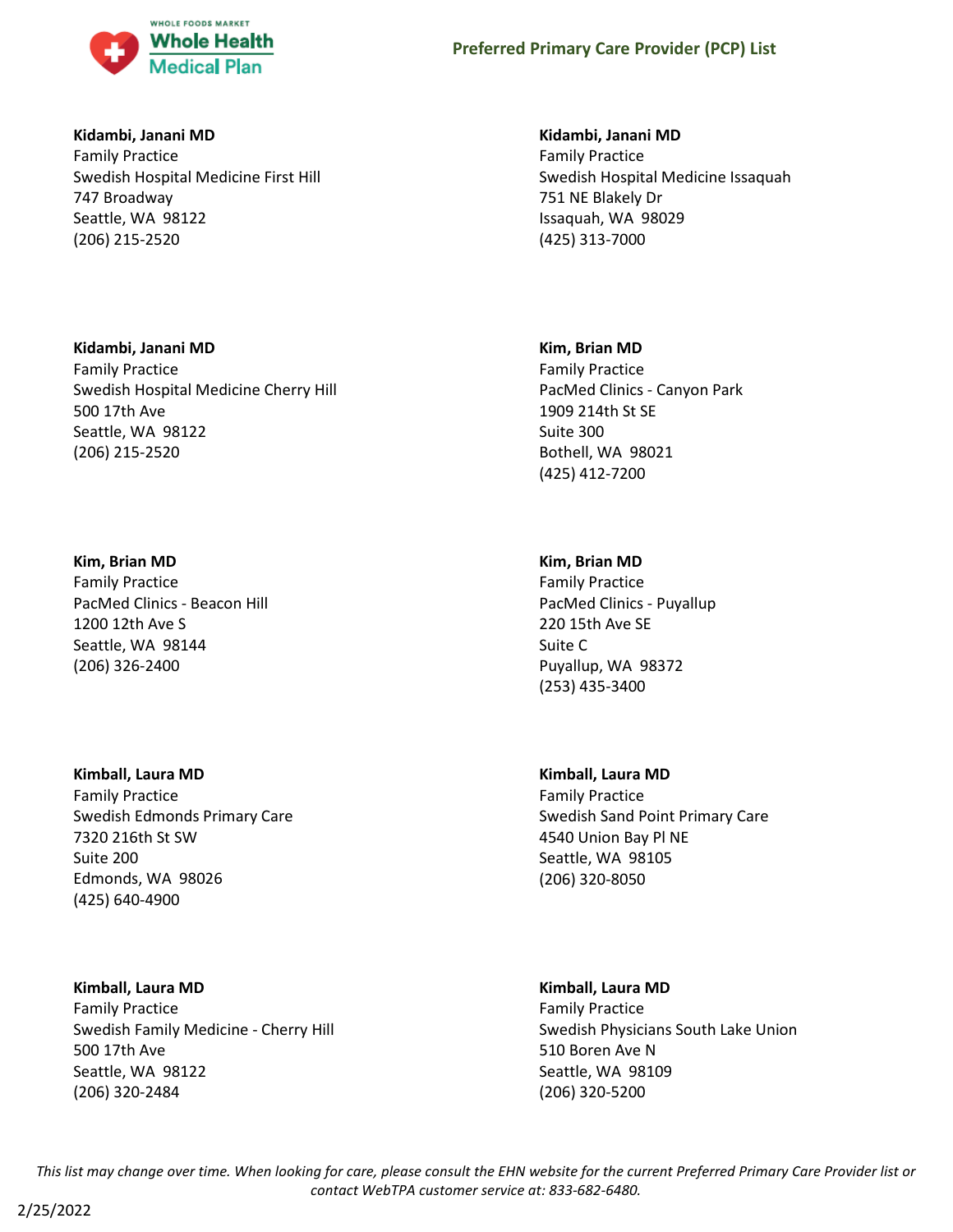**Kidambi, Janani MD**
Family Practice
Swedish Hospital Medicine First Hill
747 Broadway
Seattle, WA 98122
(206) 215-2520

**Kidambi, Janani MD**
Family Practice
Swedish Hospital Medicine Issaquah
751 NE Blakely Dr
Issaquah, WA 98029
(425) 313-7000

**Kidambi, Janani MD**
Family Practice
Swedish Hospital Medicine Cherry Hill
500 17th Ave
Seattle, WA 98122
(206) 215-2520

**Kim, Brian MD**
Family Practice
PacMed Clinics - Canyon Park
1909 214th St SE
Suite 300
Bothell, WA 98021
(425) 412-7200

**Kim, Brian MD**
Family Practice
PacMed Clinics - Beacon Hill
1200 12th Ave S
Seattle, WA 98144
(206) 326-2400

**Kim, Brian MD**
Family Practice
PacMed Clinics - Puyallup
220 15th Ave SE
Suite C
Puyallup, WA 98372
(253) 435-3400

**Kimball, Laura MD**
Family Practice
Swedish Edmonds Primary Care
7320 216th St SW
Suite 200
Edmonds, WA 98026
(425) 640-4900

**Kimball, Laura MD**
Family Practice
Swedish Sand Point Primary Care
4540 Union Bay Pl NE
Seattle, WA 98105
(206) 320-8050

**Kimball, Laura MD**
Family Practice
Swedish Family Medicine - Cherry Hill
500 17th Ave
Seattle, WA 98122
(206) 320-2484

**Kimball, Laura MD**
Family Practice
Swedish Physicians South Lake Union
510 Boren Ave N
Seattle, WA 98109
(206) 320-5200

*This list may change over time. When looking for care, please consult the EHN website for the current Preferred Primary Care Provider list or contact WebTPA customer service at: 833-682-6480.*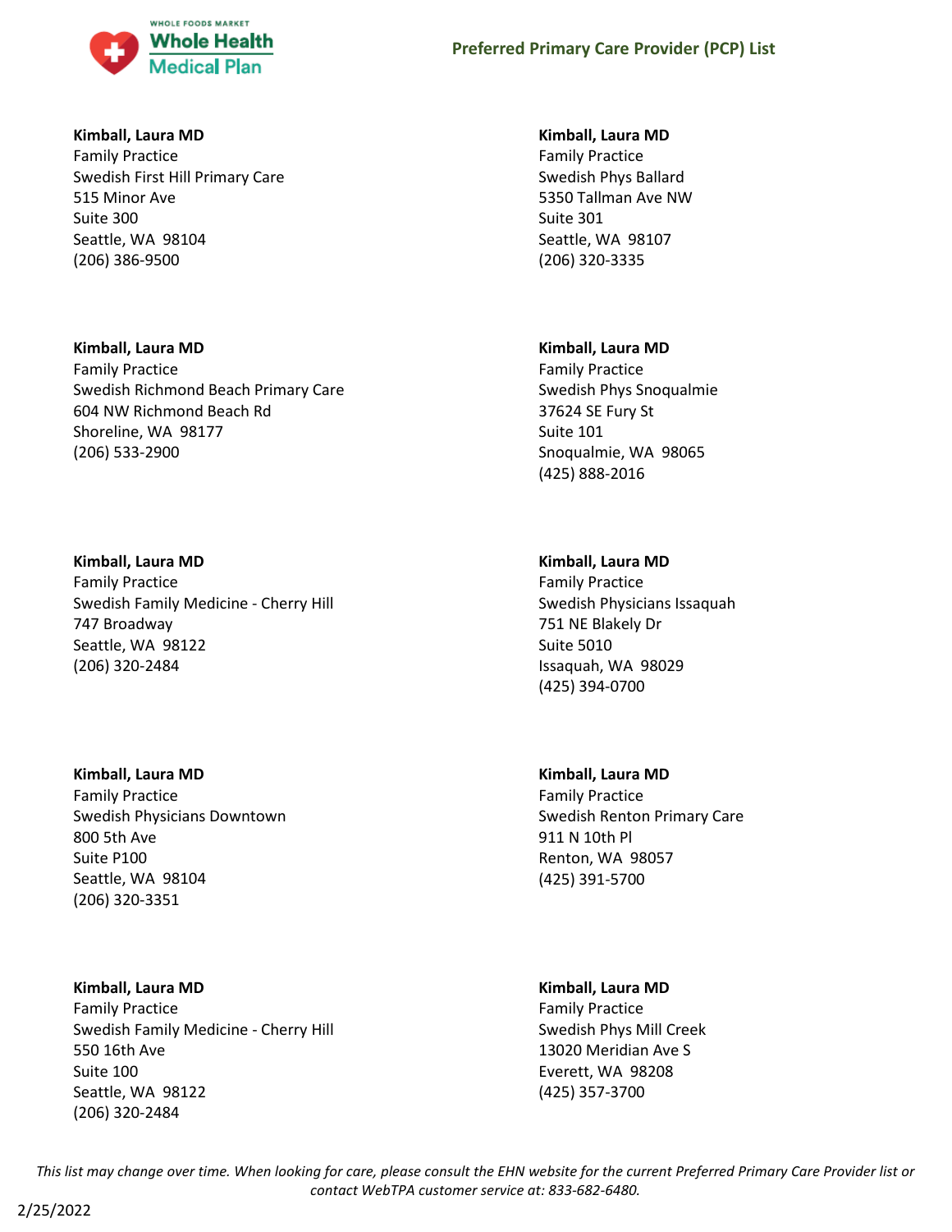**Kimball, Laura MD**
Family Practice
Swedish First Hill Primary Care
515 Minor Ave
Suite 300
Seattle, WA 98104
(206) 386-9500

**Kimball, Laura MD**
Family Practice
Swedish Richmond Beach Primary Care
604 NW Richmond Beach Rd
Shoreline, WA 98177
(206) 533-2900

**Kimball, Laura MD**
Family Practice
Swedish Family Medicine - Cherry Hill
747 Broadway
Seattle, WA 98122
(206) 320-2484

**Kimball, Laura MD**
Family Practice
Swedish Physicians Downtown
800 5th Ave
Suite P100
Seattle, WA 98104
(206) 320-3351

**Kimball, Laura MD**
Family Practice
Swedish Family Medicine - Cherry Hill
550 16th Ave
Suite 100
Seattle, WA 98122
(206) 320-2484

**Kimball, Laura MD**
Family Practice
Swedish Phys Ballard
5350 Tallman Ave NW
Suite 301
Seattle, WA 98107
(206) 320-3335

**Kimball, Laura MD**
Family Practice
Swedish Phys Snoqualmie
37624 SE Fury St
Suite 101
Snoqualmie, WA 98065
(425) 888-2016

**Kimball, Laura MD**
Family Practice
Swedish Physicians Issaquah
751 NE Blakely Dr
Suite 5010
Issaquah, WA 98029
(425) 394-0700

**Kimball, Laura MD**
Family Practice
Swedish Renton Primary Care
911 N 10th Pl
Renton, WA 98057
(425) 391-5700

**Kimball, Laura MD**
Family Practice
Swedish Phys Mill Creek
13020 Meridian Ave S
Everett, WA 98208
(425) 357-3700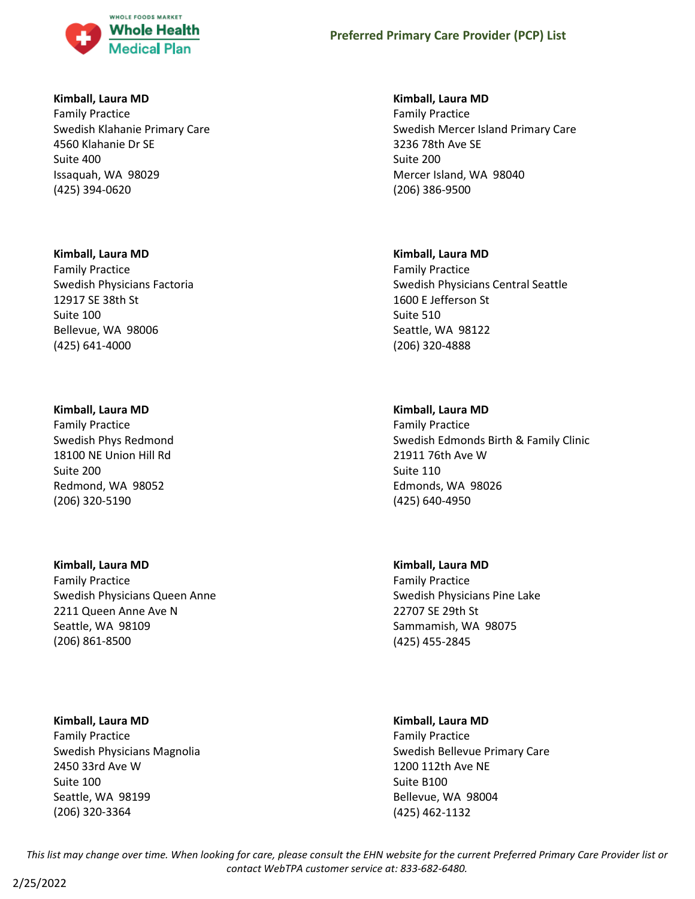**Kimball, Laura MD**
Family Practice
Swedish Klahanie Primary Care
4560 Klahanie Dr SE
Suite 400
Issaquah, WA 98029
(425) 394-0620

**Kimball, Laura MD**
Family Practice
Swedish Mercer Island Primary Care
3236 78th Ave SE
Suite 200
Mercer Island, WA 98040
(206) 386-9500

**Kimball, Laura MD**
Family Practice
Swedish Physicians Factoria
12917 SE 38th St
Suite 100
Bellevue, WA 98006
(425) 641-4000

**Kimball, Laura MD**
Family Practice
Swedish Physicians Central Seattle
1600 E Jefferson St
Suite 510
Seattle, WA 98122
(206) 320-4888

**Kimball, Laura MD**
Family Practice
Swedish Phys Redmond
18100 NE Union Hill Rd
Suite 200
Redmond, WA 98052
(206) 320-5190

**Kimball, Laura MD**
Family Practice
Swedish Edmonds Birth & Family Clinic
21911 76th Ave W
Suite 110
Edmonds, WA 98026
(425) 640-4950

**Kimball, Laura MD**
Family Practice
Swedish Physicians Queen Anne
2211 Queen Anne Ave N
Seattle, WA 98109
(206) 861-8500

**Kimball, Laura MD**
Family Practice
Swedish Physicians Pine Lake
22707 SE 29th St
Sammamish, WA 98075
(425) 455-2845

**Kimball, Laura MD**
Family Practice
Swedish Physicians Magnolia
2450 33rd Ave W
Suite 100
Seattle, WA 98199
(206) 320-3364

**Kimball, Laura MD**
Family Practice
Swedish Bellevue Primary Care
1200 112th Ave NE
Suite B100
Bellevue, WA 98004
(425) 462-1132

*This list may change over time. When looking for care, please consult the EHN website for the current Preferred Primary Care Provider list or contact WebTPA customer service at: 833-682-6480.*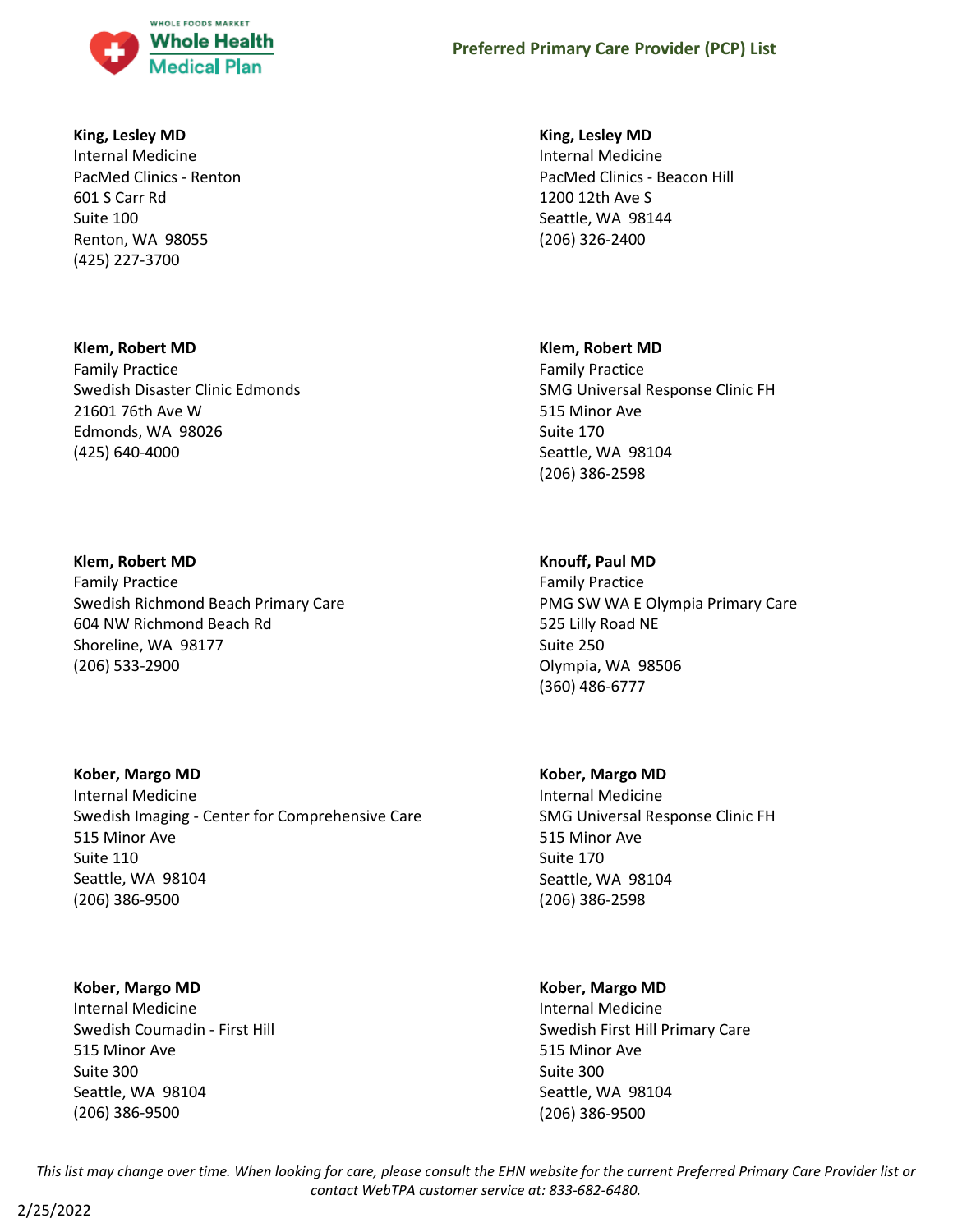**King, Lesley MD**
Internal Medicine
PacMed Clinics - Renton
601 S Carr Rd
Suite 100
Renton, WA 98055
(425) 227-3700

**King, Lesley MD**
Internal Medicine
PacMed Clinics - Beacon Hill
1200 12th Ave S
Seattle, WA 98144
(206) 326-2400

**Klem, Robert MD**
Family Practice
Swedish Disaster Clinic Edmonds
21601 76th Ave W
Edmonds, WA 98026
(425) 640-4000

**Klem, Robert MD**
Family Practice
SMG Universal Response Clinic FH
515 Minor Ave
Suite 170
Seattle, WA 98104
(206) 386-2598

**Klem, Robert MD**
Family Practice
Swedish Richmond Beach Primary Care
604 NW Richmond Beach Rd
Shoreline, WA 98177
(206) 533-2900

**Knouff, Paul MD**
Family Practice
PMG SW WA E Olympia Primary Care
525 Lilly Road NE
Suite 250
Olympia, WA 98506
(360) 486-6777

**Kober, Margo MD**
Internal Medicine
Swedish Imaging - Center for Comprehensive Care
515 Minor Ave
Suite 110
Seattle, WA 98104
(206) 386-9500

**Kober, Margo MD**
Internal Medicine
SMG Universal Response Clinic FH
515 Minor Ave
Suite 170
Seattle, WA 98104
(206) 386-2598

**Kober, Margo MD**
Internal Medicine
Swedish Coumadin - First Hill
515 Minor Ave
Suite 300
Seattle, WA 98104
(206) 386-9500

**Kober, Margo MD**
Internal Medicine
Swedish First Hill Primary Care
515 Minor Ave
Suite 300
Seattle, WA 98104
(206) 386-9500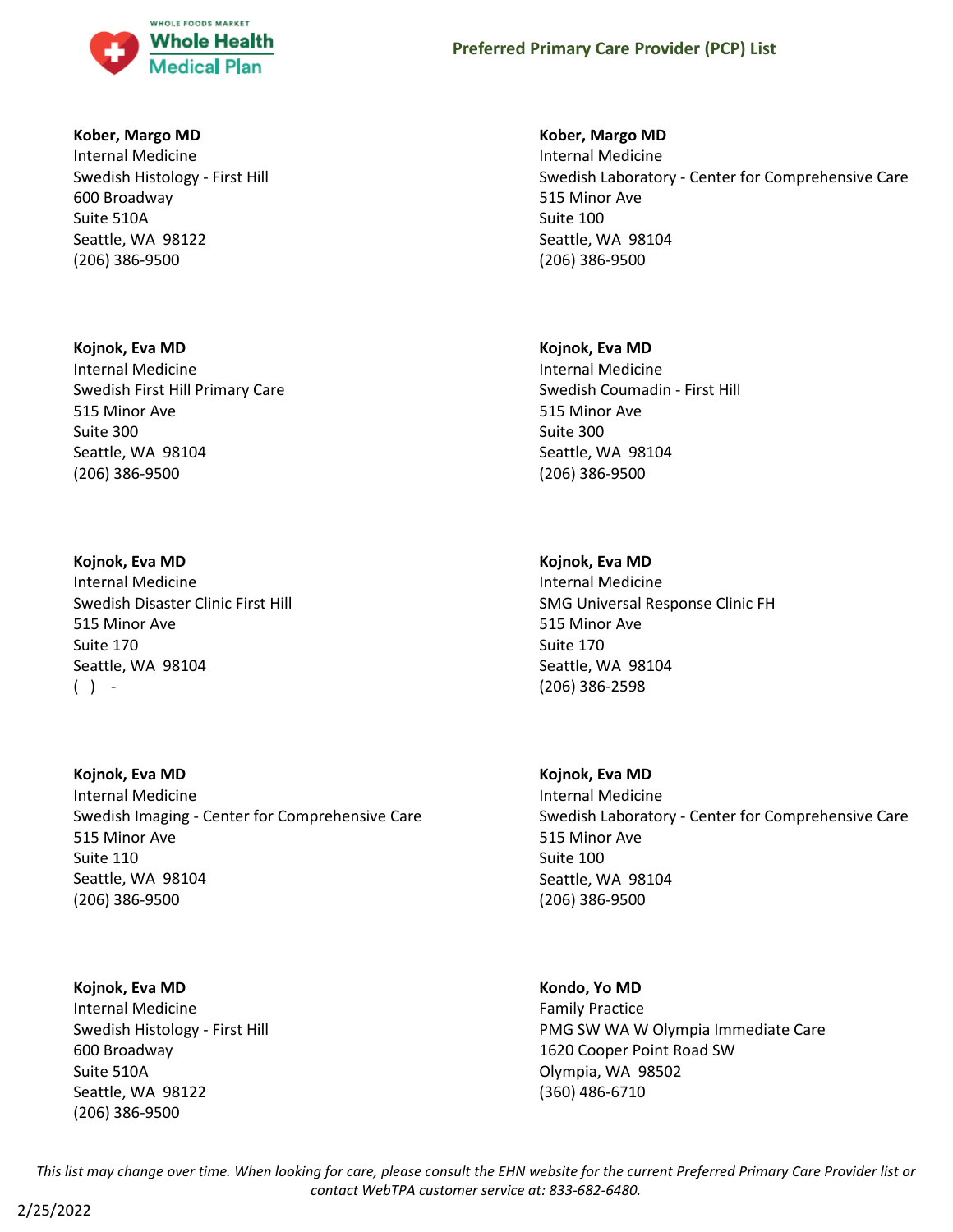**Kober, Margo MD**
Internal Medicine
Swedish Histology - First Hill
600 Broadway
Suite 510A
Seattle, WA 98122
(206) 386-9500

**Kober, Margo MD**
Internal Medicine
Swedish Laboratory - Center for Comprehensive Care
515 Minor Ave
Suite 100
Seattle, WA 98104
(206) 386-9500

**Kojnok, Eva MD**
Internal Medicine
Swedish First Hill Primary Care
515 Minor Ave
Suite 300
Seattle, WA 98104
(206) 386-9500

**Kojnok, Eva MD**
Internal Medicine
Swedish Coumadin - First Hill
515 Minor Ave
Suite 300
Seattle, WA 98104
(206) 386-9500

**Kojnok, Eva MD**
Internal Medicine
Swedish Disaster Clinic First Hill
515 Minor Ave
Suite 170
Seattle, WA 98104
( ) -

**Kojnok, Eva MD**
Internal Medicine
SMG Universal Response Clinic FH
515 Minor Ave
Suite 170
Seattle, WA 98104
(206) 386-2598

**Kojnok, Eva MD**
Internal Medicine
Swedish Imaging - Center for Comprehensive Care
515 Minor Ave
Suite 110
Seattle, WA 98104
(206) 386-9500

**Kojnok, Eva MD**
Internal Medicine
Swedish Laboratory - Center for Comprehensive Care
515 Minor Ave
Suite 100
Seattle, WA 98104
(206) 386-9500

**Kojnok, Eva MD**
Internal Medicine
Swedish Histology - First Hill
600 Broadway
Suite 510A
Seattle, WA 98122
(206) 386-9500

**Kondo, Yo MD**
Family Practice
PMG SW WA W Olympia Immediate Care
1620 Cooper Point Road SW
Olympia, WA 98502
(360) 486-6710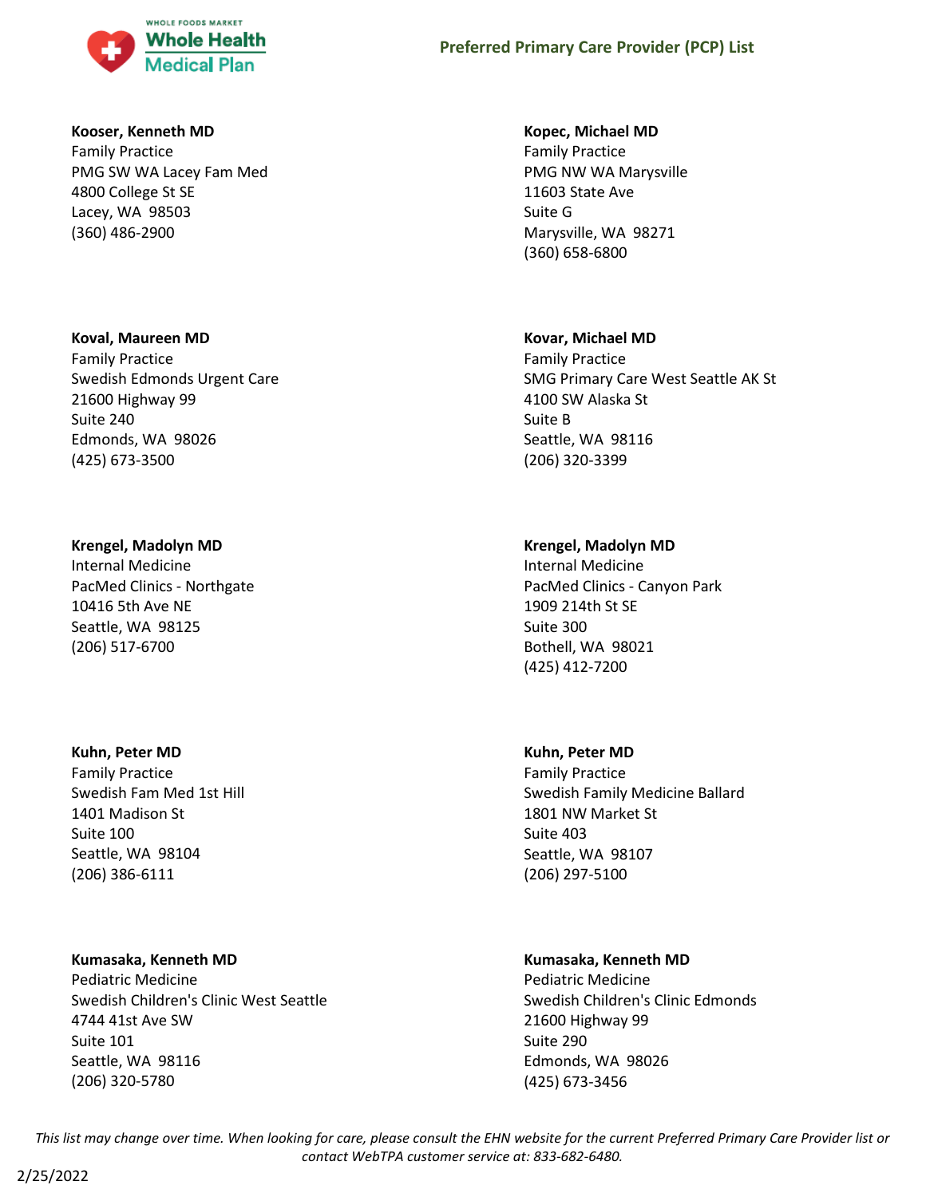**Kooser, Kenneth MD**
Family Practice
PMG SW WA Lacey Fam Med
4800 College St SE
Lacey, WA 98503
(360) 486-2900

**Kopec, Michael MD**
Family Practice
PMG NW WA Marysville
11603 State Ave
Suite G
Marysville, WA 98271
(360) 658-6800

**Koval, Maureen MD**
Family Practice
Swedish Edmonds Urgent Care
21600 Highway 99
Suite 240
Edmonds, WA 98026
(425) 673-3500

**Kovar, Michael MD**
Family Practice
SMG Primary Care West Seattle AK St
4100 SW Alaska St
Suite B
Seattle, WA 98116
(206) 320-3399

**Krengel, Madolyn MD**
Internal Medicine
PacMed Clinics - Northgate
10416 5th Ave NE
Seattle, WA 98125
(206) 517-6700

**Krengel, Madolyn MD**
Internal Medicine
PacMed Clinics - Canyon Park
1909 214th St SE
Suite 300
Bothell, WA 98021
(425) 412-7200

**Kuhn, Peter MD**
Family Practice
Swedish Fam Med 1st Hill
1401 Madison St
Suite 100
Seattle, WA 98104
(206) 386-6111

**Kuhn, Peter MD**
Family Practice
Swedish Family Medicine Ballard
1801 NW Market St
Suite 403
Seattle, WA 98107
(206) 297-5100

**Kumasaka, Kenneth MD**
Pediatric Medicine
Swedish Children's Clinic West Seattle
4744 41st Ave SW
Suite 101
Seattle, WA 98116
(206) 320-5780

**Kumasaka, Kenneth MD**
Pediatric Medicine
Swedish Children's Clinic Edmonds
21600 Highway 99
Suite 290
Edmonds, WA 98026
(425) 673-3456

*This list may change over time. When looking for care, please consult the EHN website for the current Preferred Primary Care Provider list or contact WebTPA customer service at: 833-682-6480.*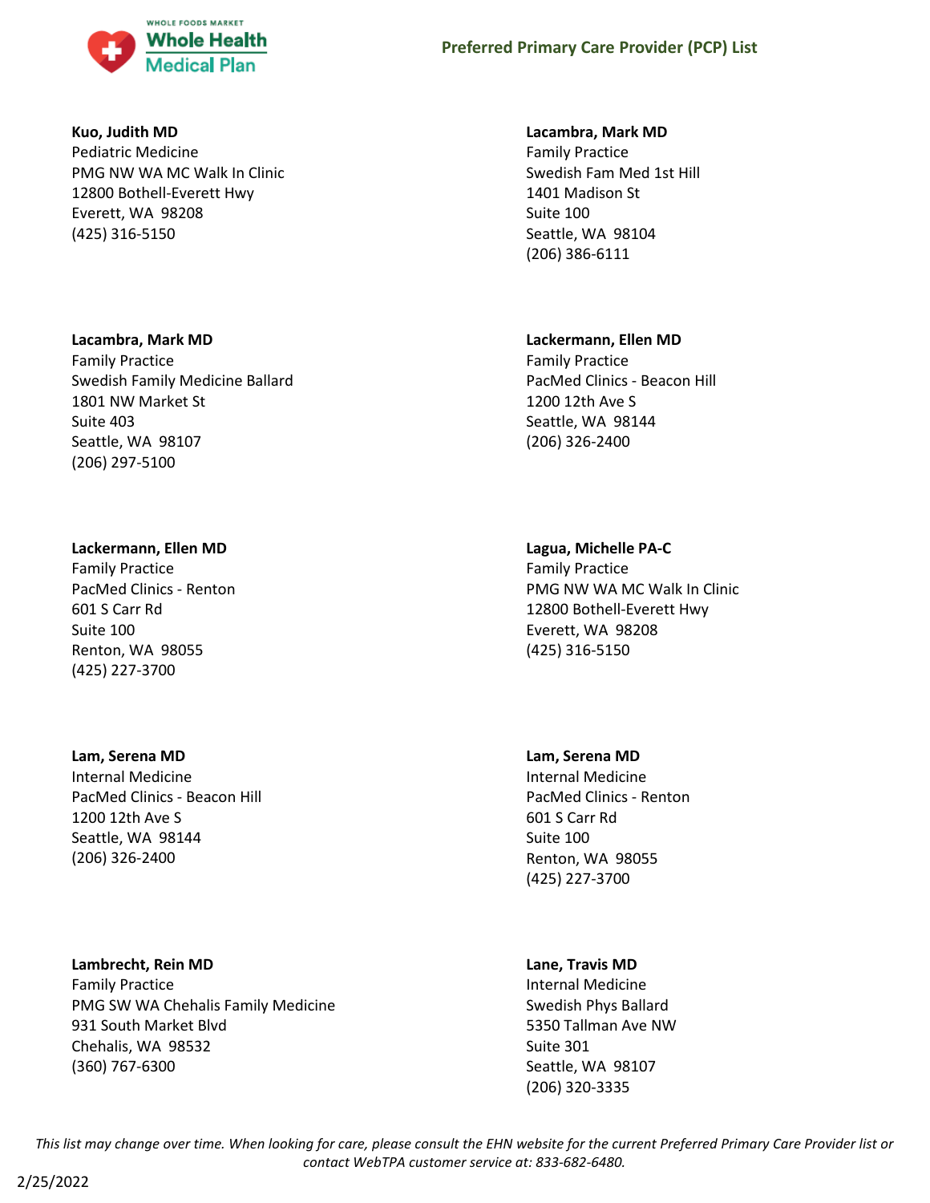**Kuo, Judith MD**
Pediatric Medicine
PMG NW WA MC Walk In Clinic
12800 Bothell-Everett Hwy
Everett, WA 98208
(425) 316-5150

**Lacambra, Mark MD**
Family Practice
Swedish Fam Med 1st Hill
1401 Madison St
Suite 100
Seattle, WA 98104
(206) 386-6111

**Lacambra, Mark MD**
Family Practice
Swedish Family Medicine Ballard
1801 NW Market St
Suite 403
Seattle, WA 98107
(206) 297-5100

**Lackermann, Ellen MD**
Family Practice
PacMed Clinics - Beacon Hill
1200 12th Ave S
Seattle, WA 98144
(206) 326-2400

**Lackermann, Ellen MD**
Family Practice
PacMed Clinics - Renton
601 S Carr Rd
Suite 100
Renton, WA 98055
(425) 227-3700

**Lagua, Michelle PA-C**
Family Practice
PMG NW WA MC Walk In Clinic
12800 Bothell-Everett Hwy
Everett, WA 98208
(425) 316-5150

**Lam, Serena MD**
Internal Medicine
PacMed Clinics - Beacon Hill
1200 12th Ave S
Seattle, WA 98144
(206) 326-2400

**Lam, Serena MD**
Internal Medicine
PacMed Clinics - Renton
601 S Carr Rd
Suite 100
Renton, WA 98055
(425) 227-3700

**Lambrecht, Rein MD**
Family Practice
PMG SW WA Chehalis Family Medicine
931 South Market Blvd
Chehalis, WA 98532
(360) 767-6300

**Lane, Travis MD**
Internal Medicine
Swedish Phys Ballard
5350 Tallman Ave NW
Suite 301
Seattle, WA 98107
(206) 320-3335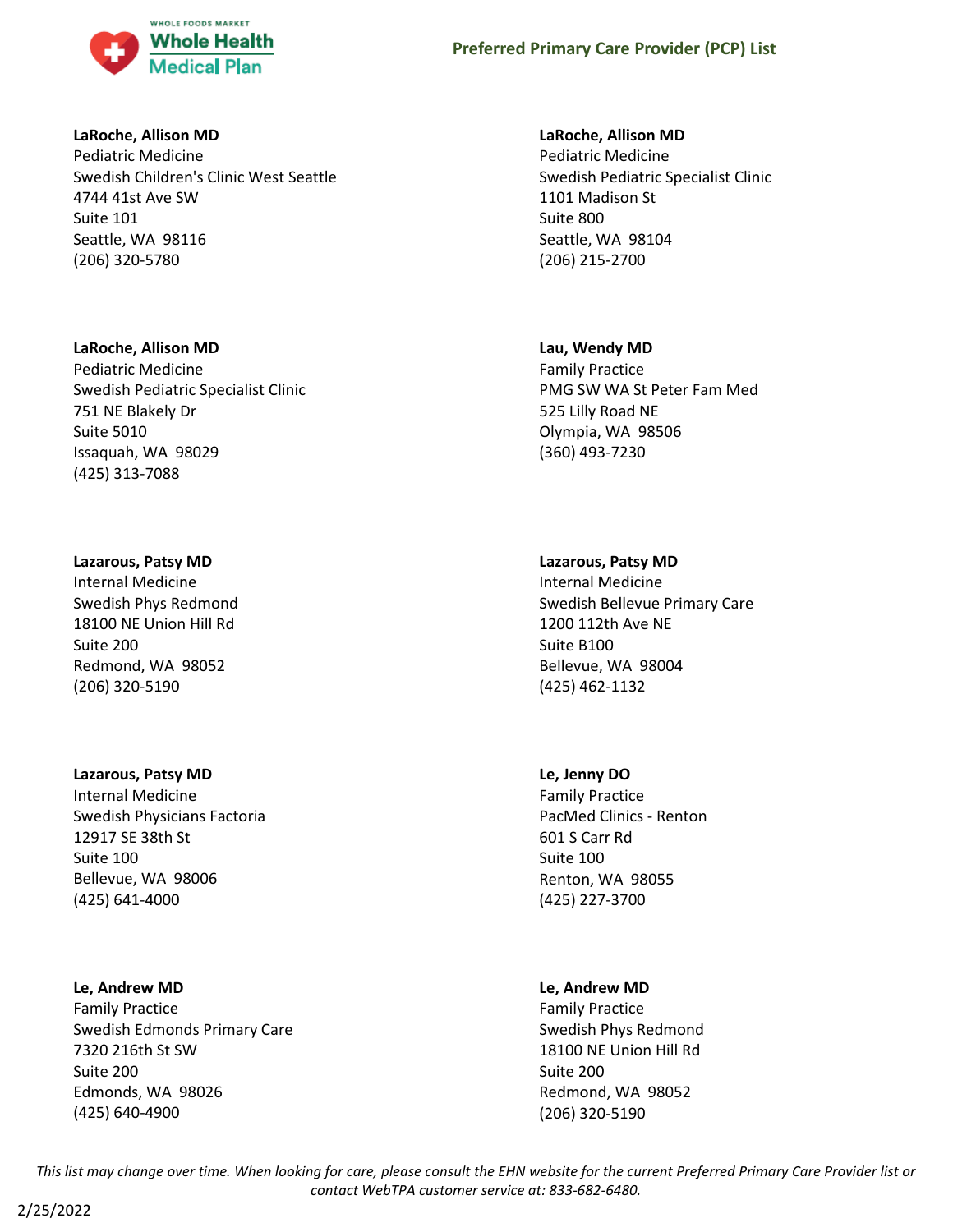**LaRoche, Allison MD**
Pediatric Medicine
Swedish Children's Clinic West Seattle
4744 41st Ave SW
Suite 101
Seattle, WA 98116
(206) 320-5780

**LaRoche, Allison MD**
Pediatric Medicine
Swedish Pediatric Specialist Clinic
751 NE Blakely Dr
Suite 5010
Issaquah, WA 98029
(425) 313-7088

**Lazarous, Patsy MD**
Internal Medicine
Swedish Phys Redmond
18100 NE Union Hill Rd
Suite 200
Redmond, WA 98052
(206) 320-5190

**Lazarous, Patsy MD**
Internal Medicine
Swedish Physicians Factoria
12917 SE 38th St
Suite 100
Bellevue, WA 98006
(425) 641-4000

**Le, Andrew MD**
Family Practice
Swedish Edmonds Primary Care
7320 216th St SW
Suite 200
Edmonds, WA 98026
(425) 640-4900

**LaRoche, Allison MD**
Pediatric Medicine
Swedish Pediatric Specialist Clinic
1101 Madison St
Suite 800
Seattle, WA 98104
(206) 215-2700

**Lau, Wendy MD**
Family Practice
PMG SW WA St Peter Fam Med
525 Lilly Road NE
Olympia, WA 98506
(360) 493-7230

**Lazarous, Patsy MD**
Internal Medicine
Swedish Bellevue Primary Care
1200 112th Ave NE
Suite B100
Bellevue, WA 98004
(425) 462-1132

**Le, Jenny DO**
Family Practice
PacMed Clinics - Renton
601 S Carr Rd
Suite 100
Renton, WA 98055
(425) 227-3700

**Le, Andrew MD**
Family Practice
Swedish Phys Redmond
18100 NE Union Hill Rd
Suite 200
Redmond, WA 98052
(206) 320-5190

*This list may change over time. When looking for care, please consult the EHN website for the current Preferred Primary Care Provider list or contact WebTPA customer service at: 833-682-6480.*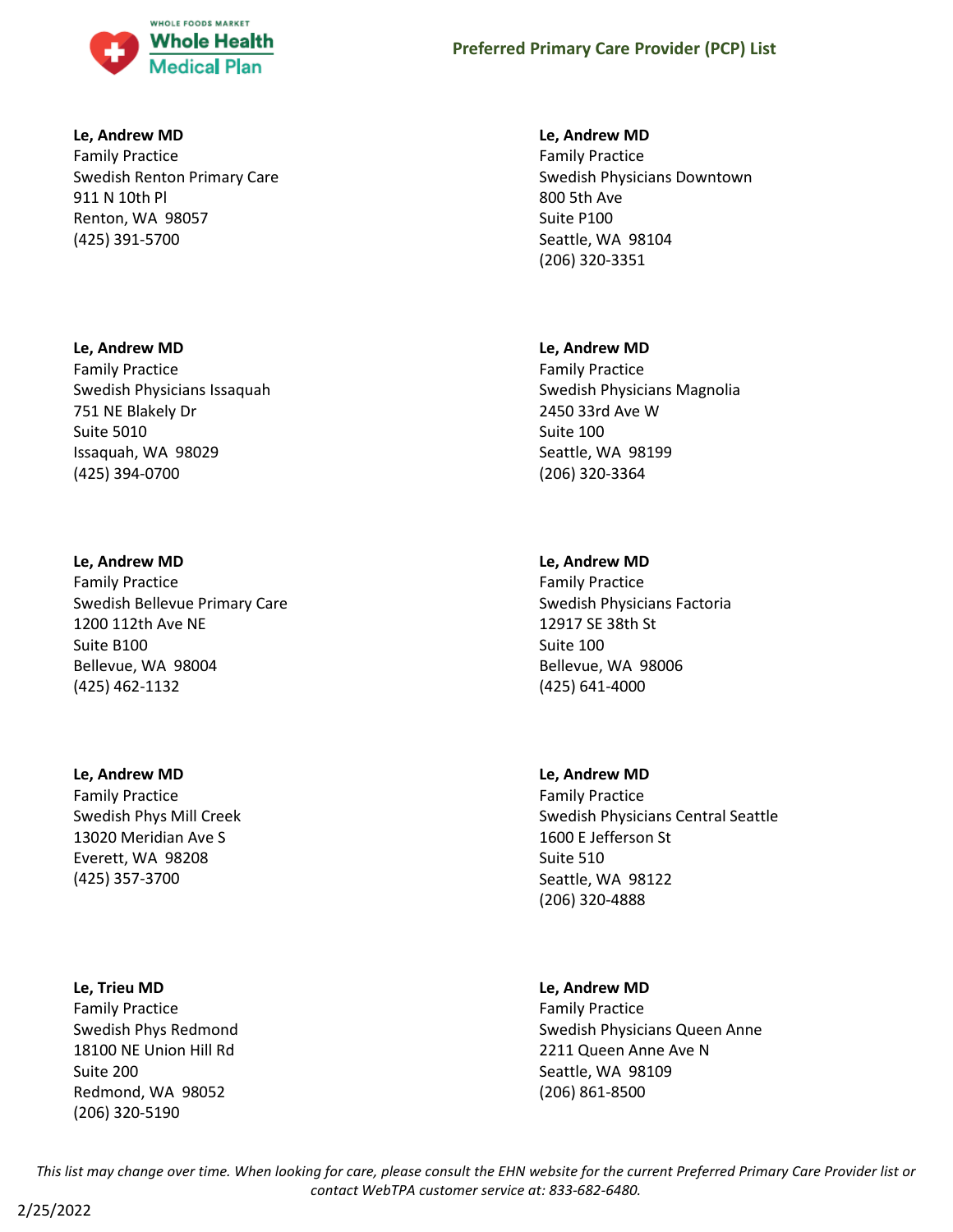**Le, Andrew MD**
Family Practice
Swedish Renton Primary Care
911 N 10th Pl
Renton, WA 98057
(425) 391-5700

**Le, Andrew MD**
Family Practice
Swedish Physicians Issaquah
751 NE Blakely Dr
Suite 5010
Issaquah, WA 98029
(425) 394-0700

**Le, Andrew MD**
Family Practice
Swedish Bellevue Primary Care
1200 112th Ave NE
Suite B100
Bellevue, WA 98004
(425) 462-1132

**Le, Andrew MD**
Family Practice
Swedish Phys Mill Creek
13020 Meridian Ave S
Everett, WA 98208
(425) 357-3700

**Le, Trieu MD**
Family Practice
Swedish Phys Redmond
18100 NE Union Hill Rd
Suite 200
Redmond, WA 98052
(206) 320-5190

**Le, Andrew MD**
Family Practice
Swedish Physicians Downtown
800 5th Ave
Suite P100
Seattle, WA 98104
(206) 320-3351

**Le, Andrew MD**
Family Practice
Swedish Physicians Magnolia
2450 33rd Ave W
Suite 100
Seattle, WA 98199
(206) 320-3364

**Le, Andrew MD**
Family Practice
Swedish Physicians Factoria
12917 SE 38th St
Suite 100
Bellevue, WA 98006
(425) 641-4000

**Le, Andrew MD**
Family Practice
Swedish Physicians Central Seattle
1600 E Jefferson St
Suite 510
Seattle, WA 98122
(206) 320-4888

**Le, Andrew MD**
Family Practice
Swedish Physicians Queen Anne
2211 Queen Anne Ave N
Seattle, WA 98109
(206) 861-8500

*This list may change over time. When looking for care, please consult the EHN website for the current Preferred Primary Care Provider list or contact WebTPA customer service at: 833-682-6480.*

2/25/2022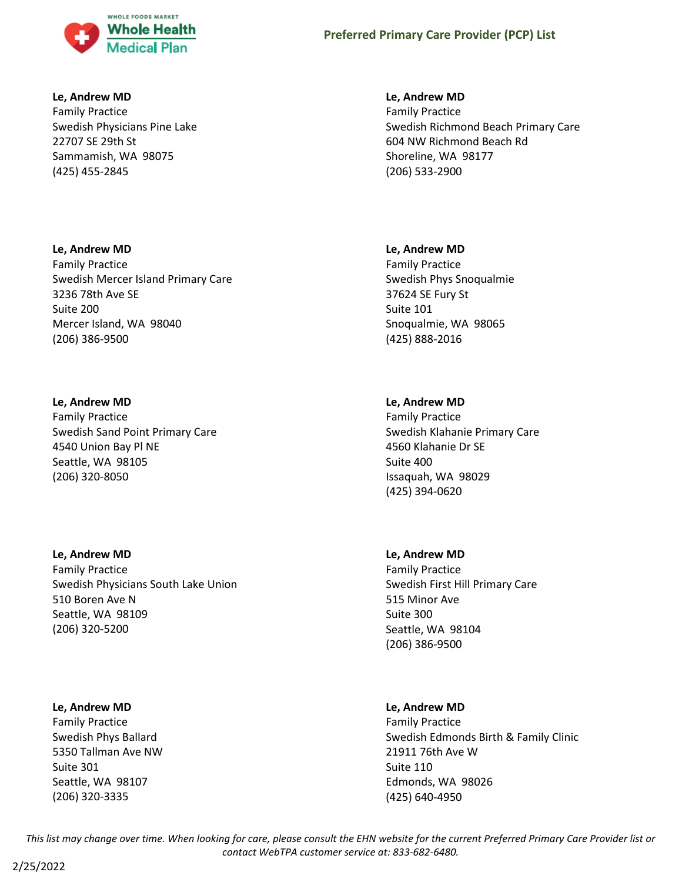**Le, Andrew MD**
Family Practice
Swedish Physicians Pine Lake
22707 SE 29th St
Sammamish, WA 98075
(425) 455-2845

**Le, Andrew MD**
Family Practice
Swedish Richmond Beach Primary Care
604 NW Richmond Beach Rd
Shoreline, WA 98177
(206) 533-2900

**Le, Andrew MD**
Family Practice
Swedish Mercer Island Primary Care
3236 78th Ave SE
Suite 200
Mercer Island, WA 98040
(206) 386-9500

**Le, Andrew MD**
Family Practice
Swedish Phys Snoqualmie
37624 SE Fury St
Suite 101
Snoqualmie, WA 98065
(425) 888-2016

**Le, Andrew MD**
Family Practice
Swedish Sand Point Primary Care
4540 Union Bay Pl NE
Seattle, WA 98105
(206) 320-8050

**Le, Andrew MD**
Family Practice
Swedish Klahanie Primary Care
4560 Klahanie Dr SE
Suite 400
Issaquah, WA 98029
(425) 394-0620

**Le, Andrew MD**
Family Practice
Swedish Physicians South Lake Union
510 Boren Ave N
Seattle, WA 98109
(206) 320-5200

**Le, Andrew MD**
Family Practice
Swedish First Hill Primary Care
515 Minor Ave
Suite 300
Seattle, WA 98104
(206) 386-9500

**Le, Andrew MD**
Family Practice
Swedish Phys Ballard
5350 Tallman Ave NW
Suite 301
Seattle, WA 98107
(206) 320-3335

**Le, Andrew MD**
Family Practice
Swedish Edmonds Birth & Family Clinic
21911 76th Ave W
Suite 110
Edmonds, WA 98026
(425) 640-4950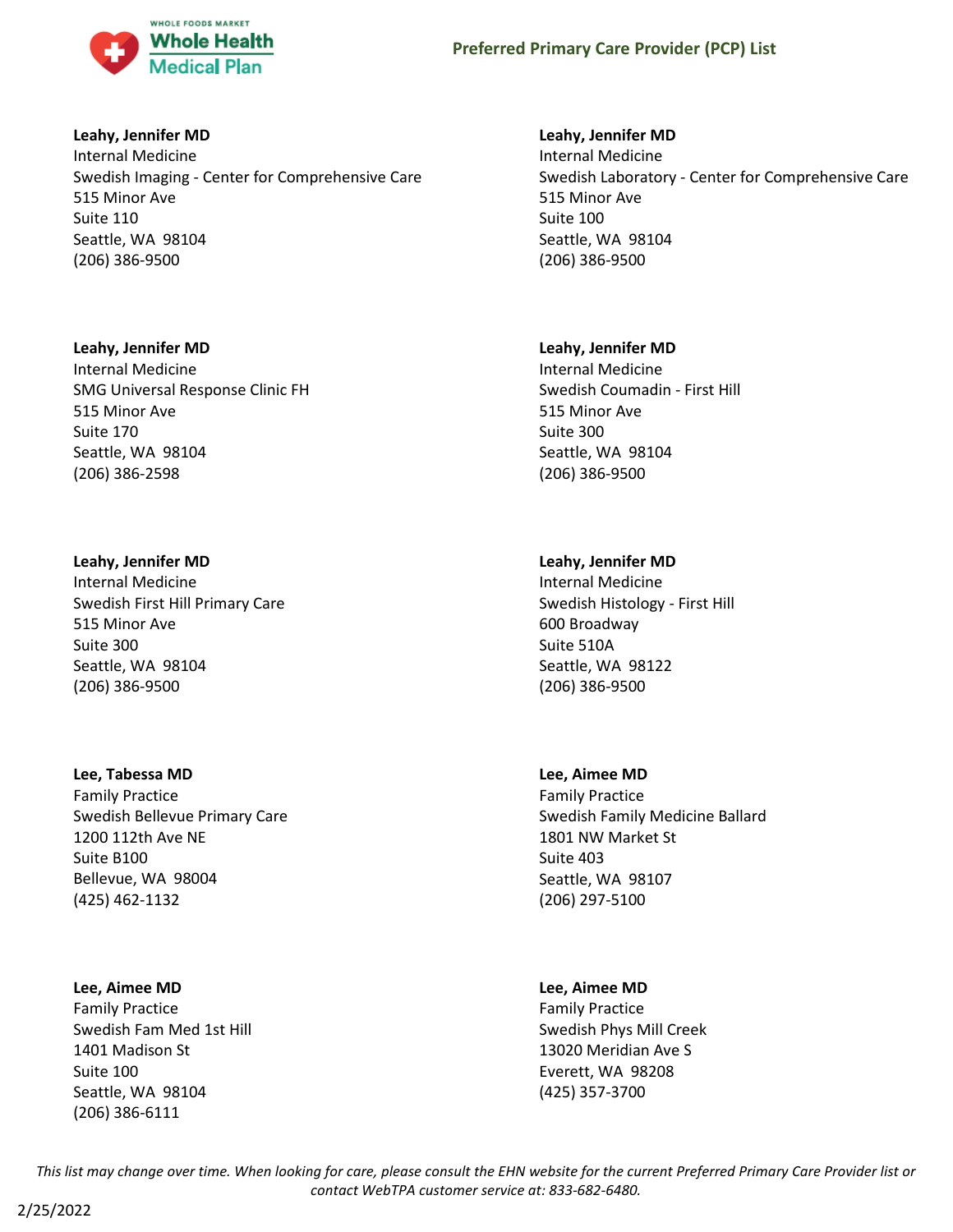**Leahy, Jennifer MD**
Internal Medicine
Swedish Imaging - Center for Comprehensive Care
515 Minor Ave
Suite 110
Seattle, WA 98104
(206) 386-9500

**Leahy, Jennifer MD**
Internal Medicine
Swedish Laboratory - Center for Comprehensive Care
515 Minor Ave
Suite 100
Seattle, WA 98104
(206) 386-9500

**Leahy, Jennifer MD**
Internal Medicine
SMG Universal Response Clinic FH
515 Minor Ave
Suite 170
Seattle, WA 98104
(206) 386-2598

**Leahy, Jennifer MD**
Internal Medicine
Swedish Coumadin - First Hill
515 Minor Ave
Suite 300
Seattle, WA 98104
(206) 386-9500

**Leahy, Jennifer MD**
Internal Medicine
Swedish First Hill Primary Care
515 Minor Ave
Suite 300
Seattle, WA 98104
(206) 386-9500

**Leahy, Jennifer MD**
Internal Medicine
Swedish Histology - First Hill
600 Broadway
Suite 510A
Seattle, WA 98122
(206) 386-9500

**Lee, Tabessa MD**
Family Practice
Swedish Bellevue Primary Care
1200 112th Ave NE
Suite B100
Bellevue, WA 98004
(425) 462-1132

**Lee, Aimee MD**
Family Practice
Swedish Family Medicine Ballard
1801 NW Market St
Suite 403
Seattle, WA 98107
(206) 297-5100

**Lee, Aimee MD**
Family Practice
Swedish Fam Med 1st Hill
1401 Madison St
Suite 100
Seattle, WA 98104
(206) 386-6111

**Lee, Aimee MD**
Family Practice
Swedish Phys Mill Creek
13020 Meridian Ave S
Everett, WA 98208
(425) 357-3700

*This list may change over time. When looking for care, please consult the EHN website for the current Preferred Primary Care Provider list or contact WebTPA customer service at: 833-682-6480.*

2/25/2022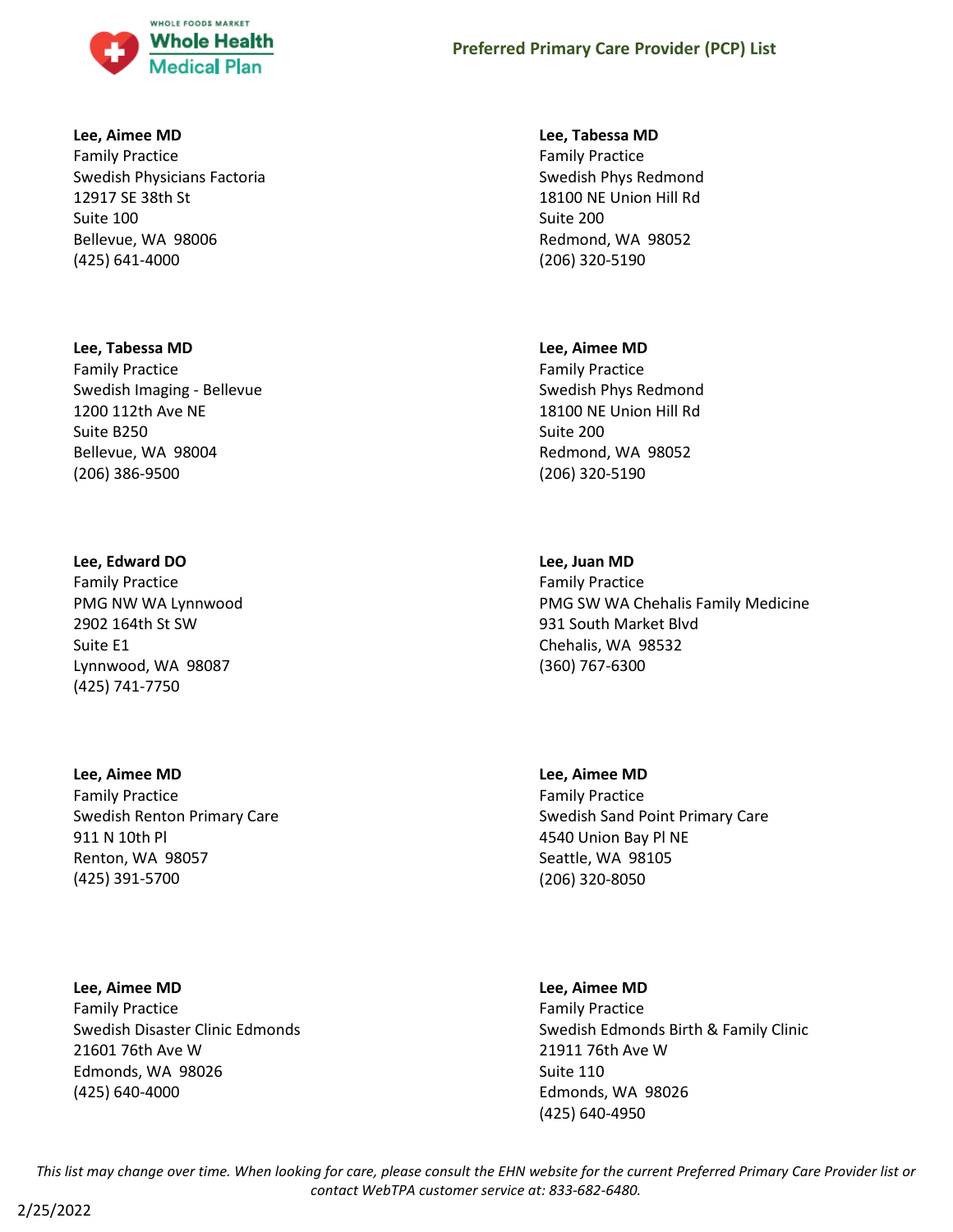**Lee, Aimee MD**
Family Practice
Swedish Physicians Factoria
12917 SE 38th St
Suite 100
Bellevue, WA 98006
(425) 641-4000

**Lee, Tabessa MD**
Family Practice
Swedish Imaging - Bellevue
1200 112th Ave NE
Suite B250
Bellevue, WA 98004
(206) 386-9500

**Lee, Edward DO**
Family Practice
PMG NW WA Lynnwood
2902 164th St SW
Suite E1
Lynnwood, WA 98087
(425) 741-7750

**Lee, Aimee MD**
Family Practice
Swedish Renton Primary Care
911 N 10th Pl
Renton, WA 98057
(425) 391-5700

**Lee, Aimee MD**
Family Practice
Swedish Disaster Clinic Edmonds
21601 76th Ave W
Edmonds, WA 98026
(425) 640-4000

**Lee, Tabessa MD**
Family Practice
Swedish Phys Redmond
18100 NE Union Hill Rd
Suite 200
Redmond, WA 98052
(206) 320-5190

**Lee, Aimee MD**
Family Practice
Swedish Phys Redmond
18100 NE Union Hill Rd
Suite 200
Redmond, WA 98052
(206) 320-5190

**Lee, Juan MD**
Family Practice
PMG SW WA Chehalis Family Medicine
931 South Market Blvd
Chehalis, WA 98532
(360) 767-6300

**Lee, Aimee MD**
Family Practice
Swedish Sand Point Primary Care
4540 Union Bay Pl NE
Seattle, WA 98105
(206) 320-8050

**Lee, Aimee MD**
Family Practice
Swedish Edmonds Birth & Family Clinic
21911 76th Ave W
Suite 110
Edmonds, WA 98026
(425) 640-4950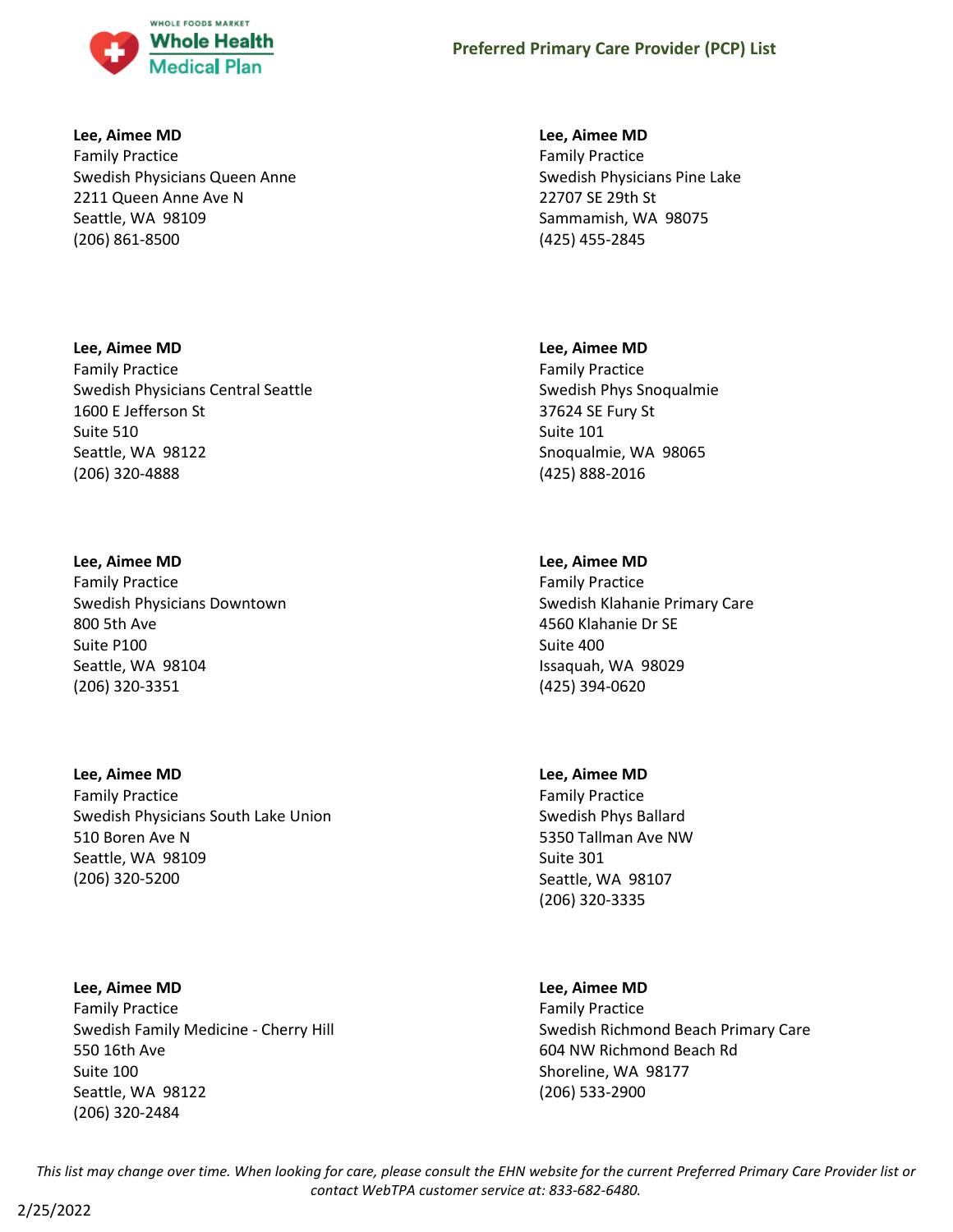**Lee, Aimee MD**
Family Practice
Swedish Physicians Queen Anne
2211 Queen Anne Ave N
Seattle, WA 98109
(206) 861-8500

**Lee, Aimee MD**
Family Practice
Swedish Physicians Central Seattle
1600 E Jefferson St
Suite 510
Seattle, WA 98122
(206) 320-4888

**Lee, Aimee MD**
Family Practice
Swedish Physicians Downtown
800 5th Ave
Suite P100
Seattle, WA 98104
(206) 320-3351

**Lee, Aimee MD**
Family Practice
Swedish Physicians South Lake Union
510 Boren Ave N
Seattle, WA 98109
(206) 320-5200

**Lee, Aimee MD**
Family Practice
Swedish Family Medicine - Cherry Hill
550 16th Ave
Suite 100
Seattle, WA 98122
(206) 320-2484

**Lee, Aimee MD**
Family Practice
Swedish Physicians Pine Lake
22707 SE 29th St
Sammamish, WA 98075
(425) 455-2845

**Lee, Aimee MD**
Family Practice
Swedish Phys Snoqualmie
37624 SE Fury St
Suite 101
Snoqualmie, WA 98065
(425) 888-2016

**Lee, Aimee MD**
Family Practice
Swedish Klahanie Primary Care
4560 Klahanie Dr SE
Suite 400
Issaquah, WA 98029
(425) 394-0620

**Lee, Aimee MD**
Family Practice
Swedish Phys Ballard
5350 Tallman Ave NW
Suite 301
Seattle, WA 98107
(206) 320-3335

**Lee, Aimee MD**
Family Practice
Swedish Richmond Beach Primary Care
604 NW Richmond Beach Rd
Shoreline, WA 98177
(206) 533-2900

*This list may change over time. When looking for care, please consult the EHN website for the current Preferred Primary Care Provider list or contact WebTPA customer service at: 833-682-6480.*

2/25/2022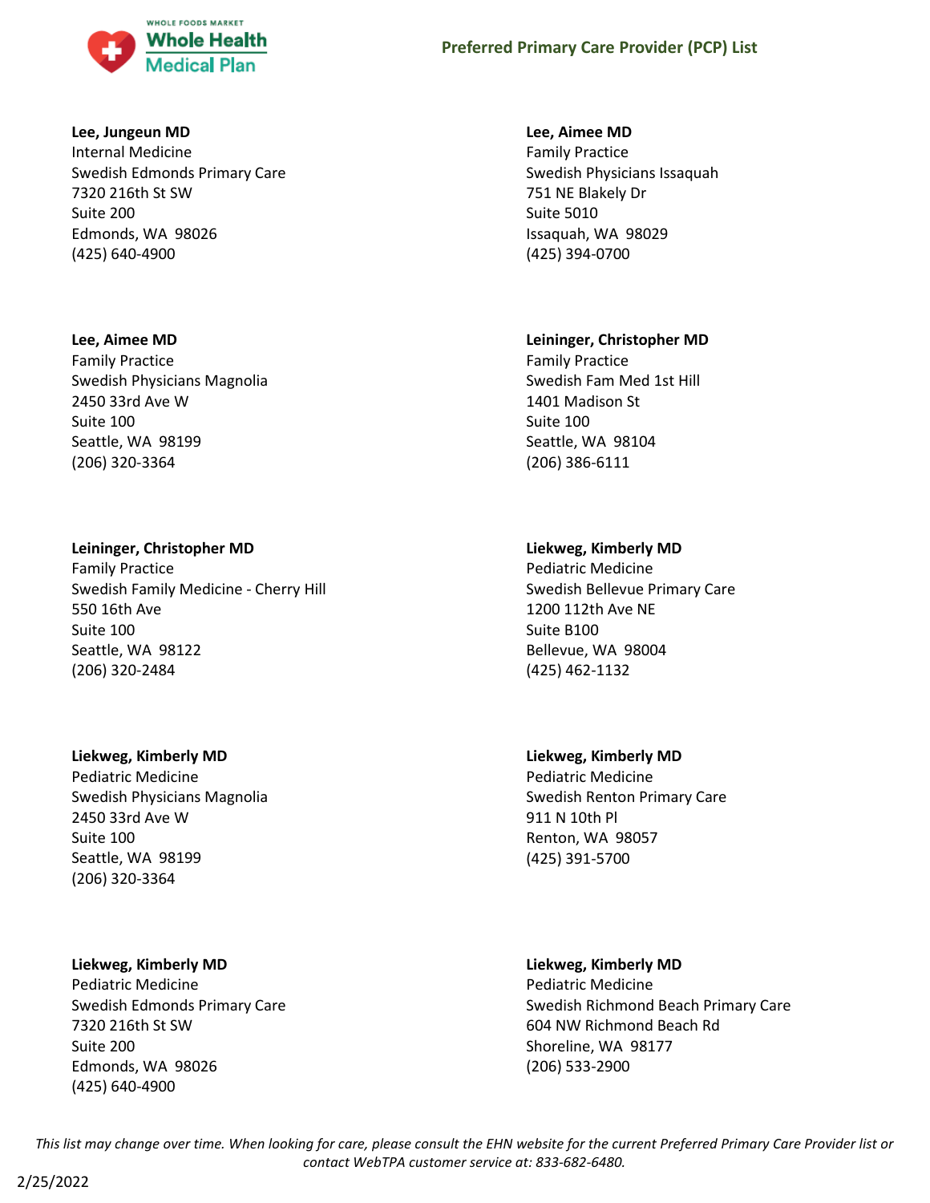**Lee, Jungeun MD**
Internal Medicine
Swedish Edmonds Primary Care
7320 216th St SW
Suite 200
Edmonds, WA 98026
(425) 640-4900

**Lee, Aimee MD**
Family Practice
Swedish Physicians Magnolia
2450 33rd Ave W
Suite 100
Seattle, WA 98199
(206) 320-3364

**Leininger, Christopher MD**
Family Practice
Swedish Family Medicine - Cherry Hill
550 16th Ave
Suite 100
Seattle, WA 98122
(206) 320-2484

**Liekweg, Kimberly MD**
Pediatric Medicine
Swedish Physicians Magnolia
2450 33rd Ave W
Suite 100
Seattle, WA 98199
(206) 320-3364

**Liekweg, Kimberly MD**
Pediatric Medicine
Swedish Edmonds Primary Care
7320 216th St SW
Suite 200
Edmonds, WA 98026
(425) 640-4900

**Lee, Aimee MD**
Family Practice
Swedish Physicians Issaquah
751 NE Blakely Dr
Suite 5010
Issaquah, WA 98029
(425) 394-0700

**Leininger, Christopher MD**
Family Practice
Swedish Fam Med 1st Hill
1401 Madison St
Suite 100
Seattle, WA 98104
(206) 386-6111

**Liekweg, Kimberly MD**
Pediatric Medicine
Swedish Bellevue Primary Care
1200 112th Ave NE
Suite B100
Bellevue, WA 98004
(425) 462-1132

**Liekweg, Kimberly MD**
Pediatric Medicine
Swedish Renton Primary Care
911 N 10th Pl
Renton, WA 98057
(425) 391-5700

**Liekweg, Kimberly MD**
Pediatric Medicine
Swedish Richmond Beach Primary Care
604 NW Richmond Beach Rd
Shoreline, WA 98177
(206) 533-2900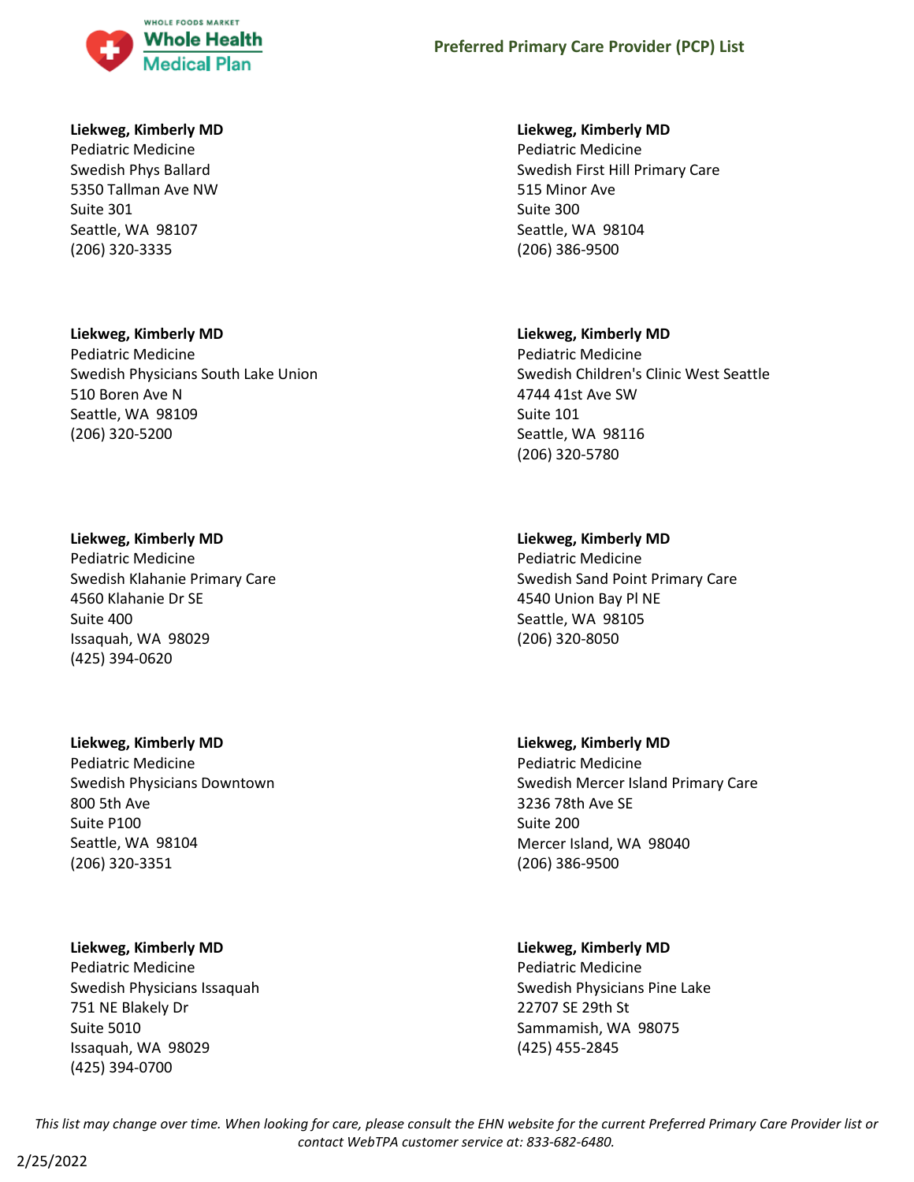**Liekweg, Kimberly MD**
Pediatric Medicine
Swedish Phys Ballard
5350 Tallman Ave NW
Suite 301
Seattle, WA 98107
(206) 320-3335

**Liekweg, Kimberly MD**
Pediatric Medicine
Swedish Physicians South Lake Union
510 Boren Ave N
Seattle, WA 98109
(206) 320-5200

**Liekweg, Kimberly MD**
Pediatric Medicine
Swedish Klahanie Primary Care
4560 Klahanie Dr SE
Suite 400
Issaquah, WA 98029
(425) 394-0620

**Liekweg, Kimberly MD**
Pediatric Medicine
Swedish Physicians Downtown
800 5th Ave
Suite P100
Seattle, WA 98104
(206) 320-3351

**Liekweg, Kimberly MD**
Pediatric Medicine
Swedish Physicians Issaquah
751 NE Blakely Dr
Suite 5010
Issaquah, WA 98029
(425) 394-0700

**Liekweg, Kimberly MD**
Pediatric Medicine
Swedish First Hill Primary Care
515 Minor Ave
Suite 300
Seattle, WA 98104
(206) 386-9500

**Liekweg, Kimberly MD**
Pediatric Medicine
Swedish Children's Clinic West Seattle
4744 41st Ave SW
Suite 101
Seattle, WA 98116
(206) 320-5780

**Liekweg, Kimberly MD**
Pediatric Medicine
Swedish Sand Point Primary Care
4540 Union Bay Pl NE
Seattle, WA 98105
(206) 320-8050

**Liekweg, Kimberly MD**
Pediatric Medicine
Swedish Mercer Island Primary Care
3236 78th Ave SE
Suite 200
Mercer Island, WA 98040
(206) 386-9500

**Liekweg, Kimberly MD**
Pediatric Medicine
Swedish Physicians Pine Lake
22707 SE 29th St
Sammamish, WA 98075
(425) 455-2845

*This list may change over time. When looking for care, please consult the EHN website for the current Preferred Primary Care Provider list or contact WebTPA customer service at: 833-682-6480.*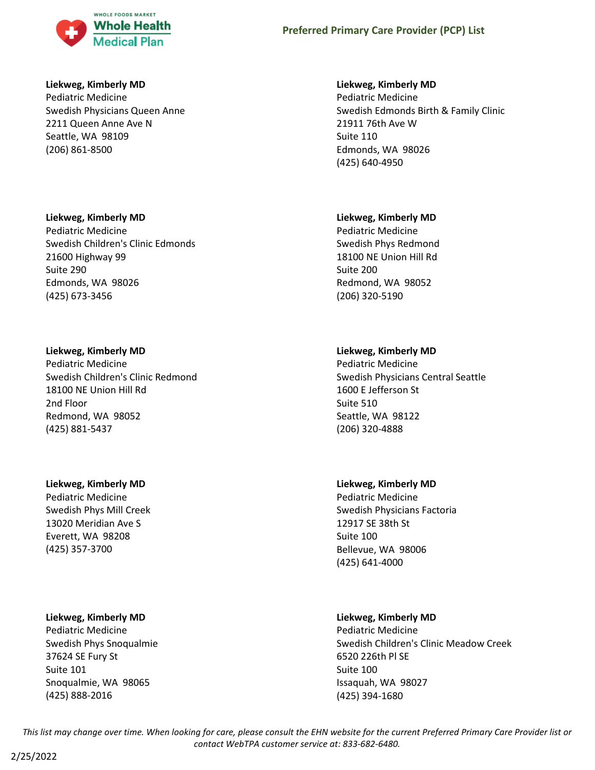**Liekweg, Kimberly MD**
Pediatric Medicine
Swedish Physicians Queen Anne
2211 Queen Anne Ave N
Seattle, WA 98109
(206) 861-8500

**Liekweg, Kimberly MD**
Pediatric Medicine
Swedish Children's Clinic Edmonds
21600 Highway 99
Suite 290
Edmonds, WA 98026
(425) 673-3456

**Liekweg, Kimberly MD**
Pediatric Medicine
Swedish Children's Clinic Redmond
18100 NE Union Hill Rd
2nd Floor
Redmond, WA 98052
(425) 881-5437

**Liekweg, Kimberly MD**
Pediatric Medicine
Swedish Phys Mill Creek
13020 Meridian Ave S
Everett, WA 98208
(425) 357-3700

**Liekweg, Kimberly MD**
Pediatric Medicine
Swedish Phys Snoqualmie
37624 SE Fury St
Suite 101
Snoqualmie, WA 98065
(425) 888-2016

**Liekweg, Kimberly MD**
Pediatric Medicine
Swedish Edmonds Birth & Family Clinic
21911 76th Ave W
Suite 110
Edmonds, WA 98026
(425) 640-4950

**Liekweg, Kimberly MD**
Pediatric Medicine
Swedish Phys Redmond
18100 NE Union Hill Rd
Suite 200
Redmond, WA 98052
(206) 320-5190

**Liekweg, Kimberly MD**
Pediatric Medicine
Swedish Physicians Central Seattle
1600 E Jefferson St
Suite 510
Seattle, WA 98122
(206) 320-4888

**Liekweg, Kimberly MD**
Pediatric Medicine
Swedish Physicians Factoria
12917 SE 38th St
Suite 100
Bellevue, WA 98006
(425) 641-4000

**Liekweg, Kimberly MD**
Pediatric Medicine
Swedish Children's Clinic Meadow Creek
6520 226th Pl SE
Suite 100
Issaquah, WA 98027
(425) 394-1680

*This list may change over time. When looking for care, please consult the EHN website for the current Preferred Primary Care Provider list or contact WebTPA customer service at: 833-682-6480.*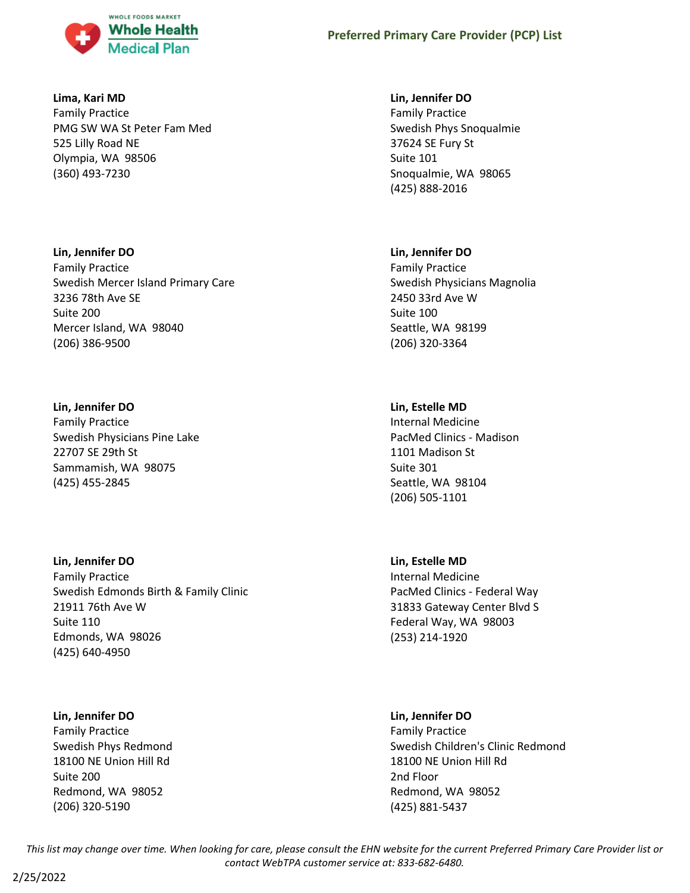**Lima, Kari MD**
Family Practice
PMG SW WA St Peter Fam Med
525 Lilly Road NE
Olympia, WA 98506
(360) 493-7230

**Lin, Jennifer DO**
Family Practice
Swedish Mercer Island Primary Care
3236 78th Ave SE
Suite 200
Mercer Island, WA 98040
(206) 386-9500

**Lin, Jennifer DO**
Family Practice
Swedish Physicians Pine Lake
22707 SE 29th St
Sammamish, WA 98075
(425) 455-2845

**Lin, Jennifer DO**
Family Practice
Swedish Edmonds Birth & Family Clinic
21911 76th Ave W
Suite 110
Edmonds, WA 98026
(425) 640-4950

**Lin, Jennifer DO**
Family Practice
Swedish Phys Redmond
18100 NE Union Hill Rd
Suite 200
Redmond, WA 98052
(206) 320-5190

**Lin, Jennifer DO**
Family Practice
Swedish Phys Snoqualmie
37624 SE Fury St
Suite 101
Snoqualmie, WA 98065
(425) 888-2016

**Lin, Jennifer DO**
Family Practice
Swedish Physicians Magnolia
2450 33rd Ave W
Suite 100
Seattle, WA 98199
(206) 320-3364

**Lin, Estelle MD**
Internal Medicine
PacMed Clinics - Madison
1101 Madison St
Suite 301
Seattle, WA 98104
(206) 505-1101

**Lin, Estelle MD**
Internal Medicine
PacMed Clinics - Federal Way
31833 Gateway Center Blvd S
Federal Way, WA 98003
(253) 214-1920

**Lin, Jennifer DO**
Family Practice
Swedish Children's Clinic Redmond
18100 NE Union Hill Rd
2nd Floor
Redmond, WA 98052
(425) 881-5437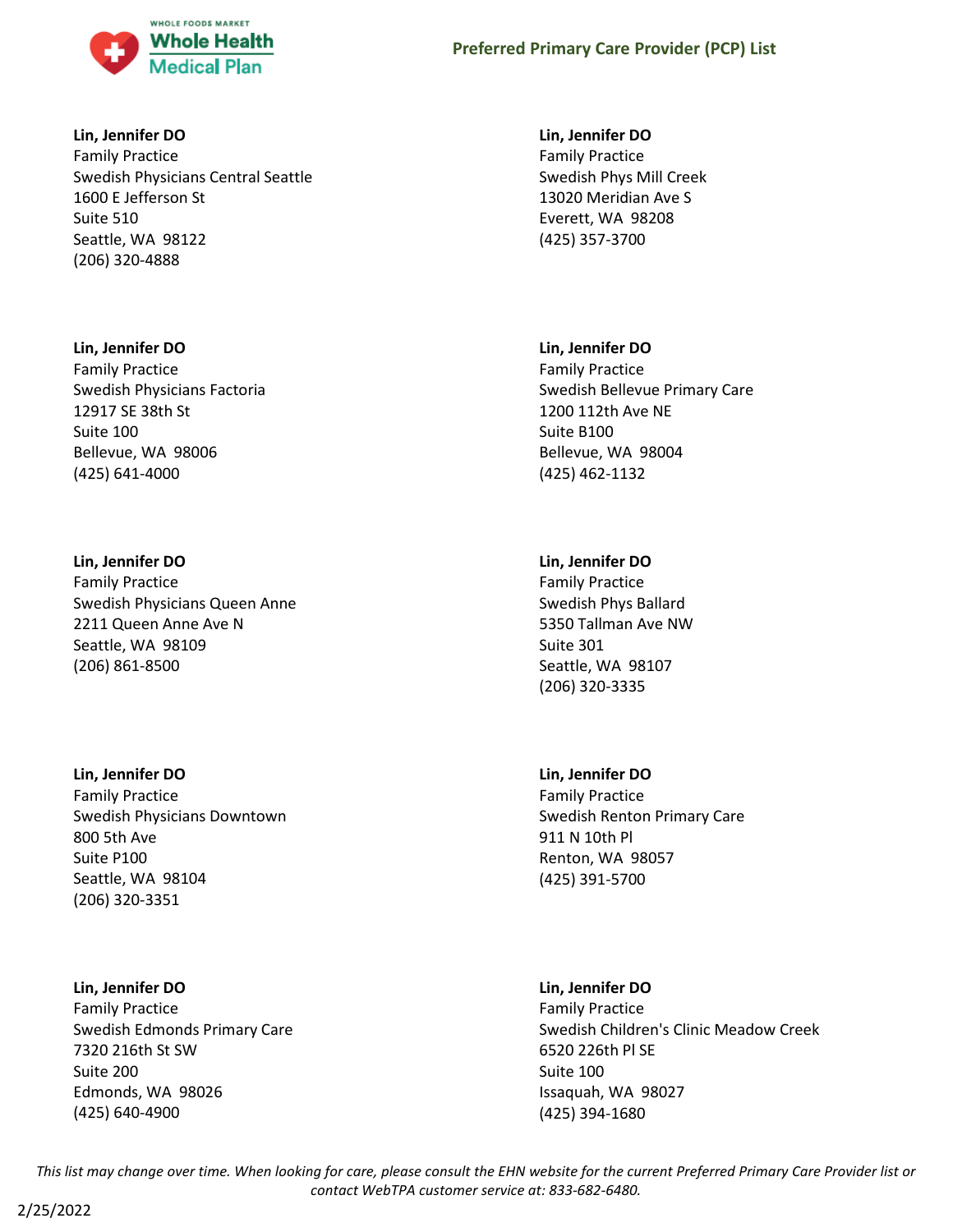**Lin, Jennifer DO**
Family Practice
Swedish Physicians Central Seattle
1600 E Jefferson St
Suite 510
Seattle, WA 98122
(206) 320-4888

**Lin, Jennifer DO**
Family Practice
Swedish Physicians Factoria
12917 SE 38th St
Suite 100
Bellevue, WA 98006
(425) 641-4000

**Lin, Jennifer DO**
Family Practice
Swedish Physicians Queen Anne
2211 Queen Anne Ave N
Seattle, WA 98109
(206) 861-8500

**Lin, Jennifer DO**
Family Practice
Swedish Physicians Downtown
800 5th Ave
Suite P100
Seattle, WA 98104
(206) 320-3351

**Lin, Jennifer DO**
Family Practice
Swedish Edmonds Primary Care
7320 216th St SW
Suite 200
Edmonds, WA 98026
(425) 640-4900

**Lin, Jennifer DO**
Family Practice
Swedish Phys Mill Creek
13020 Meridian Ave S
Everett, WA 98208
(425) 357-3700

**Lin, Jennifer DO**
Family Practice
Swedish Bellevue Primary Care
1200 112th Ave NE
Suite B100
Bellevue, WA 98004
(425) 462-1132

**Lin, Jennifer DO**
Family Practice
Swedish Phys Ballard
5350 Tallman Ave NW
Suite 301
Seattle, WA 98107
(206) 320-3335

**Lin, Jennifer DO**
Family Practice
Swedish Renton Primary Care
911 N 10th Pl
Renton, WA 98057
(425) 391-5700

**Lin, Jennifer DO**
Family Practice
Swedish Children's Clinic Meadow Creek
6520 226th Pl SE
Suite 100
Issaquah, WA 98027
(425) 394-1680

*This list may change over time. When looking for care, please consult the EHN website for the current Preferred Primary Care Provider list or contact WebTPA customer service at: 833-682-6480.*

2/25/2022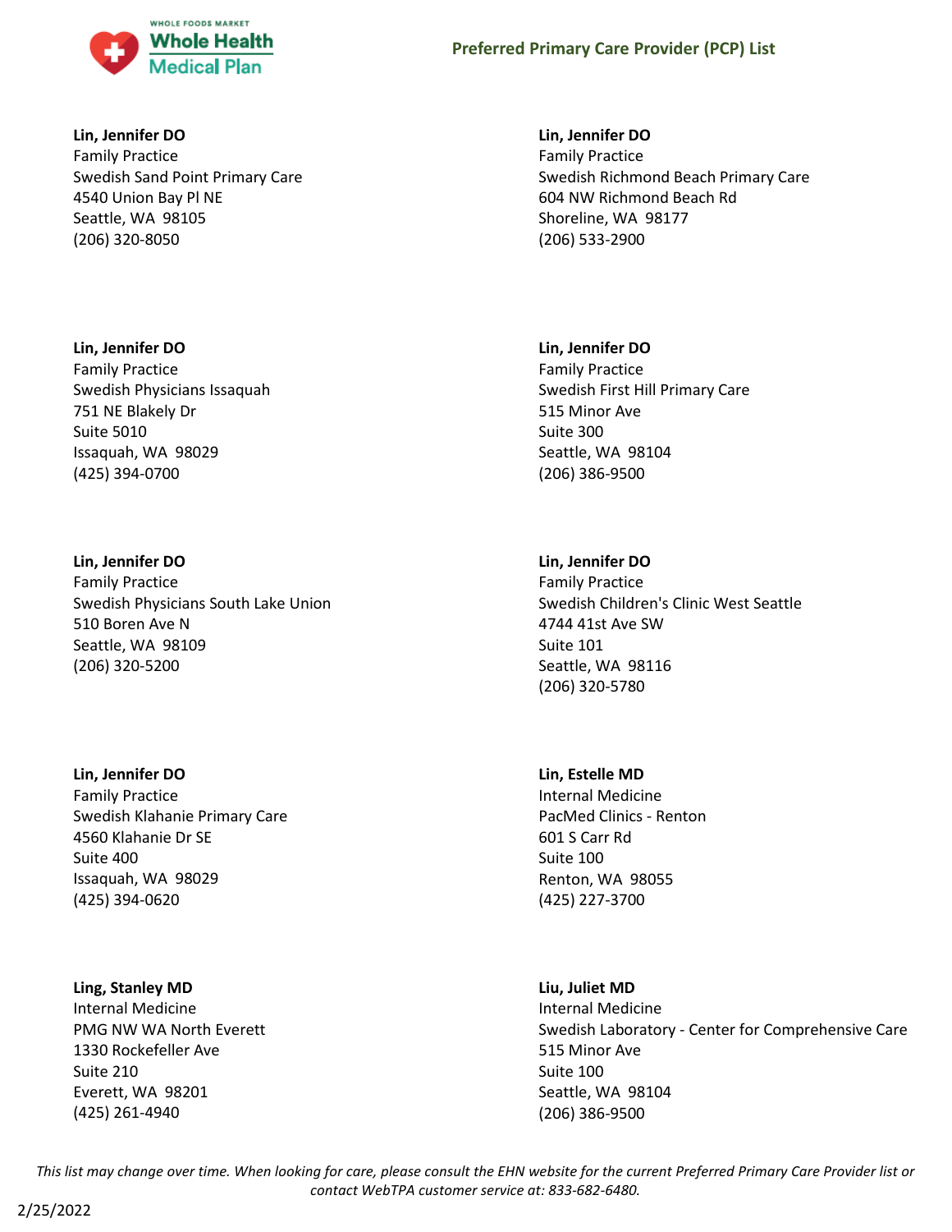**Lin, Jennifer DO**
Family Practice
Swedish Sand Point Primary Care
4540 Union Bay Pl NE
Seattle, WA 98105
(206) 320-8050

**Lin, Jennifer DO**
Family Practice
Swedish Richmond Beach Primary Care
604 NW Richmond Beach Rd
Shoreline, WA 98177
(206) 533-2900

**Lin, Jennifer DO**
Family Practice
Swedish Physicians Issaquah
751 NE Blakely Dr
Suite 5010
Issaquah, WA 98029
(425) 394-0700

**Lin, Jennifer DO**
Family Practice
Swedish First Hill Primary Care
515 Minor Ave
Suite 300
Seattle, WA 98104
(206) 386-9500

**Lin, Jennifer DO**
Family Practice
Swedish Physicians South Lake Union
510 Boren Ave N
Seattle, WA 98109
(206) 320-5200

**Lin, Jennifer DO**
Family Practice
Swedish Children's Clinic West Seattle
4744 41st Ave SW
Suite 101
Seattle, WA 98116
(206) 320-5780

**Lin, Jennifer DO**
Family Practice
Swedish Klahanie Primary Care
4560 Klahanie Dr SE
Suite 400
Issaquah, WA 98029
(425) 394-0620

**Lin, Estelle MD**
Internal Medicine
PacMed Clinics - Renton
601 S Carr Rd
Suite 100
Renton, WA 98055
(425) 227-3700

**Ling, Stanley MD**
Internal Medicine
PMG NW WA North Everett
1330 Rockefeller Ave
Suite 210
Everett, WA 98201
(425) 261-4940

**Liu, Juliet MD**
Internal Medicine
Swedish Laboratory - Center for Comprehensive Care
515 Minor Ave
Suite 100
Seattle, WA 98104
(206) 386-9500

*This list may change over time. When looking for care, please consult the EHN website for the current Preferred Primary Care Provider list or contact WebTPA customer service at: 833-682-6480.*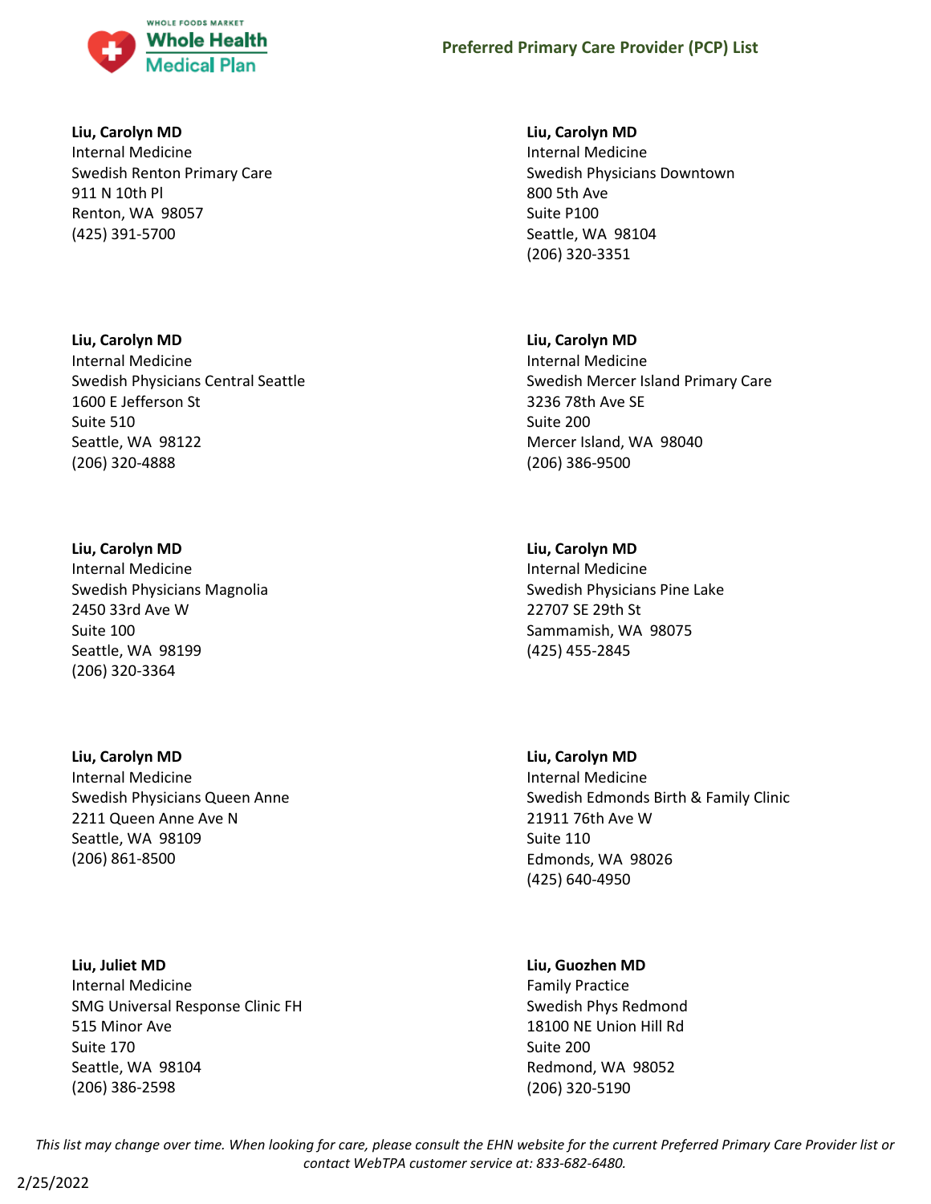**Liu, Carolyn MD**
Internal Medicine
Swedish Renton Primary Care
911 N 10th Pl
Renton, WA 98057
(425) 391-5700

**Liu, Carolyn MD**
Internal Medicine
Swedish Physicians Downtown
800 5th Ave
Suite P100
Seattle, WA 98104
(206) 320-3351

**Liu, Carolyn MD**
Internal Medicine
Swedish Physicians Central Seattle
1600 E Jefferson St
Suite 510
Seattle, WA 98122
(206) 320-4888

**Liu, Carolyn MD**
Internal Medicine
Swedish Mercer Island Primary Care
3236 78th Ave SE
Suite 200
Mercer Island, WA 98040
(206) 386-9500

**Liu, Carolyn MD**
Internal Medicine
Swedish Physicians Magnolia
2450 33rd Ave W
Suite 100
Seattle, WA 98199
(206) 320-3364

**Liu, Carolyn MD**
Internal Medicine
Swedish Physicians Pine Lake
22707 SE 29th St
Sammamish, WA 98075
(425) 455-2845

**Liu, Carolyn MD**
Internal Medicine
Swedish Physicians Queen Anne
2211 Queen Anne Ave N
Seattle, WA 98109
(206) 861-8500

**Liu, Carolyn MD**
Internal Medicine
Swedish Edmonds Birth & Family Clinic
21911 76th Ave W
Suite 110
Edmonds, WA 98026
(425) 640-4950

**Liu, Juliet MD**
Internal Medicine
SMG Universal Response Clinic FH
515 Minor Ave
Suite 170
Seattle, WA 98104
(206) 386-2598

**Liu, Guozhen MD**
Family Practice
Swedish Phys Redmond
18100 NE Union Hill Rd
Suite 200
Redmond, WA 98052
(206) 320-5190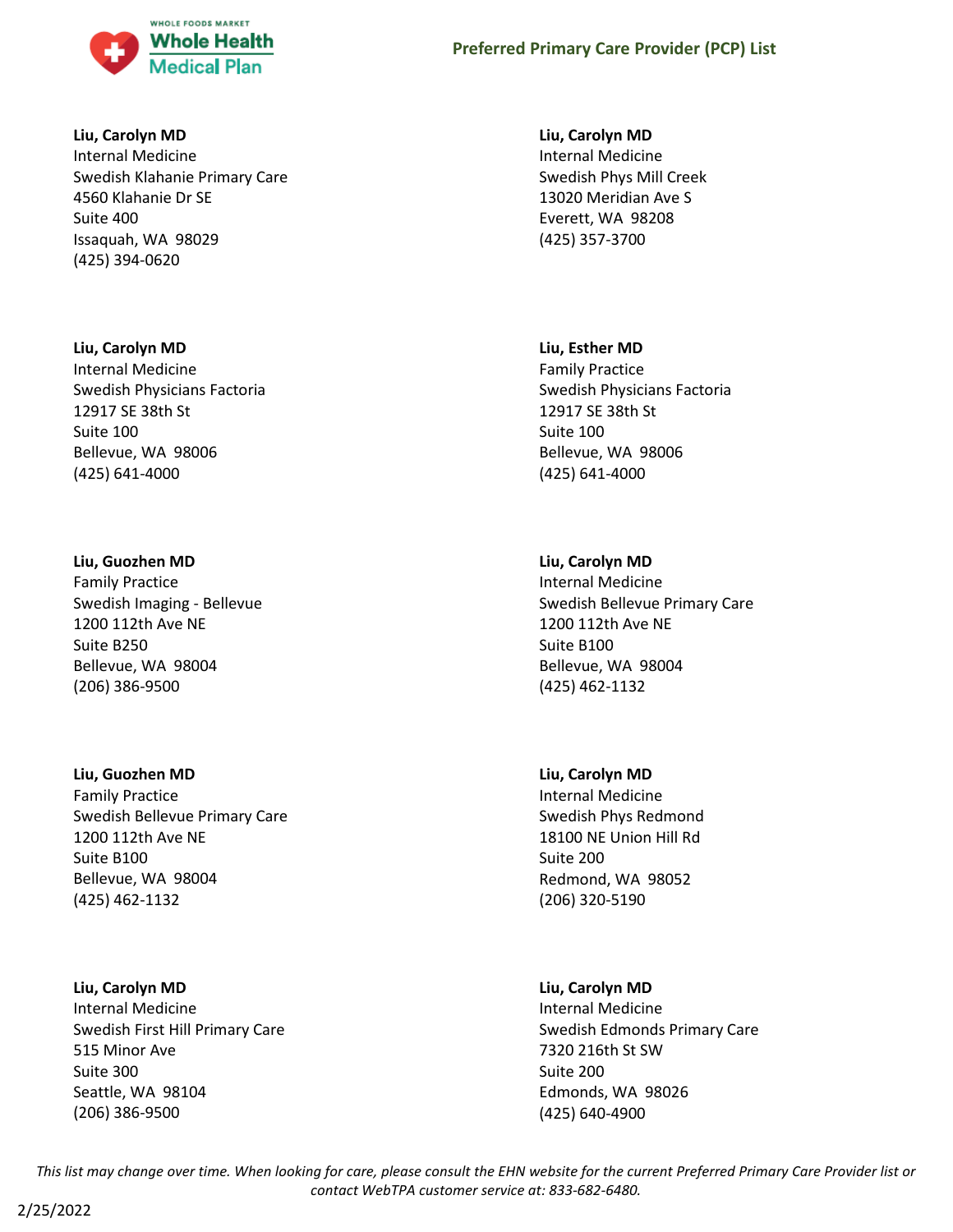**Liu, Carolyn MD**
Internal Medicine
Swedish Klahanie Primary Care
4560 Klahanie Dr SE
Suite 400
Issaquah, WA 98029
(425) 394-0620

**Liu, Carolyn MD**
Internal Medicine
Swedish Phys Mill Creek
13020 Meridian Ave S
Everett, WA 98208
(425) 357-3700

**Liu, Carolyn MD**
Internal Medicine
Swedish Physicians Factoria
12917 SE 38th St
Suite 100
Bellevue, WA 98006
(425) 641-4000

**Liu, Esther MD**
Family Practice
Swedish Physicians Factoria
12917 SE 38th St
Suite 100
Bellevue, WA 98006
(425) 641-4000

**Liu, Guozhen MD**
Family Practice
Swedish Imaging - Bellevue
1200 112th Ave NE
Suite B250
Bellevue, WA 98004
(206) 386-9500

**Liu, Carolyn MD**
Internal Medicine
Swedish Bellevue Primary Care
1200 112th Ave NE
Suite B100
Bellevue, WA 98004
(425) 462-1132

**Liu, Guozhen MD**
Family Practice
Swedish Bellevue Primary Care
1200 112th Ave NE
Suite B100
Bellevue, WA 98004
(425) 462-1132

**Liu, Carolyn MD**
Internal Medicine
Swedish Phys Redmond
18100 NE Union Hill Rd
Suite 200
Redmond, WA 98052
(206) 320-5190

**Liu, Carolyn MD**
Internal Medicine
Swedish First Hill Primary Care
515 Minor Ave
Suite 300
Seattle, WA 98104
(206) 386-9500

**Liu, Carolyn MD**
Internal Medicine
Swedish Edmonds Primary Care
7320 216th St SW
Suite 200
Edmonds, WA 98026
(425) 640-4900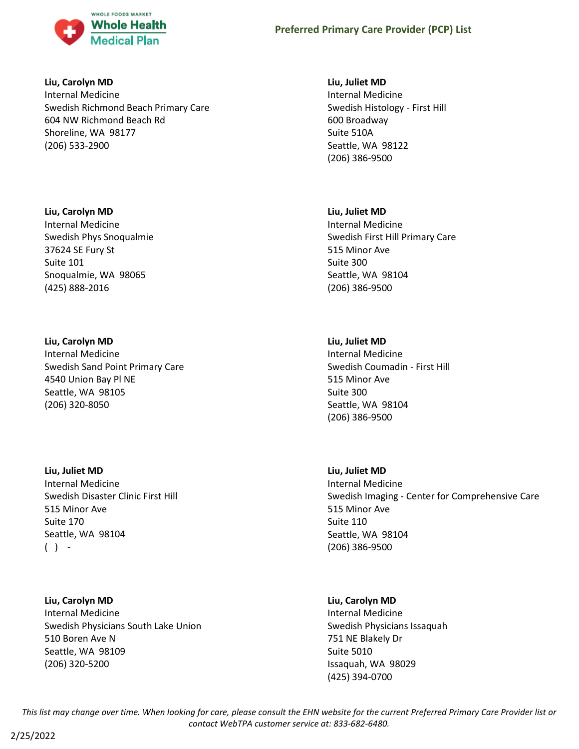**Liu, Carolyn MD**
Internal Medicine
Swedish Richmond Beach Primary Care
604 NW Richmond Beach Rd
Shoreline, WA 98177
(206) 533-2900

**Liu, Carolyn MD**
Internal Medicine
Swedish Phys Snoqualmie
37624 SE Fury St
Suite 101
Snoqualmie, WA 98065
(425) 888-2016

**Liu, Carolyn MD**
Internal Medicine
Swedish Sand Point Primary Care
4540 Union Bay Pl NE
Seattle, WA 98105
(206) 320-8050

**Liu, Juliet MD**
Internal Medicine
Swedish Disaster Clinic First Hill
515 Minor Ave
Suite 170
Seattle, WA 98104
( ) -

**Liu, Carolyn MD**
Internal Medicine
Swedish Physicians South Lake Union
510 Boren Ave N
Seattle, WA 98109
(206) 320-5200

**Liu, Juliet MD**
Internal Medicine
Swedish Histology - First Hill
600 Broadway
Suite 510A
Seattle, WA 98122
(206) 386-9500

**Liu, Juliet MD**
Internal Medicine
Swedish First Hill Primary Care
515 Minor Ave
Suite 300
Seattle, WA 98104
(206) 386-9500

**Liu, Juliet MD**
Internal Medicine
Swedish Coumadin - First Hill
515 Minor Ave
Suite 300
Seattle, WA 98104
(206) 386-9500

**Liu, Juliet MD**
Internal Medicine
Swedish Imaging - Center for Comprehensive Care
515 Minor Ave
Suite 110
Seattle, WA 98104
(206) 386-9500

**Liu, Carolyn MD**
Internal Medicine
Swedish Physicians Issaquah
751 NE Blakely Dr
Suite 5010
Issaquah, WA 98029
(425) 394-0700

*This list may change over time. When looking for care, please consult the EHN website for the current Preferred Primary Care Provider list or contact WebTPA customer service at: 833-682-6480.*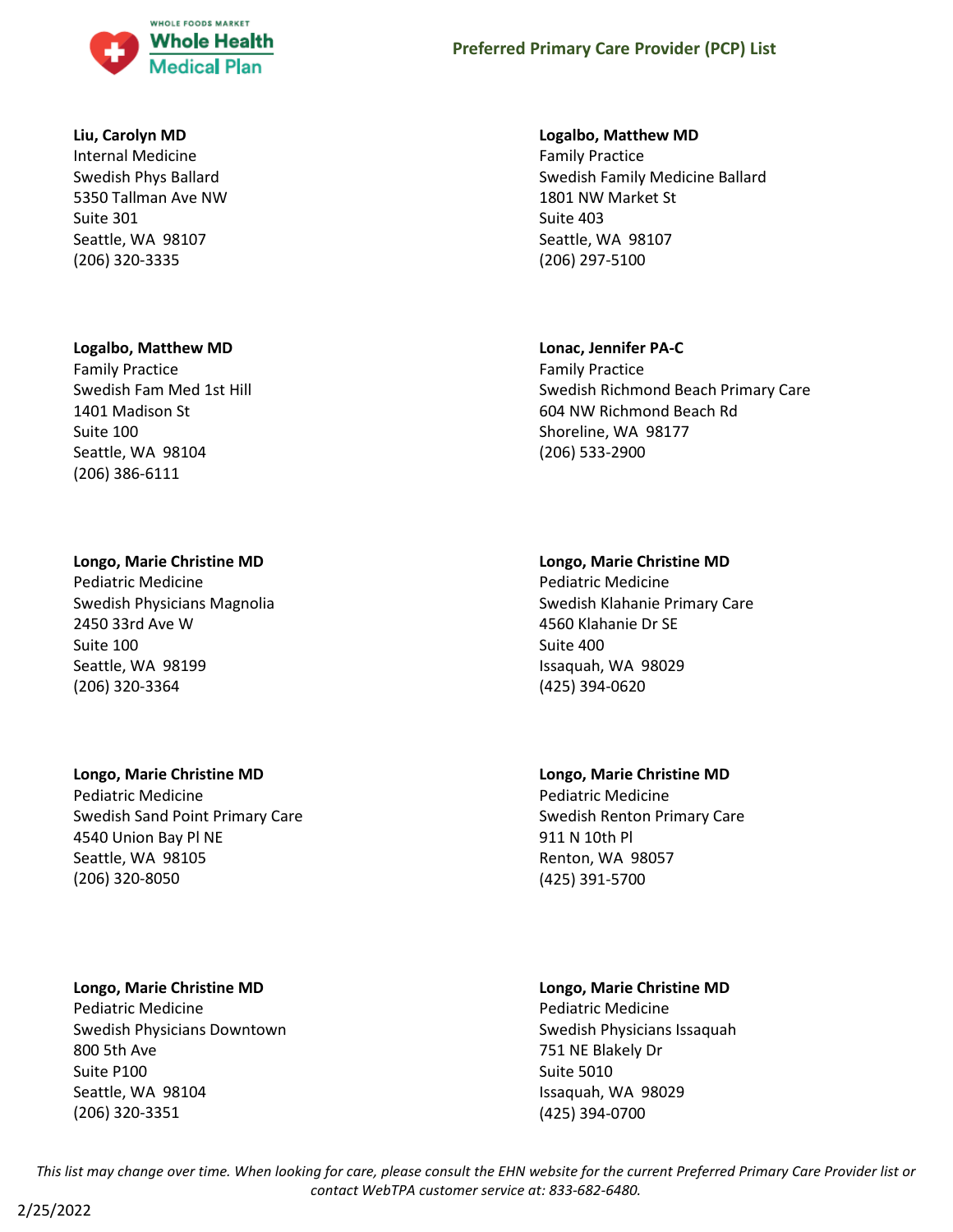**Liu, Carolyn MD**
Internal Medicine
Swedish Phys Ballard
5350 Tallman Ave NW
Suite 301
Seattle, WA 98107
(206) 320-3335

**Logalbo, Matthew MD**
Family Practice
Swedish Family Medicine Ballard
1801 NW Market St
Suite 403
Seattle, WA 98107
(206) 297-5100

**Logalbo, Matthew MD**
Family Practice
Swedish Fam Med 1st Hill
1401 Madison St
Suite 100
Seattle, WA 98104
(206) 386-6111

**Lonac, Jennifer PA-C**
Family Practice
Swedish Richmond Beach Primary Care
604 NW Richmond Beach Rd
Shoreline, WA 98177
(206) 533-2900

**Longo, Marie Christine MD**
Pediatric Medicine
Swedish Physicians Magnolia
2450 33rd Ave W
Suite 100
Seattle, WA 98199
(206) 320-3364

**Longo, Marie Christine MD**
Pediatric Medicine
Swedish Klahanie Primary Care
4560 Klahanie Dr SE
Suite 400
Issaquah, WA 98029
(425) 394-0620

**Longo, Marie Christine MD**
Pediatric Medicine
Swedish Sand Point Primary Care
4540 Union Bay Pl NE
Seattle, WA 98105
(206) 320-8050

**Longo, Marie Christine MD**
Pediatric Medicine
Swedish Renton Primary Care
911 N 10th Pl
Renton, WA 98057
(425) 391-5700

**Longo, Marie Christine MD**
Pediatric Medicine
Swedish Physicians Downtown
800 5th Ave
Suite P100
Seattle, WA 98104
(206) 320-3351

**Longo, Marie Christine MD**
Pediatric Medicine
Swedish Physicians Issaquah
751 NE Blakely Dr
Suite 5010
Issaquah, WA 98029
(425) 394-0700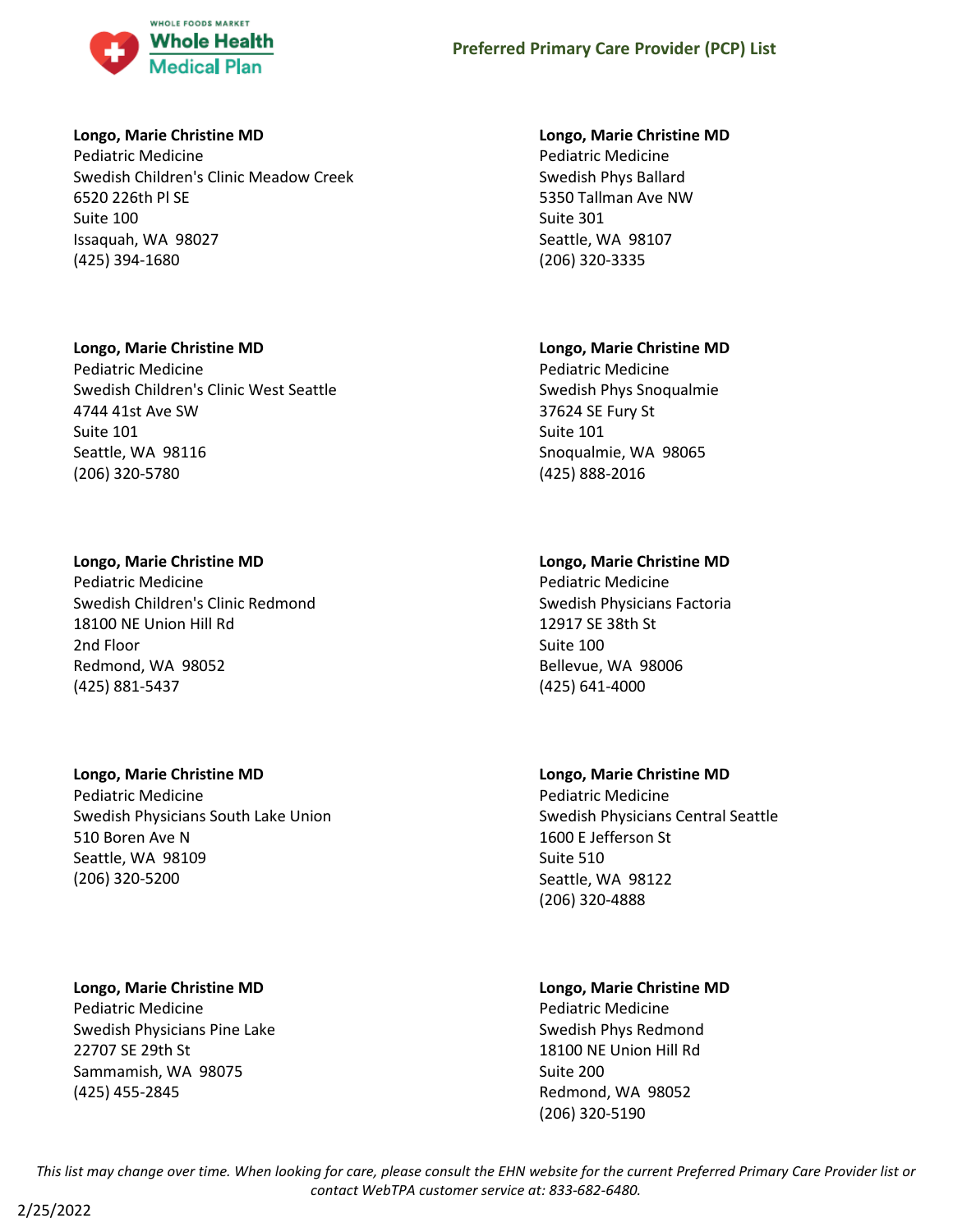**Longo, Marie Christine MD**
Pediatric Medicine
Swedish Children's Clinic Meadow Creek
6520 226th Pl SE
Suite 100
Issaquah, WA 98027
(425) 394-1680

**Longo, Marie Christine MD**
Pediatric Medicine
Swedish Children's Clinic West Seattle
4744 41st Ave SW
Suite 101
Seattle, WA 98116
(206) 320-5780

**Longo, Marie Christine MD**
Pediatric Medicine
Swedish Children's Clinic Redmond
18100 NE Union Hill Rd
2nd Floor
Redmond, WA 98052
(425) 881-5437

**Longo, Marie Christine MD**
Pediatric Medicine
Swedish Physicians South Lake Union
510 Boren Ave N
Seattle, WA 98109
(206) 320-5200

**Longo, Marie Christine MD**
Pediatric Medicine
Swedish Physicians Pine Lake
22707 SE 29th St
Sammamish, WA 98075
(425) 455-2845

**Longo, Marie Christine MD**
Pediatric Medicine
Swedish Phys Ballard
5350 Tallman Ave NW
Suite 301
Seattle, WA 98107
(206) 320-3335

**Longo, Marie Christine MD**
Pediatric Medicine
Swedish Phys Snoqualmie
37624 SE Fury St
Suite 101
Snoqualmie, WA 98065
(425) 888-2016

**Longo, Marie Christine MD**
Pediatric Medicine
Swedish Physicians Factoria
12917 SE 38th St
Suite 100
Bellevue, WA 98006
(425) 641-4000

**Longo, Marie Christine MD**
Pediatric Medicine
Swedish Physicians Central Seattle
1600 E Jefferson St
Suite 510
Seattle, WA 98122
(206) 320-4888

**Longo, Marie Christine MD**
Pediatric Medicine
Swedish Phys Redmond
18100 NE Union Hill Rd
Suite 200
Redmond, WA 98052
(206) 320-5190

*This list may change over time. When looking for care, please consult the EHN website for the current Preferred Primary Care Provider list or contact WebTPA customer service at: 833-682-6480.*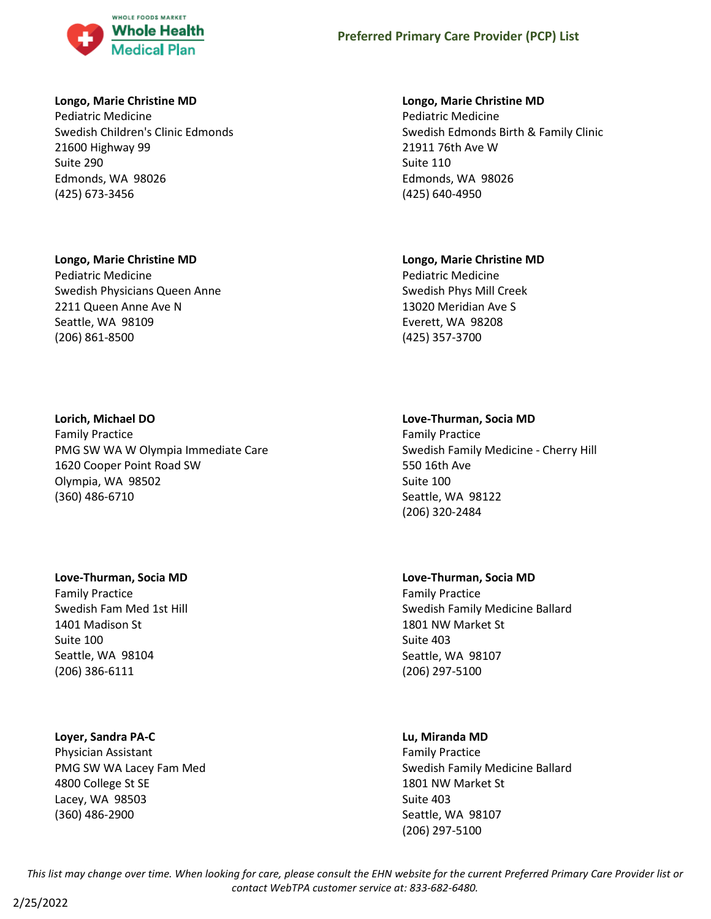**Longo, Marie Christine MD**
Pediatric Medicine
Swedish Children's Clinic Edmonds
21600 Highway 99
Suite 290
Edmonds, WA 98026
(425) 673-3456

**Longo, Marie Christine MD**
Pediatric Medicine
Swedish Edmonds Birth & Family Clinic
21911 76th Ave W
Suite 110
Edmonds, WA 98026
(425) 640-4950

**Longo, Marie Christine MD**
Pediatric Medicine
Swedish Physicians Queen Anne
2211 Queen Anne Ave N
Seattle, WA 98109
(206) 861-8500

**Longo, Marie Christine MD**
Pediatric Medicine
Swedish Phys Mill Creek
13020 Meridian Ave S
Everett, WA 98208
(425) 357-3700

**Lorich, Michael DO**
Family Practice
PMG SW WA W Olympia Immediate Care
1620 Cooper Point Road SW
Olympia, WA 98502
(360) 486-6710

**Love-Thurman, Socia MD**
Family Practice
Swedish Family Medicine - Cherry Hill
550 16th Ave
Suite 100
Seattle, WA 98122
(206) 320-2484

**Love-Thurman, Socia MD**
Family Practice
Swedish Fam Med 1st Hill
1401 Madison St
Suite 100
Seattle, WA 98104
(206) 386-6111

**Love-Thurman, Socia MD**
Family Practice
Swedish Family Medicine Ballard
1801 NW Market St
Suite 403
Seattle, WA 98107
(206) 297-5100

**Loyer, Sandra PA-C**
Physician Assistant
PMG SW WA Lacey Fam Med
4800 College St SE
Lacey, WA 98503
(360) 486-2900

**Lu, Miranda MD**
Family Practice
Swedish Family Medicine Ballard
1801 NW Market St
Suite 403
Seattle, WA 98107
(206) 297-5100

*This list may change over time. When looking for care, please consult the EHN website for the current Preferred Primary Care Provider list or contact WebTPA customer service at: 833-682-6480.*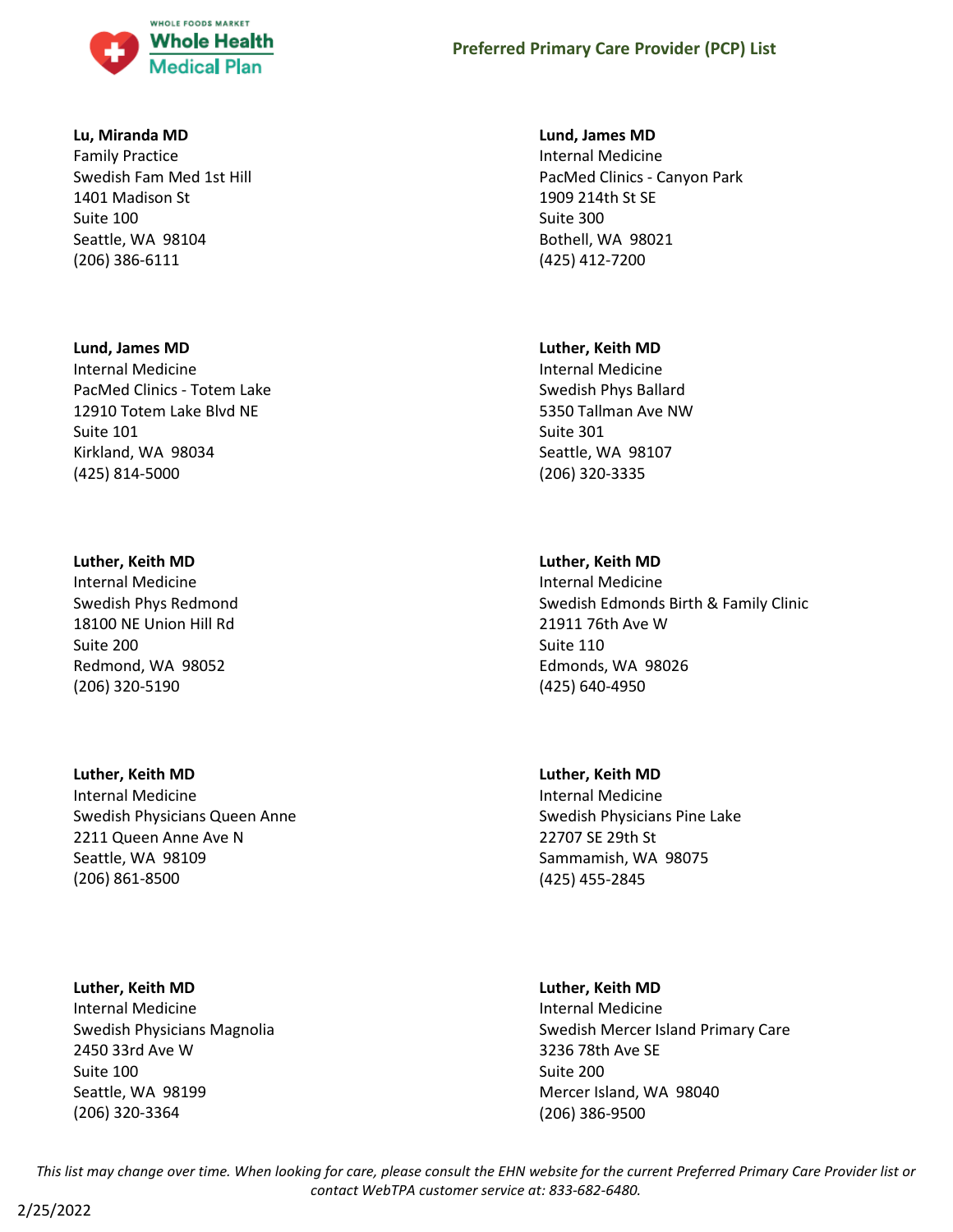**Lu, Miranda MD**
Family Practice
Swedish Fam Med 1st Hill
1401 Madison St
Suite 100
Seattle, WA 98104
(206) 386-6111

**Lund, James MD**
Internal Medicine
PacMed Clinics - Canyon Park
1909 214th St SE
Suite 300
Bothell, WA 98021
(425) 412-7200

**Lund, James MD**
Internal Medicine
PacMed Clinics - Totem Lake
12910 Totem Lake Blvd NE
Suite 101
Kirkland, WA 98034
(425) 814-5000

**Luther, Keith MD**
Internal Medicine
Swedish Phys Ballard
5350 Tallman Ave NW
Suite 301
Seattle, WA 98107
(206) 320-3335

**Luther, Keith MD**
Internal Medicine
Swedish Phys Redmond
18100 NE Union Hill Rd
Suite 200
Redmond, WA 98052
(206) 320-5190

**Luther, Keith MD**
Internal Medicine
Swedish Edmonds Birth & Family Clinic
21911 76th Ave W
Suite 110
Edmonds, WA 98026
(425) 640-4950

**Luther, Keith MD**
Internal Medicine
Swedish Physicians Queen Anne
2211 Queen Anne Ave N
Seattle, WA 98109
(206) 861-8500

**Luther, Keith MD**
Internal Medicine
Swedish Physicians Pine Lake
22707 SE 29th St
Sammamish, WA 98075
(425) 455-2845

**Luther, Keith MD**
Internal Medicine
Swedish Physicians Magnolia
2450 33rd Ave W
Suite 100
Seattle, WA 98199
(206) 320-3364

**Luther, Keith MD**
Internal Medicine
Swedish Mercer Island Primary Care
3236 78th Ave SE
Suite 200
Mercer Island, WA 98040
(206) 386-9500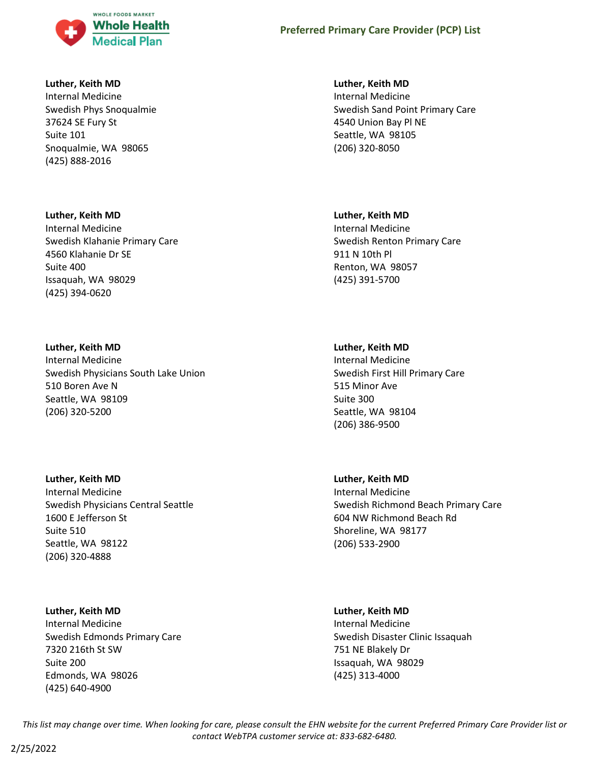**Luther, Keith MD**
Internal Medicine
Swedish Phys Snoqualmie
37624 SE Fury St
Suite 101
Snoqualmie, WA  98065
(425) 888-2016

**Luther, Keith MD**
Internal Medicine
Swedish Klahanie Primary Care
4560 Klahanie Dr SE
Suite 400
Issaquah, WA  98029
(425) 394-0620

**Luther, Keith MD**
Internal Medicine
Swedish Physicians South Lake Union
510 Boren Ave N
Seattle, WA  98109
(206) 320-5200

**Luther, Keith MD**
Internal Medicine
Swedish Physicians Central Seattle
1600 E Jefferson St
Suite 510
Seattle, WA  98122
(206) 320-4888

**Luther, Keith MD**
Internal Medicine
Swedish Edmonds Primary Care
7320 216th St SW
Suite 200
Edmonds, WA  98026
(425) 640-4900

**Luther, Keith MD**
Internal Medicine
Swedish Sand Point Primary Care
4540 Union Bay Pl NE
Seattle, WA  98105
(206) 320-8050

**Luther, Keith MD**
Internal Medicine
Swedish Renton Primary Care
911 N 10th Pl
Renton, WA  98057
(425) 391-5700

**Luther, Keith MD**
Internal Medicine
Swedish First Hill Primary Care
515 Minor Ave
Suite 300
Seattle, WA  98104
(206) 386-9500

**Luther, Keith MD**
Internal Medicine
Swedish Richmond Beach Primary Care
604 NW Richmond Beach Rd
Shoreline, WA  98177
(206) 533-2900

**Luther, Keith MD**
Internal Medicine
Swedish Disaster Clinic Issaquah
751 NE Blakely Dr
Issaquah, WA  98029
(425) 313-4000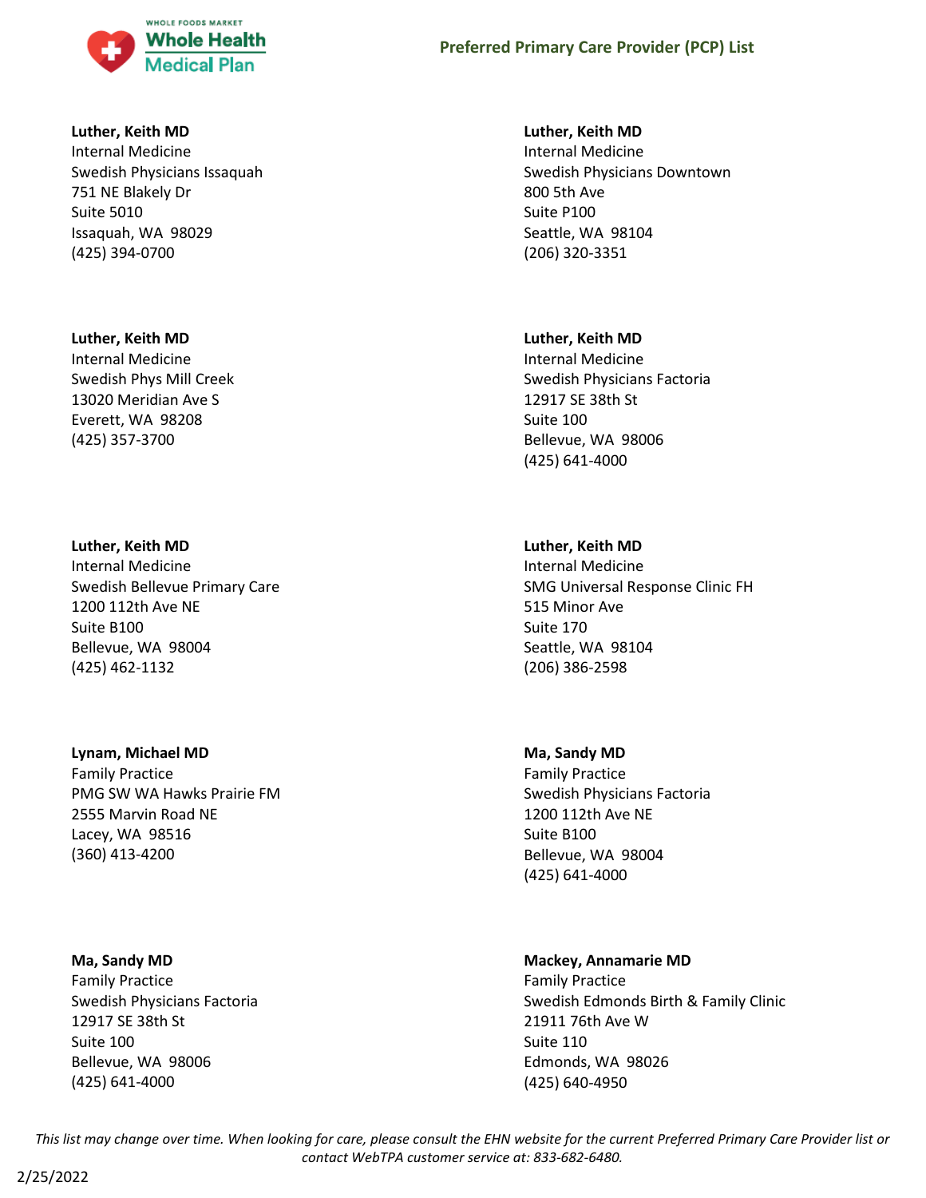**Luther, Keith MD**
Internal Medicine
Swedish Physicians Issaquah
751 NE Blakely Dr
Suite 5010
Issaquah, WA 98029
(425) 394-0700

**Luther, Keith MD**
Internal Medicine
Swedish Phys Mill Creek
13020 Meridian Ave S
Everett, WA 98208
(425) 357-3700

**Luther, Keith MD**
Internal Medicine
Swedish Bellevue Primary Care
1200 112th Ave NE
Suite B100
Bellevue, WA 98004
(425) 462-1132

**Lynam, Michael MD**
Family Practice
PMG SW WA Hawks Prairie FM
2555 Marvin Road NE
Lacey, WA 98516
(360) 413-4200

**Ma, Sandy MD**
Family Practice
Swedish Physicians Factoria
12917 SE 38th St
Suite 100
Bellevue, WA 98006
(425) 641-4000

**Luther, Keith MD**
Internal Medicine
Swedish Physicians Downtown
800 5th Ave
Suite P100
Seattle, WA 98104
(206) 320-3351

**Luther, Keith MD**
Internal Medicine
Swedish Physicians Factoria
12917 SE 38th St
Suite 100
Bellevue, WA 98006
(425) 641-4000

**Luther, Keith MD**
Internal Medicine
SMG Universal Response Clinic FH
515 Minor Ave
Suite 170
Seattle, WA 98104
(206) 386-2598

**Ma, Sandy MD**
Family Practice
Swedish Physicians Factoria
1200 112th Ave NE
Suite B100
Bellevue, WA 98004
(425) 641-4000

**Mackey, Annamarie MD**
Family Practice
Swedish Edmonds Birth & Family Clinic
21911 76th Ave W
Suite 110
Edmonds, WA 98026
(425) 640-4950

*This list may change over time. When looking for care, please consult the EHN website for the current Preferred Primary Care Provider list or contact WebTPA customer service at: 833-682-6480.*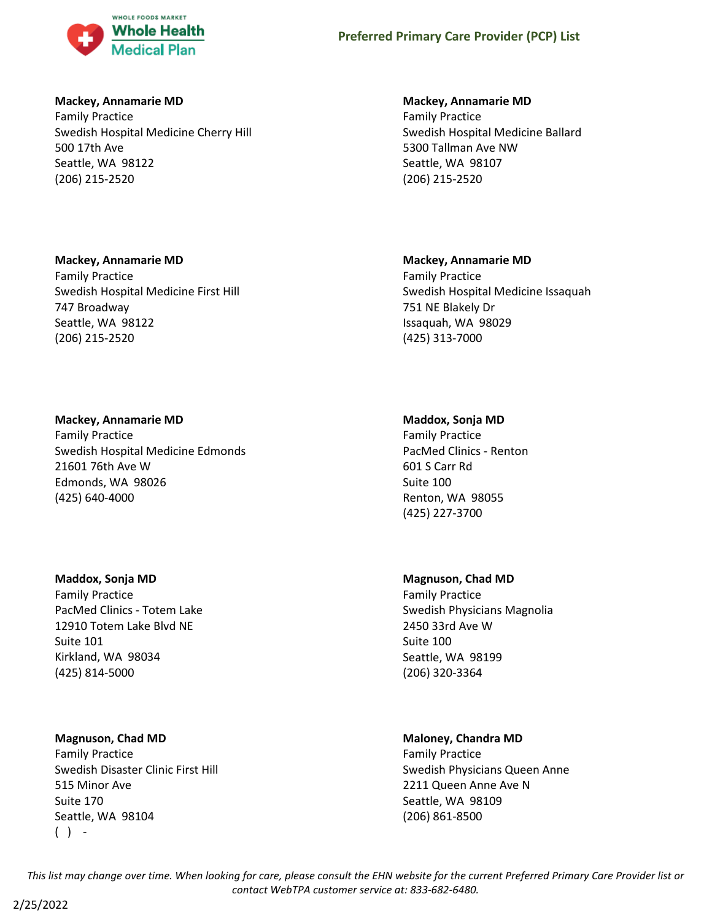**Mackey, Annamarie MD**
Family Practice
Swedish Hospital Medicine Cherry Hill
500 17th Ave
Seattle, WA 98122
(206) 215-2520

**Mackey, Annamarie MD**
Family Practice
Swedish Hospital Medicine Ballard
5300 Tallman Ave NW
Seattle, WA 98107
(206) 215-2520

**Mackey, Annamarie MD**
Family Practice
Swedish Hospital Medicine First Hill
747 Broadway
Seattle, WA 98122
(206) 215-2520

**Mackey, Annamarie MD**
Family Practice
Swedish Hospital Medicine Issaquah
751 NE Blakely Dr
Issaquah, WA 98029
(425) 313-7000

**Mackey, Annamarie MD**
Family Practice
Swedish Hospital Medicine Edmonds
21601 76th Ave W
Edmonds, WA 98026
(425) 640-4000

**Maddox, Sonja MD**
Family Practice
PacMed Clinics - Renton
601 S Carr Rd
Suite 100
Renton, WA 98055
(425) 227-3700

**Maddox, Sonja MD**
Family Practice
PacMed Clinics - Totem Lake
12910 Totem Lake Blvd NE
Suite 101
Kirkland, WA 98034
(425) 814-5000

**Magnuson, Chad MD**
Family Practice
Swedish Physicians Magnolia
2450 33rd Ave W
Suite 100
Seattle, WA 98199
(206) 320-3364

**Magnuson, Chad MD**
Family Practice
Swedish Disaster Clinic First Hill
515 Minor Ave
Suite 170
Seattle, WA 98104
( ) -

**Maloney, Chandra MD**
Family Practice
Swedish Physicians Queen Anne
2211 Queen Anne Ave N
Seattle, WA 98109
(206) 861-8500

*This list may change over time. When looking for care, please consult the EHN website for the current Preferred Primary Care Provider list or contact WebTPA customer service at: 833-682-6480.*

2/25/2022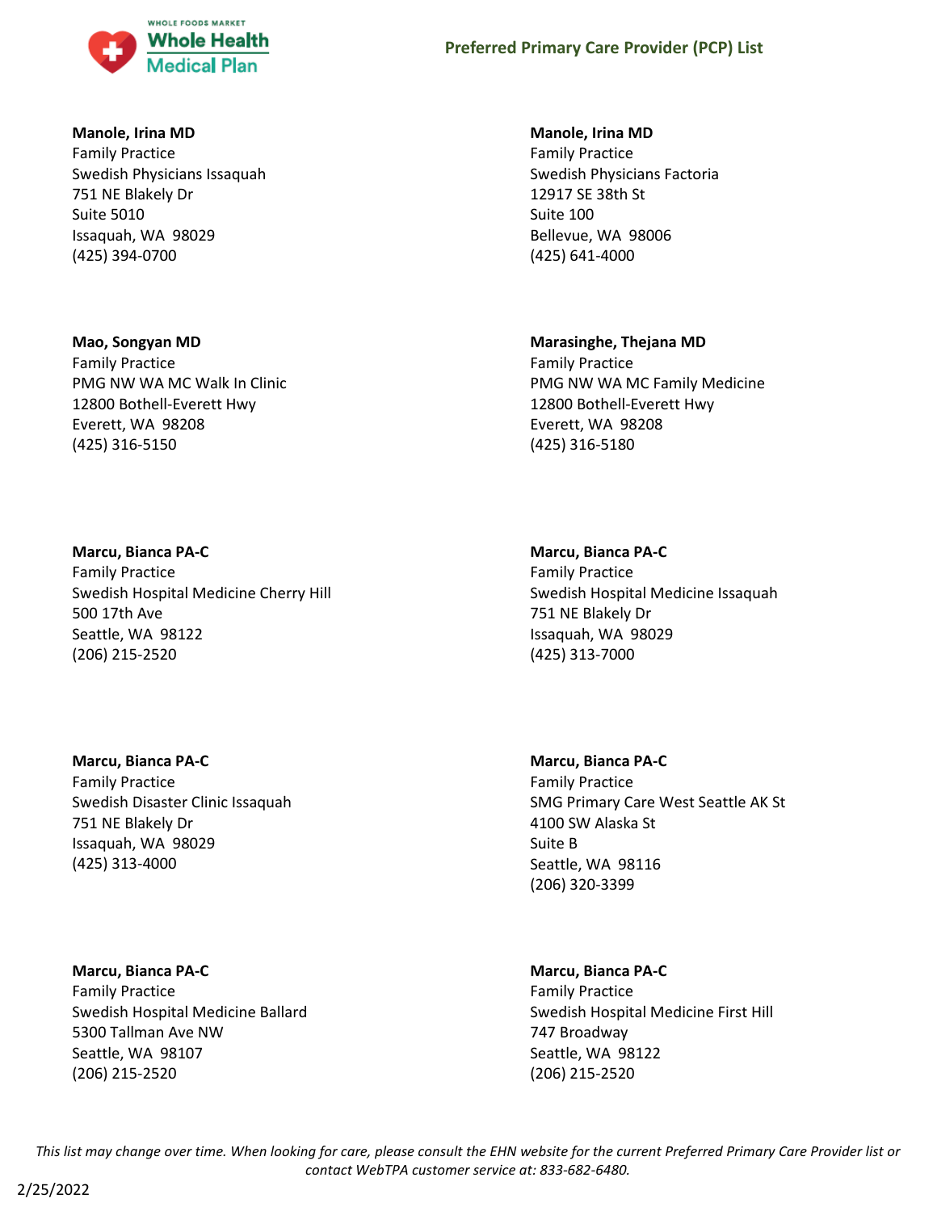**Manole, Irina MD**
Family Practice
Swedish Physicians Issaquah
751 NE Blakely Dr
Suite 5010
Issaquah, WA 98029
(425) 394-0700

**Manole, Irina MD**
Family Practice
Swedish Physicians Factoria
12917 SE 38th St
Suite 100
Bellevue, WA 98006
(425) 641-4000

**Mao, Songyan MD**
Family Practice
PMG NW WA MC Walk In Clinic
12800 Bothell-Everett Hwy
Everett, WA 98208
(425) 316-5150

**Marasinghe, Thejana MD**
Family Practice
PMG NW WA MC Family Medicine
12800 Bothell-Everett Hwy
Everett, WA 98208
(425) 316-5180

**Marcu, Bianca PA-C**
Family Practice
Swedish Hospital Medicine Cherry Hill
500 17th Ave
Seattle, WA 98122
(206) 215-2520

**Marcu, Bianca PA-C**
Family Practice
Swedish Hospital Medicine Issaquah
751 NE Blakely Dr
Issaquah, WA 98029
(425) 313-7000

**Marcu, Bianca PA-C**
Family Practice
Swedish Disaster Clinic Issaquah
751 NE Blakely Dr
Issaquah, WA 98029
(425) 313-4000

**Marcu, Bianca PA-C**
Family Practice
SMG Primary Care West Seattle AK St
4100 SW Alaska St
Suite B
Seattle, WA 98116
(206) 320-3399

**Marcu, Bianca PA-C**
Family Practice
Swedish Hospital Medicine Ballard
5300 Tallman Ave NW
Seattle, WA 98107
(206) 215-2520

**Marcu, Bianca PA-C**
Family Practice
Swedish Hospital Medicine First Hill
747 Broadway
Seattle, WA 98122
(206) 215-2520

*This list may change over time. When looking for care, please consult the EHN website for the current Preferred Primary Care Provider list or contact WebTPA customer service at: 833-682-6480.*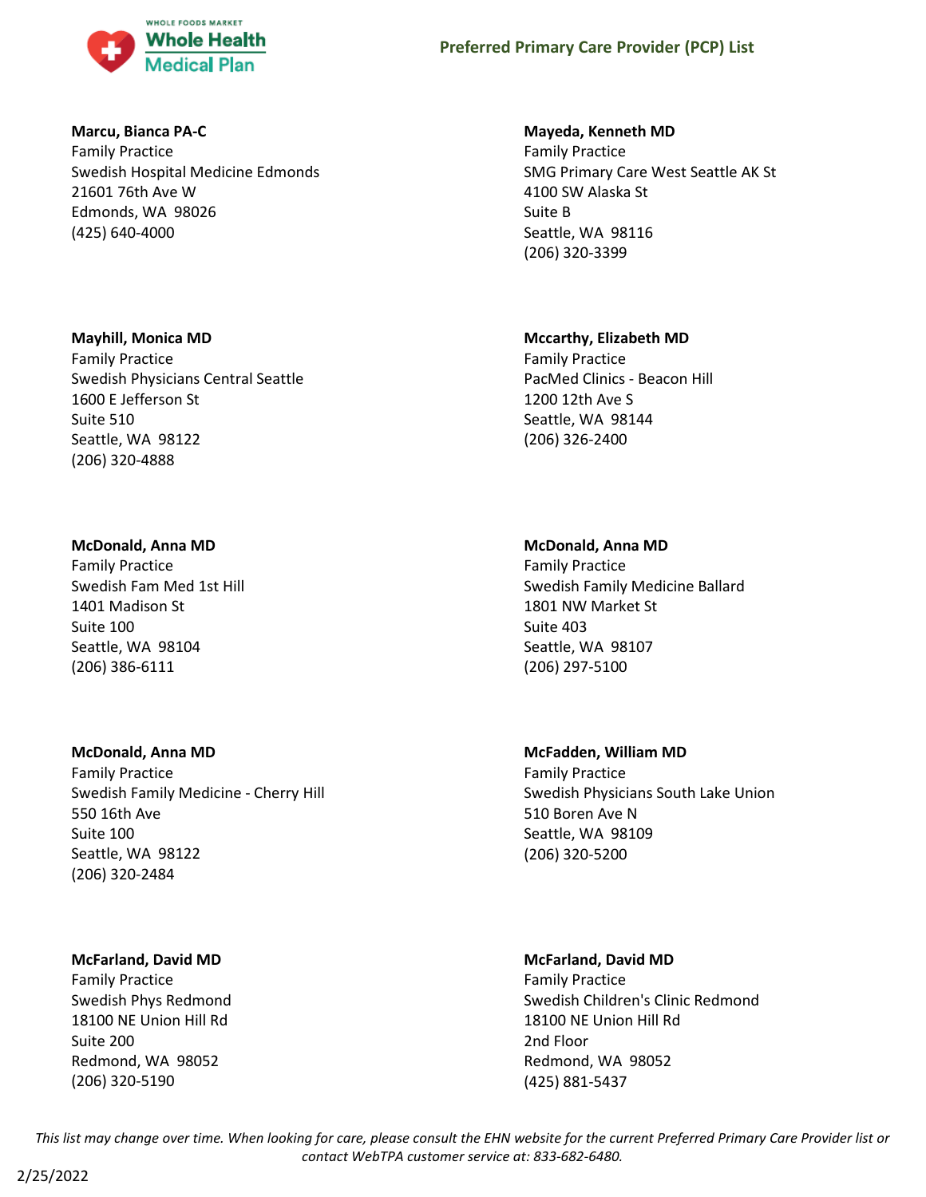**Marcu, Bianca PA-C**
Family Practice
Swedish Hospital Medicine Edmonds
21601 76th Ave W
Edmonds, WA 98026
(425) 640-4000

**Mayeda, Kenneth MD**
Family Practice
SMG Primary Care West Seattle AK St
4100 SW Alaska St
Suite B
Seattle, WA 98116
(206) 320-3399

**Mayhill, Monica MD**
Family Practice
Swedish Physicians Central Seattle
1600 E Jefferson St
Suite 510
Seattle, WA 98122
(206) 320-4888

**Mccarthy, Elizabeth MD**
Family Practice
PacMed Clinics - Beacon Hill
1200 12th Ave S
Seattle, WA 98144
(206) 326-2400

**McDonald, Anna MD**
Family Practice
Swedish Fam Med 1st Hill
1401 Madison St
Suite 100
Seattle, WA 98104
(206) 386-6111

**McDonald, Anna MD**
Family Practice
Swedish Family Medicine Ballard
1801 NW Market St
Suite 403
Seattle, WA 98107
(206) 297-5100

**McDonald, Anna MD**
Family Practice
Swedish Family Medicine - Cherry Hill
550 16th Ave
Suite 100
Seattle, WA 98122
(206) 320-2484

**McFadden, William MD**
Family Practice
Swedish Physicians South Lake Union
510 Boren Ave N
Seattle, WA 98109
(206) 320-5200

**McFarland, David MD**
Family Practice
Swedish Phys Redmond
18100 NE Union Hill Rd
Suite 200
Redmond, WA 98052
(206) 320-5190

**McFarland, David MD**
Family Practice
Swedish Children's Clinic Redmond
18100 NE Union Hill Rd
2nd Floor
Redmond, WA 98052
(425) 881-5437

*This list may change over time. When looking for care, please consult the EHN website for the current Preferred Primary Care Provider list or contact WebTPA customer service at: 833-682-6480.*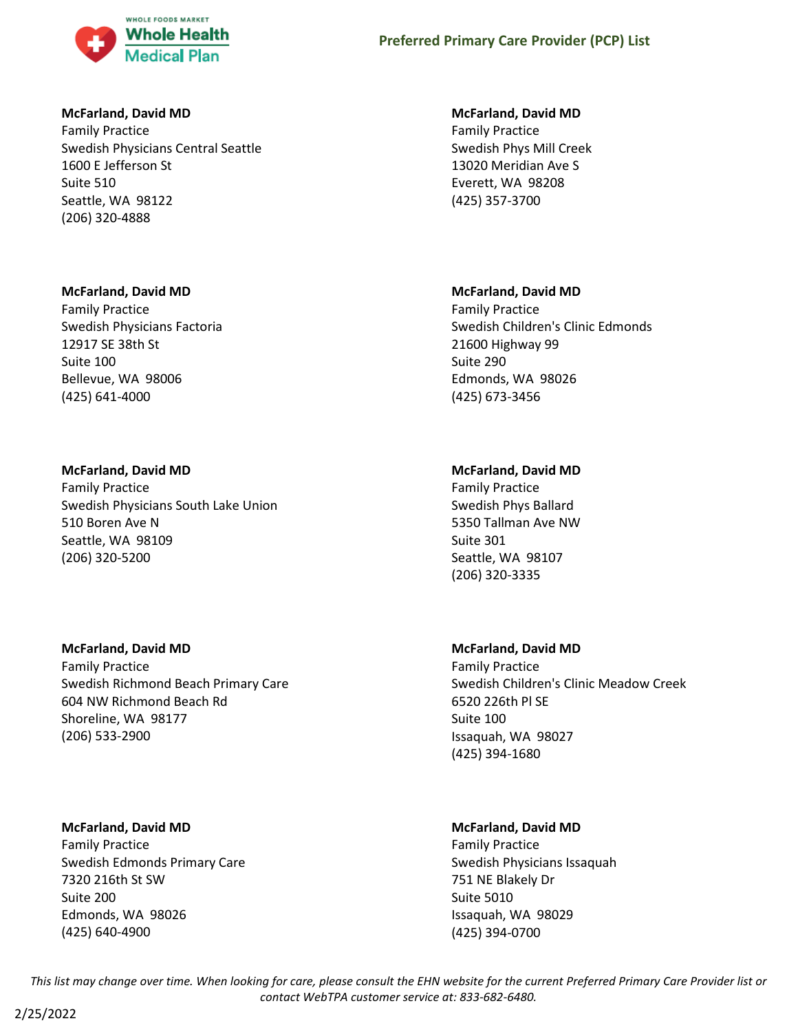**McFarland, David MD**
Family Practice
Swedish Physicians Central Seattle
1600 E Jefferson St
Suite 510
Seattle, WA 98122
(206) 320-4888

**McFarland, David MD**
Family Practice
Swedish Physicians Factoria
12917 SE 38th St
Suite 100
Bellevue, WA 98006
(425) 641-4000

**McFarland, David MD**
Family Practice
Swedish Physicians South Lake Union
510 Boren Ave N
Seattle, WA 98109
(206) 320-5200

**McFarland, David MD**
Family Practice
Swedish Richmond Beach Primary Care
604 NW Richmond Beach Rd
Shoreline, WA 98177
(206) 533-2900

**McFarland, David MD**
Family Practice
Swedish Edmonds Primary Care
7320 216th St SW
Suite 200
Edmonds, WA 98026
(425) 640-4900

**McFarland, David MD**
Family Practice
Swedish Phys Mill Creek
13020 Meridian Ave S
Everett, WA 98208
(425) 357-3700

**McFarland, David MD**
Family Practice
Swedish Children's Clinic Edmonds
21600 Highway 99
Suite 290
Edmonds, WA 98026
(425) 673-3456

**McFarland, David MD**
Family Practice
Swedish Phys Ballard
5350 Tallman Ave NW
Suite 301
Seattle, WA 98107
(206) 320-3335

**McFarland, David MD**
Family Practice
Swedish Children's Clinic Meadow Creek
6520 226th Pl SE
Suite 100
Issaquah, WA 98027
(425) 394-1680

**McFarland, David MD**
Family Practice
Swedish Physicians Issaquah
751 NE Blakely Dr
Suite 5010
Issaquah, WA 98029
(425) 394-0700

*This list may change over time. When looking for care, please consult the EHN website for the current Preferred Primary Care Provider list or contact WebTPA customer service at: 833-682-6480.*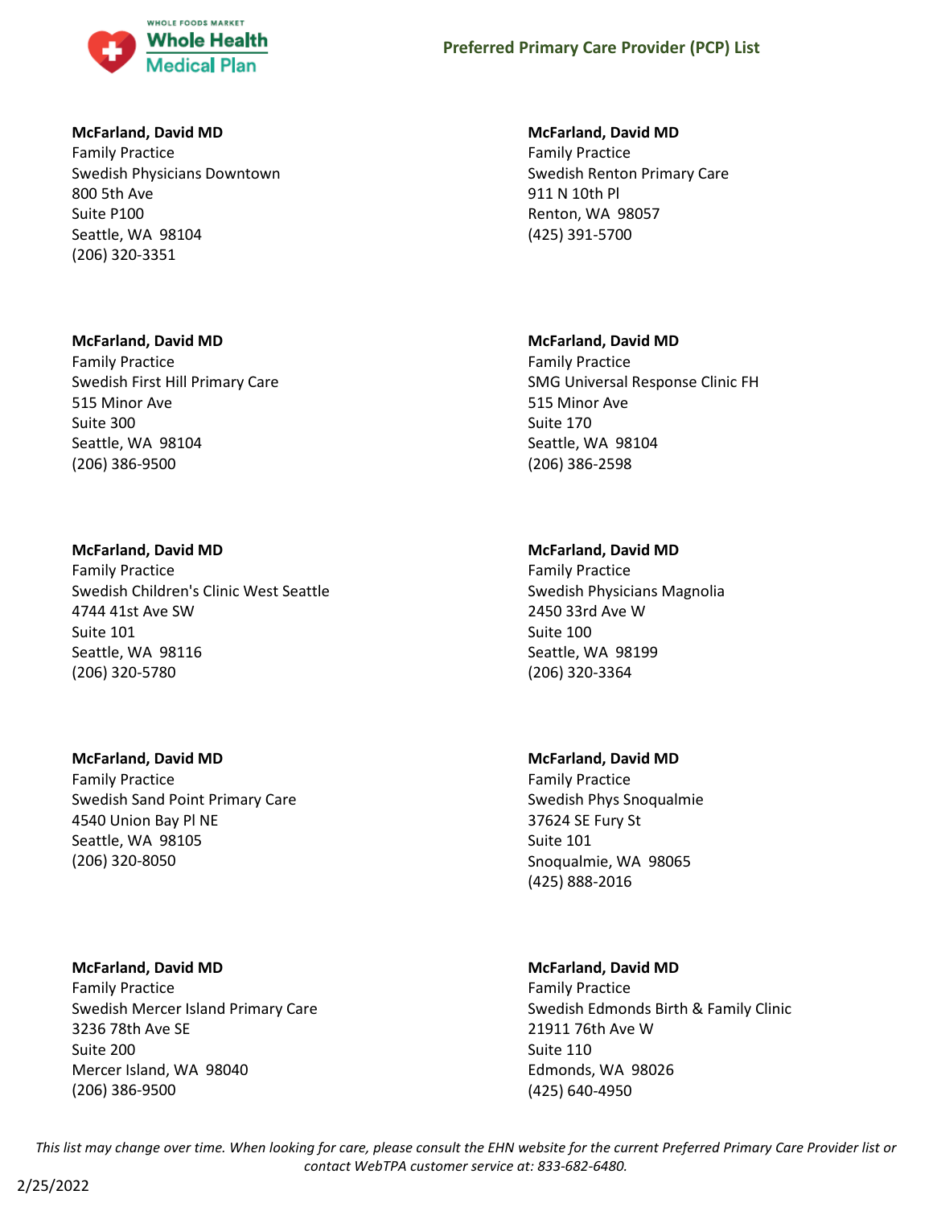**McFarland, David MD**
Family Practice
Swedish Physicians Downtown
800 5th Ave
Suite P100
Seattle, WA 98104
(206) 320-3351

**McFarland, David MD**
Family Practice
Swedish Renton Primary Care
911 N 10th Pl
Renton, WA 98057
(425) 391-5700

**McFarland, David MD**
Family Practice
Swedish First Hill Primary Care
515 Minor Ave
Suite 300
Seattle, WA 98104
(206) 386-9500

**McFarland, David MD**
Family Practice
SMG Universal Response Clinic FH
515 Minor Ave
Suite 170
Seattle, WA 98104
(206) 386-2598

**McFarland, David MD**
Family Practice
Swedish Children's Clinic West Seattle
4744 41st Ave SW
Suite 101
Seattle, WA 98116
(206) 320-5780

**McFarland, David MD**
Family Practice
Swedish Physicians Magnolia
2450 33rd Ave W
Suite 100
Seattle, WA 98199
(206) 320-3364

**McFarland, David MD**
Family Practice
Swedish Sand Point Primary Care
4540 Union Bay Pl NE
Seattle, WA 98105
(206) 320-8050

**McFarland, David MD**
Family Practice
Swedish Phys Snoqualmie
37624 SE Fury St
Suite 101
Snoqualmie, WA 98065
(425) 888-2016

**McFarland, David MD**
Family Practice
Swedish Mercer Island Primary Care
3236 78th Ave SE
Suite 200
Mercer Island, WA 98040
(206) 386-9500

**McFarland, David MD**
Family Practice
Swedish Edmonds Birth & Family Clinic
21911 76th Ave W
Suite 110
Edmonds, WA 98026
(425) 640-4950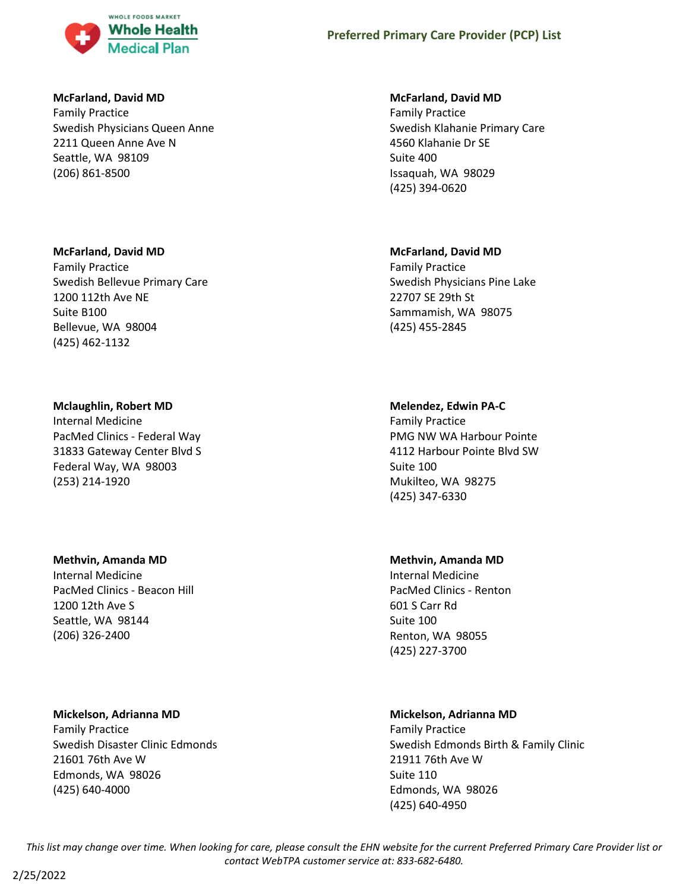**McFarland, David MD**
Family Practice
Swedish Physicians Queen Anne
2211 Queen Anne Ave N
Seattle, WA 98109
(206) 861-8500

**McFarland, David MD**
Family Practice
Swedish Klahanie Primary Care
4560 Klahanie Dr SE
Suite 400
Issaquah, WA 98029
(425) 394-0620

**McFarland, David MD**
Family Practice
Swedish Bellevue Primary Care
1200 112th Ave NE
Suite B100
Bellevue, WA 98004
(425) 462-1132

**McFarland, David MD**
Family Practice
Swedish Physicians Pine Lake
22707 SE 29th St
Sammamish, WA 98075
(425) 455-2845

**Mclaughlin, Robert MD**
Internal Medicine
PacMed Clinics - Federal Way
31833 Gateway Center Blvd S
Federal Way, WA 98003
(253) 214-1920

**Melendez, Edwin PA-C**
Family Practice
PMG NW WA Harbour Pointe
4112 Harbour Pointe Blvd SW
Suite 100
Mukilteo, WA 98275
(425) 347-6330

**Methvin, Amanda MD**
Internal Medicine
PacMed Clinics - Beacon Hill
1200 12th Ave S
Seattle, WA 98144
(206) 326-2400

**Methvin, Amanda MD**
Internal Medicine
PacMed Clinics - Renton
601 S Carr Rd
Suite 100
Renton, WA 98055
(425) 227-3700

**Mickelson, Adrianna MD**
Family Practice
Swedish Disaster Clinic Edmonds
21601 76th Ave W
Edmonds, WA 98026
(425) 640-4000

**Mickelson, Adrianna MD**
Family Practice
Swedish Edmonds Birth & Family Clinic
21911 76th Ave W
Suite 110
Edmonds, WA 98026
(425) 640-4950

*This list may change over time. When looking for care, please consult the EHN website for the current Preferred Primary Care Provider list or contact WebTPA customer service at: 833-682-6480.*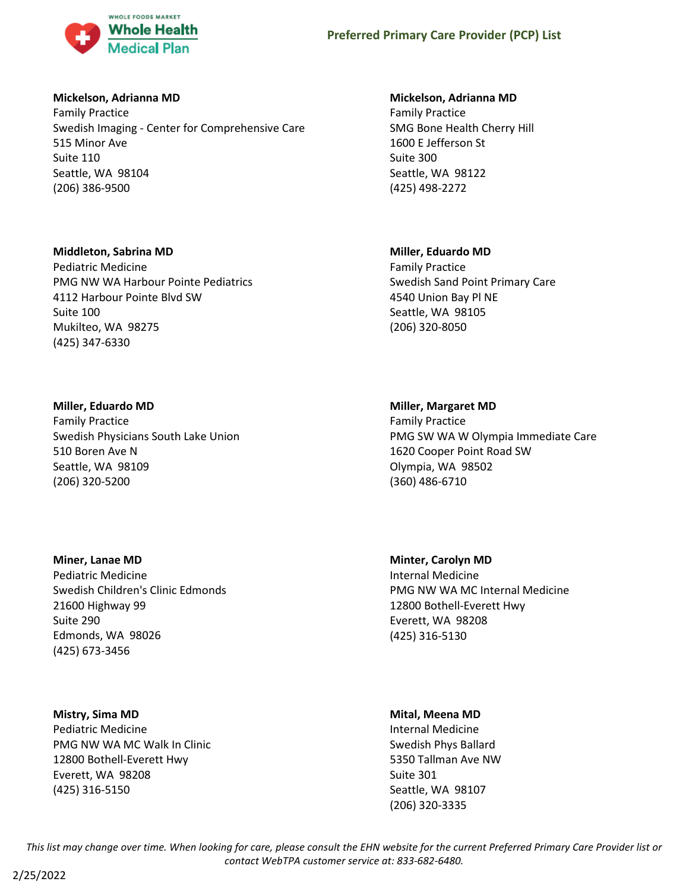**Mickelson, Adrianna MD**
Family Practice
Swedish Imaging - Center for Comprehensive Care
515 Minor Ave
Suite 110
Seattle, WA 98104
(206) 386-9500

**Mickelson, Adrianna MD**
Family Practice
SMG Bone Health Cherry Hill
1600 E Jefferson St
Suite 300
Seattle, WA 98122
(425) 498-2272

**Middleton, Sabrina MD**
Pediatric Medicine
PMG NW WA Harbour Pointe Pediatrics
4112 Harbour Pointe Blvd SW
Suite 100
Mukilteo, WA 98275
(425) 347-6330

**Miller, Eduardo MD**
Family Practice
Swedish Sand Point Primary Care
4540 Union Bay Pl NE
Seattle, WA 98105
(206) 320-8050

**Miller, Eduardo MD**
Family Practice
Swedish Physicians South Lake Union
510 Boren Ave N
Seattle, WA 98109
(206) 320-5200

**Miller, Margaret MD**
Family Practice
PMG SW WA W Olympia Immediate Care
1620 Cooper Point Road SW
Olympia, WA 98502
(360) 486-6710

**Miner, Lanae MD**
Pediatric Medicine
Swedish Children's Clinic Edmonds
21600 Highway 99
Suite 290
Edmonds, WA 98026
(425) 673-3456

**Minter, Carolyn MD**
Internal Medicine
PMG NW WA MC Internal Medicine
12800 Bothell-Everett Hwy
Everett, WA 98208
(425) 316-5130

**Mistry, Sima MD**
Pediatric Medicine
PMG NW WA MC Walk In Clinic
12800 Bothell-Everett Hwy
Everett, WA 98208
(425) 316-5150

**Mital, Meena MD**
Internal Medicine
Swedish Phys Ballard
5350 Tallman Ave NW
Suite 301
Seattle, WA 98107
(206) 320-3335

*This list may change over time. When looking for care, please consult the EHN website for the current Preferred Primary Care Provider list or contact WebTPA customer service at: 833-682-6480.*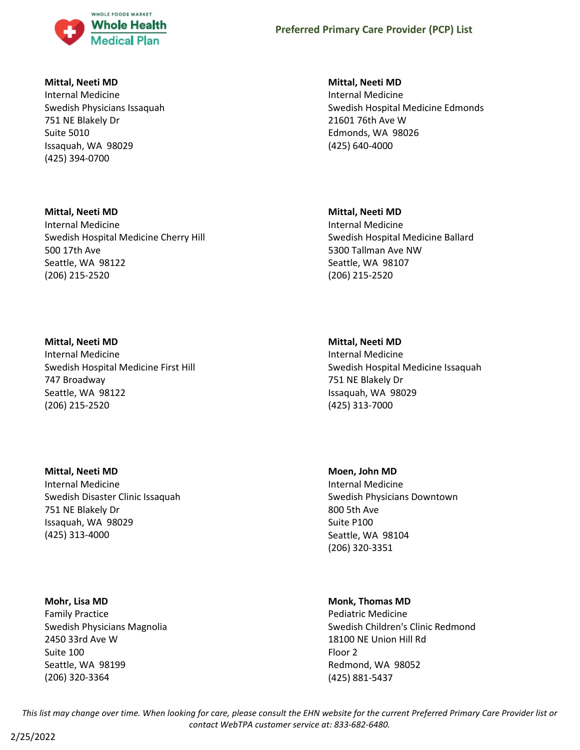**Mittal, Neeti MD**
Internal Medicine
Swedish Physicians Issaquah
751 NE Blakely Dr
Suite 5010
Issaquah, WA 98029
(425) 394-0700

**Mittal, Neeti MD**
Internal Medicine
Swedish Hospital Medicine Edmonds
21601 76th Ave W
Edmonds, WA 98026
(425) 640-4000

**Mittal, Neeti MD**
Internal Medicine
Swedish Hospital Medicine Cherry Hill
500 17th Ave
Seattle, WA 98122
(206) 215-2520

**Mittal, Neeti MD**
Internal Medicine
Swedish Hospital Medicine Ballard
5300 Tallman Ave NW
Seattle, WA 98107
(206) 215-2520

**Mittal, Neeti MD**
Internal Medicine
Swedish Hospital Medicine First Hill
747 Broadway
Seattle, WA 98122
(206) 215-2520

**Mittal, Neeti MD**
Internal Medicine
Swedish Hospital Medicine Issaquah
751 NE Blakely Dr
Issaquah, WA 98029
(425) 313-7000

**Mittal, Neeti MD**
Internal Medicine
Swedish Disaster Clinic Issaquah
751 NE Blakely Dr
Issaquah, WA 98029
(425) 313-4000

**Moen, John MD**
Internal Medicine
Swedish Physicians Downtown
800 5th Ave
Suite P100
Seattle, WA 98104
(206) 320-3351

**Mohr, Lisa MD**
Family Practice
Swedish Physicians Magnolia
2450 33rd Ave W
Suite 100
Seattle, WA 98199
(206) 320-3364

**Monk, Thomas MD**
Pediatric Medicine
Swedish Children's Clinic Redmond
18100 NE Union Hill Rd
Floor 2
Redmond, WA 98052
(425) 881-5437

*This list may change over time. When looking for care, please consult the EHN website for the current Preferred Primary Care Provider list or contact WebTPA customer service at: 833-682-6480.*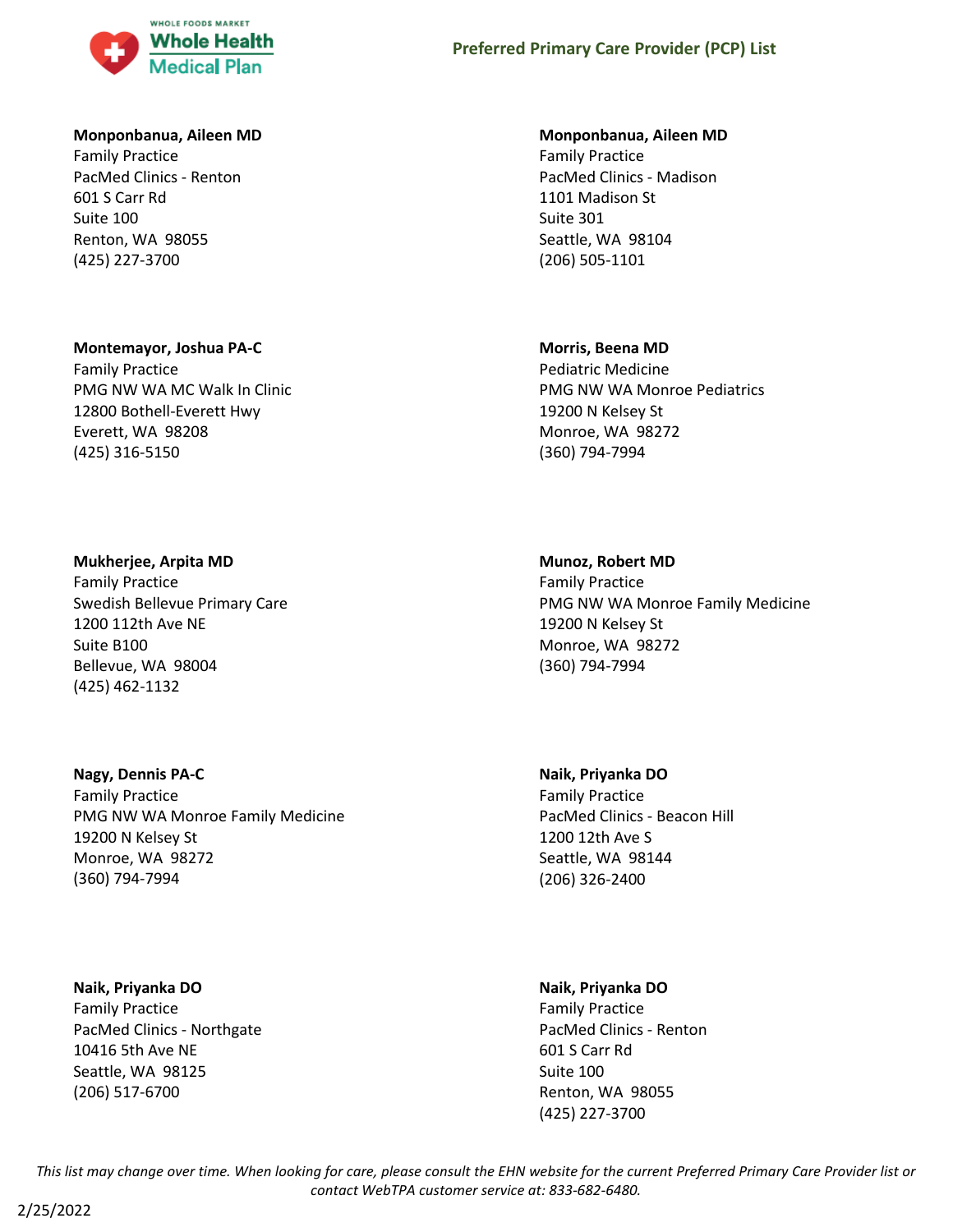**Monponbanua, Aileen MD**
Family Practice
PacMed Clinics - Renton
601 S Carr Rd
Suite 100
Renton, WA 98055
(425) 227-3700

**Monponbanua, Aileen MD**
Family Practice
PacMed Clinics - Madison
1101 Madison St
Suite 301
Seattle, WA 98104
(206) 505-1101

**Montemayor, Joshua PA-C**
Family Practice
PMG NW WA MC Walk In Clinic
12800 Bothell-Everett Hwy
Everett, WA 98208
(425) 316-5150

**Morris, Beena MD**
Pediatric Medicine
PMG NW WA Monroe Pediatrics
19200 N Kelsey St
Monroe, WA 98272
(360) 794-7994

**Mukherjee, Arpita MD**
Family Practice
Swedish Bellevue Primary Care
1200 112th Ave NE
Suite B100
Bellevue, WA 98004
(425) 462-1132

**Munoz, Robert MD**
Family Practice
PMG NW WA Monroe Family Medicine
19200 N Kelsey St
Monroe, WA 98272
(360) 794-7994

**Nagy, Dennis PA-C**
Family Practice
PMG NW WA Monroe Family Medicine
19200 N Kelsey St
Monroe, WA 98272
(360) 794-7994

**Naik, Priyanka DO**
Family Practice
PacMed Clinics - Beacon Hill
1200 12th Ave S
Seattle, WA 98144
(206) 326-2400

**Naik, Priyanka DO**
Family Practice
PacMed Clinics - Northgate
10416 5th Ave NE
Seattle, WA 98125
(206) 517-6700

**Naik, Priyanka DO**
Family Practice
PacMed Clinics - Renton
601 S Carr Rd
Suite 100
Renton, WA 98055
(425) 227-3700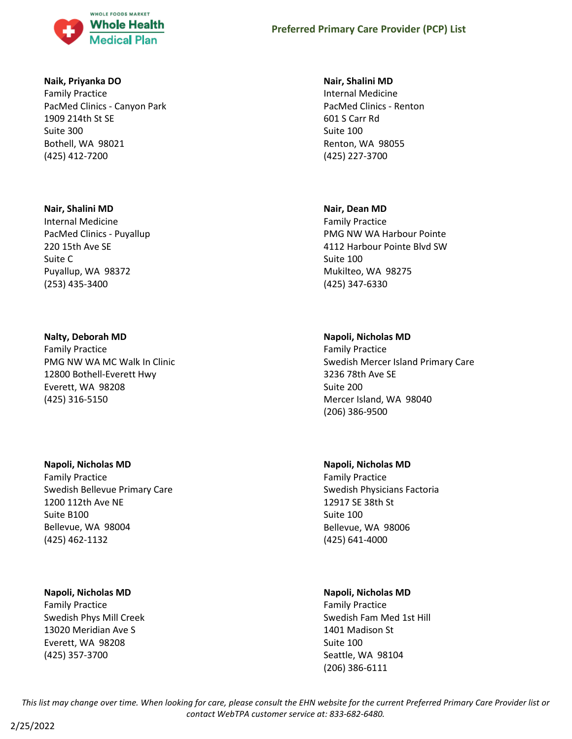**Naik, Priyanka DO**
Family Practice
PacMed Clinics - Canyon Park
1909 214th St SE
Suite 300
Bothell, WA 98021
(425) 412-7200

**Nair, Shalini MD**
Internal Medicine
PacMed Clinics - Renton
601 S Carr Rd
Suite 100
Renton, WA 98055
(425) 227-3700

**Nair, Shalini MD**
Internal Medicine
PacMed Clinics - Puyallup
220 15th Ave SE
Suite C
Puyallup, WA 98372
(253) 435-3400

**Nair, Dean MD**
Family Practice
PMG NW WA Harbour Pointe
4112 Harbour Pointe Blvd SW
Suite 100
Mukilteo, WA 98275
(425) 347-6330

**Nalty, Deborah MD**
Family Practice
PMG NW WA MC Walk In Clinic
12800 Bothell-Everett Hwy
Everett, WA 98208
(425) 316-5150

**Napoli, Nicholas MD**
Family Practice
Swedish Mercer Island Primary Care
3236 78th Ave SE
Suite 200
Mercer Island, WA 98040
(206) 386-9500

**Napoli, Nicholas MD**
Family Practice
Swedish Bellevue Primary Care
1200 112th Ave NE
Suite B100
Bellevue, WA 98004
(425) 462-1132

**Napoli, Nicholas MD**
Family Practice
Swedish Physicians Factoria
12917 SE 38th St
Suite 100
Bellevue, WA 98006
(425) 641-4000

**Napoli, Nicholas MD**
Family Practice
Swedish Phys Mill Creek
13020 Meridian Ave S
Everett, WA 98208
(425) 357-3700

**Napoli, Nicholas MD**
Family Practice
Swedish Fam Med 1st Hill
1401 Madison St
Suite 100
Seattle, WA 98104
(206) 386-6111

*This list may change over time. When looking for care, please consult the EHN website for the current Preferred Primary Care Provider list or contact WebTPA customer service at: 833-682-6480.*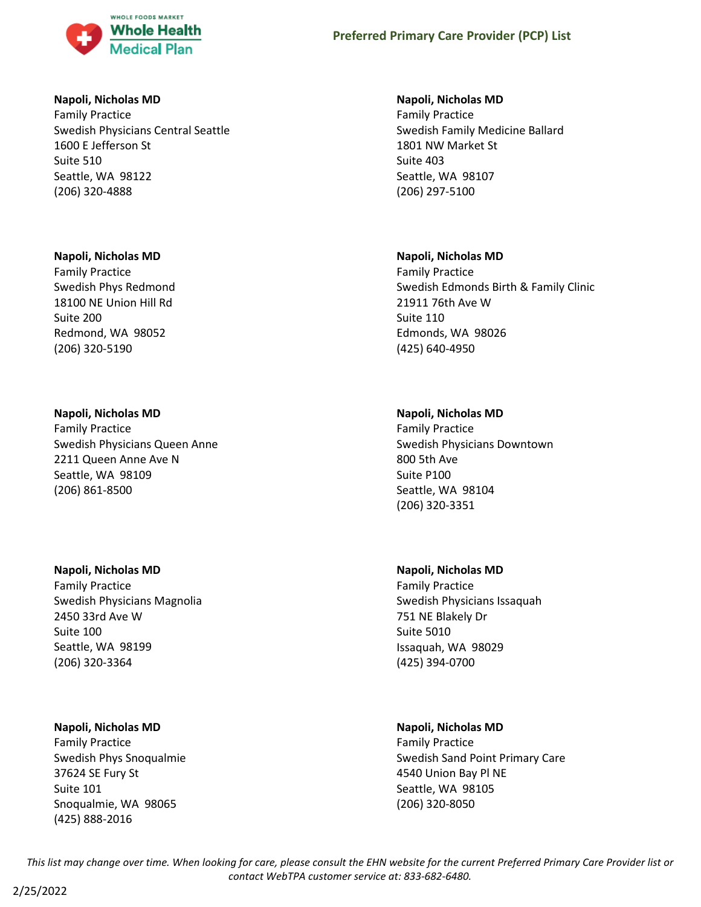**Napoli, Nicholas MD**
Family Practice
Swedish Physicians Central Seattle
1600 E Jefferson St
Suite 510
Seattle, WA 98122
(206) 320-4888

**Napoli, Nicholas MD**
Family Practice
Swedish Family Medicine Ballard
1801 NW Market St
Suite 403
Seattle, WA 98107
(206) 297-5100

**Napoli, Nicholas MD**
Family Practice
Swedish Phys Redmond
18100 NE Union Hill Rd
Suite 200
Redmond, WA 98052
(206) 320-5190

**Napoli, Nicholas MD**
Family Practice
Swedish Edmonds Birth & Family Clinic
21911 76th Ave W
Suite 110
Edmonds, WA 98026
(425) 640-4950

**Napoli, Nicholas MD**
Family Practice
Swedish Physicians Queen Anne
2211 Queen Anne Ave N
Seattle, WA 98109
(206) 861-8500

**Napoli, Nicholas MD**
Family Practice
Swedish Physicians Downtown
800 5th Ave
Suite P100
Seattle, WA 98104
(206) 320-3351

**Napoli, Nicholas MD**
Family Practice
Swedish Physicians Magnolia
2450 33rd Ave W
Suite 100
Seattle, WA 98199
(206) 320-3364

**Napoli, Nicholas MD**
Family Practice
Swedish Physicians Issaquah
751 NE Blakely Dr
Suite 5010
Issaquah, WA 98029
(425) 394-0700

**Napoli, Nicholas MD**
Family Practice
Swedish Phys Snoqualmie
37624 SE Fury St
Suite 101
Snoqualmie, WA 98065
(425) 888-2016

**Napoli, Nicholas MD**
Family Practice
Swedish Sand Point Primary Care
4540 Union Bay Pl NE
Seattle, WA 98105
(206) 320-8050

*This list may change over time. When looking for care, please consult the EHN website for the current Preferred Primary Care Provider list or contact WebTPA customer service at: 833-682-6480.*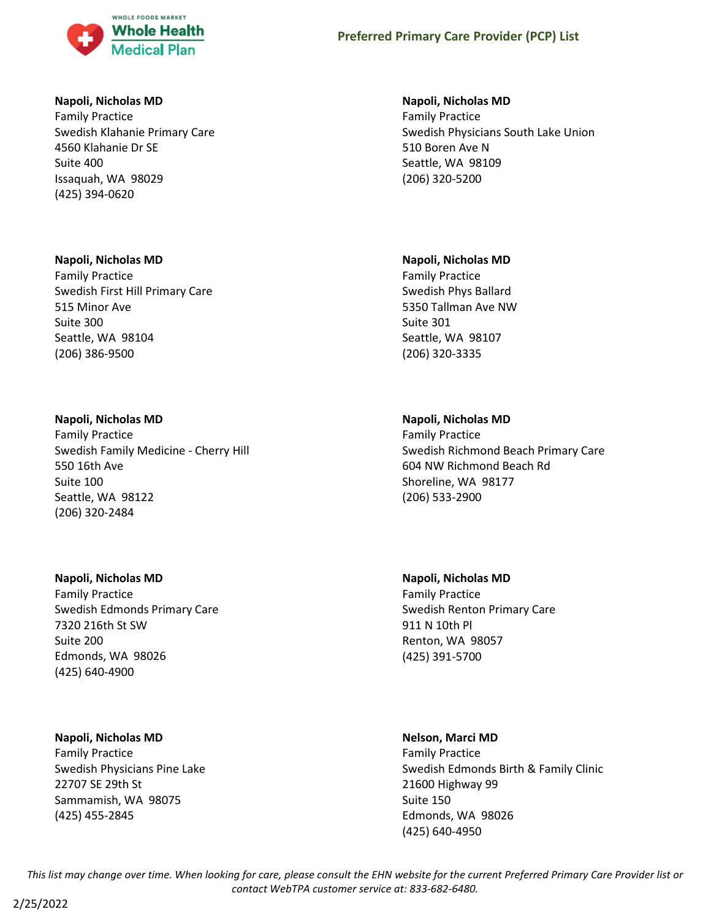**Napoli, Nicholas MD**
Family Practice
Swedish Klahanie Primary Care
4560 Klahanie Dr SE
Suite 400
Issaquah, WA 98029
(425) 394-0620

**Napoli, Nicholas MD**
Family Practice
Swedish First Hill Primary Care
515 Minor Ave
Suite 300
Seattle, WA 98104
(206) 386-9500

**Napoli, Nicholas MD**
Family Practice
Swedish Family Medicine - Cherry Hill
550 16th Ave
Suite 100
Seattle, WA 98122
(206) 320-2484

**Napoli, Nicholas MD**
Family Practice
Swedish Edmonds Primary Care
7320 216th St SW
Suite 200
Edmonds, WA 98026
(425) 640-4900

**Napoli, Nicholas MD**
Family Practice
Swedish Physicians Pine Lake
22707 SE 29th St
Sammamish, WA 98075
(425) 455-2845

**Napoli, Nicholas MD**
Family Practice
Swedish Physicians South Lake Union
510 Boren Ave N
Seattle, WA 98109
(206) 320-5200

**Napoli, Nicholas MD**
Family Practice
Swedish Phys Ballard
5350 Tallman Ave NW
Suite 301
Seattle, WA 98107
(206) 320-3335

**Napoli, Nicholas MD**
Family Practice
Swedish Richmond Beach Primary Care
604 NW Richmond Beach Rd
Shoreline, WA 98177
(206) 533-2900

**Napoli, Nicholas MD**
Family Practice
Swedish Renton Primary Care
911 N 10th Pl
Renton, WA 98057
(425) 391-5700

**Nelson, Marci MD**
Family Practice
Swedish Edmonds Birth & Family Clinic
21600 Highway 99
Suite 150
Edmonds, WA 98026
(425) 640-4950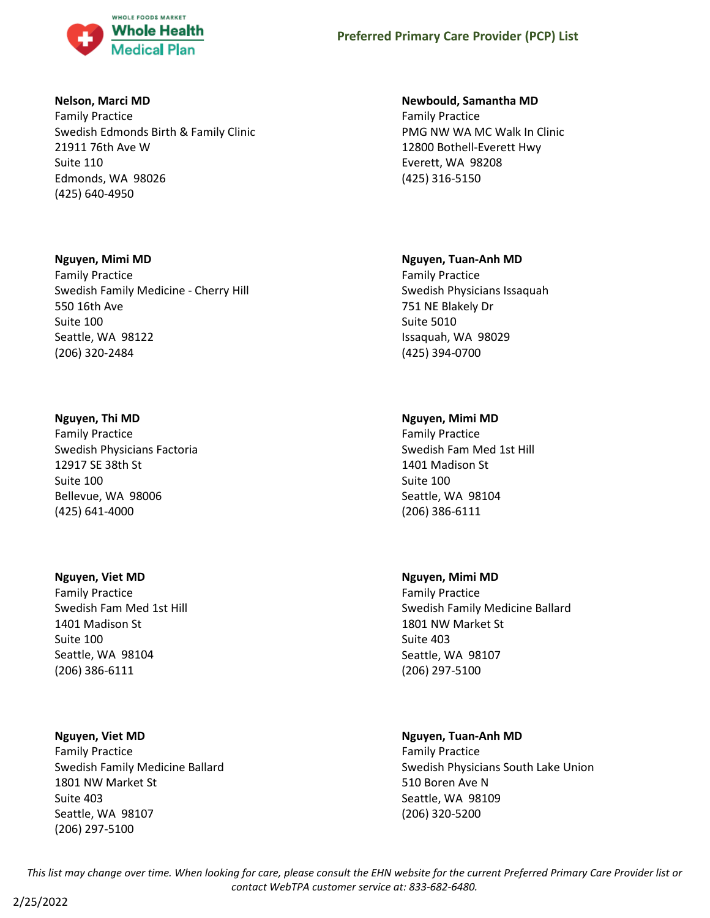**Nelson, Marci MD**
Family Practice
Swedish Edmonds Birth & Family Clinic
21911 76th Ave W
Suite 110
Edmonds, WA 98026
(425) 640-4950

**Newbould, Samantha MD**
Family Practice
PMG NW WA MC Walk In Clinic
12800 Bothell-Everett Hwy
Everett, WA 98208
(425) 316-5150

**Nguyen, Mimi MD**
Family Practice
Swedish Family Medicine - Cherry Hill
550 16th Ave
Suite 100
Seattle, WA 98122
(206) 320-2484

**Nguyen, Tuan-Anh MD**
Family Practice
Swedish Physicians Issaquah
751 NE Blakely Dr
Suite 5010
Issaquah, WA 98029
(425) 394-0700

**Nguyen, Thi MD**
Family Practice
Swedish Physicians Factoria
12917 SE 38th St
Suite 100
Bellevue, WA 98006
(425) 641-4000

**Nguyen, Mimi MD**
Family Practice
Swedish Fam Med 1st Hill
1401 Madison St
Suite 100
Seattle, WA 98104
(206) 386-6111

**Nguyen, Viet MD**
Family Practice
Swedish Fam Med 1st Hill
1401 Madison St
Suite 100
Seattle, WA 98104
(206) 386-6111

**Nguyen, Mimi MD**
Family Practice
Swedish Family Medicine Ballard
1801 NW Market St
Suite 403
Seattle, WA 98107
(206) 297-5100

**Nguyen, Viet MD**
Family Practice
Swedish Family Medicine Ballard
1801 NW Market St
Suite 403
Seattle, WA 98107
(206) 297-5100

**Nguyen, Tuan-Anh MD**
Family Practice
Swedish Physicians South Lake Union
510 Boren Ave N
Seattle, WA 98109
(206) 320-5200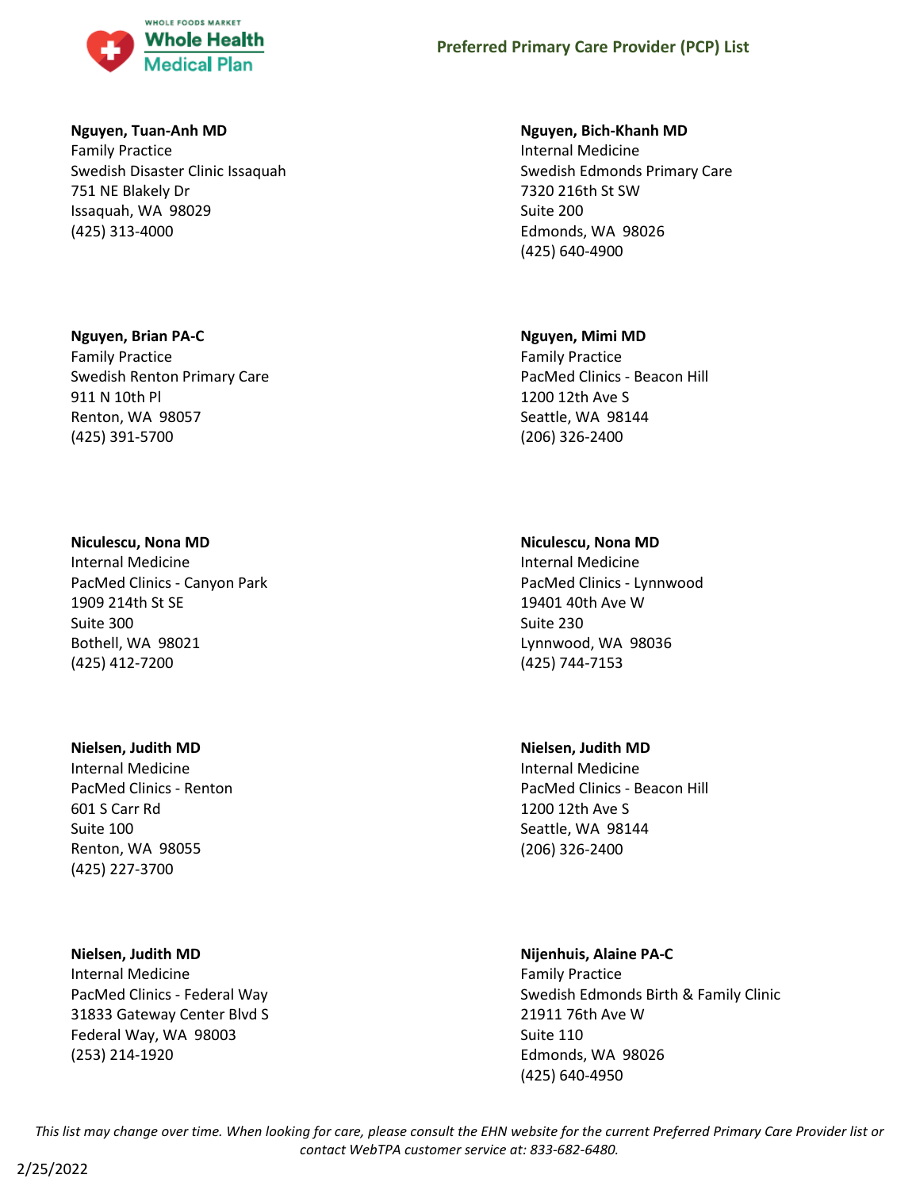**Nguyen, Tuan-Anh MD**
Family Practice
Swedish Disaster Clinic Issaquah
751 NE Blakely Dr
Issaquah, WA 98029
(425) 313-4000

**Nguyen, Bich-Khanh MD**
Internal Medicine
Swedish Edmonds Primary Care
7320 216th St SW
Suite 200
Edmonds, WA 98026
(425) 640-4900

**Nguyen, Brian PA-C**
Family Practice
Swedish Renton Primary Care
911 N 10th Pl
Renton, WA 98057
(425) 391-5700

**Nguyen, Mimi MD**
Family Practice
PacMed Clinics - Beacon Hill
1200 12th Ave S
Seattle, WA 98144
(206) 326-2400

**Niculescu, Nona MD**
Internal Medicine
PacMed Clinics - Canyon Park
1909 214th St SE
Suite 300
Bothell, WA 98021
(425) 412-7200

**Niculescu, Nona MD**
Internal Medicine
PacMed Clinics - Lynnwood
19401 40th Ave W
Suite 230
Lynnwood, WA 98036
(425) 744-7153

**Nielsen, Judith MD**
Internal Medicine
PacMed Clinics - Renton
601 S Carr Rd
Suite 100
Renton, WA 98055
(425) 227-3700

**Nielsen, Judith MD**
Internal Medicine
PacMed Clinics - Beacon Hill
1200 12th Ave S
Seattle, WA 98144
(206) 326-2400

**Nielsen, Judith MD**
Internal Medicine
PacMed Clinics - Federal Way
31833 Gateway Center Blvd S
Federal Way, WA 98003
(253) 214-1920

**Nijenhuis, Alaine PA-C**
Family Practice
Swedish Edmonds Birth & Family Clinic
21911 76th Ave W
Suite 110
Edmonds, WA 98026
(425) 640-4950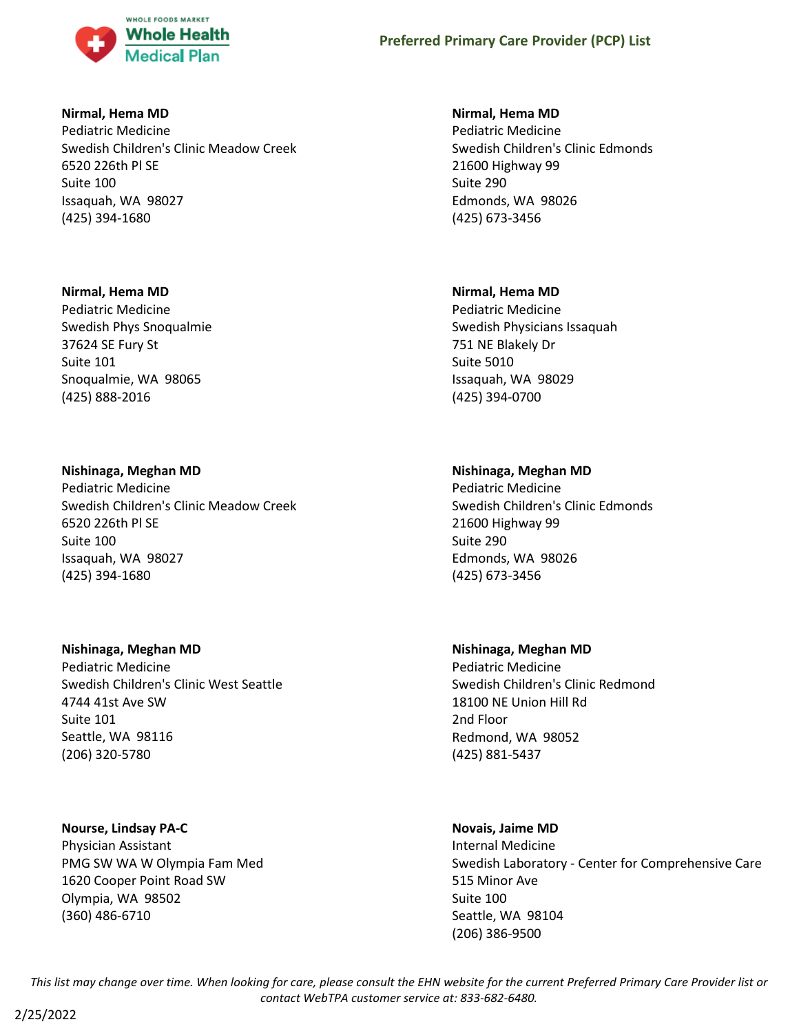**Nirmal, Hema MD**
Pediatric Medicine
Swedish Children's Clinic Meadow Creek
6520 226th Pl SE
Suite 100
Issaquah, WA 98027
(425) 394-1680

**Nirmal, Hema MD**
Pediatric Medicine
Swedish Children's Clinic Edmonds
21600 Highway 99
Suite 290
Edmonds, WA 98026
(425) 673-3456

**Nirmal, Hema MD**
Pediatric Medicine
Swedish Phys Snoqualmie
37624 SE Fury St
Suite 101
Snoqualmie, WA 98065
(425) 888-2016

**Nirmal, Hema MD**
Pediatric Medicine
Swedish Physicians Issaquah
751 NE Blakely Dr
Suite 5010
Issaquah, WA 98029
(425) 394-0700

**Nishinaga, Meghan MD**
Pediatric Medicine
Swedish Children's Clinic Meadow Creek
6520 226th Pl SE
Suite 100
Issaquah, WA 98027
(425) 394-1680

**Nishinaga, Meghan MD**
Pediatric Medicine
Swedish Children's Clinic Edmonds
21600 Highway 99
Suite 290
Edmonds, WA 98026
(425) 673-3456

**Nishinaga, Meghan MD**
Pediatric Medicine
Swedish Children's Clinic West Seattle
4744 41st Ave SW
Suite 101
Seattle, WA 98116
(206) 320-5780

**Nishinaga, Meghan MD**
Pediatric Medicine
Swedish Children's Clinic Redmond
18100 NE Union Hill Rd
2nd Floor
Redmond, WA 98052
(425) 881-5437

**Nourse, Lindsay PA-C**
Physician Assistant
PMG SW WA W Olympia Fam Med
1620 Cooper Point Road SW
Olympia, WA 98502
(360) 486-6710

**Novais, Jaime MD**
Internal Medicine
Swedish Laboratory - Center for Comprehensive Care
515 Minor Ave
Suite 100
Seattle, WA 98104
(206) 386-9500

*This list may change over time. When looking for care, please consult the EHN website for the current Preferred Primary Care Provider list or contact WebTPA customer service at: 833-682-6480.*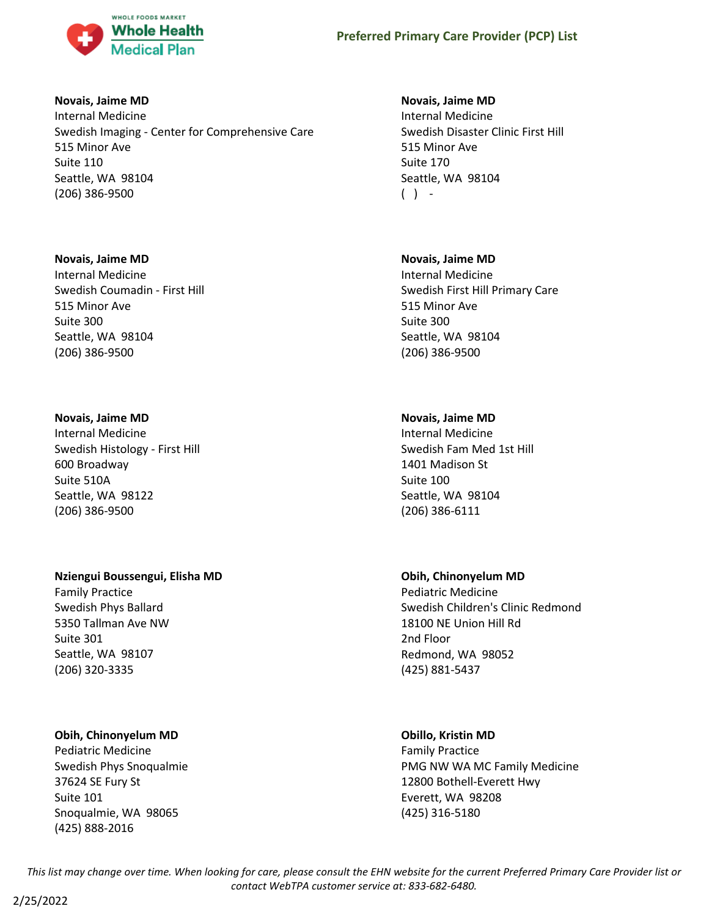**Novais, Jaime MD**
Internal Medicine
Swedish Imaging - Center for Comprehensive Care
515 Minor Ave
Suite 110
Seattle, WA 98104
(206) 386-9500

**Novais, Jaime MD**
Internal Medicine
Swedish Disaster Clinic First Hill
515 Minor Ave
Suite 170
Seattle, WA 98104
( ) -

**Novais, Jaime MD**
Internal Medicine
Swedish Coumadin - First Hill
515 Minor Ave
Suite 300
Seattle, WA 98104
(206) 386-9500

**Novais, Jaime MD**
Internal Medicine
Swedish First Hill Primary Care
515 Minor Ave
Suite 300
Seattle, WA 98104
(206) 386-9500

**Novais, Jaime MD**
Internal Medicine
Swedish Histology - First Hill
600 Broadway
Suite 510A
Seattle, WA 98122
(206) 386-9500

**Novais, Jaime MD**
Internal Medicine
Swedish Fam Med 1st Hill
1401 Madison St
Suite 100
Seattle, WA 98104
(206) 386-6111

**Nziengui Boussengui, Elisha MD**
Family Practice
Swedish Phys Ballard
5350 Tallman Ave NW
Suite 301
Seattle, WA 98107
(206) 320-3335

**Obih, Chinonyelum MD**
Pediatric Medicine
Swedish Children's Clinic Redmond
18100 NE Union Hill Rd
2nd Floor
Redmond, WA 98052
(425) 881-5437

**Obih, Chinonyelum MD**
Pediatric Medicine
Swedish Phys Snoqualmie
37624 SE Fury St
Suite 101
Snoqualmie, WA 98065
(425) 888-2016

**Obillo, Kristin MD**
Family Practice
PMG NW WA MC Family Medicine
12800 Bothell-Everett Hwy
Everett, WA 98208
(425) 316-5180

*This list may change over time. When looking for care, please consult the EHN website for the current Preferred Primary Care Provider list or contact WebTPA customer service at: 833-682-6480.*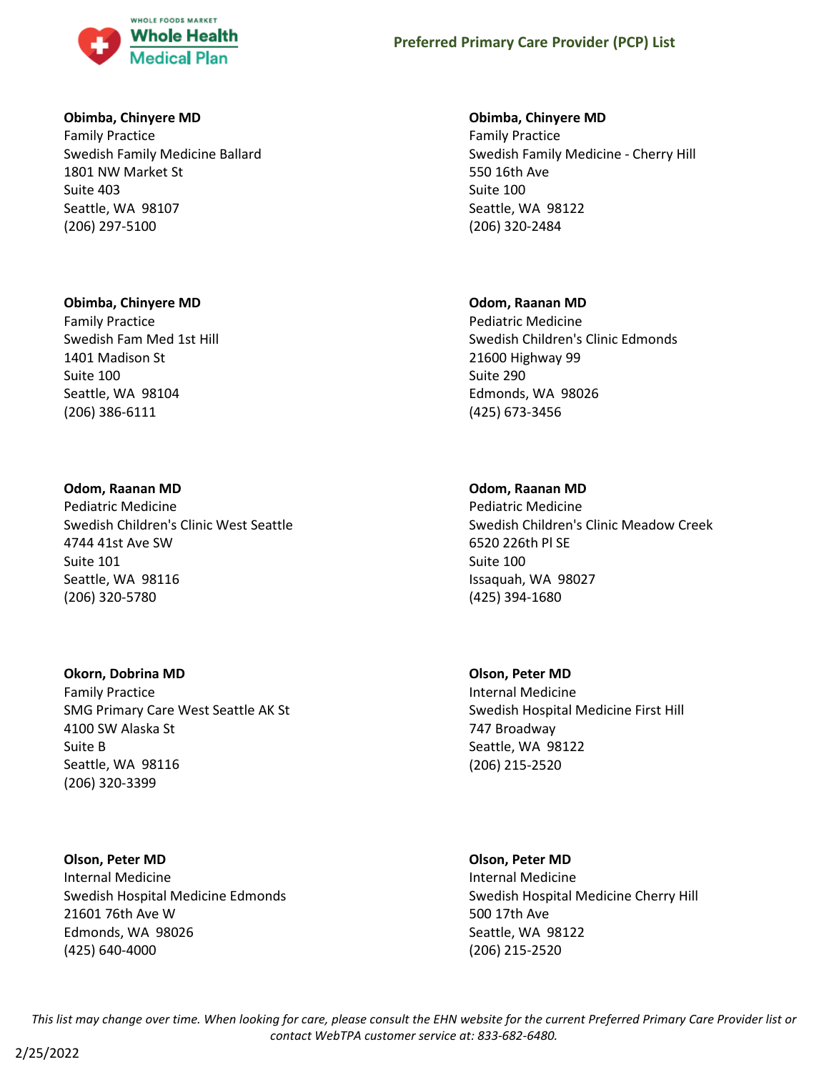**Obimba, Chinyere MD**
Family Practice
Swedish Family Medicine Ballard
1801 NW Market St
Suite 403
Seattle, WA 98107
(206) 297-5100

**Obimba, Chinyere MD**
Family Practice
Swedish Family Medicine - Cherry Hill
550 16th Ave
Suite 100
Seattle, WA 98122
(206) 320-2484

**Obimba, Chinyere MD**
Family Practice
Swedish Fam Med 1st Hill
1401 Madison St
Suite 100
Seattle, WA 98104
(206) 386-6111

**Odom, Raanan MD**
Pediatric Medicine
Swedish Children's Clinic Edmonds
21600 Highway 99
Suite 290
Edmonds, WA 98026
(425) 673-3456

**Odom, Raanan MD**
Pediatric Medicine
Swedish Children's Clinic West Seattle
4744 41st Ave SW
Suite 101
Seattle, WA 98116
(206) 320-5780

**Odom, Raanan MD**
Pediatric Medicine
Swedish Children's Clinic Meadow Creek
6520 226th Pl SE
Suite 100
Issaquah, WA 98027
(425) 394-1680

**Okorn, Dobrina MD**
Family Practice
SMG Primary Care West Seattle AK St
4100 SW Alaska St
Suite B
Seattle, WA 98116
(206) 320-3399

**Olson, Peter MD**
Internal Medicine
Swedish Hospital Medicine First Hill
747 Broadway
Seattle, WA 98122
(206) 215-2520

**Olson, Peter MD**
Internal Medicine
Swedish Hospital Medicine Edmonds
21601 76th Ave W
Edmonds, WA 98026
(425) 640-4000

**Olson, Peter MD**
Internal Medicine
Swedish Hospital Medicine Cherry Hill
500 17th Ave
Seattle, WA 98122
(206) 215-2520

*This list may change over time. When looking for care, please consult the EHN website for the current Preferred Primary Care Provider list or contact WebTPA customer service at: 833-682-6480.*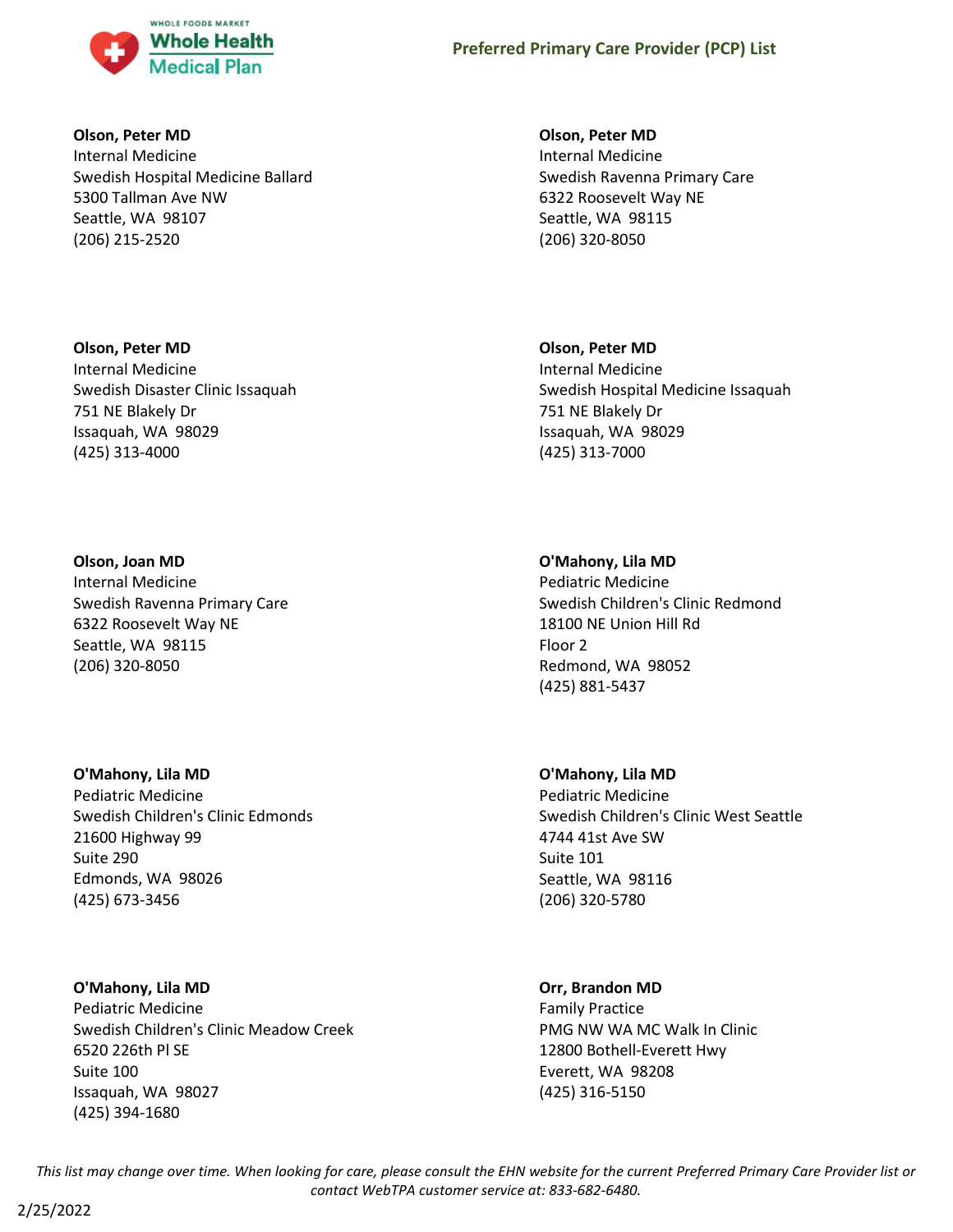**Olson, Peter MD**
Internal Medicine
Swedish Hospital Medicine Ballard
5300 Tallman Ave NW
Seattle, WA 98107
(206) 215-2520

**Olson, Peter MD**
Internal Medicine
Swedish Ravenna Primary Care
6322 Roosevelt Way NE
Seattle, WA 98115
(206) 320-8050

**Olson, Peter MD**
Internal Medicine
Swedish Disaster Clinic Issaquah
751 NE Blakely Dr
Issaquah, WA 98029
(425) 313-4000

**Olson, Peter MD**
Internal Medicine
Swedish Hospital Medicine Issaquah
751 NE Blakely Dr
Issaquah, WA 98029
(425) 313-7000

**Olson, Joan MD**
Internal Medicine
Swedish Ravenna Primary Care
6322 Roosevelt Way NE
Seattle, WA 98115
(206) 320-8050

**O'Mahony, Lila MD**
Pediatric Medicine
Swedish Children's Clinic Redmond
18100 NE Union Hill Rd
Floor 2
Redmond, WA 98052
(425) 881-5437

**O'Mahony, Lila MD**
Pediatric Medicine
Swedish Children's Clinic Edmonds
21600 Highway 99
Suite 290
Edmonds, WA 98026
(425) 673-3456

**O'Mahony, Lila MD**
Pediatric Medicine
Swedish Children's Clinic West Seattle
4744 41st Ave SW
Suite 101
Seattle, WA 98116
(206) 320-5780

**O'Mahony, Lila MD**
Pediatric Medicine
Swedish Children's Clinic Meadow Creek
6520 226th Pl SE
Suite 100
Issaquah, WA 98027
(425) 394-1680

**Orr, Brandon MD**
Family Practice
PMG NW WA MC Walk In Clinic
12800 Bothell-Everett Hwy
Everett, WA 98208
(425) 316-5150

*This list may change over time. When looking for care, please consult the EHN website for the current Preferred Primary Care Provider list or contact WebTPA customer service at: 833-682-6480.*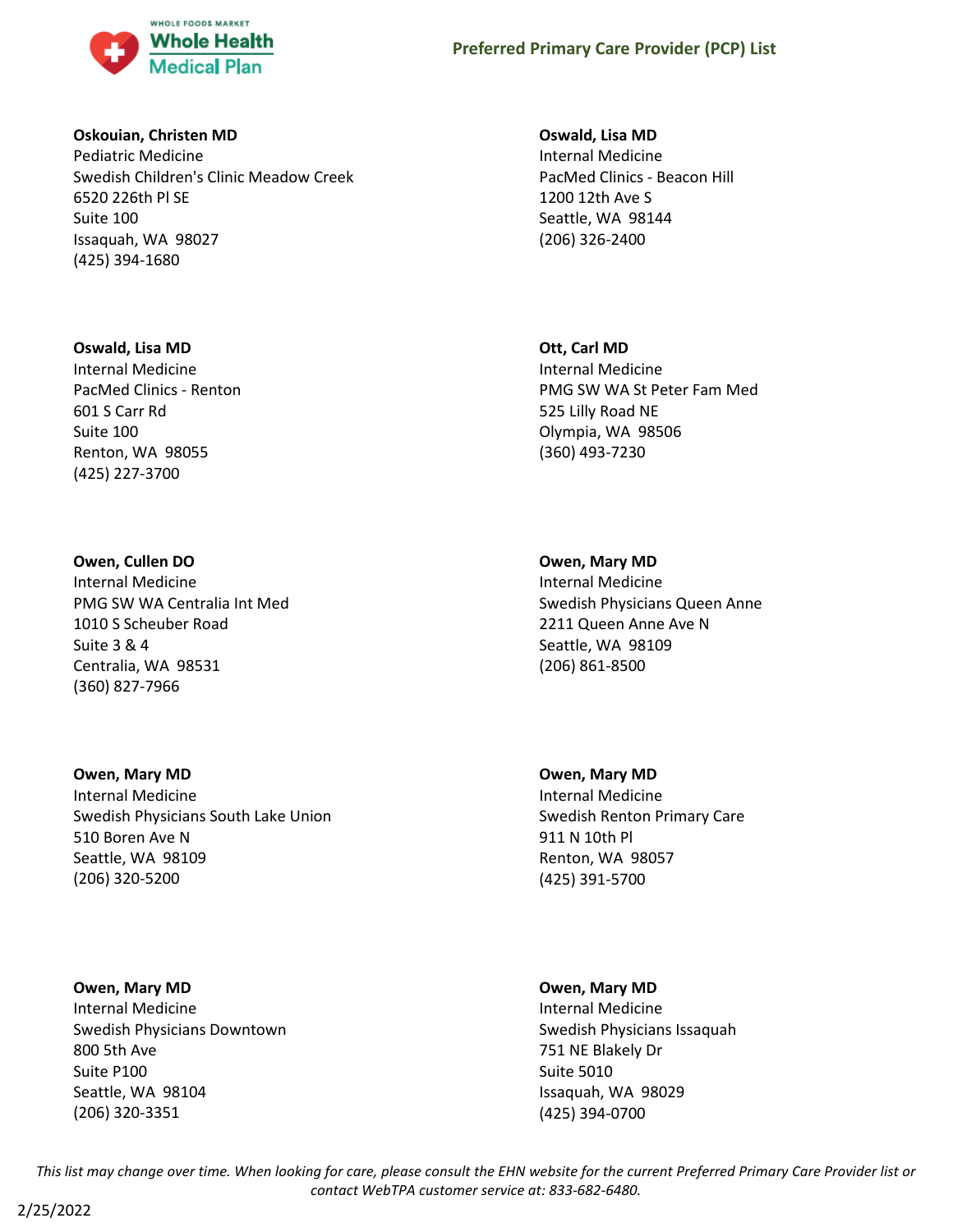**Oskouian, Christen MD**
Pediatric Medicine
Swedish Children's Clinic Meadow Creek
6520 226th Pl SE
Suite 100
Issaquah, WA 98027
(425) 394-1680

**Oswald, Lisa MD**
Internal Medicine
PacMed Clinics - Beacon Hill
1200 12th Ave S
Seattle, WA 98144
(206) 326-2400

**Oswald, Lisa MD**
Internal Medicine
PacMed Clinics - Renton
601 S Carr Rd
Suite 100
Renton, WA 98055
(425) 227-3700

**Ott, Carl MD**
Internal Medicine
PMG SW WA St Peter Fam Med
525 Lilly Road NE
Olympia, WA 98506
(360) 493-7230

**Owen, Cullen DO**
Internal Medicine
PMG SW WA Centralia Int Med
1010 S Scheuber Road
Suite 3 & 4
Centralia, WA 98531
(360) 827-7966

**Owen, Mary MD**
Internal Medicine
Swedish Physicians Queen Anne
2211 Queen Anne Ave N
Seattle, WA 98109
(206) 861-8500

**Owen, Mary MD**
Internal Medicine
Swedish Physicians South Lake Union
510 Boren Ave N
Seattle, WA 98109
(206) 320-5200

**Owen, Mary MD**
Internal Medicine
Swedish Renton Primary Care
911 N 10th Pl
Renton, WA 98057
(425) 391-5700

**Owen, Mary MD**
Internal Medicine
Swedish Physicians Downtown
800 5th Ave
Suite P100
Seattle, WA 98104
(206) 320-3351

**Owen, Mary MD**
Internal Medicine
Swedish Physicians Issaquah
751 NE Blakely Dr
Suite 5010
Issaquah, WA 98029
(425) 394-0700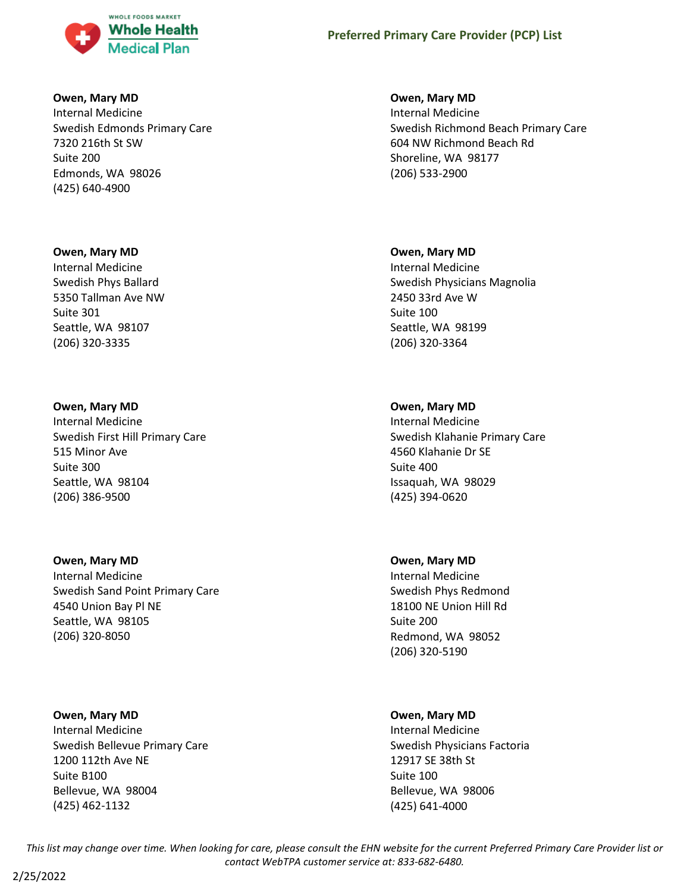**Owen, Mary MD**
Internal Medicine
Swedish Edmonds Primary Care
7320 216th St SW
Suite 200
Edmonds, WA 98026
(425) 640-4900

**Owen, Mary MD**
Internal Medicine
Swedish Richmond Beach Primary Care
604 NW Richmond Beach Rd
Shoreline, WA 98177
(206) 533-2900

**Owen, Mary MD**
Internal Medicine
Swedish Phys Ballard
5350 Tallman Ave NW
Suite 301
Seattle, WA 98107
(206) 320-3335

**Owen, Mary MD**
Internal Medicine
Swedish Physicians Magnolia
2450 33rd Ave W
Suite 100
Seattle, WA 98199
(206) 320-3364

**Owen, Mary MD**
Internal Medicine
Swedish First Hill Primary Care
515 Minor Ave
Suite 300
Seattle, WA 98104
(206) 386-9500

**Owen, Mary MD**
Internal Medicine
Swedish Klahanie Primary Care
4560 Klahanie Dr SE
Suite 400
Issaquah, WA 98029
(425) 394-0620

**Owen, Mary MD**
Internal Medicine
Swedish Sand Point Primary Care
4540 Union Bay Pl NE
Seattle, WA 98105
(206) 320-8050

**Owen, Mary MD**
Internal Medicine
Swedish Phys Redmond
18100 NE Union Hill Rd
Suite 200
Redmond, WA 98052
(206) 320-5190

**Owen, Mary MD**
Internal Medicine
Swedish Bellevue Primary Care
1200 112th Ave NE
Suite B100
Bellevue, WA 98004
(425) 462-1132

**Owen, Mary MD**
Internal Medicine
Swedish Physicians Factoria
12917 SE 38th St
Suite 100
Bellevue, WA 98006
(425) 641-4000

*This list may change over time. When looking for care, please consult the EHN website for the current Preferred Primary Care Provider list or contact WebTPA customer service at: 833-682-6480.*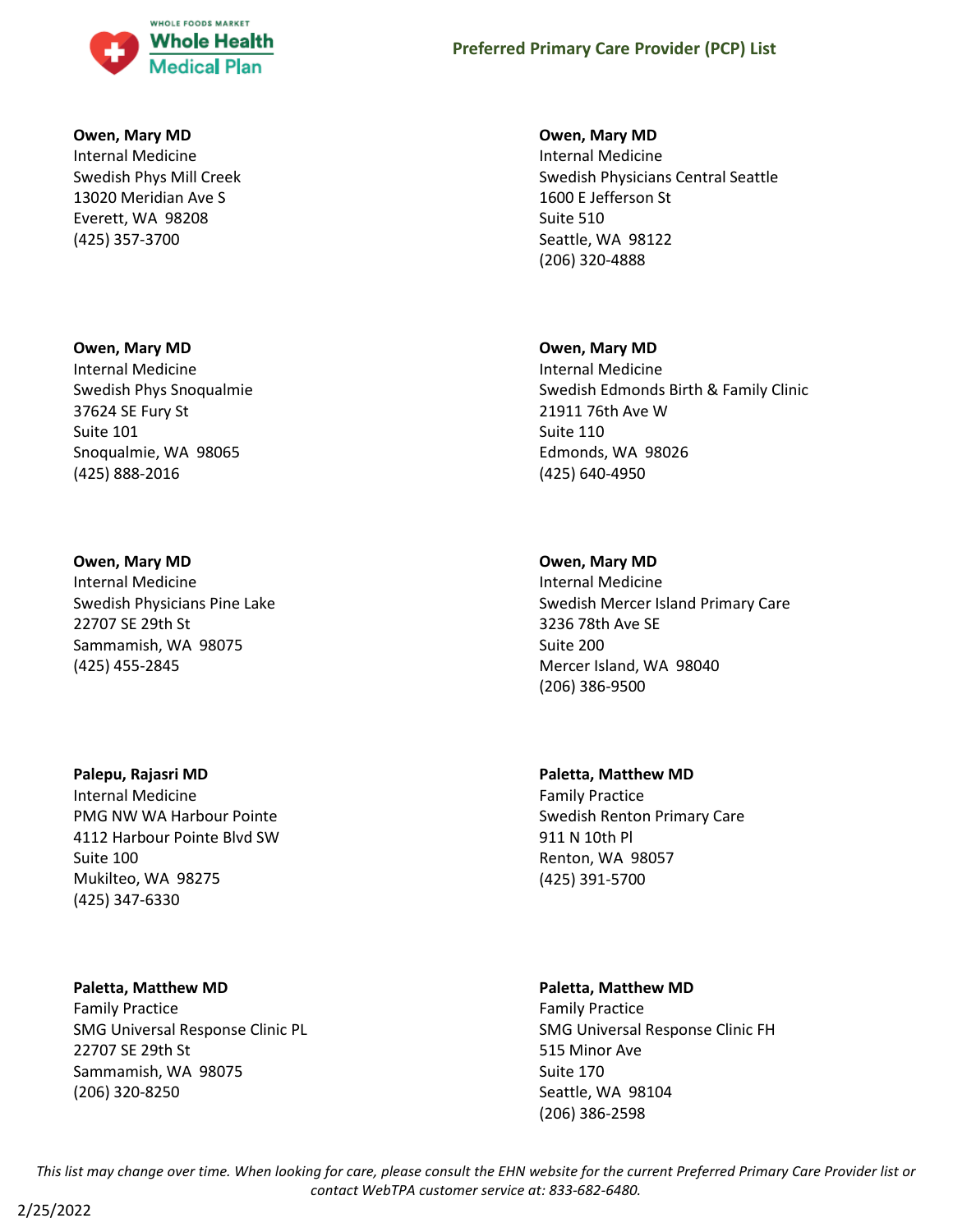**Owen, Mary MD**
Internal Medicine
Swedish Phys Mill Creek
13020 Meridian Ave S
Everett, WA 98208
(425) 357-3700

**Owen, Mary MD**
Internal Medicine
Swedish Physicians Central Seattle
1600 E Jefferson St
Suite 510
Seattle, WA 98122
(206) 320-4888

**Owen, Mary MD**
Internal Medicine
Swedish Phys Snoqualmie
37624 SE Fury St
Suite 101
Snoqualmie, WA 98065
(425) 888-2016

**Owen, Mary MD**
Internal Medicine
Swedish Edmonds Birth & Family Clinic
21911 76th Ave W
Suite 110
Edmonds, WA 98026
(425) 640-4950

**Owen, Mary MD**
Internal Medicine
Swedish Physicians Pine Lake
22707 SE 29th St
Sammamish, WA 98075
(425) 455-2845

**Owen, Mary MD**
Internal Medicine
Swedish Mercer Island Primary Care
3236 78th Ave SE
Suite 200
Mercer Island, WA 98040
(206) 386-9500

**Palepu, Rajasri MD**
Internal Medicine
PMG NW WA Harbour Pointe
4112 Harbour Pointe Blvd SW
Suite 100
Mukilteo, WA 98275
(425) 347-6330

**Paletta, Matthew MD**
Family Practice
Swedish Renton Primary Care
911 N 10th Pl
Renton, WA 98057
(425) 391-5700

**Paletta, Matthew MD**
Family Practice
SMG Universal Response Clinic PL
22707 SE 29th St
Sammamish, WA 98075
(206) 320-8250

**Paletta, Matthew MD**
Family Practice
SMG Universal Response Clinic FH
515 Minor Ave
Suite 170
Seattle, WA 98104
(206) 386-2598

*This list may change over time. When looking for care, please consult the EHN website for the current Preferred Primary Care Provider list or contact WebTPA customer service at: 833-682-6480.*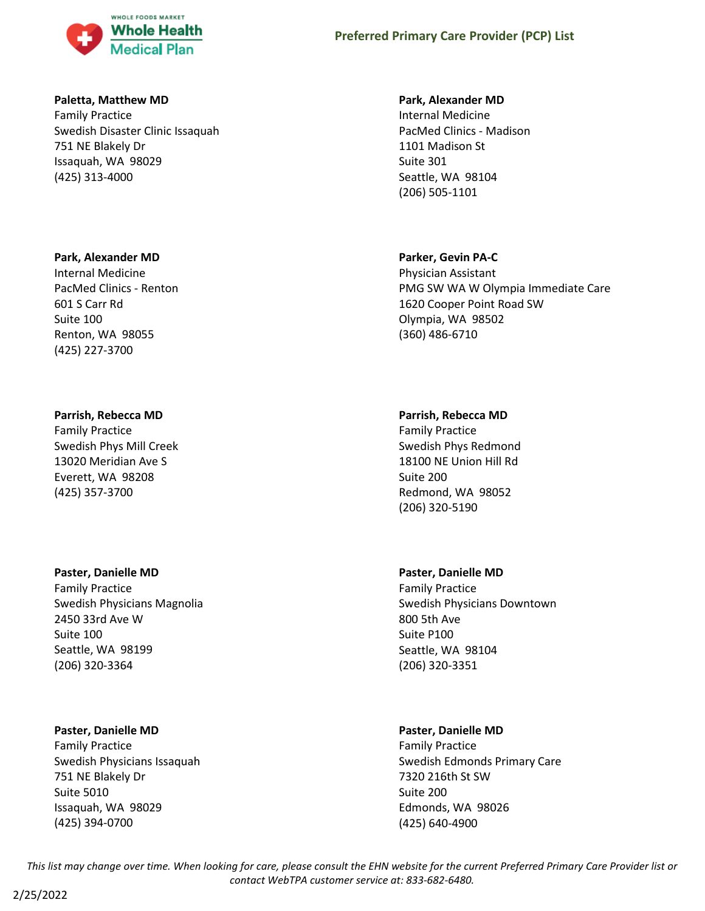**Paletta, Matthew MD**
Family Practice
Swedish Disaster Clinic Issaquah
751 NE Blakely Dr
Issaquah, WA 98029
(425) 313-4000

**Park, Alexander MD**
Internal Medicine
PacMed Clinics - Madison
1101 Madison St
Suite 301
Seattle, WA 98104
(206) 505-1101

**Park, Alexander MD**
Internal Medicine
PacMed Clinics - Renton
601 S Carr Rd
Suite 100
Renton, WA 98055
(425) 227-3700

**Parker, Gevin PA-C**
Physician Assistant
PMG SW WA W Olympia Immediate Care
1620 Cooper Point Road SW
Olympia, WA 98502
(360) 486-6710

**Parrish, Rebecca MD**
Family Practice
Swedish Phys Mill Creek
13020 Meridian Ave S
Everett, WA 98208
(425) 357-3700

**Parrish, Rebecca MD**
Family Practice
Swedish Phys Redmond
18100 NE Union Hill Rd
Suite 200
Redmond, WA 98052
(206) 320-5190

**Paster, Danielle MD**
Family Practice
Swedish Physicians Magnolia
2450 33rd Ave W
Suite 100
Seattle, WA 98199
(206) 320-3364

**Paster, Danielle MD**
Family Practice
Swedish Physicians Downtown
800 5th Ave
Suite P100
Seattle, WA 98104
(206) 320-3351

**Paster, Danielle MD**
Family Practice
Swedish Physicians Issaquah
751 NE Blakely Dr
Suite 5010
Issaquah, WA 98029
(425) 394-0700

**Paster, Danielle MD**
Family Practice
Swedish Edmonds Primary Care
7320 216th St SW
Suite 200
Edmonds, WA 98026
(425) 640-4900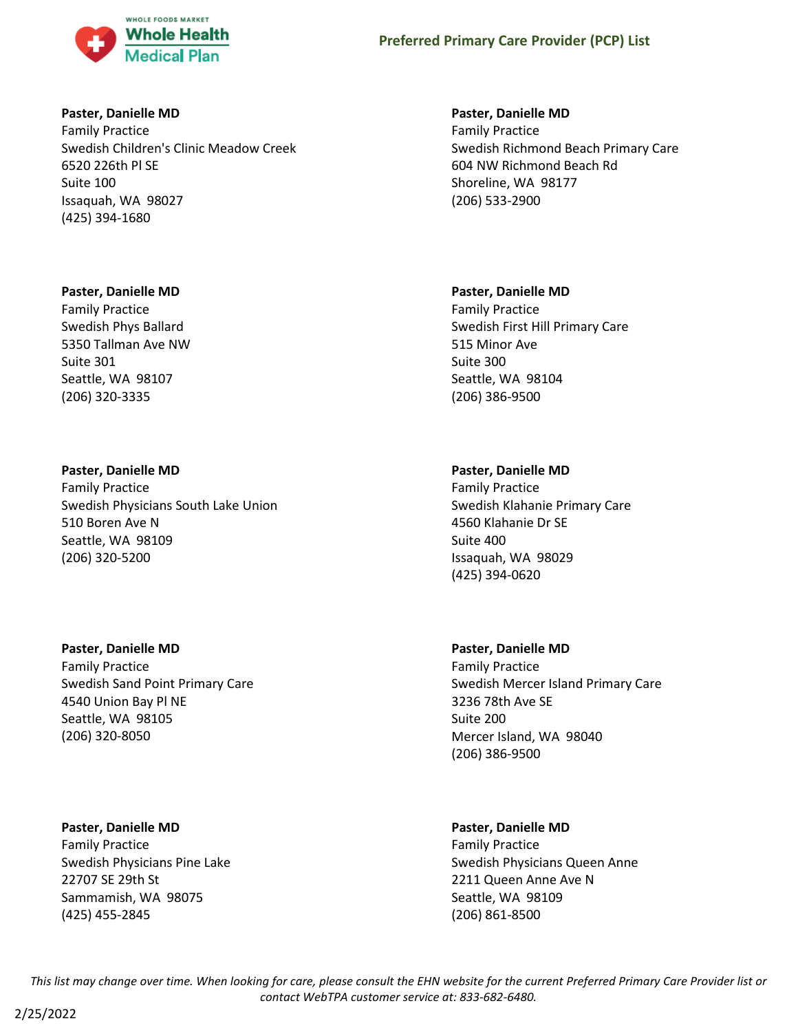**Paster, Danielle MD**
Family Practice
Swedish Children's Clinic Meadow Creek
6520 226th Pl SE
Suite 100
Issaquah, WA 98027
(425) 394-1680

**Paster, Danielle MD**
Family Practice
Swedish Richmond Beach Primary Care
604 NW Richmond Beach Rd
Shoreline, WA 98177
(206) 533-2900

**Paster, Danielle MD**
Family Practice
Swedish Phys Ballard
5350 Tallman Ave NW
Suite 301
Seattle, WA 98107
(206) 320-3335

**Paster, Danielle MD**
Family Practice
Swedish First Hill Primary Care
515 Minor Ave
Suite 300
Seattle, WA 98104
(206) 386-9500

**Paster, Danielle MD**
Family Practice
Swedish Physicians South Lake Union
510 Boren Ave N
Seattle, WA 98109
(206) 320-5200

**Paster, Danielle MD**
Family Practice
Swedish Klahanie Primary Care
4560 Klahanie Dr SE
Suite 400
Issaquah, WA 98029
(425) 394-0620

**Paster, Danielle MD**
Family Practice
Swedish Sand Point Primary Care
4540 Union Bay Pl NE
Seattle, WA 98105
(206) 320-8050

**Paster, Danielle MD**
Family Practice
Swedish Mercer Island Primary Care
3236 78th Ave SE
Suite 200
Mercer Island, WA 98040
(206) 386-9500

**Paster, Danielle MD**
Family Practice
Swedish Physicians Pine Lake
22707 SE 29th St
Sammamish, WA 98075
(425) 455-2845

**Paster, Danielle MD**
Family Practice
Swedish Physicians Queen Anne
2211 Queen Anne Ave N
Seattle, WA 98109
(206) 861-8500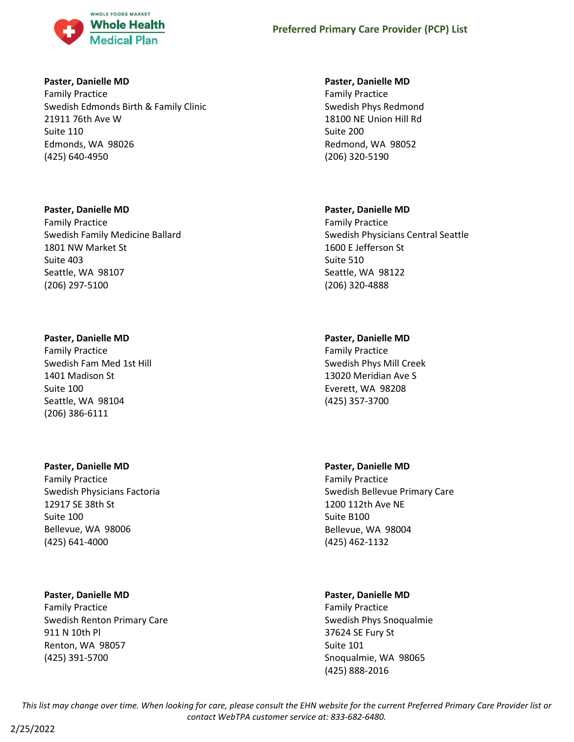**Paster, Danielle MD**
Family Practice
Swedish Edmonds Birth & Family Clinic
21911 76th Ave W
Suite 110
Edmonds, WA 98026
(425) 640-4950

**Paster, Danielle MD**
Family Practice
Swedish Family Medicine Ballard
1801 NW Market St
Suite 403
Seattle, WA 98107
(206) 297-5100

**Paster, Danielle MD**
Family Practice
Swedish Fam Med 1st Hill
1401 Madison St
Suite 100
Seattle, WA 98104
(206) 386-6111

**Paster, Danielle MD**
Family Practice
Swedish Physicians Factoria
12917 SE 38th St
Suite 100
Bellevue, WA 98006
(425) 641-4000

**Paster, Danielle MD**
Family Practice
Swedish Renton Primary Care
911 N 10th Pl
Renton, WA 98057
(425) 391-5700

**Paster, Danielle MD**
Family Practice
Swedish Phys Redmond
18100 NE Union Hill Rd
Suite 200
Redmond, WA 98052
(206) 320-5190

**Paster, Danielle MD**
Family Practice
Swedish Physicians Central Seattle
1600 E Jefferson St
Suite 510
Seattle, WA 98122
(206) 320-4888

**Paster, Danielle MD**
Family Practice
Swedish Phys Mill Creek
13020 Meridian Ave S
Everett, WA 98208
(425) 357-3700

**Paster, Danielle MD**
Family Practice
Swedish Bellevue Primary Care
1200 112th Ave NE
Suite B100
Bellevue, WA 98004
(425) 462-1132

**Paster, Danielle MD**
Family Practice
Swedish Phys Snoqualmie
37624 SE Fury St
Suite 101
Snoqualmie, WA 98065
(425) 888-2016

*This list may change over time. When looking for care, please consult the EHN website for the current Preferred Primary Care Provider list or contact WebTPA customer service at: 833-682-6480.*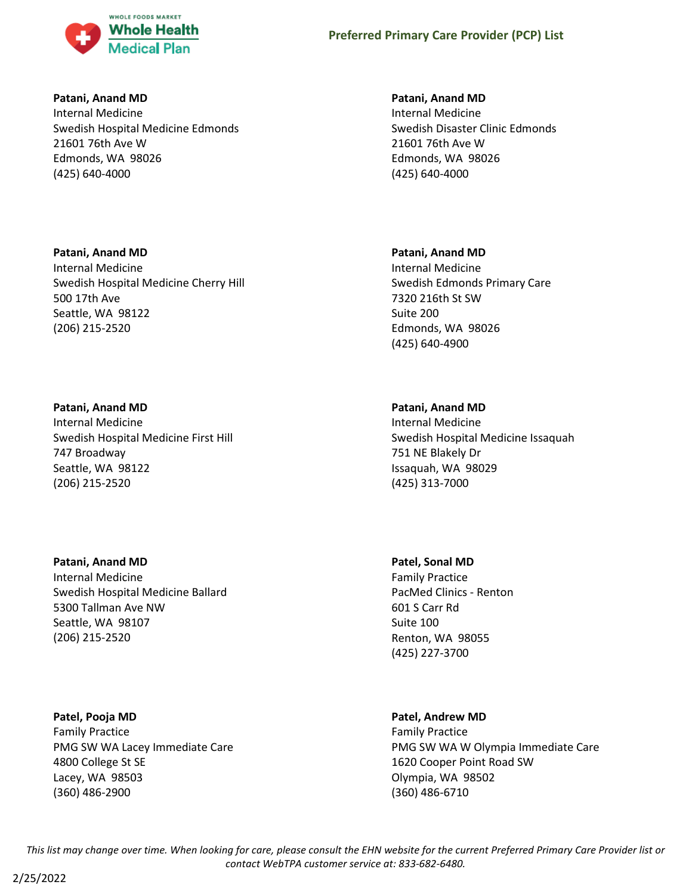**Patani, Anand MD**
Internal Medicine
Swedish Hospital Medicine Edmonds
21601 76th Ave W
Edmonds, WA 98026
(425) 640-4000

**Patani, Anand MD**
Internal Medicine
Swedish Disaster Clinic Edmonds
21601 76th Ave W
Edmonds, WA 98026
(425) 640-4000

**Patani, Anand MD**
Internal Medicine
Swedish Hospital Medicine Cherry Hill
500 17th Ave
Seattle, WA 98122
(206) 215-2520

**Patani, Anand MD**
Internal Medicine
Swedish Edmonds Primary Care
7320 216th St SW
Suite 200
Edmonds, WA 98026
(425) 640-4900

**Patani, Anand MD**
Internal Medicine
Swedish Hospital Medicine First Hill
747 Broadway
Seattle, WA 98122
(206) 215-2520

**Patani, Anand MD**
Internal Medicine
Swedish Hospital Medicine Issaquah
751 NE Blakely Dr
Issaquah, WA 98029
(425) 313-7000

**Patani, Anand MD**
Internal Medicine
Swedish Hospital Medicine Ballard
5300 Tallman Ave NW
Seattle, WA 98107
(206) 215-2520

**Patel, Sonal MD**
Family Practice
PacMed Clinics - Renton
601 S Carr Rd
Suite 100
Renton, WA 98055
(425) 227-3700

**Patel, Pooja MD**
Family Practice
PMG SW WA Lacey Immediate Care
4800 College St SE
Lacey, WA 98503
(360) 486-2900

**Patel, Andrew MD**
Family Practice
PMG SW WA W Olympia Immediate Care
1620 Cooper Point Road SW
Olympia, WA 98502
(360) 486-6710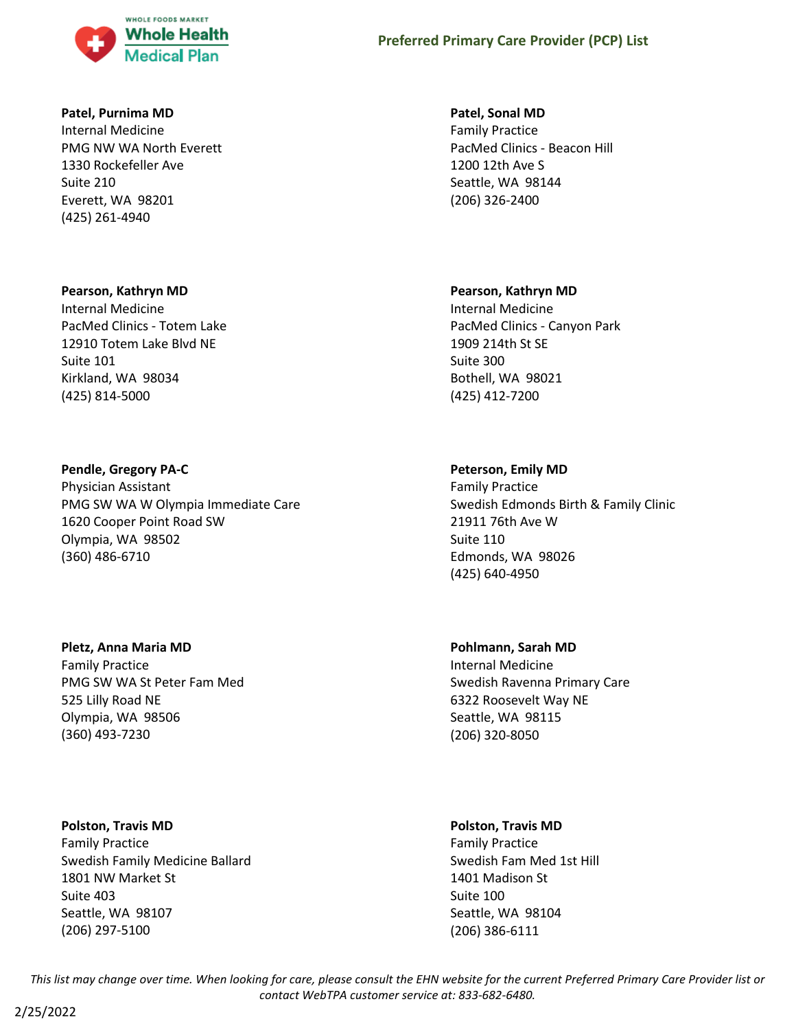**Patel, Purnima MD**
Internal Medicine
PMG NW WA North Everett
1330 Rockefeller Ave
Suite 210
Everett, WA 98201
(425) 261-4940

**Patel, Sonal MD**
Family Practice
PacMed Clinics - Beacon Hill
1200 12th Ave S
Seattle, WA 98144
(206) 326-2400

**Pearson, Kathryn MD**
Internal Medicine
PacMed Clinics - Totem Lake
12910 Totem Lake Blvd NE
Suite 101
Kirkland, WA 98034
(425) 814-5000

**Pearson, Kathryn MD**
Internal Medicine
PacMed Clinics - Canyon Park
1909 214th St SE
Suite 300
Bothell, WA 98021
(425) 412-7200

**Pendle, Gregory PA-C**
Physician Assistant
PMG SW WA W Olympia Immediate Care
1620 Cooper Point Road SW
Olympia, WA 98502
(360) 486-6710

**Peterson, Emily MD**
Family Practice
Swedish Edmonds Birth & Family Clinic
21911 76th Ave W
Suite 110
Edmonds, WA 98026
(425) 640-4950

**Pletz, Anna Maria MD**
Family Practice
PMG SW WA St Peter Fam Med
525 Lilly Road NE
Olympia, WA 98506
(360) 493-7230

**Pohlmann, Sarah MD**
Internal Medicine
Swedish Ravenna Primary Care
6322 Roosevelt Way NE
Seattle, WA 98115
(206) 320-8050

**Polston, Travis MD**
Family Practice
Swedish Family Medicine Ballard
1801 NW Market St
Suite 403
Seattle, WA 98107
(206) 297-5100

**Polston, Travis MD**
Family Practice
Swedish Fam Med 1st Hill
1401 Madison St
Suite 100
Seattle, WA 98104
(206) 386-6111

*This list may change over time. When looking for care, please consult the EHN website for the current Preferred Primary Care Provider list or contact WebTPA customer service at: 833-682-6480.*

2/25/2022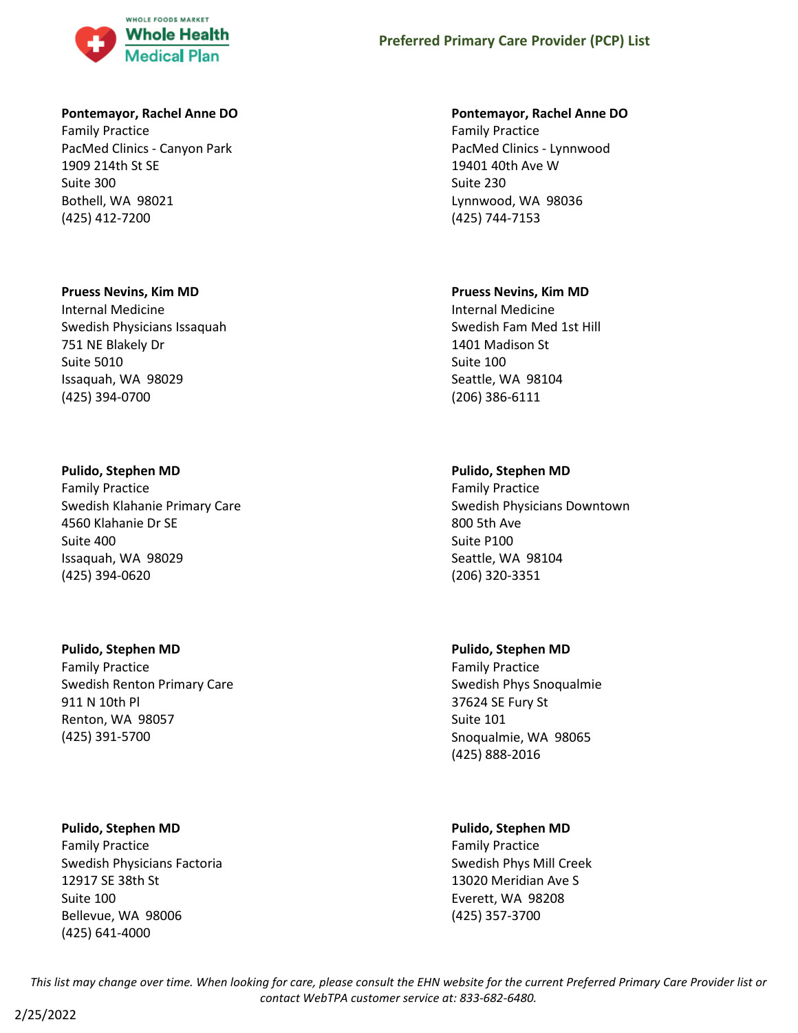**Pontemayor, Rachel Anne DO**
Family Practice
PacMed Clinics - Canyon Park
1909 214th St SE
Suite 300
Bothell, WA 98021
(425) 412-7200

**Pontemayor, Rachel Anne DO**
Family Practice
PacMed Clinics - Lynnwood
19401 40th Ave W
Suite 230
Lynnwood, WA 98036
(425) 744-7153

**Pruess Nevins, Kim MD**
Internal Medicine
Swedish Physicians Issaquah
751 NE Blakely Dr
Suite 5010
Issaquah, WA 98029
(425) 394-0700

**Pruess Nevins, Kim MD**
Internal Medicine
Swedish Fam Med 1st Hill
1401 Madison St
Suite 100
Seattle, WA 98104
(206) 386-6111

**Pulido, Stephen MD**
Family Practice
Swedish Klahanie Primary Care
4560 Klahanie Dr SE
Suite 400
Issaquah, WA 98029
(425) 394-0620

**Pulido, Stephen MD**
Family Practice
Swedish Physicians Downtown
800 5th Ave
Suite P100
Seattle, WA 98104
(206) 320-3351

**Pulido, Stephen MD**
Family Practice
Swedish Renton Primary Care
911 N 10th Pl
Renton, WA 98057
(425) 391-5700

**Pulido, Stephen MD**
Family Practice
Swedish Phys Snoqualmie
37624 SE Fury St
Suite 101
Snoqualmie, WA 98065
(425) 888-2016

**Pulido, Stephen MD**
Family Practice
Swedish Physicians Factoria
12917 SE 38th St
Suite 100
Bellevue, WA 98006
(425) 641-4000

**Pulido, Stephen MD**
Family Practice
Swedish Phys Mill Creek
13020 Meridian Ave S
Everett, WA 98208
(425) 357-3700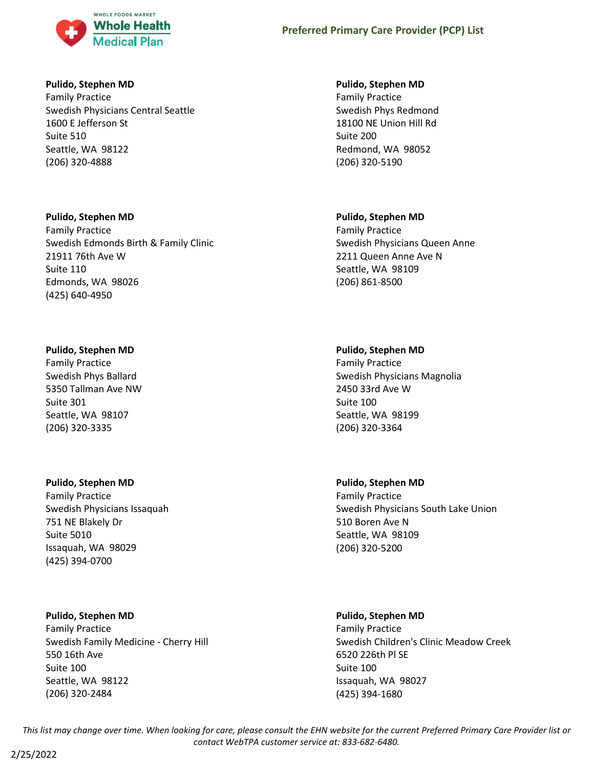**Pulido, Stephen MD**
Family Practice
Swedish Physicians Central Seattle
1600 E Jefferson St
Suite 510
Seattle, WA 98122
(206) 320-4888

**Pulido, Stephen MD**
Family Practice
Swedish Phys Redmond
18100 NE Union Hill Rd
Suite 200
Redmond, WA 98052
(206) 320-5190

**Pulido, Stephen MD**
Family Practice
Swedish Edmonds Birth & Family Clinic
21911 76th Ave W
Suite 110
Edmonds, WA 98026
(425) 640-4950

**Pulido, Stephen MD**
Family Practice
Swedish Physicians Queen Anne
2211 Queen Anne Ave N
Seattle, WA 98109
(206) 861-8500

**Pulido, Stephen MD**
Family Practice
Swedish Phys Ballard
5350 Tallman Ave NW
Suite 301
Seattle, WA 98107
(206) 320-3335

**Pulido, Stephen MD**
Family Practice
Swedish Physicians Magnolia
2450 33rd Ave W
Suite 100
Seattle, WA 98199
(206) 320-3364

**Pulido, Stephen MD**
Family Practice
Swedish Physicians Issaquah
751 NE Blakely Dr
Suite 5010
Issaquah, WA 98029
(425) 394-0700

**Pulido, Stephen MD**
Family Practice
Swedish Physicians South Lake Union
510 Boren Ave N
Seattle, WA 98109
(206) 320-5200

**Pulido, Stephen MD**
Family Practice
Swedish Family Medicine - Cherry Hill
550 16th Ave
Suite 100
Seattle, WA 98122
(206) 320-2484

**Pulido, Stephen MD**
Family Practice
Swedish Children's Clinic Meadow Creek
6520 226th Pl SE
Suite 100
Issaquah, WA 98027
(425) 394-1680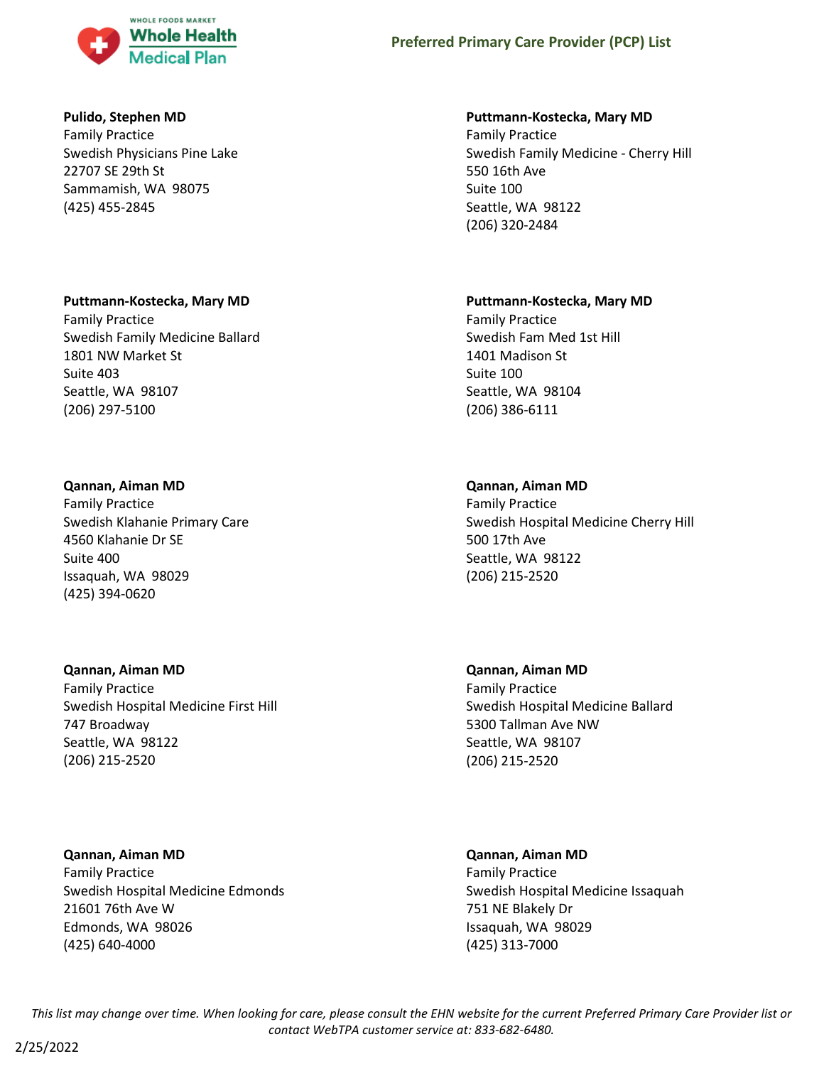**Pulido, Stephen MD**
Family Practice
Swedish Physicians Pine Lake
22707 SE 29th St
Sammamish, WA 98075
(425) 455-2845

**Puttmann-Kostecka, Mary MD**
Family Practice
Swedish Family Medicine - Cherry Hill
550 16th Ave
Suite 100
Seattle, WA 98122
(206) 320-2484

**Puttmann-Kostecka, Mary MD**
Family Practice
Swedish Family Medicine Ballard
1801 NW Market St
Suite 403
Seattle, WA 98107
(206) 297-5100

**Puttmann-Kostecka, Mary MD**
Family Practice
Swedish Fam Med 1st Hill
1401 Madison St
Suite 100
Seattle, WA 98104
(206) 386-6111

**Qannan, Aiman MD**
Family Practice
Swedish Klahanie Primary Care
4560 Klahanie Dr SE
Suite 400
Issaquah, WA 98029
(425) 394-0620

**Qannan, Aiman MD**
Family Practice
Swedish Hospital Medicine Cherry Hill
500 17th Ave
Seattle, WA 98122
(206) 215-2520

**Qannan, Aiman MD**
Family Practice
Swedish Hospital Medicine First Hill
747 Broadway
Seattle, WA 98122
(206) 215-2520

**Qannan, Aiman MD**
Family Practice
Swedish Hospital Medicine Ballard
5300 Tallman Ave NW
Seattle, WA 98107
(206) 215-2520

**Qannan, Aiman MD**
Family Practice
Swedish Hospital Medicine Edmonds
21601 76th Ave W
Edmonds, WA 98026
(425) 640-4000

**Qannan, Aiman MD**
Family Practice
Swedish Hospital Medicine Issaquah
751 NE Blakely Dr
Issaquah, WA 98029
(425) 313-7000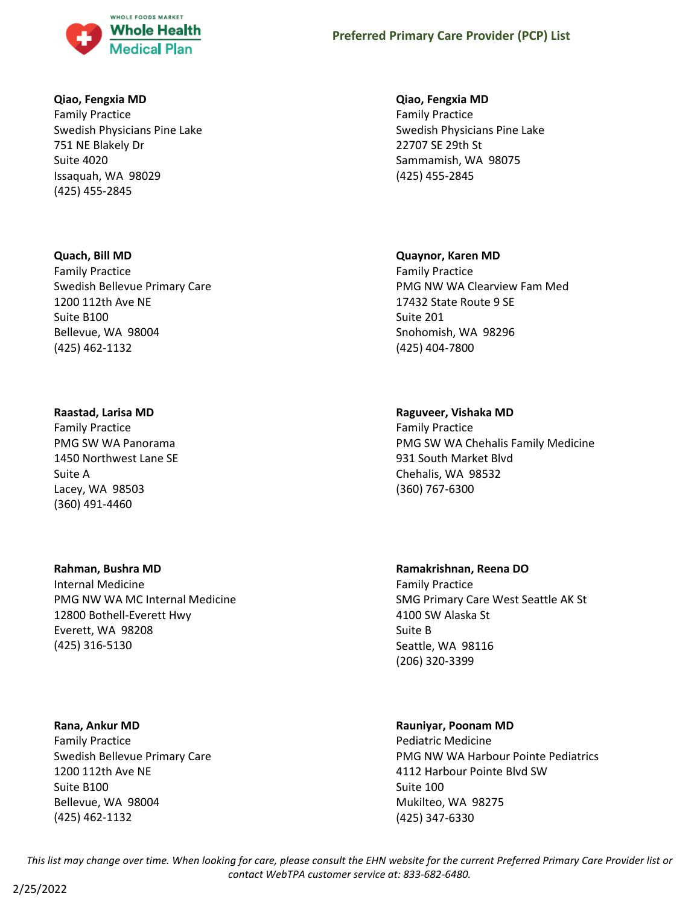**Qiao, Fengxia MD**
Family Practice
Swedish Physicians Pine Lake
751 NE Blakely Dr
Suite 4020
Issaquah, WA 98029
(425) 455-2845

**Qiao, Fengxia MD**
Family Practice
Swedish Physicians Pine Lake
22707 SE 29th St
Sammamish, WA 98075
(425) 455-2845

**Quach, Bill MD**
Family Practice
Swedish Bellevue Primary Care
1200 112th Ave NE
Suite B100
Bellevue, WA 98004
(425) 462-1132

**Quaynor, Karen MD**
Family Practice
PMG NW WA Clearview Fam Med
17432 State Route 9 SE
Suite 201
Snohomish, WA 98296
(425) 404-7800

**Raastad, Larisa MD**
Family Practice
PMG SW WA Panorama
1450 Northwest Lane SE
Suite A
Lacey, WA 98503
(360) 491-4460

**Raguveer, Vishaka MD**
Family Practice
PMG SW WA Chehalis Family Medicine
931 South Market Blvd
Chehalis, WA 98532
(360) 767-6300

**Rahman, Bushra MD**
Internal Medicine
PMG NW WA MC Internal Medicine
12800 Bothell-Everett Hwy
Everett, WA 98208
(425) 316-5130

**Ramakrishnan, Reena DO**
Family Practice
SMG Primary Care West Seattle AK St
4100 SW Alaska St
Suite B
Seattle, WA 98116
(206) 320-3399

**Rana, Ankur MD**
Family Practice
Swedish Bellevue Primary Care
1200 112th Ave NE
Suite B100
Bellevue, WA 98004
(425) 462-1132

**Rauniyar, Poonam MD**
Pediatric Medicine
PMG NW WA Harbour Pointe Pediatrics
4112 Harbour Pointe Blvd SW
Suite 100
Mukilteo, WA 98275
(425) 347-6330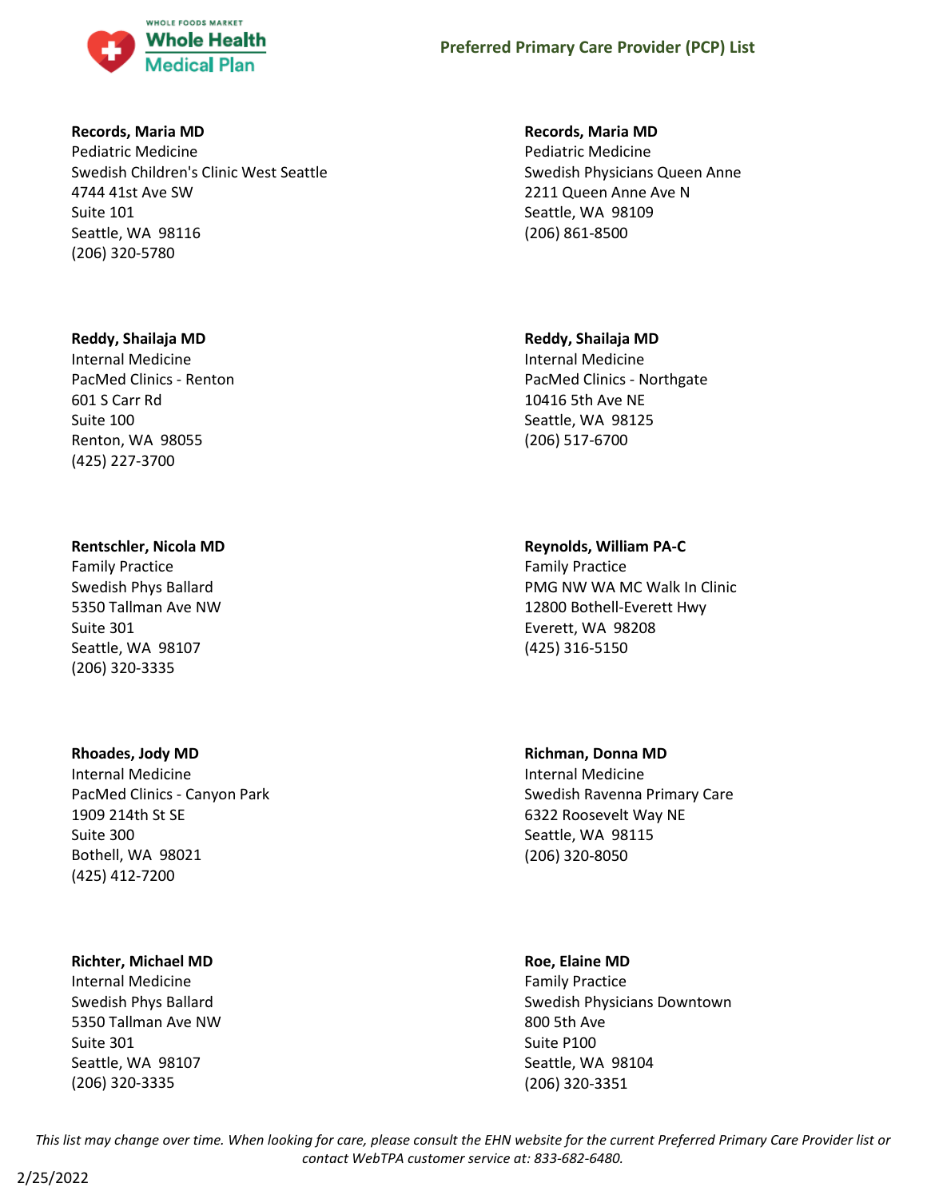**Records, Maria MD**
Pediatric Medicine
Swedish Children's Clinic West Seattle
4744 41st Ave SW
Suite 101
Seattle, WA 98116
(206) 320-5780

**Records, Maria MD**
Pediatric Medicine
Swedish Physicians Queen Anne
2211 Queen Anne Ave N
Seattle, WA 98109
(206) 861-8500

**Reddy, Shailaja MD**
Internal Medicine
PacMed Clinics - Renton
601 S Carr Rd
Suite 100
Renton, WA 98055
(425) 227-3700

**Reddy, Shailaja MD**
Internal Medicine
PacMed Clinics - Northgate
10416 5th Ave NE
Seattle, WA 98125
(206) 517-6700

**Rentschler, Nicola MD**
Family Practice
Swedish Phys Ballard
5350 Tallman Ave NW
Suite 301
Seattle, WA 98107
(206) 320-3335

**Reynolds, William PA-C**
Family Practice
PMG NW WA MC Walk In Clinic
12800 Bothell-Everett Hwy
Everett, WA 98208
(425) 316-5150

**Rhoades, Jody MD**
Internal Medicine
PacMed Clinics - Canyon Park
1909 214th St SE
Suite 300
Bothell, WA 98021
(425) 412-7200

**Richman, Donna MD**
Internal Medicine
Swedish Ravenna Primary Care
6322 Roosevelt Way NE
Seattle, WA 98115
(206) 320-8050

**Richter, Michael MD**
Internal Medicine
Swedish Phys Ballard
5350 Tallman Ave NW
Suite 301
Seattle, WA 98107
(206) 320-3335

**Roe, Elaine MD**
Family Practice
Swedish Physicians Downtown
800 5th Ave
Suite P100
Seattle, WA 98104
(206) 320-3351

*This list may change over time. When looking for care, please consult the EHN website for the current Preferred Primary Care Provider list or contact WebTPA customer service at: 833-682-6480.*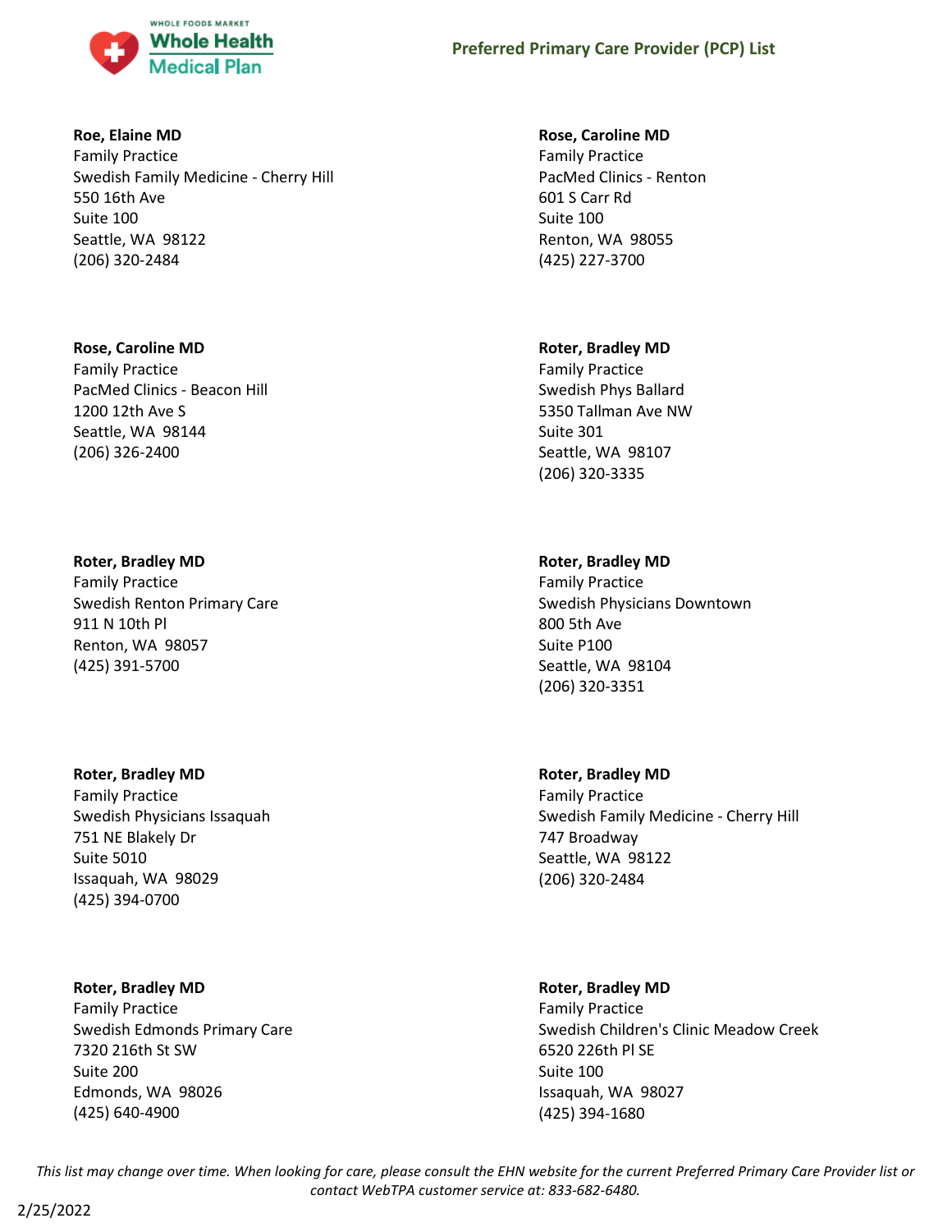**Roe, Elaine MD**
Family Practice
Swedish Family Medicine - Cherry Hill
550 16th Ave
Suite 100
Seattle, WA 98122
(206) 320-2484

**Rose, Caroline MD**
Family Practice
PacMed Clinics - Renton
601 S Carr Rd
Suite 100
Renton, WA 98055
(425) 227-3700

**Rose, Caroline MD**
Family Practice
PacMed Clinics - Beacon Hill
1200 12th Ave S
Seattle, WA 98144
(206) 326-2400

**Roter, Bradley MD**
Family Practice
Swedish Phys Ballard
5350 Tallman Ave NW
Suite 301
Seattle, WA 98107
(206) 320-3335

**Roter, Bradley MD**
Family Practice
Swedish Renton Primary Care
911 N 10th Pl
Renton, WA 98057
(425) 391-5700

**Roter, Bradley MD**
Family Practice
Swedish Physicians Downtown
800 5th Ave
Suite P100
Seattle, WA 98104
(206) 320-3351

**Roter, Bradley MD**
Family Practice
Swedish Physicians Issaquah
751 NE Blakely Dr
Suite 5010
Issaquah, WA 98029
(425) 394-0700

**Roter, Bradley MD**
Family Practice
Swedish Family Medicine - Cherry Hill
747 Broadway
Seattle, WA 98122
(206) 320-2484

**Roter, Bradley MD**
Family Practice
Swedish Edmonds Primary Care
7320 216th St SW
Suite 200
Edmonds, WA 98026
(425) 640-4900

**Roter, Bradley MD**
Family Practice
Swedish Children's Clinic Meadow Creek
6520 226th Pl SE
Suite 100
Issaquah, WA 98027
(425) 394-1680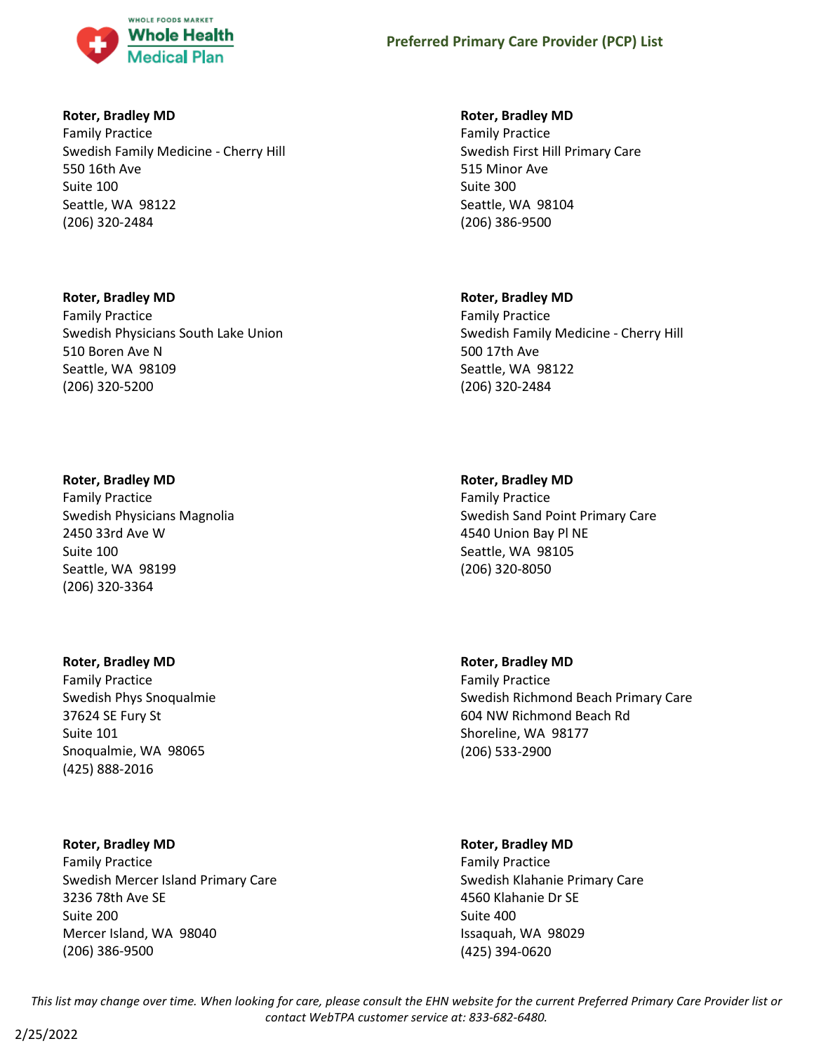**Roter, Bradley MD**
Family Practice
Swedish Family Medicine - Cherry Hill
550 16th Ave
Suite 100
Seattle, WA 98122
(206) 320-2484

**Roter, Bradley MD**
Family Practice
Swedish First Hill Primary Care
515 Minor Ave
Suite 300
Seattle, WA 98104
(206) 386-9500

**Roter, Bradley MD**
Family Practice
Swedish Physicians South Lake Union
510 Boren Ave N
Seattle, WA 98109
(206) 320-5200

**Roter, Bradley MD**
Family Practice
Swedish Family Medicine - Cherry Hill
500 17th Ave
Seattle, WA 98122
(206) 320-2484

**Roter, Bradley MD**
Family Practice
Swedish Physicians Magnolia
2450 33rd Ave W
Suite 100
Seattle, WA 98199
(206) 320-3364

**Roter, Bradley MD**
Family Practice
Swedish Sand Point Primary Care
4540 Union Bay Pl NE
Seattle, WA 98105
(206) 320-8050

**Roter, Bradley MD**
Family Practice
Swedish Phys Snoqualmie
37624 SE Fury St
Suite 101
Snoqualmie, WA 98065
(425) 888-2016

**Roter, Bradley MD**
Family Practice
Swedish Richmond Beach Primary Care
604 NW Richmond Beach Rd
Shoreline, WA 98177
(206) 533-2900

**Roter, Bradley MD**
Family Practice
Swedish Mercer Island Primary Care
3236 78th Ave SE
Suite 200
Mercer Island, WA 98040
(206) 386-9500

**Roter, Bradley MD**
Family Practice
Swedish Klahanie Primary Care
4560 Klahanie Dr SE
Suite 400
Issaquah, WA 98029
(425) 394-0620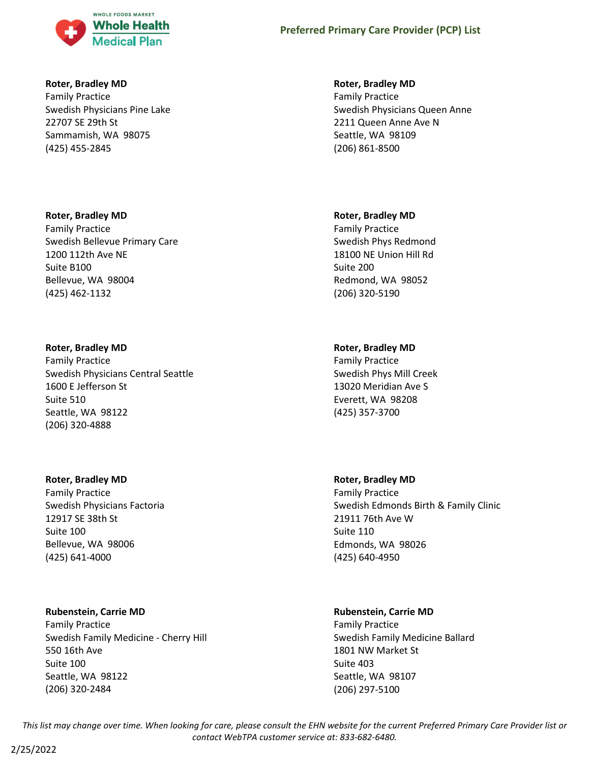**Roter, Bradley MD**
Family Practice
Swedish Physicians Pine Lake
22707 SE 29th St
Sammamish, WA 98075
(425) 455-2845

**Roter, Bradley MD**
Family Practice
Swedish Physicians Queen Anne
2211 Queen Anne Ave N
Seattle, WA 98109
(206) 861-8500

**Roter, Bradley MD**
Family Practice
Swedish Bellevue Primary Care
1200 112th Ave NE
Suite B100
Bellevue, WA 98004
(425) 462-1132

**Roter, Bradley MD**
Family Practice
Swedish Phys Redmond
18100 NE Union Hill Rd
Suite 200
Redmond, WA 98052
(206) 320-5190

**Roter, Bradley MD**
Family Practice
Swedish Physicians Central Seattle
1600 E Jefferson St
Suite 510
Seattle, WA 98122
(206) 320-4888

**Roter, Bradley MD**
Family Practice
Swedish Phys Mill Creek
13020 Meridian Ave S
Everett, WA 98208
(425) 357-3700

**Roter, Bradley MD**
Family Practice
Swedish Physicians Factoria
12917 SE 38th St
Suite 100
Bellevue, WA 98006
(425) 641-4000

**Roter, Bradley MD**
Family Practice
Swedish Edmonds Birth & Family Clinic
21911 76th Ave W
Suite 110
Edmonds, WA 98026
(425) 640-4950

**Rubenstein, Carrie MD**
Family Practice
Swedish Family Medicine - Cherry Hill
550 16th Ave
Suite 100
Seattle, WA 98122
(206) 320-2484

**Rubenstein, Carrie MD**
Family Practice
Swedish Family Medicine Ballard
1801 NW Market St
Suite 403
Seattle, WA 98107
(206) 297-5100

*This list may change over time. When looking for care, please consult the EHN website for the current Preferred Primary Care Provider list or contact WebTPA customer service at: 833-682-6480.*

2/25/2022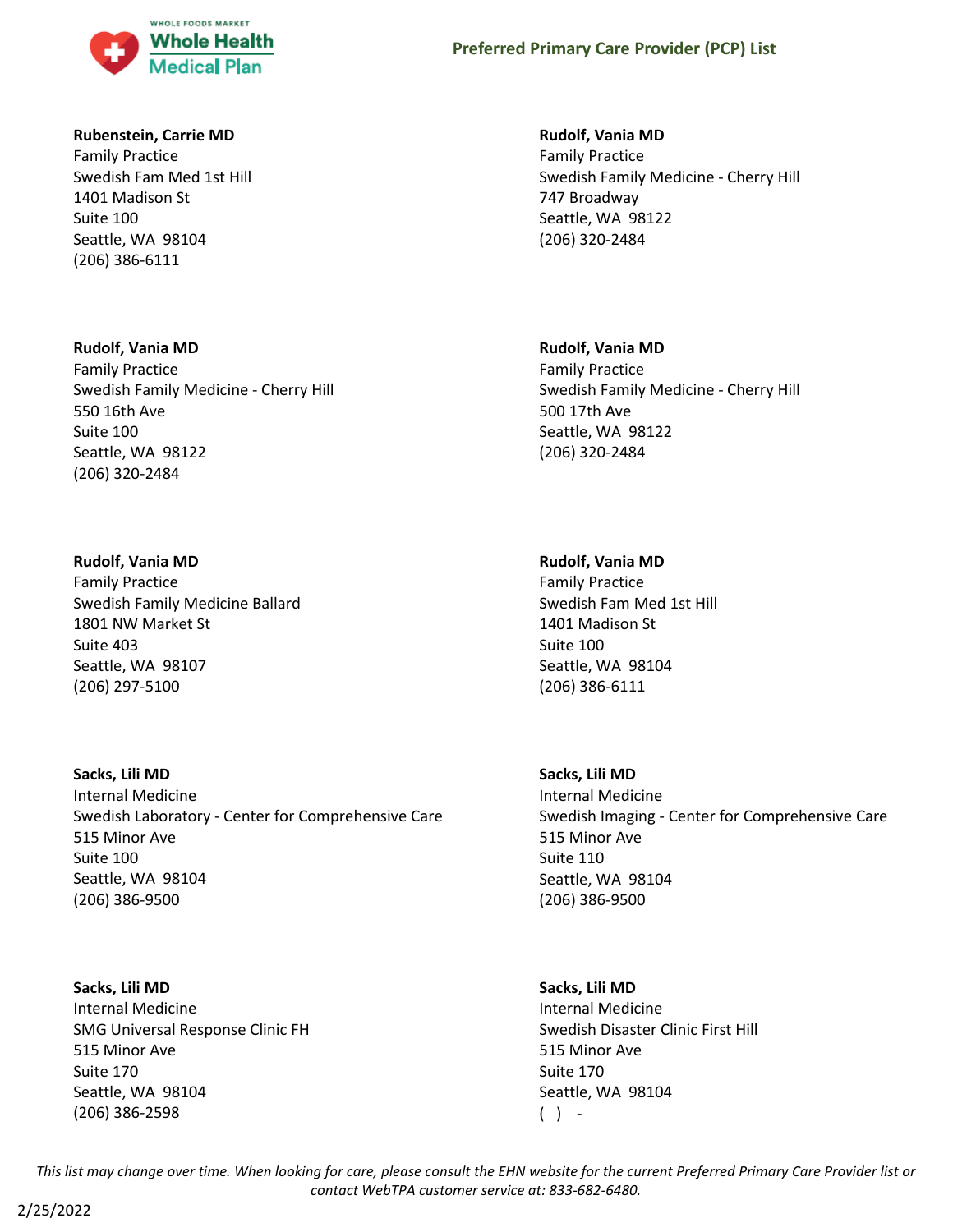**Rubenstein, Carrie MD**
Family Practice
Swedish Fam Med 1st Hill
1401 Madison St
Suite 100
Seattle, WA 98104
(206) 386-6111

**Rudolf, Vania MD**
Family Practice
Swedish Family Medicine - Cherry Hill
747 Broadway
Seattle, WA 98122
(206) 320-2484

**Rudolf, Vania MD**
Family Practice
Swedish Family Medicine - Cherry Hill
550 16th Ave
Suite 100
Seattle, WA 98122
(206) 320-2484

**Rudolf, Vania MD**
Family Practice
Swedish Family Medicine - Cherry Hill
500 17th Ave
Seattle, WA 98122
(206) 320-2484

**Rudolf, Vania MD**
Family Practice
Swedish Family Medicine Ballard
1801 NW Market St
Suite 403
Seattle, WA 98107
(206) 297-5100

**Rudolf, Vania MD**
Family Practice
Swedish Fam Med 1st Hill
1401 Madison St
Suite 100
Seattle, WA 98104
(206) 386-6111

**Sacks, Lili MD**
Internal Medicine
Swedish Laboratory - Center for Comprehensive Care
515 Minor Ave
Suite 100
Seattle, WA 98104
(206) 386-9500

**Sacks, Lili MD**
Internal Medicine
Swedish Imaging - Center for Comprehensive Care
515 Minor Ave
Suite 110
Seattle, WA 98104
(206) 386-9500

**Sacks, Lili MD**
Internal Medicine
SMG Universal Response Clinic FH
515 Minor Ave
Suite 170
Seattle, WA 98104
(206) 386-2598

**Sacks, Lili MD**
Internal Medicine
Swedish Disaster Clinic First Hill
515 Minor Ave
Suite 170
Seattle, WA 98104
( ) -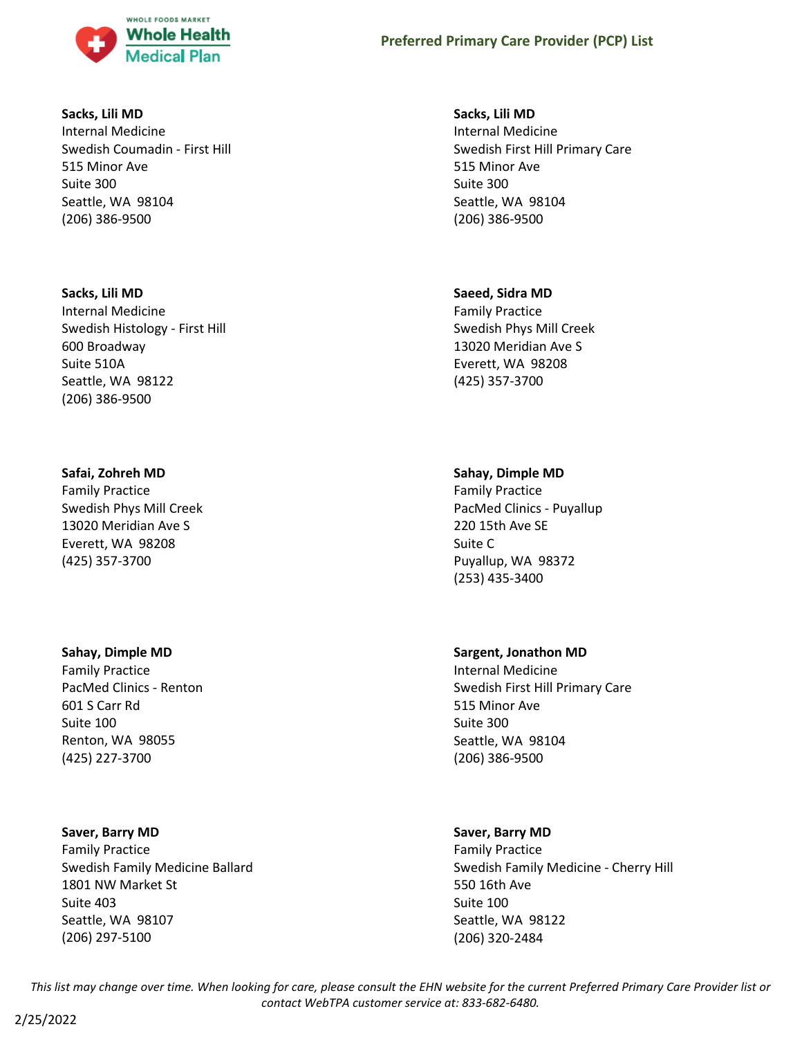**Sacks, Lili MD**
Internal Medicine
Swedish Coumadin - First Hill
515 Minor Ave
Suite 300
Seattle, WA 98104
(206) 386-9500

**Sacks, Lili MD**
Internal Medicine
Swedish First Hill Primary Care
515 Minor Ave
Suite 300
Seattle, WA 98104
(206) 386-9500

**Sacks, Lili MD**
Internal Medicine
Swedish Histology - First Hill
600 Broadway
Suite 510A
Seattle, WA 98122
(206) 386-9500

**Saeed, Sidra MD**
Family Practice
Swedish Phys Mill Creek
13020 Meridian Ave S
Everett, WA 98208
(425) 357-3700

**Safai, Zohreh MD**
Family Practice
Swedish Phys Mill Creek
13020 Meridian Ave S
Everett, WA 98208
(425) 357-3700

**Sahay, Dimple MD**
Family Practice
PacMed Clinics - Puyallup
220 15th Ave SE
Suite C
Puyallup, WA 98372
(253) 435-3400

**Sahay, Dimple MD**
Family Practice
PacMed Clinics - Renton
601 S Carr Rd
Suite 100
Renton, WA 98055
(425) 227-3700

**Sargent, Jonathon MD**
Internal Medicine
Swedish First Hill Primary Care
515 Minor Ave
Suite 300
Seattle, WA 98104
(206) 386-9500

**Saver, Barry MD**
Family Practice
Swedish Family Medicine Ballard
1801 NW Market St
Suite 403
Seattle, WA 98107
(206) 297-5100

**Saver, Barry MD**
Family Practice
Swedish Family Medicine - Cherry Hill
550 16th Ave
Suite 100
Seattle, WA 98122
(206) 320-2484

*This list may change over time. When looking for care, please consult the EHN website for the current Preferred Primary Care Provider list or contact WebTPA customer service at: 833-682-6480.*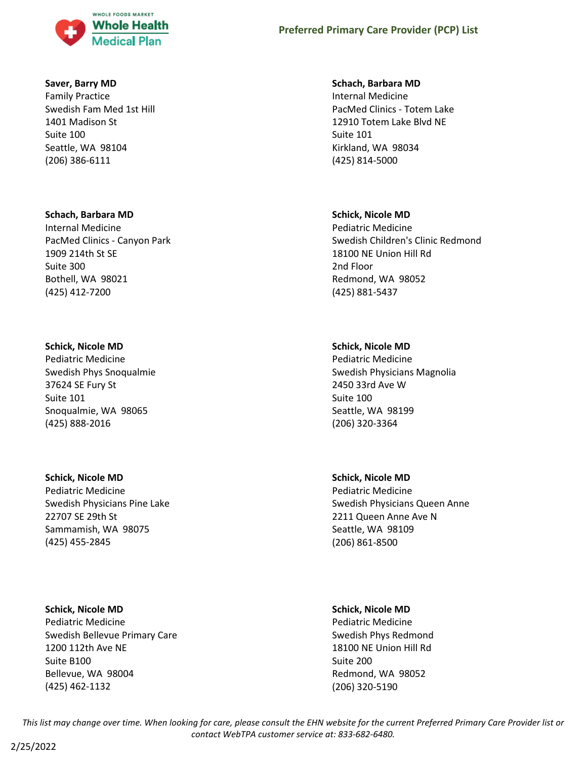**Saver, Barry MD**
Family Practice
Swedish Fam Med 1st Hill
1401 Madison St
Suite 100
Seattle, WA 98104
(206) 386-6111

**Schach, Barbara MD**
Internal Medicine
PacMed Clinics - Totem Lake
12910 Totem Lake Blvd NE
Suite 101
Kirkland, WA 98034
(425) 814-5000

**Schach, Barbara MD**
Internal Medicine
PacMed Clinics - Canyon Park
1909 214th St SE
Suite 300
Bothell, WA 98021
(425) 412-7200

**Schick, Nicole MD**
Pediatric Medicine
Swedish Children's Clinic Redmond
18100 NE Union Hill Rd
2nd Floor
Redmond, WA 98052
(425) 881-5437

**Schick, Nicole MD**
Pediatric Medicine
Swedish Phys Snoqualmie
37624 SE Fury St
Suite 101
Snoqualmie, WA 98065
(425) 888-2016

**Schick, Nicole MD**
Pediatric Medicine
Swedish Physicians Magnolia
2450 33rd Ave W
Suite 100
Seattle, WA 98199
(206) 320-3364

**Schick, Nicole MD**
Pediatric Medicine
Swedish Physicians Pine Lake
22707 SE 29th St
Sammamish, WA 98075
(425) 455-2845

**Schick, Nicole MD**
Pediatric Medicine
Swedish Physicians Queen Anne
2211 Queen Anne Ave N
Seattle, WA 98109
(206) 861-8500

**Schick, Nicole MD**
Pediatric Medicine
Swedish Bellevue Primary Care
1200 112th Ave NE
Suite B100
Bellevue, WA 98004
(425) 462-1132

**Schick, Nicole MD**
Pediatric Medicine
Swedish Phys Redmond
18100 NE Union Hill Rd
Suite 200
Redmond, WA 98052
(206) 320-5190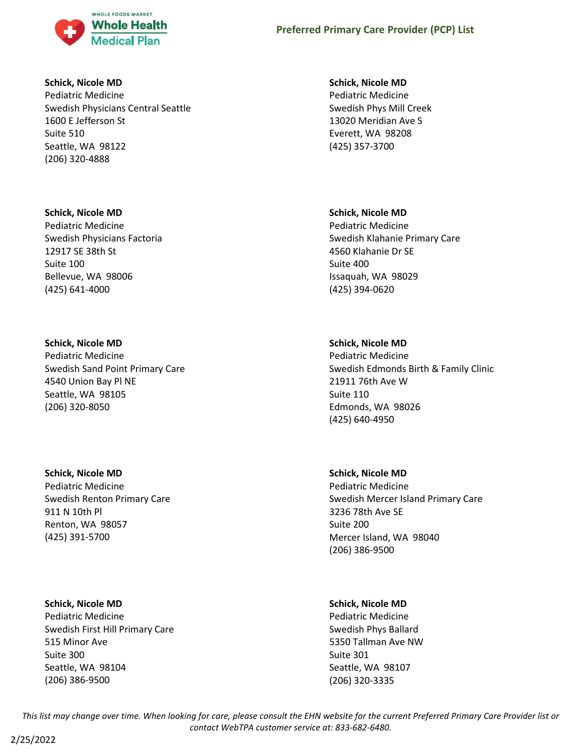**Schick, Nicole MD**
Pediatric Medicine
Swedish Physicians Central Seattle
1600 E Jefferson St
Suite 510
Seattle, WA 98122
(206) 320-4888

**Schick, Nicole MD**
Pediatric Medicine
Swedish Physicians Factoria
12917 SE 38th St
Suite 100
Bellevue, WA 98006
(425) 641-4000

**Schick, Nicole MD**
Pediatric Medicine
Swedish Sand Point Primary Care
4540 Union Bay Pl NE
Seattle, WA 98105
(206) 320-8050

**Schick, Nicole MD**
Pediatric Medicine
Swedish Renton Primary Care
911 N 10th Pl
Renton, WA 98057
(425) 391-5700

**Schick, Nicole MD**
Pediatric Medicine
Swedish First Hill Primary Care
515 Minor Ave
Suite 300
Seattle, WA 98104
(206) 386-9500

**Schick, Nicole MD**
Pediatric Medicine
Swedish Phys Mill Creek
13020 Meridian Ave S
Everett, WA 98208
(425) 357-3700

**Schick, Nicole MD**
Pediatric Medicine
Swedish Klahanie Primary Care
4560 Klahanie Dr SE
Suite 400
Issaquah, WA 98029
(425) 394-0620

**Schick, Nicole MD**
Pediatric Medicine
Swedish Edmonds Birth & Family Clinic
21911 76th Ave W
Suite 110
Edmonds, WA 98026
(425) 640-4950

**Schick, Nicole MD**
Pediatric Medicine
Swedish Mercer Island Primary Care
3236 78th Ave SE
Suite 200
Mercer Island, WA 98040
(206) 386-9500

**Schick, Nicole MD**
Pediatric Medicine
Swedish Phys Ballard
5350 Tallman Ave NW
Suite 301
Seattle, WA 98107
(206) 320-3335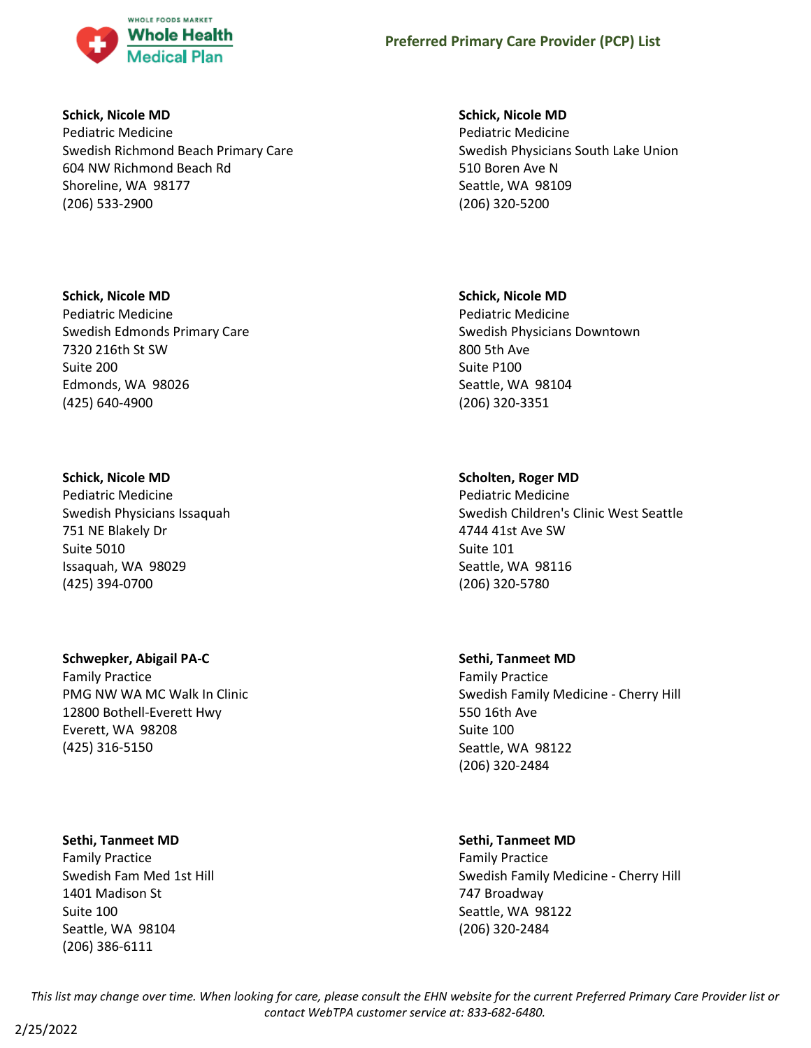**Schick, Nicole MD**
Pediatric Medicine
Swedish Richmond Beach Primary Care
604 NW Richmond Beach Rd
Shoreline, WA 98177
(206) 533-2900

**Schick, Nicole MD**
Pediatric Medicine
Swedish Edmonds Primary Care
7320 216th St SW
Suite 200
Edmonds, WA 98026
(425) 640-4900

**Schick, Nicole MD**
Pediatric Medicine
Swedish Physicians Issaquah
751 NE Blakely Dr
Suite 5010
Issaquah, WA 98029
(425) 394-0700

**Schwepker, Abigail PA-C**
Family Practice
PMG NW WA MC Walk In Clinic
12800 Bothell-Everett Hwy
Everett, WA 98208
(425) 316-5150

**Sethi, Tanmeet MD**
Family Practice
Swedish Fam Med 1st Hill
1401 Madison St
Suite 100
Seattle, WA 98104
(206) 386-6111

**Schick, Nicole MD**
Pediatric Medicine
Swedish Physicians South Lake Union
510 Boren Ave N
Seattle, WA 98109
(206) 320-5200

**Schick, Nicole MD**
Pediatric Medicine
Swedish Physicians Downtown
800 5th Ave
Suite P100
Seattle, WA 98104
(206) 320-3351

**Scholten, Roger MD**
Pediatric Medicine
Swedish Children's Clinic West Seattle
4744 41st Ave SW
Suite 101
Seattle, WA 98116
(206) 320-5780

**Sethi, Tanmeet MD**
Family Practice
Swedish Family Medicine - Cherry Hill
550 16th Ave
Suite 100
Seattle, WA 98122
(206) 320-2484

**Sethi, Tanmeet MD**
Family Practice
Swedish Family Medicine - Cherry Hill
747 Broadway
Seattle, WA 98122
(206) 320-2484

*This list may change over time. When looking for care, please consult the EHN website for the current Preferred Primary Care Provider list or contact WebTPA customer service at: 833-682-6480.*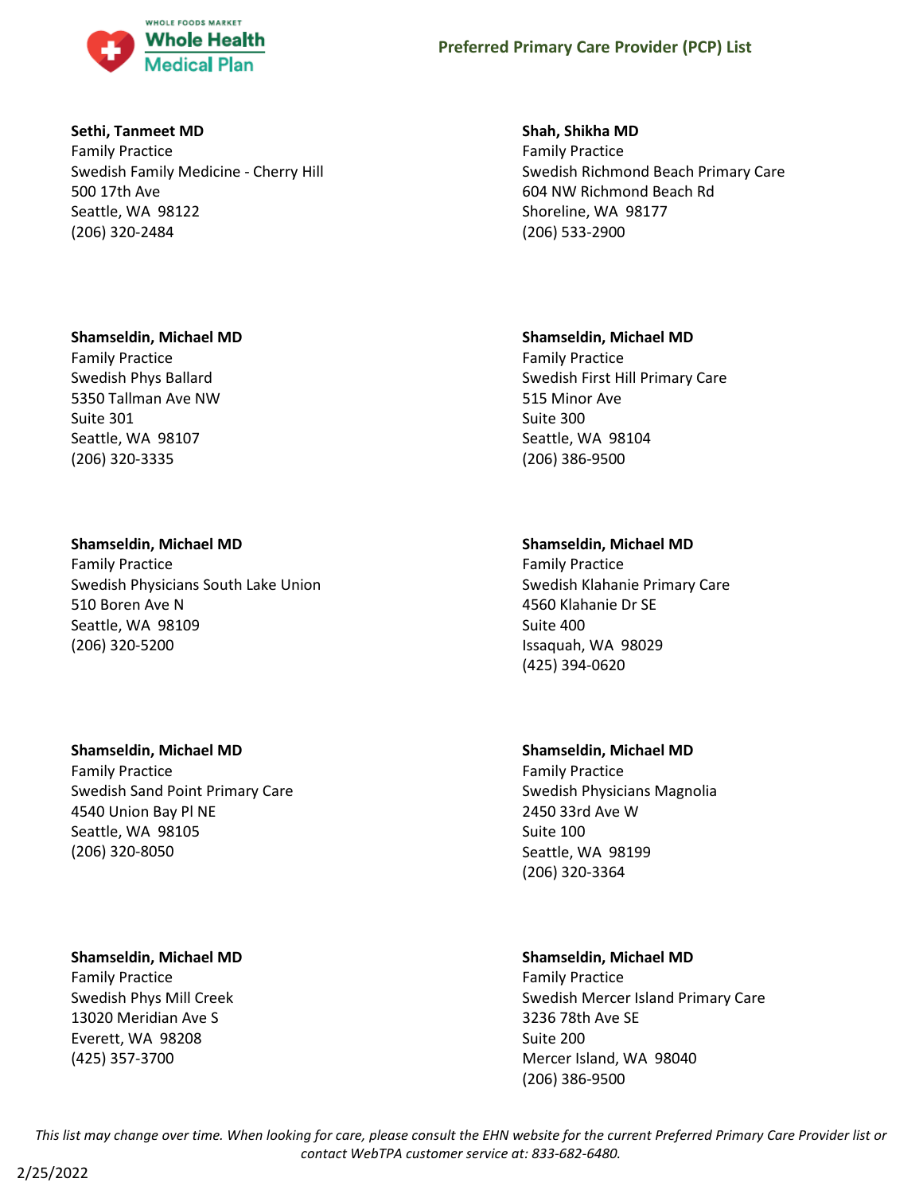**Sethi, Tanmeet MD**
Family Practice
Swedish Family Medicine - Cherry Hill
500 17th Ave
Seattle, WA 98122
(206) 320-2484

**Shah, Shikha MD**
Family Practice
Swedish Richmond Beach Primary Care
604 NW Richmond Beach Rd
Shoreline, WA 98177
(206) 533-2900

**Shamseldin, Michael MD**
Family Practice
Swedish Phys Ballard
5350 Tallman Ave NW
Suite 301
Seattle, WA 98107
(206) 320-3335

**Shamseldin, Michael MD**
Family Practice
Swedish First Hill Primary Care
515 Minor Ave
Suite 300
Seattle, WA 98104
(206) 386-9500

**Shamseldin, Michael MD**
Family Practice
Swedish Physicians South Lake Union
510 Boren Ave N
Seattle, WA 98109
(206) 320-5200

**Shamseldin, Michael MD**
Family Practice
Swedish Klahanie Primary Care
4560 Klahanie Dr SE
Suite 400
Issaquah, WA 98029
(425) 394-0620

**Shamseldin, Michael MD**
Family Practice
Swedish Sand Point Primary Care
4540 Union Bay Pl NE
Seattle, WA 98105
(206) 320-8050

**Shamseldin, Michael MD**
Family Practice
Swedish Physicians Magnolia
2450 33rd Ave W
Suite 100
Seattle, WA 98199
(206) 320-3364

**Shamseldin, Michael MD**
Family Practice
Swedish Phys Mill Creek
13020 Meridian Ave S
Everett, WA 98208
(425) 357-3700

**Shamseldin, Michael MD**
Family Practice
Swedish Mercer Island Primary Care
3236 78th Ave SE
Suite 200
Mercer Island, WA 98040
(206) 386-9500

*This list may change over time. When looking for care, please consult the EHN website for the current Preferred Primary Care Provider list or contact WebTPA customer service at: 833-682-6480.*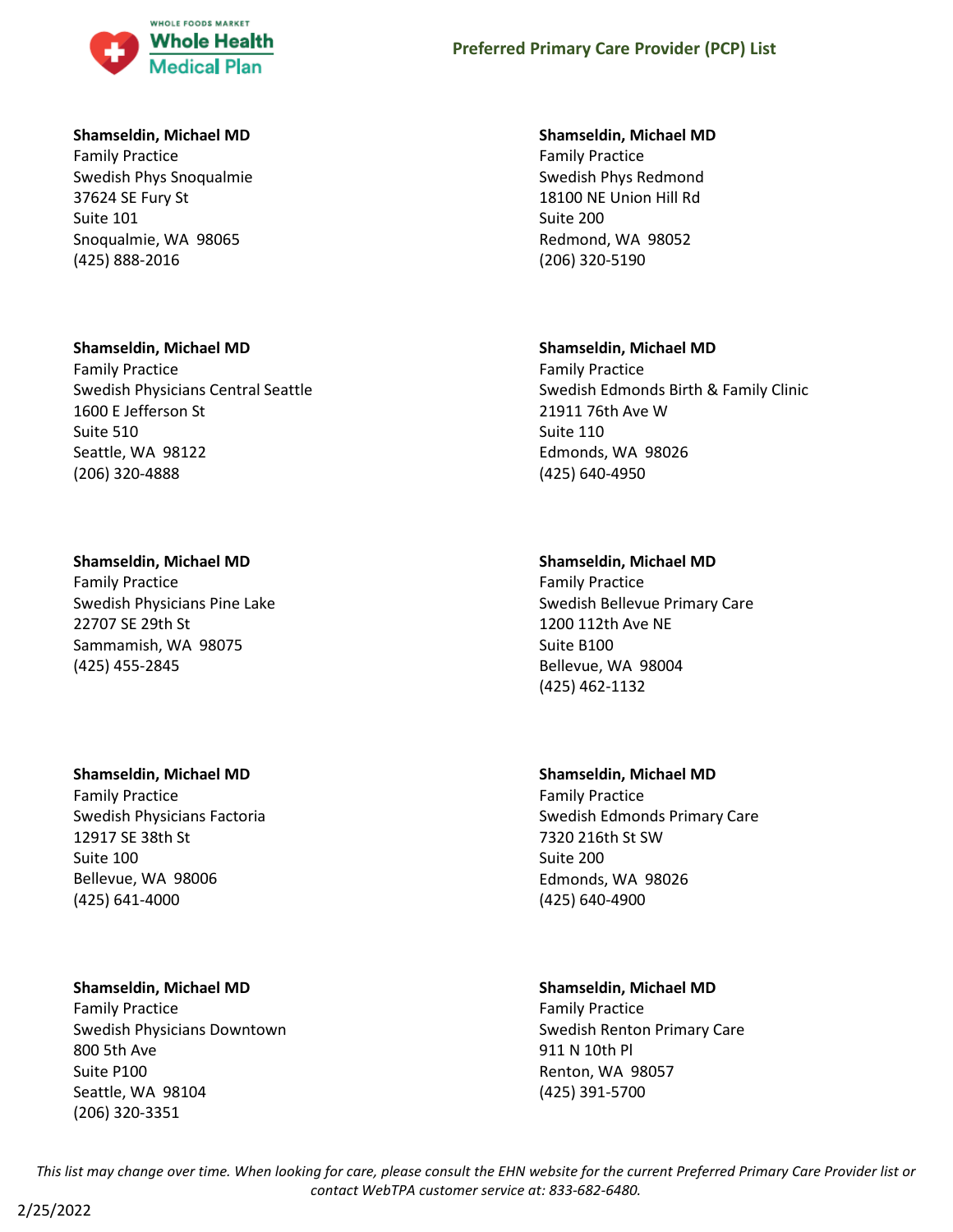**Shamseldin, Michael MD**
Family Practice
Swedish Phys Snoqualmie
37624 SE Fury St
Suite 101
Snoqualmie, WA 98065
(425) 888-2016

**Shamseldin, Michael MD**
Family Practice
Swedish Physicians Central Seattle
1600 E Jefferson St
Suite 510
Seattle, WA 98122
(206) 320-4888

**Shamseldin, Michael MD**
Family Practice
Swedish Physicians Pine Lake
22707 SE 29th St
Sammamish, WA 98075
(425) 455-2845

**Shamseldin, Michael MD**
Family Practice
Swedish Physicians Factoria
12917 SE 38th St
Suite 100
Bellevue, WA 98006
(425) 641-4000

**Shamseldin, Michael MD**
Family Practice
Swedish Physicians Downtown
800 5th Ave
Suite P100
Seattle, WA 98104
(206) 320-3351

**Shamseldin, Michael MD**
Family Practice
Swedish Phys Redmond
18100 NE Union Hill Rd
Suite 200
Redmond, WA 98052
(206) 320-5190

**Shamseldin, Michael MD**
Family Practice
Swedish Edmonds Birth & Family Clinic
21911 76th Ave W
Suite 110
Edmonds, WA 98026
(425) 640-4950

**Shamseldin, Michael MD**
Family Practice
Swedish Bellevue Primary Care
1200 112th Ave NE
Suite B100
Bellevue, WA 98004
(425) 462-1132

**Shamseldin, Michael MD**
Family Practice
Swedish Edmonds Primary Care
7320 216th St SW
Suite 200
Edmonds, WA 98026
(425) 640-4900

**Shamseldin, Michael MD**
Family Practice
Swedish Renton Primary Care
911 N 10th Pl
Renton, WA 98057
(425) 391-5700

*This list may change over time. When looking for care, please consult the EHN website for the current Preferred Primary Care Provider list or contact WebTPA customer service at: 833-682-6480.*

2/25/2022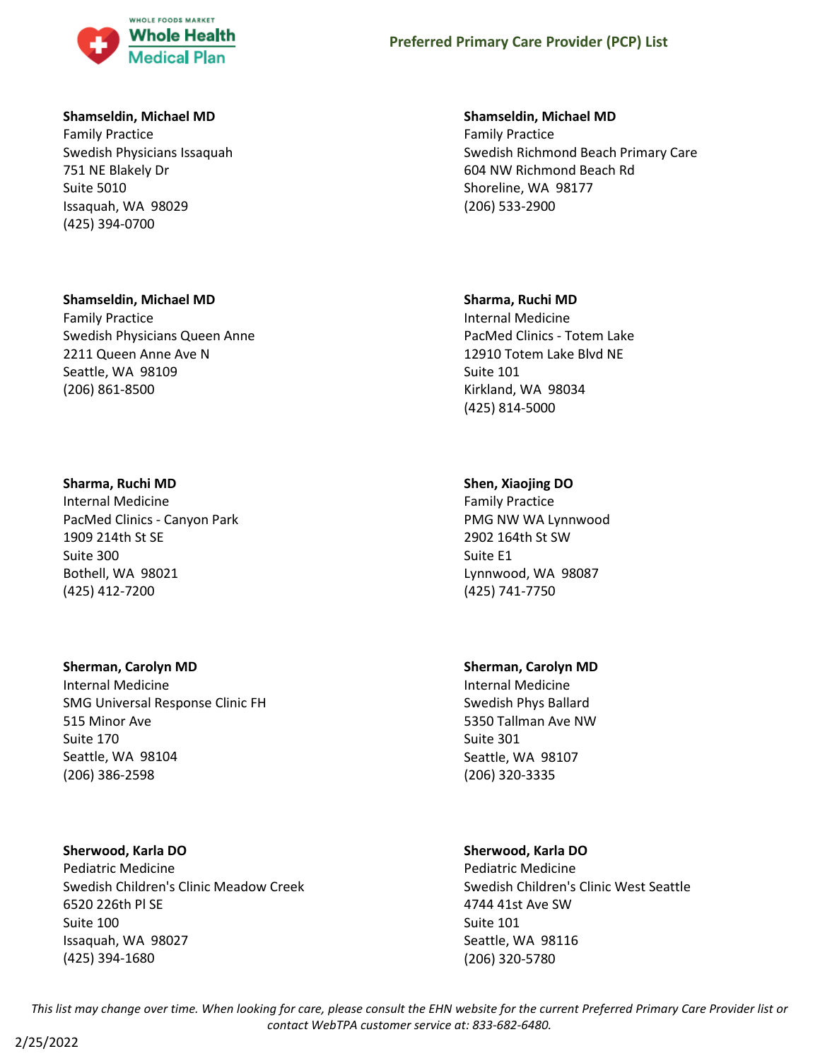**Shamseldin, Michael MD**
Family Practice
Swedish Physicians Issaquah
751 NE Blakely Dr
Suite 5010
Issaquah, WA 98029
(425) 394-0700

**Shamseldin, Michael MD**
Family Practice
Swedish Richmond Beach Primary Care
604 NW Richmond Beach Rd
Shoreline, WA 98177
(206) 533-2900

**Shamseldin, Michael MD**
Family Practice
Swedish Physicians Queen Anne
2211 Queen Anne Ave N
Seattle, WA 98109
(206) 861-8500

**Sharma, Ruchi MD**
Internal Medicine
PacMed Clinics - Totem Lake
12910 Totem Lake Blvd NE
Suite 101
Kirkland, WA 98034
(425) 814-5000

**Sharma, Ruchi MD**
Internal Medicine
PacMed Clinics - Canyon Park
1909 214th St SE
Suite 300
Bothell, WA 98021
(425) 412-7200

**Shen, Xiaojing DO**
Family Practice
PMG NW WA Lynnwood
2902 164th St SW
Suite E1
Lynnwood, WA 98087
(425) 741-7750

**Sherman, Carolyn MD**
Internal Medicine
SMG Universal Response Clinic FH
515 Minor Ave
Suite 170
Seattle, WA 98104
(206) 386-2598

**Sherman, Carolyn MD**
Internal Medicine
Swedish Phys Ballard
5350 Tallman Ave NW
Suite 301
Seattle, WA 98107
(206) 320-3335

**Sherwood, Karla DO**
Pediatric Medicine
Swedish Children's Clinic Meadow Creek
6520 226th Pl SE
Suite 100
Issaquah, WA 98027
(425) 394-1680

**Sherwood, Karla DO**
Pediatric Medicine
Swedish Children's Clinic West Seattle
4744 41st Ave SW
Suite 101
Seattle, WA 98116
(206) 320-5780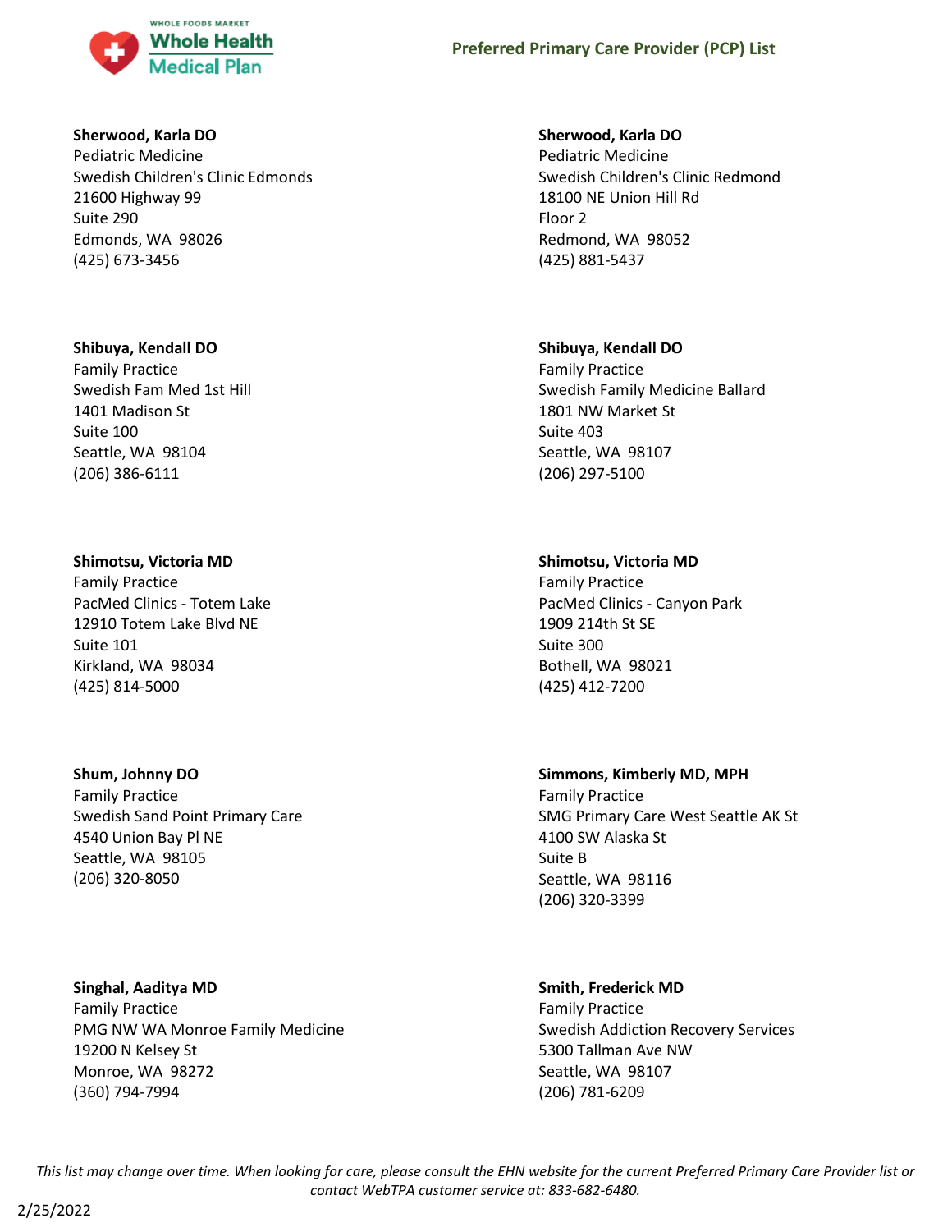**Sherwood, Karla DO**
Pediatric Medicine
Swedish Children's Clinic Edmonds
21600 Highway 99
Suite 290
Edmonds, WA 98026
(425) 673-3456

**Sherwood, Karla DO**
Pediatric Medicine
Swedish Children's Clinic Redmond
18100 NE Union Hill Rd
Floor 2
Redmond, WA 98052
(425) 881-5437

**Shibuya, Kendall DO**
Family Practice
Swedish Fam Med 1st Hill
1401 Madison St
Suite 100
Seattle, WA 98104
(206) 386-6111

**Shibuya, Kendall DO**
Family Practice
Swedish Family Medicine Ballard
1801 NW Market St
Suite 403
Seattle, WA 98107
(206) 297-5100

**Shimotsu, Victoria MD**
Family Practice
PacMed Clinics - Totem Lake
12910 Totem Lake Blvd NE
Suite 101
Kirkland, WA 98034
(425) 814-5000

**Shimotsu, Victoria MD**
Family Practice
PacMed Clinics - Canyon Park
1909 214th St SE
Suite 300
Bothell, WA 98021
(425) 412-7200

**Shum, Johnny DO**
Family Practice
Swedish Sand Point Primary Care
4540 Union Bay Pl NE
Seattle, WA 98105
(206) 320-8050

**Simmons, Kimberly MD, MPH**
Family Practice
SMG Primary Care West Seattle AK St
4100 SW Alaska St
Suite B
Seattle, WA 98116
(206) 320-3399

**Singhal, Aaditya MD**
Family Practice
PMG NW WA Monroe Family Medicine
19200 N Kelsey St
Monroe, WA 98272
(360) 794-7994

**Smith, Frederick MD**
Family Practice
Swedish Addiction Recovery Services
5300 Tallman Ave NW
Seattle, WA 98107
(206) 781-6209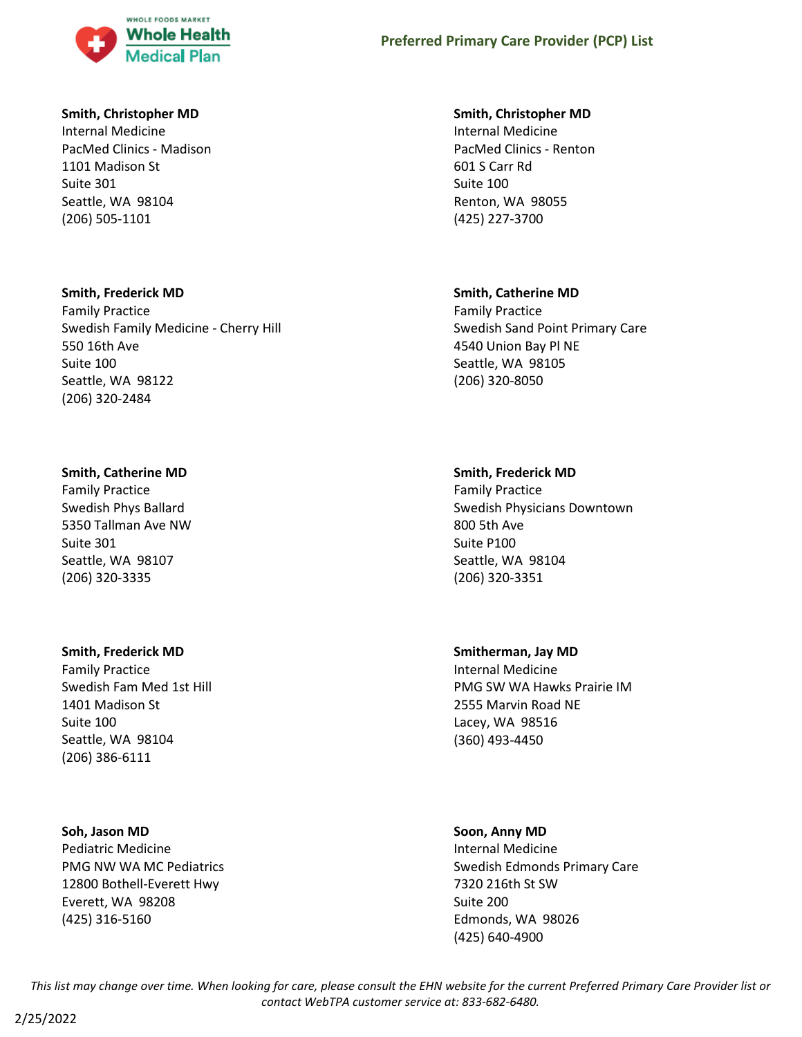**Smith, Christopher MD**
Internal Medicine
PacMed Clinics - Madison
1101 Madison St
Suite 301
Seattle, WA 98104
(206) 505-1101

**Smith, Christopher MD**
Internal Medicine
PacMed Clinics - Renton
601 S Carr Rd
Suite 100
Renton, WA 98055
(425) 227-3700

**Smith, Frederick MD**
Family Practice
Swedish Family Medicine - Cherry Hill
550 16th Ave
Suite 100
Seattle, WA 98122
(206) 320-2484

**Smith, Catherine MD**
Family Practice
Swedish Sand Point Primary Care
4540 Union Bay Pl NE
Seattle, WA 98105
(206) 320-8050

**Smith, Catherine MD**
Family Practice
Swedish Phys Ballard
5350 Tallman Ave NW
Suite 301
Seattle, WA 98107
(206) 320-3335

**Smith, Frederick MD**
Family Practice
Swedish Physicians Downtown
800 5th Ave
Suite P100
Seattle, WA 98104
(206) 320-3351

**Smith, Frederick MD**
Family Practice
Swedish Fam Med 1st Hill
1401 Madison St
Suite 100
Seattle, WA 98104
(206) 386-6111

**Smitherman, Jay MD**
Internal Medicine
PMG SW WA Hawks Prairie IM
2555 Marvin Road NE
Lacey, WA 98516
(360) 493-4450

**Soh, Jason MD**
Pediatric Medicine
PMG NW WA MC Pediatrics
12800 Bothell-Everett Hwy
Everett, WA 98208
(425) 316-5160

**Soon, Anny MD**
Internal Medicine
Swedish Edmonds Primary Care
7320 216th St SW
Suite 200
Edmonds, WA 98026
(425) 640-4900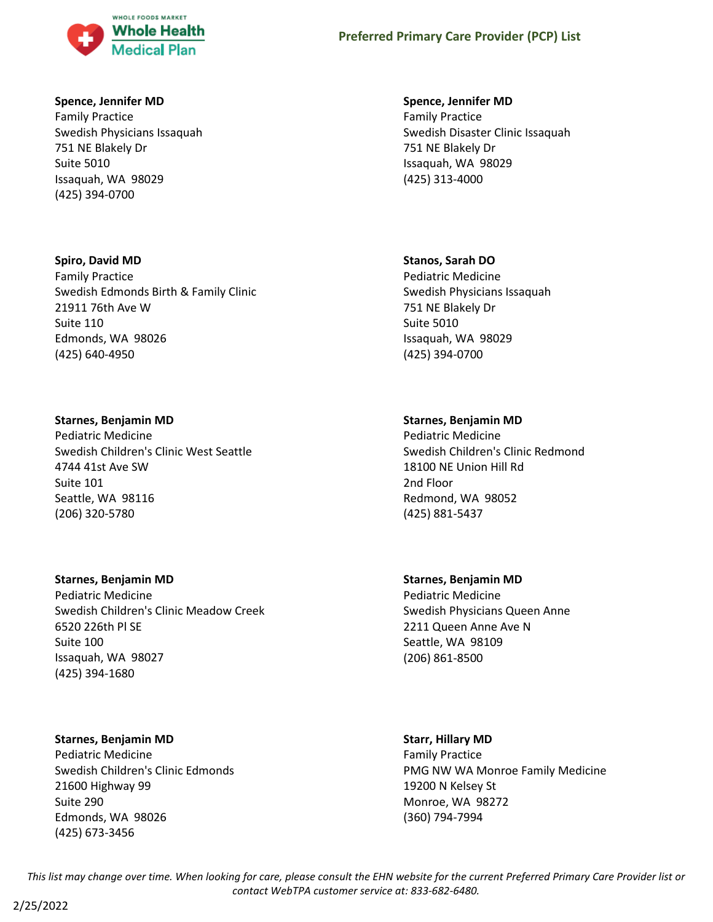**Spence, Jennifer MD**
Family Practice
Swedish Physicians Issaquah
751 NE Blakely Dr
Suite 5010
Issaquah, WA 98029
(425) 394-0700

**Spence, Jennifer MD**
Family Practice
Swedish Disaster Clinic Issaquah
751 NE Blakely Dr
Issaquah, WA 98029
(425) 313-4000

**Spiro, David MD**
Family Practice
Swedish Edmonds Birth & Family Clinic
21911 76th Ave W
Suite 110
Edmonds, WA 98026
(425) 640-4950

**Stanos, Sarah DO**
Pediatric Medicine
Swedish Physicians Issaquah
751 NE Blakely Dr
Suite 5010
Issaquah, WA 98029
(425) 394-0700

**Starnes, Benjamin MD**
Pediatric Medicine
Swedish Children's Clinic West Seattle
4744 41st Ave SW
Suite 101
Seattle, WA 98116
(206) 320-5780

**Starnes, Benjamin MD**
Pediatric Medicine
Swedish Children's Clinic Redmond
18100 NE Union Hill Rd
2nd Floor
Redmond, WA 98052
(425) 881-5437

**Starnes, Benjamin MD**
Pediatric Medicine
Swedish Children's Clinic Meadow Creek
6520 226th Pl SE
Suite 100
Issaquah, WA 98027
(425) 394-1680

**Starnes, Benjamin MD**
Pediatric Medicine
Swedish Physicians Queen Anne
2211 Queen Anne Ave N
Seattle, WA 98109
(206) 861-8500

**Starnes, Benjamin MD**
Pediatric Medicine
Swedish Children's Clinic Edmonds
21600 Highway 99
Suite 290
Edmonds, WA 98026
(425) 673-3456

**Starr, Hillary MD**
Family Practice
PMG NW WA Monroe Family Medicine
19200 N Kelsey St
Monroe, WA 98272
(360) 794-7994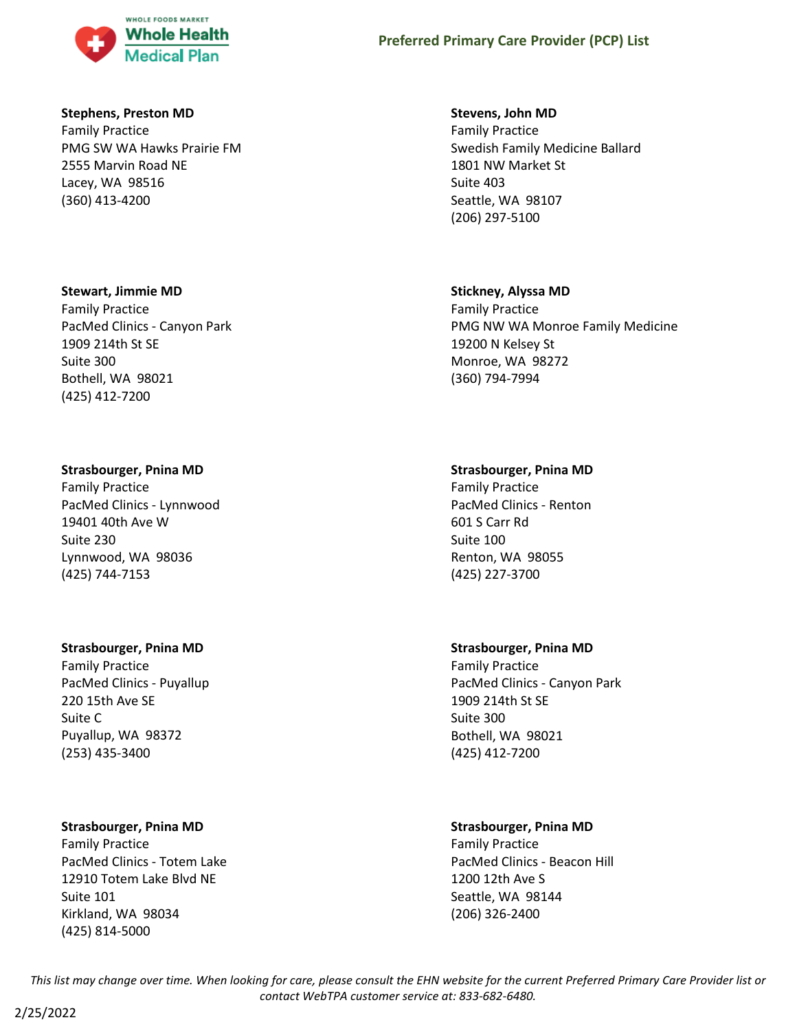**Stephens, Preston MD**
Family Practice
PMG SW WA Hawks Prairie FM
2555 Marvin Road NE
Lacey, WA 98516
(360) 413-4200

**Stevens, John MD**
Family Practice
Swedish Family Medicine Ballard
1801 NW Market St
Suite 403
Seattle, WA 98107
(206) 297-5100

**Stewart, Jimmie MD**
Family Practice
PacMed Clinics - Canyon Park
1909 214th St SE
Suite 300
Bothell, WA 98021
(425) 412-7200

**Stickney, Alyssa MD**
Family Practice
PMG NW WA Monroe Family Medicine
19200 N Kelsey St
Monroe, WA 98272
(360) 794-7994

**Strasbourger, Pnina MD**
Family Practice
PacMed Clinics - Lynnwood
19401 40th Ave W
Suite 230
Lynnwood, WA 98036
(425) 744-7153

**Strasbourger, Pnina MD**
Family Practice
PacMed Clinics - Renton
601 S Carr Rd
Suite 100
Renton, WA 98055
(425) 227-3700

**Strasbourger, Pnina MD**
Family Practice
PacMed Clinics - Puyallup
220 15th Ave SE
Suite C
Puyallup, WA 98372
(253) 435-3400

**Strasbourger, Pnina MD**
Family Practice
PacMed Clinics - Canyon Park
1909 214th St SE
Suite 300
Bothell, WA 98021
(425) 412-7200

**Strasbourger, Pnina MD**
Family Practice
PacMed Clinics - Totem Lake
12910 Totem Lake Blvd NE
Suite 101
Kirkland, WA 98034
(425) 814-5000

**Strasbourger, Pnina MD**
Family Practice
PacMed Clinics - Beacon Hill
1200 12th Ave S
Seattle, WA 98144
(206) 326-2400

*This list may change over time. When looking for care, please consult the EHN website for the current Preferred Primary Care Provider list or contact WebTPA customer service at: 833-682-6480.*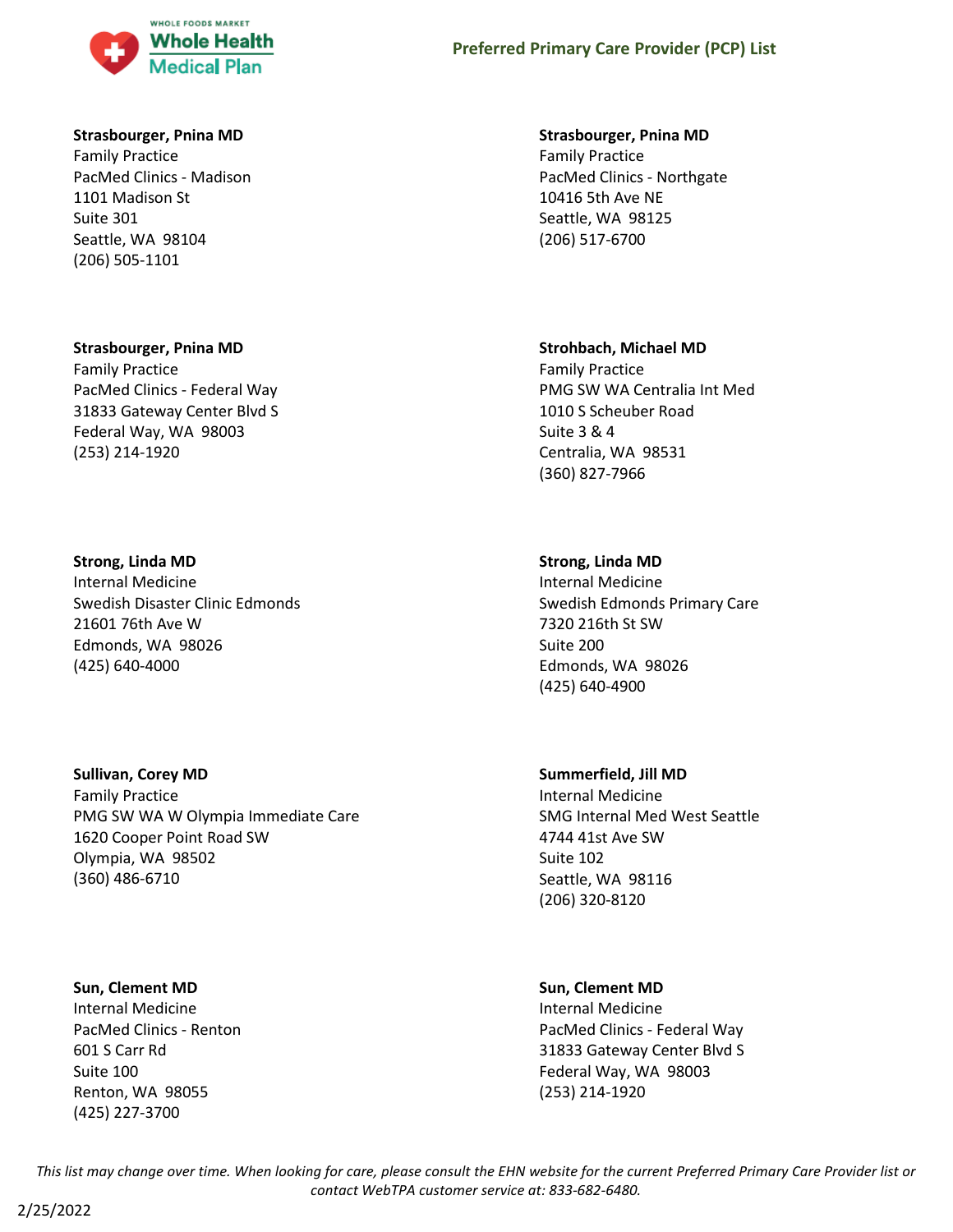**Strasbourger, Pnina MD**
Family Practice
PacMed Clinics - Madison
1101 Madison St
Suite 301
Seattle, WA 98104
(206) 505-1101

**Strasbourger, Pnina MD**
Family Practice
PacMed Clinics - Northgate
10416 5th Ave NE
Seattle, WA 98125
(206) 517-6700

**Strasbourger, Pnina MD**
Family Practice
PacMed Clinics - Federal Way
31833 Gateway Center Blvd S
Federal Way, WA 98003
(253) 214-1920

**Strohbach, Michael MD**
Family Practice
PMG SW WA Centralia Int Med
1010 S Scheuber Road
Suite 3 & 4
Centralia, WA 98531
(360) 827-7966

**Strong, Linda MD**
Internal Medicine
Swedish Disaster Clinic Edmonds
21601 76th Ave W
Edmonds, WA 98026
(425) 640-4000

**Strong, Linda MD**
Internal Medicine
Swedish Edmonds Primary Care
7320 216th St SW
Suite 200
Edmonds, WA 98026
(425) 640-4900

**Sullivan, Corey MD**
Family Practice
PMG SW WA W Olympia Immediate Care
1620 Cooper Point Road SW
Olympia, WA 98502
(360) 486-6710

**Summerfield, Jill MD**
Internal Medicine
SMG Internal Med West Seattle
4744 41st Ave SW
Suite 102
Seattle, WA 98116
(206) 320-8120

**Sun, Clement MD**
Internal Medicine
PacMed Clinics - Renton
601 S Carr Rd
Suite 100
Renton, WA 98055
(425) 227-3700

**Sun, Clement MD**
Internal Medicine
PacMed Clinics - Federal Way
31833 Gateway Center Blvd S
Federal Way, WA 98003
(253) 214-1920

*This list may change over time. When looking for care, please consult the EHN website for the current Preferred Primary Care Provider list or contact WebTPA customer service at: 833-682-6480.*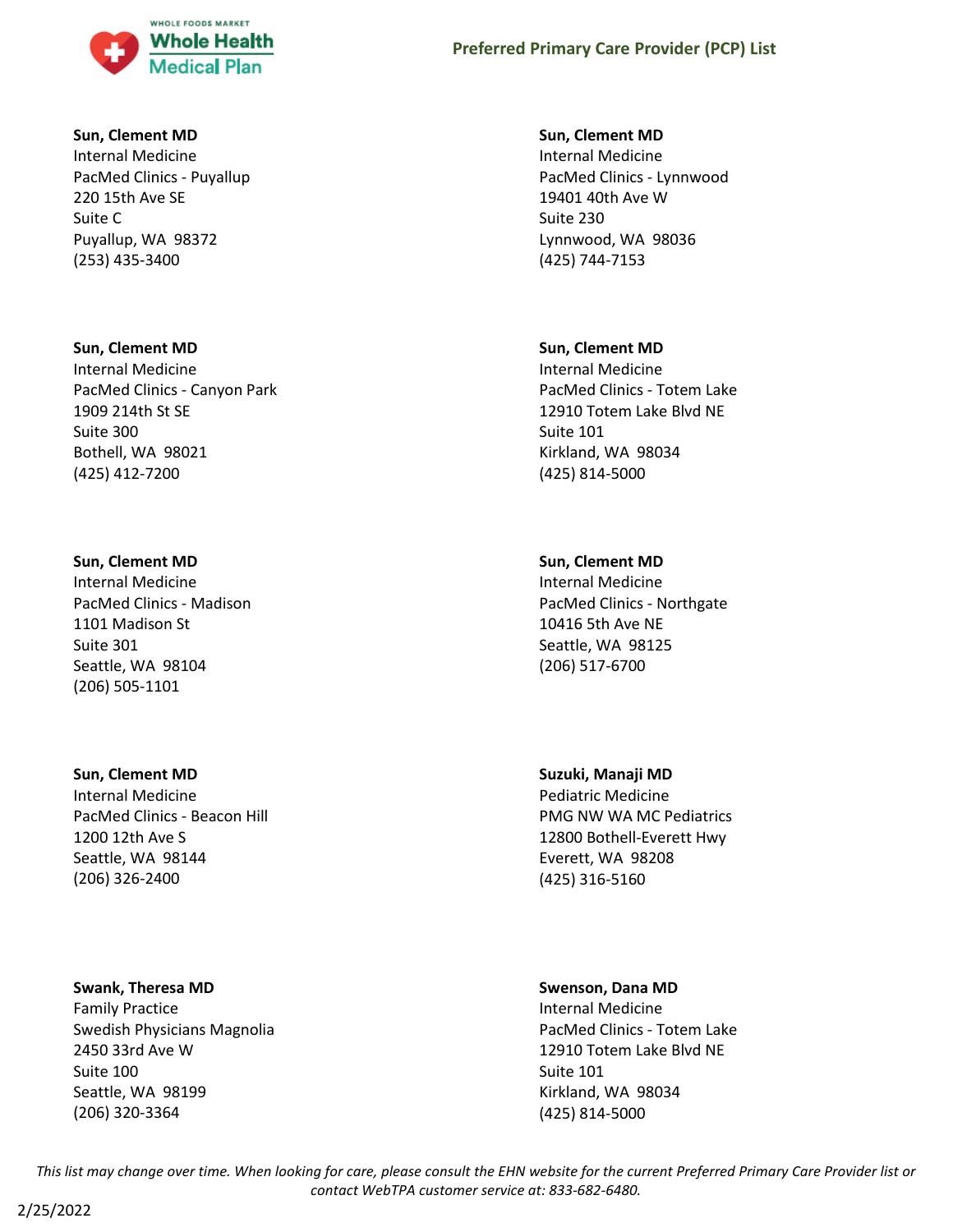**Sun, Clement MD**
Internal Medicine
PacMed Clinics - Puyallup
220 15th Ave SE
Suite C
Puyallup, WA 98372
(253) 435-3400

**Sun, Clement MD**
Internal Medicine
PacMed Clinics - Canyon Park
1909 214th St SE
Suite 300
Bothell, WA 98021
(425) 412-7200

**Sun, Clement MD**
Internal Medicine
PacMed Clinics - Madison
1101 Madison St
Suite 301
Seattle, WA 98104
(206) 505-1101

**Sun, Clement MD**
Internal Medicine
PacMed Clinics - Beacon Hill
1200 12th Ave S
Seattle, WA 98144
(206) 326-2400

**Swank, Theresa MD**
Family Practice
Swedish Physicians Magnolia
2450 33rd Ave W
Suite 100
Seattle, WA 98199
(206) 320-3364

**Sun, Clement MD**
Internal Medicine
PacMed Clinics - Lynnwood
19401 40th Ave W
Suite 230
Lynnwood, WA 98036
(425) 744-7153

**Sun, Clement MD**
Internal Medicine
PacMed Clinics - Totem Lake
12910 Totem Lake Blvd NE
Suite 101
Kirkland, WA 98034
(425) 814-5000

**Sun, Clement MD**
Internal Medicine
PacMed Clinics - Northgate
10416 5th Ave NE
Seattle, WA 98125
(206) 517-6700

**Suzuki, Manaji MD**
Pediatric Medicine
PMG NW WA MC Pediatrics
12800 Bothell-Everett Hwy
Everett, WA 98208
(425) 316-5160

**Swenson, Dana MD**
Internal Medicine
PacMed Clinics - Totem Lake
12910 Totem Lake Blvd NE
Suite 101
Kirkland, WA 98034
(425) 814-5000

*This list may change over time. When looking for care, please consult the EHN website for the current Preferred Primary Care Provider list or contact WebTPA customer service at: 833-682-6480.*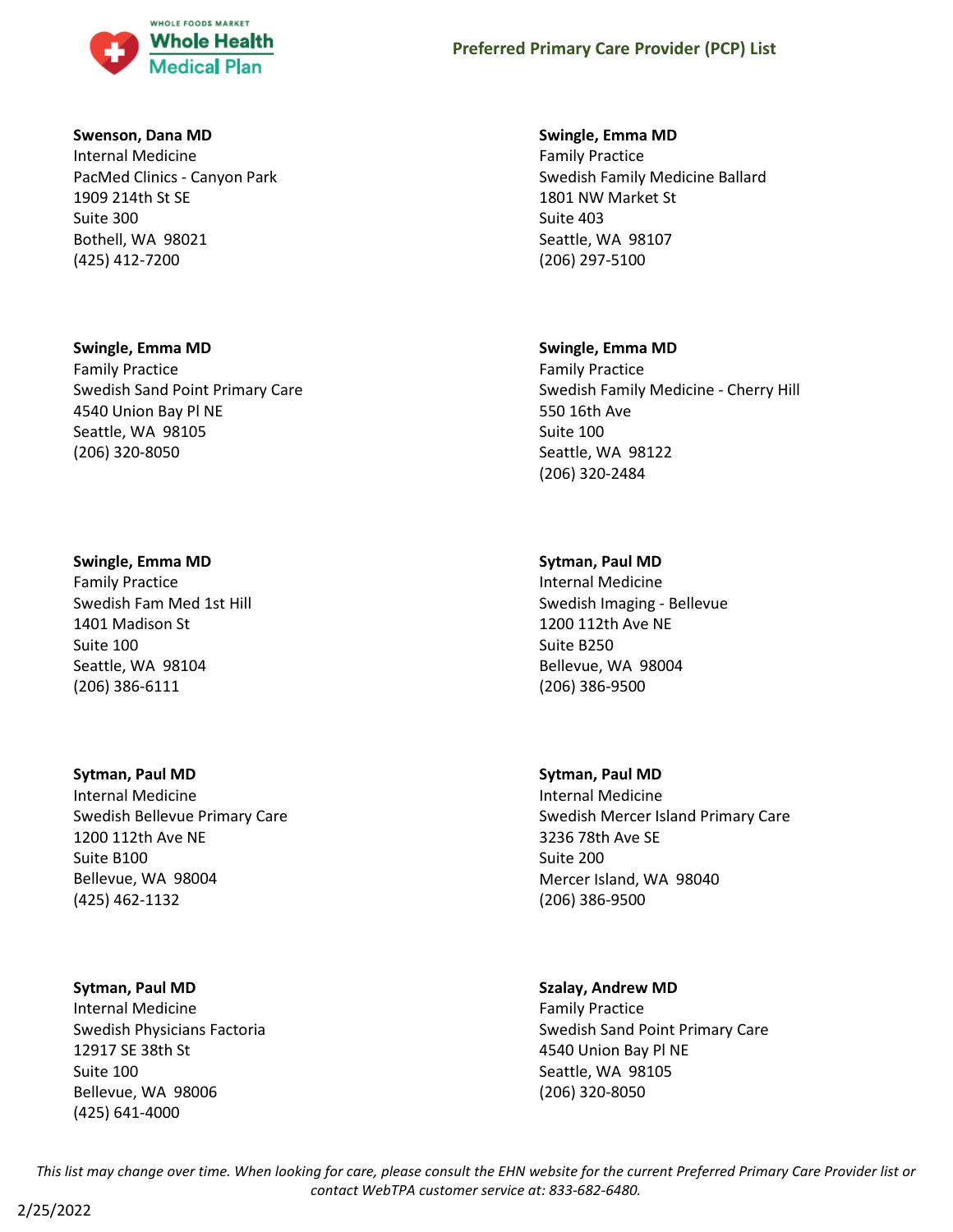**Swenson, Dana MD**
Internal Medicine
PacMed Clinics - Canyon Park
1909 214th St SE
Suite 300
Bothell, WA 98021
(425) 412-7200

**Swingle, Emma MD**
Family Practice
Swedish Family Medicine Ballard
1801 NW Market St
Suite 403
Seattle, WA 98107
(206) 297-5100

**Swingle, Emma MD**
Family Practice
Swedish Sand Point Primary Care
4540 Union Bay Pl NE
Seattle, WA 98105
(206) 320-8050

**Swingle, Emma MD**
Family Practice
Swedish Family Medicine - Cherry Hill
550 16th Ave
Suite 100
Seattle, WA 98122
(206) 320-2484

**Swingle, Emma MD**
Family Practice
Swedish Fam Med 1st Hill
1401 Madison St
Suite 100
Seattle, WA 98104
(206) 386-6111

**Sytman, Paul MD**
Internal Medicine
Swedish Imaging - Bellevue
1200 112th Ave NE
Suite B250
Bellevue, WA 98004
(206) 386-9500

**Sytman, Paul MD**
Internal Medicine
Swedish Bellevue Primary Care
1200 112th Ave NE
Suite B100
Bellevue, WA 98004
(425) 462-1132

**Sytman, Paul MD**
Internal Medicine
Swedish Mercer Island Primary Care
3236 78th Ave SE
Suite 200
Mercer Island, WA 98040
(206) 386-9500

**Sytman, Paul MD**
Internal Medicine
Swedish Physicians Factoria
12917 SE 38th St
Suite 100
Bellevue, WA 98006
(425) 641-4000

**Szalay, Andrew MD**
Family Practice
Swedish Sand Point Primary Care
4540 Union Bay Pl NE
Seattle, WA 98105
(206) 320-8050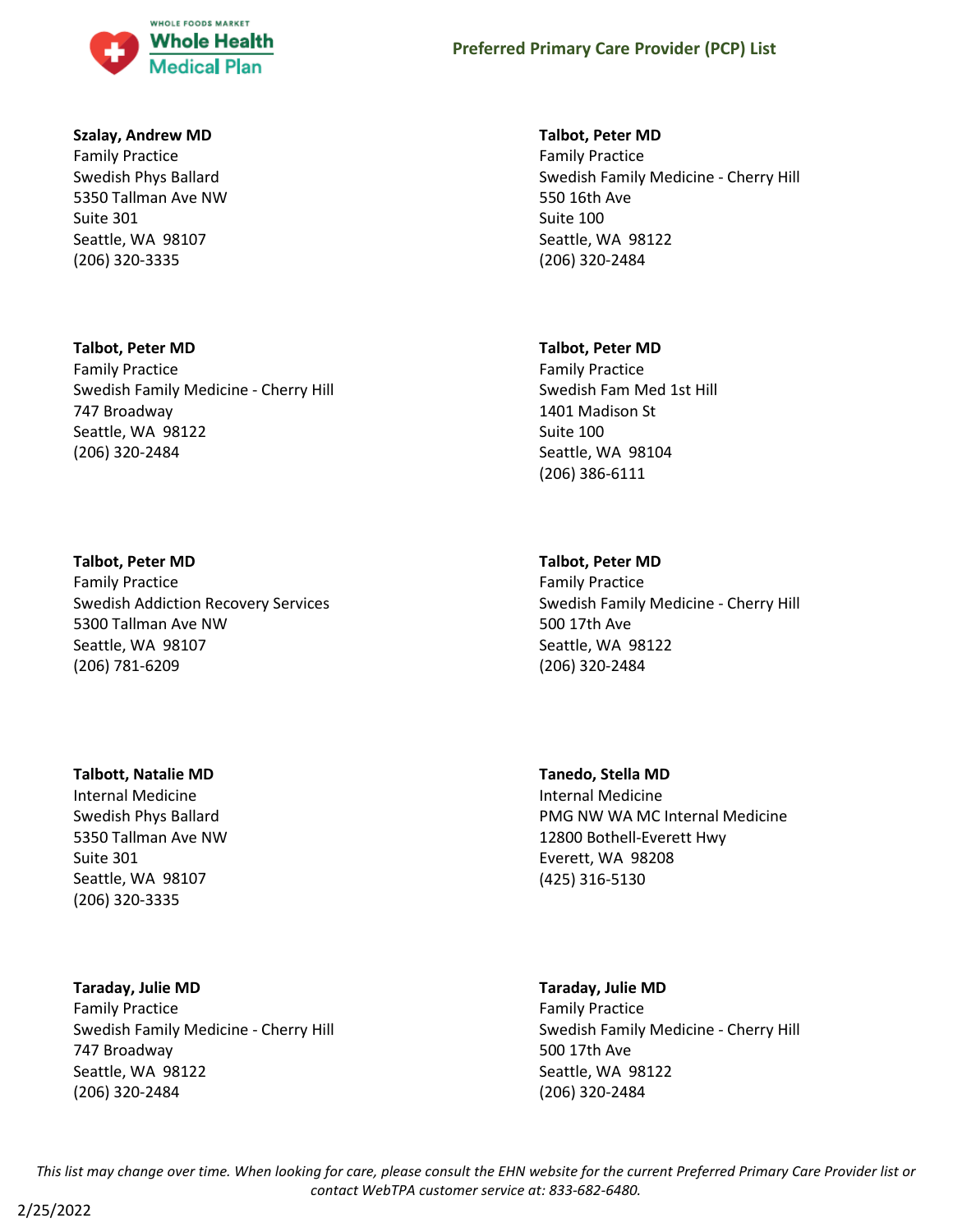**Szalay, Andrew MD**
Family Practice
Swedish Phys Ballard
5350 Tallman Ave NW
Suite 301
Seattle, WA 98107
(206) 320-3335

**Talbot, Peter MD**
Family Practice
Swedish Family Medicine - Cherry Hill
550 16th Ave
Suite 100
Seattle, WA 98122
(206) 320-2484

**Talbot, Peter MD**
Family Practice
Swedish Family Medicine - Cherry Hill
747 Broadway
Seattle, WA 98122
(206) 320-2484

**Talbot, Peter MD**
Family Practice
Swedish Fam Med 1st Hill
1401 Madison St
Suite 100
Seattle, WA 98104
(206) 386-6111

**Talbot, Peter MD**
Family Practice
Swedish Addiction Recovery Services
5300 Tallman Ave NW
Seattle, WA 98107
(206) 781-6209

**Talbot, Peter MD**
Family Practice
Swedish Family Medicine - Cherry Hill
500 17th Ave
Seattle, WA 98122
(206) 320-2484

**Talbott, Natalie MD**
Internal Medicine
Swedish Phys Ballard
5350 Tallman Ave NW
Suite 301
Seattle, WA 98107
(206) 320-3335

**Tanedo, Stella MD**
Internal Medicine
PMG NW WA MC Internal Medicine
12800 Bothell-Everett Hwy
Everett, WA 98208
(425) 316-5130

**Taraday, Julie MD**
Family Practice
Swedish Family Medicine - Cherry Hill
747 Broadway
Seattle, WA 98122
(206) 320-2484

**Taraday, Julie MD**
Family Practice
Swedish Family Medicine - Cherry Hill
500 17th Ave
Seattle, WA 98122
(206) 320-2484

*This list may change over time. When looking for care, please consult the EHN website for the current Preferred Primary Care Provider list or contact WebTPA customer service at: 833-682-6480.*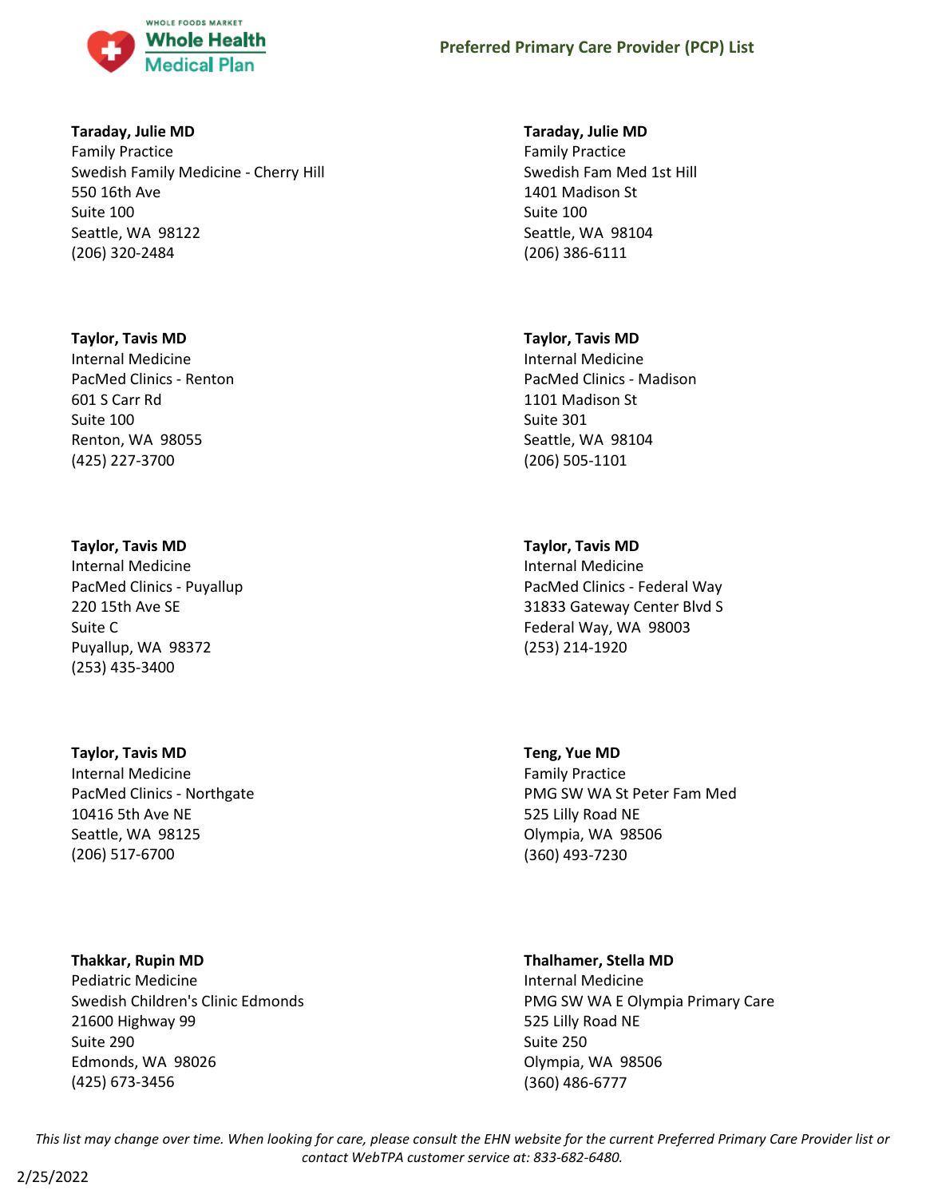**Taraday, Julie MD**
Family Practice
Swedish Family Medicine - Cherry Hill
550 16th Ave
Suite 100
Seattle, WA 98122
(206) 320-2484

**Taraday, Julie MD**
Family Practice
Swedish Fam Med 1st Hill
1401 Madison St
Suite 100
Seattle, WA 98104
(206) 386-6111

**Taylor, Tavis MD**
Internal Medicine
PacMed Clinics - Renton
601 S Carr Rd
Suite 100
Renton, WA 98055
(425) 227-3700

**Taylor, Tavis MD**
Internal Medicine
PacMed Clinics - Madison
1101 Madison St
Suite 301
Seattle, WA 98104
(206) 505-1101

**Taylor, Tavis MD**
Internal Medicine
PacMed Clinics - Puyallup
220 15th Ave SE
Suite C
Puyallup, WA 98372
(253) 435-3400

**Taylor, Tavis MD**
Internal Medicine
PacMed Clinics - Federal Way
31833 Gateway Center Blvd S
Federal Way, WA 98003
(253) 214-1920

**Taylor, Tavis MD**
Internal Medicine
PacMed Clinics - Northgate
10416 5th Ave NE
Seattle, WA 98125
(206) 517-6700

**Teng, Yue MD**
Family Practice
PMG SW WA St Peter Fam Med
525 Lilly Road NE
Olympia, WA 98506
(360) 493-7230

**Thakkar, Rupin MD**
Pediatric Medicine
Swedish Children's Clinic Edmonds
21600 Highway 99
Suite 290
Edmonds, WA 98026
(425) 673-3456

**Thalhamer, Stella MD**
Internal Medicine
PMG SW WA E Olympia Primary Care
525 Lilly Road NE
Suite 250
Olympia, WA 98506
(360) 486-6777

*This list may change over time. When looking for care, please consult the EHN website for the current Preferred Primary Care Provider list or contact WebTPA customer service at: 833-682-6480.*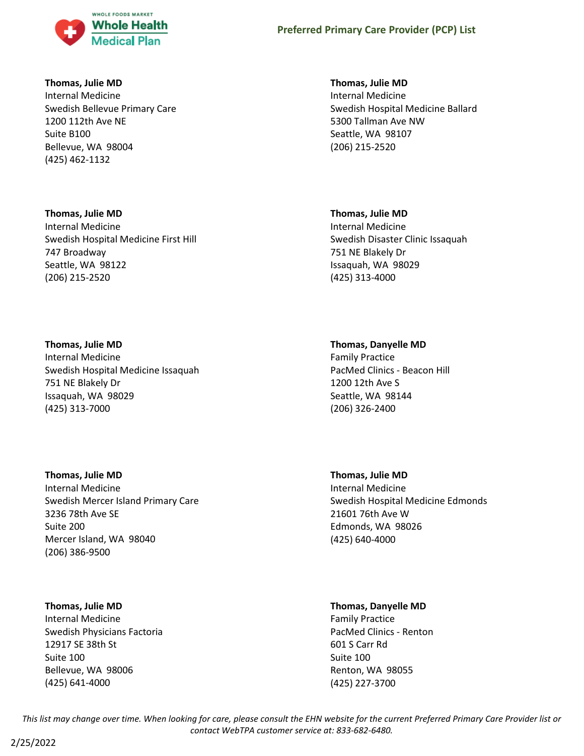**Thomas, Julie MD**
Internal Medicine
Swedish Bellevue Primary Care
1200 112th Ave NE
Suite B100
Bellevue, WA 98004
(425) 462-1132

**Thomas, Julie MD**
Internal Medicine
Swedish Hospital Medicine First Hill
747 Broadway
Seattle, WA 98122
(206) 215-2520

**Thomas, Julie MD**
Internal Medicine
Swedish Hospital Medicine Issaquah
751 NE Blakely Dr
Issaquah, WA 98029
(425) 313-7000

**Thomas, Julie MD**
Internal Medicine
Swedish Mercer Island Primary Care
3236 78th Ave SE
Suite 200
Mercer Island, WA 98040
(206) 386-9500

**Thomas, Julie MD**
Internal Medicine
Swedish Physicians Factoria
12917 SE 38th St
Suite 100
Bellevue, WA 98006
(425) 641-4000

**Thomas, Julie MD**
Internal Medicine
Swedish Hospital Medicine Ballard
5300 Tallman Ave NW
Seattle, WA 98107
(206) 215-2520

**Thomas, Julie MD**
Internal Medicine
Swedish Disaster Clinic Issaquah
751 NE Blakely Dr
Issaquah, WA 98029
(425) 313-4000

**Thomas, Danyelle MD**
Family Practice
PacMed Clinics - Beacon Hill
1200 12th Ave S
Seattle, WA 98144
(206) 326-2400

**Thomas, Julie MD**
Internal Medicine
Swedish Hospital Medicine Edmonds
21601 76th Ave W
Edmonds, WA 98026
(425) 640-4000

**Thomas, Danyelle MD**
Family Practice
PacMed Clinics - Renton
601 S Carr Rd
Suite 100
Renton, WA 98055
(425) 227-3700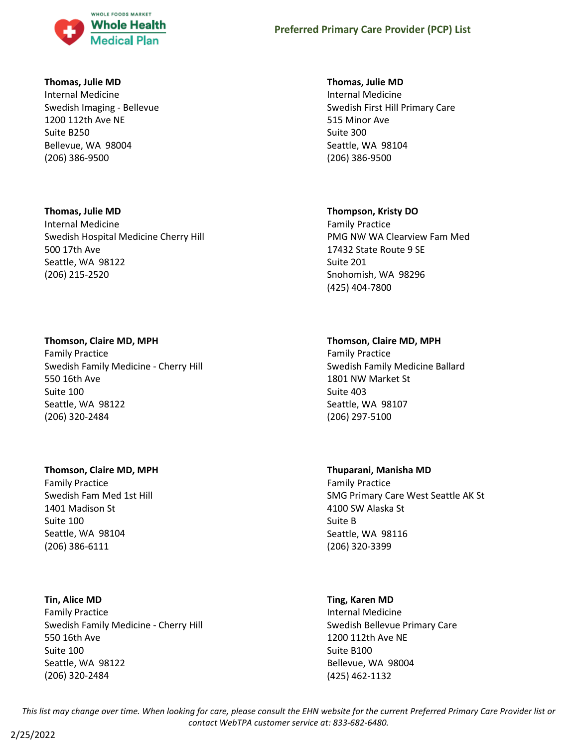**Thomas, Julie MD**
Internal Medicine
Swedish Imaging - Bellevue
1200 112th Ave NE
Suite B250
Bellevue, WA 98004
(206) 386-9500

**Thomas, Julie MD**
Internal Medicine
Swedish First Hill Primary Care
515 Minor Ave
Suite 300
Seattle, WA 98104
(206) 386-9500

**Thomas, Julie MD**
Internal Medicine
Swedish Hospital Medicine Cherry Hill
500 17th Ave
Seattle, WA 98122
(206) 215-2520

**Thompson, Kristy DO**
Family Practice
PMG NW WA Clearview Fam Med
17432 State Route 9 SE
Suite 201
Snohomish, WA 98296
(425) 404-7800

**Thomson, Claire MD, MPH**
Family Practice
Swedish Family Medicine - Cherry Hill
550 16th Ave
Suite 100
Seattle, WA 98122
(206) 320-2484

**Thomson, Claire MD, MPH**
Family Practice
Swedish Family Medicine Ballard
1801 NW Market St
Suite 403
Seattle, WA 98107
(206) 297-5100

**Thomson, Claire MD, MPH**
Family Practice
Swedish Fam Med 1st Hill
1401 Madison St
Suite 100
Seattle, WA 98104
(206) 386-6111

**Thuparani, Manisha MD**
Family Practice
SMG Primary Care West Seattle AK St
4100 SW Alaska St
Suite B
Seattle, WA 98116
(206) 320-3399

**Tin, Alice MD**
Family Practice
Swedish Family Medicine - Cherry Hill
550 16th Ave
Suite 100
Seattle, WA 98122
(206) 320-2484

**Ting, Karen MD**
Internal Medicine
Swedish Bellevue Primary Care
1200 112th Ave NE
Suite B100
Bellevue, WA 98004
(425) 462-1132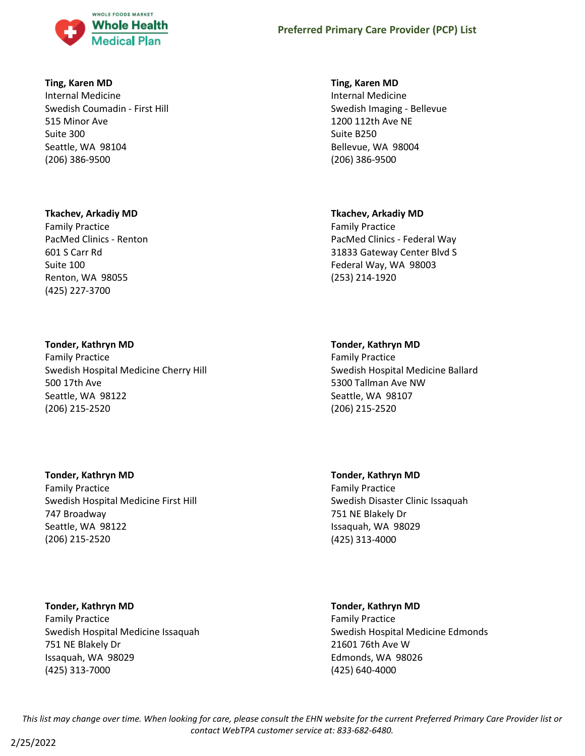**Ting, Karen MD**
Internal Medicine
Swedish Coumadin - First Hill
515 Minor Ave
Suite 300
Seattle, WA 98104
(206) 386-9500

**Ting, Karen MD**
Internal Medicine
Swedish Imaging - Bellevue
1200 112th Ave NE
Suite B250
Bellevue, WA 98004
(206) 386-9500

**Tkachev, Arkadiy MD**
Family Practice
PacMed Clinics - Renton
601 S Carr Rd
Suite 100
Renton, WA 98055
(425) 227-3700

**Tkachev, Arkadiy MD**
Family Practice
PacMed Clinics - Federal Way
31833 Gateway Center Blvd S
Federal Way, WA 98003
(253) 214-1920

**Tonder, Kathryn MD**
Family Practice
Swedish Hospital Medicine Cherry Hill
500 17th Ave
Seattle, WA 98122
(206) 215-2520

**Tonder, Kathryn MD**
Family Practice
Swedish Hospital Medicine Ballard
5300 Tallman Ave NW
Seattle, WA 98107
(206) 215-2520

**Tonder, Kathryn MD**
Family Practice
Swedish Hospital Medicine First Hill
747 Broadway
Seattle, WA 98122
(206) 215-2520

**Tonder, Kathryn MD**
Family Practice
Swedish Disaster Clinic Issaquah
751 NE Blakely Dr
Issaquah, WA 98029
(425) 313-4000

**Tonder, Kathryn MD**
Family Practice
Swedish Hospital Medicine Issaquah
751 NE Blakely Dr
Issaquah, WA 98029
(425) 313-7000

**Tonder, Kathryn MD**
Family Practice
Swedish Hospital Medicine Edmonds
21601 76th Ave W
Edmonds, WA 98026
(425) 640-4000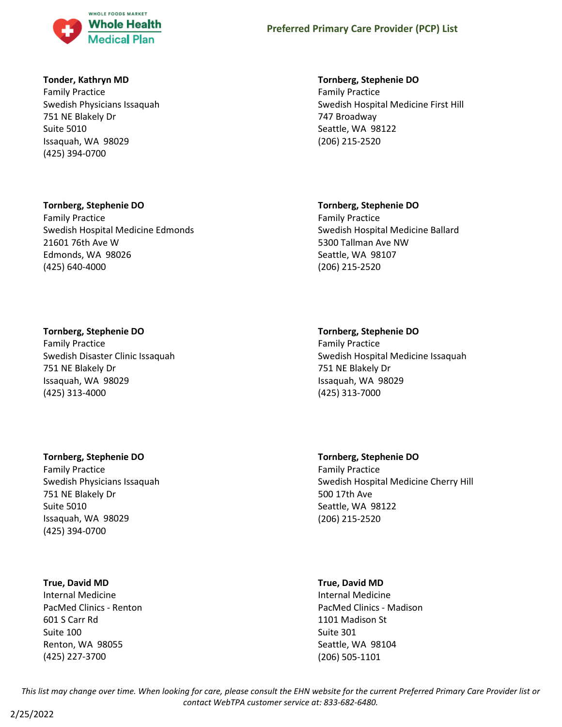**Tonder, Kathryn MD**
Family Practice
Swedish Physicians Issaquah
751 NE Blakely Dr
Suite 5010
Issaquah, WA 98029
(425) 394-0700

**Tornberg, Stephenie DO**
Family Practice
Swedish Hospital Medicine First Hill
747 Broadway
Seattle, WA 98122
(206) 215-2520

**Tornberg, Stephenie DO**
Family Practice
Swedish Hospital Medicine Edmonds
21601 76th Ave W
Edmonds, WA 98026
(425) 640-4000

**Tornberg, Stephenie DO**
Family Practice
Swedish Hospital Medicine Ballard
5300 Tallman Ave NW
Seattle, WA 98107
(206) 215-2520

**Tornberg, Stephenie DO**
Family Practice
Swedish Disaster Clinic Issaquah
751 NE Blakely Dr
Issaquah, WA 98029
(425) 313-4000

**Tornberg, Stephenie DO**
Family Practice
Swedish Hospital Medicine Issaquah
751 NE Blakely Dr
Issaquah, WA 98029
(425) 313-7000

**Tornberg, Stephenie DO**
Family Practice
Swedish Physicians Issaquah
751 NE Blakely Dr
Suite 5010
Issaquah, WA 98029
(425) 394-0700

**Tornberg, Stephenie DO**
Family Practice
Swedish Hospital Medicine Cherry Hill
500 17th Ave
Seattle, WA 98122
(206) 215-2520

**True, David MD**
Internal Medicine
PacMed Clinics - Renton
601 S Carr Rd
Suite 100
Renton, WA 98055
(425) 227-3700

**True, David MD**
Internal Medicine
PacMed Clinics - Madison
1101 Madison St
Suite 301
Seattle, WA 98104
(206) 505-1101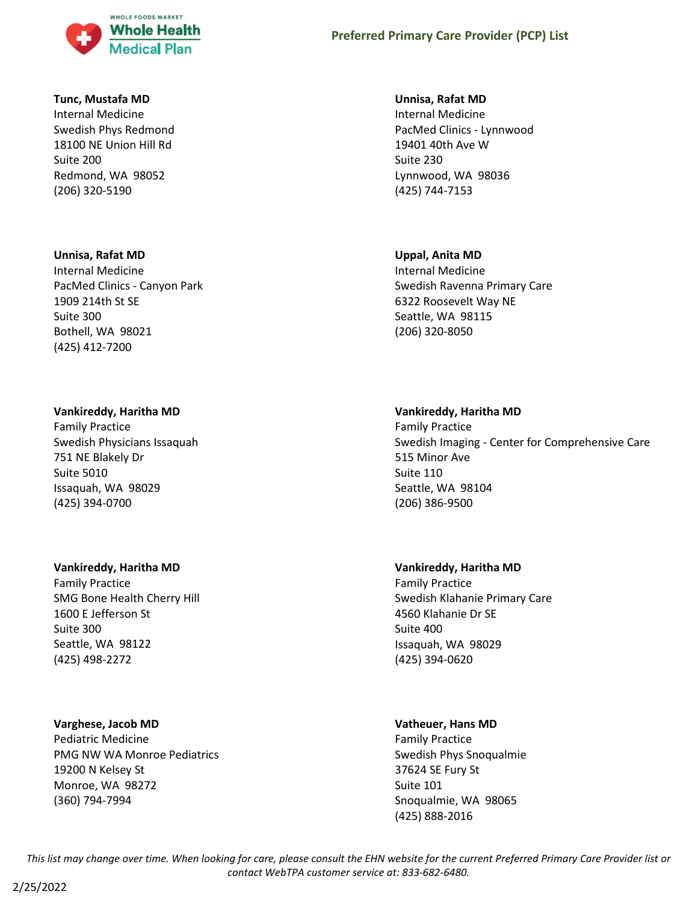**Tunc, Mustafa MD**
Internal Medicine
Swedish Phys Redmond
18100 NE Union Hill Rd
Suite 200
Redmond, WA 98052
(206) 320-5190

**Unnisa, Rafat MD**
Internal Medicine
PacMed Clinics - Lynnwood
19401 40th Ave W
Suite 230
Lynnwood, WA 98036
(425) 744-7153

**Unnisa, Rafat MD**
Internal Medicine
PacMed Clinics - Canyon Park
1909 214th St SE
Suite 300
Bothell, WA 98021
(425) 412-7200

**Uppal, Anita MD**
Internal Medicine
Swedish Ravenna Primary Care
6322 Roosevelt Way NE
Seattle, WA 98115
(206) 320-8050

**Vankireddy, Haritha MD**
Family Practice
Swedish Physicians Issaquah
751 NE Blakely Dr
Suite 5010
Issaquah, WA 98029
(425) 394-0700

**Vankireddy, Haritha MD**
Family Practice
Swedish Imaging - Center for Comprehensive Care
515 Minor Ave
Suite 110
Seattle, WA 98104
(206) 386-9500

**Vankireddy, Haritha MD**
Family Practice
SMG Bone Health Cherry Hill
1600 E Jefferson St
Suite 300
Seattle, WA 98122
(425) 498-2272

**Vankireddy, Haritha MD**
Family Practice
Swedish Klahanie Primary Care
4560 Klahanie Dr SE
Suite 400
Issaquah, WA 98029
(425) 394-0620

**Varghese, Jacob MD**
Pediatric Medicine
PMG NW WA Monroe Pediatrics
19200 N Kelsey St
Monroe, WA 98272
(360) 794-7994

**Vatheuer, Hans MD**
Family Practice
Swedish Phys Snoqualmie
37624 SE Fury St
Suite 101
Snoqualmie, WA 98065
(425) 888-2016

*This list may change over time. When looking for care, please consult the EHN website for the current Preferred Primary Care Provider list or contact WebTPA customer service at: 833-682-6480.*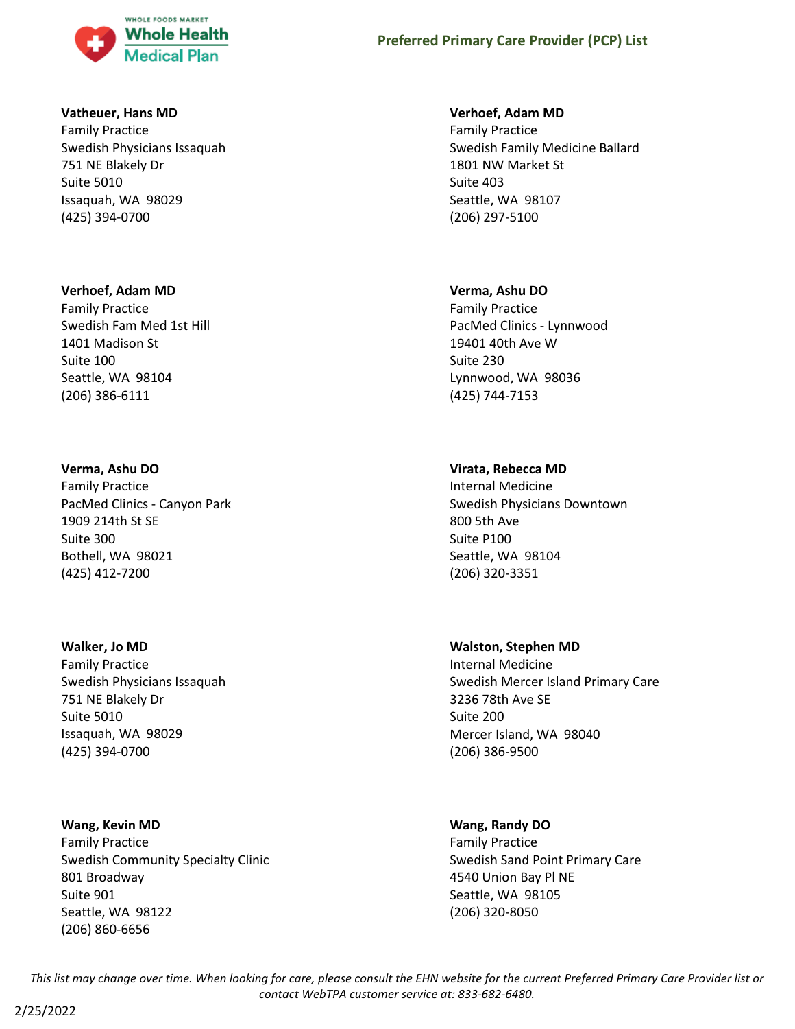**Vatheuer, Hans MD**
Family Practice
Swedish Physicians Issaquah
751 NE Blakely Dr
Suite 5010
Issaquah, WA 98029
(425) 394-0700

**Verhoef, Adam MD**
Family Practice
Swedish Family Medicine Ballard
1801 NW Market St
Suite 403
Seattle, WA 98107
(206) 297-5100

**Verhoef, Adam MD**
Family Practice
Swedish Fam Med 1st Hill
1401 Madison St
Suite 100
Seattle, WA 98104
(206) 386-6111

**Verma, Ashu DO**
Family Practice
PacMed Clinics - Lynnwood
19401 40th Ave W
Suite 230
Lynnwood, WA 98036
(425) 744-7153

**Verma, Ashu DO**
Family Practice
PacMed Clinics - Canyon Park
1909 214th St SE
Suite 300
Bothell, WA 98021
(425) 412-7200

**Virata, Rebecca MD**
Internal Medicine
Swedish Physicians Downtown
800 5th Ave
Suite P100
Seattle, WA 98104
(206) 320-3351

**Walker, Jo MD**
Family Practice
Swedish Physicians Issaquah
751 NE Blakely Dr
Suite 5010
Issaquah, WA 98029
(425) 394-0700

**Walston, Stephen MD**
Internal Medicine
Swedish Mercer Island Primary Care
3236 78th Ave SE
Suite 200
Mercer Island, WA 98040
(206) 386-9500

**Wang, Kevin MD**
Family Practice
Swedish Community Specialty Clinic
801 Broadway
Suite 901
Seattle, WA 98122
(206) 860-6656

**Wang, Randy DO**
Family Practice
Swedish Sand Point Primary Care
4540 Union Bay Pl NE
Seattle, WA 98105
(206) 320-8050

*This list may change over time. When looking for care, please consult the EHN website for the current Preferred Primary Care Provider list or contact WebTPA customer service at: 833-682-6480.*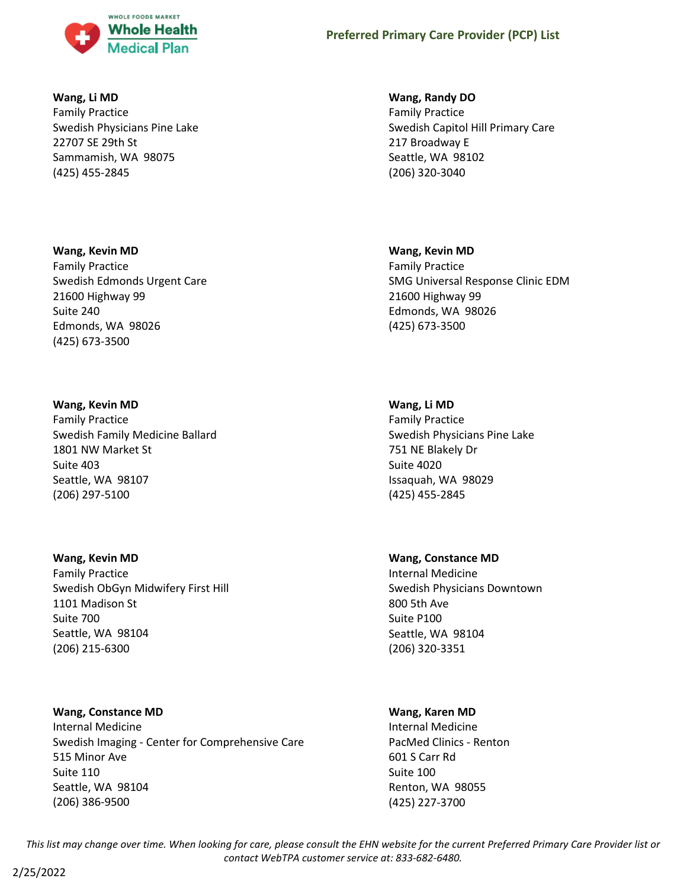**Wang, Li MD**
Family Practice
Swedish Physicians Pine Lake
22707 SE 29th St
Sammamish, WA 98075
(425) 455-2845

**Wang, Randy DO**
Family Practice
Swedish Capitol Hill Primary Care
217 Broadway E
Seattle, WA 98102
(206) 320-3040

**Wang, Kevin MD**
Family Practice
Swedish Edmonds Urgent Care
21600 Highway 99
Suite 240
Edmonds, WA 98026
(425) 673-3500

**Wang, Kevin MD**
Family Practice
SMG Universal Response Clinic EDM
21600 Highway 99
Edmonds, WA 98026
(425) 673-3500

**Wang, Kevin MD**
Family Practice
Swedish Family Medicine Ballard
1801 NW Market St
Suite 403
Seattle, WA 98107
(206) 297-5100

**Wang, Li MD**
Family Practice
Swedish Physicians Pine Lake
751 NE Blakely Dr
Suite 4020
Issaquah, WA 98029
(425) 455-2845

**Wang, Kevin MD**
Family Practice
Swedish ObGyn Midwifery First Hill
1101 Madison St
Suite 700
Seattle, WA 98104
(206) 215-6300

**Wang, Constance MD**
Internal Medicine
Swedish Physicians Downtown
800 5th Ave
Suite P100
Seattle, WA 98104
(206) 320-3351

**Wang, Constance MD**
Internal Medicine
Swedish Imaging - Center for Comprehensive Care
515 Minor Ave
Suite 110
Seattle, WA 98104
(206) 386-9500

**Wang, Karen MD**
Internal Medicine
PacMed Clinics - Renton
601 S Carr Rd
Suite 100
Renton, WA 98055
(425) 227-3700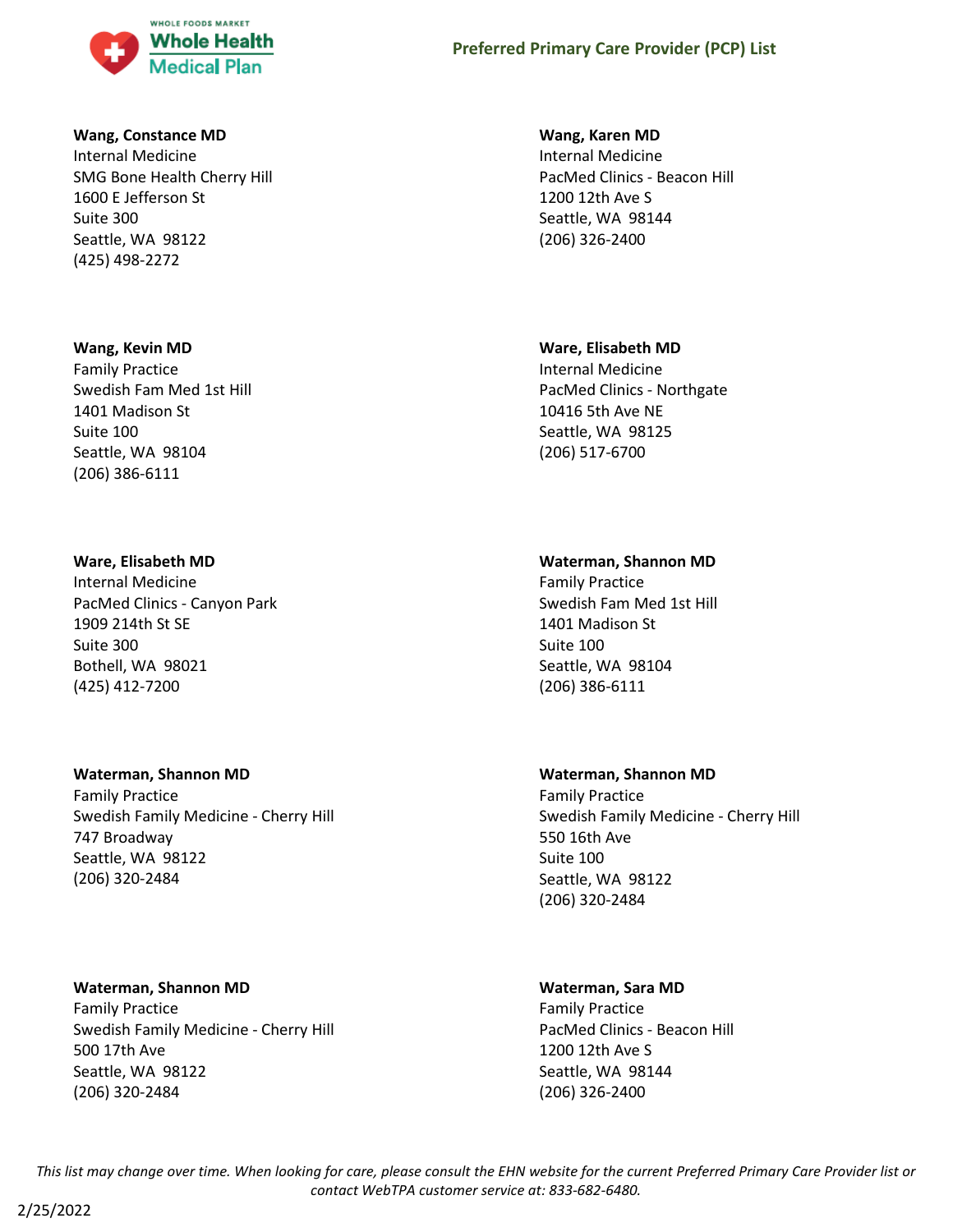**Wang, Constance MD**
Internal Medicine
SMG Bone Health Cherry Hill
1600 E Jefferson St
Suite 300
Seattle, WA 98122
(425) 498-2272

**Wang, Karen MD**
Internal Medicine
PacMed Clinics - Beacon Hill
1200 12th Ave S
Seattle, WA 98144
(206) 326-2400

**Wang, Kevin MD**
Family Practice
Swedish Fam Med 1st Hill
1401 Madison St
Suite 100
Seattle, WA 98104
(206) 386-6111

**Ware, Elisabeth MD**
Internal Medicine
PacMed Clinics - Northgate
10416 5th Ave NE
Seattle, WA 98125
(206) 517-6700

**Ware, Elisabeth MD**
Internal Medicine
PacMed Clinics - Canyon Park
1909 214th St SE
Suite 300
Bothell, WA 98021
(425) 412-7200

**Waterman, Shannon MD**
Family Practice
Swedish Fam Med 1st Hill
1401 Madison St
Suite 100
Seattle, WA 98104
(206) 386-6111

**Waterman, Shannon MD**
Family Practice
Swedish Family Medicine - Cherry Hill
747 Broadway
Seattle, WA 98122
(206) 320-2484

**Waterman, Shannon MD**
Family Practice
Swedish Family Medicine - Cherry Hill
550 16th Ave
Suite 100
Seattle, WA 98122
(206) 320-2484

**Waterman, Shannon MD**
Family Practice
Swedish Family Medicine - Cherry Hill
500 17th Ave
Seattle, WA 98122
(206) 320-2484

**Waterman, Sara MD**
Family Practice
PacMed Clinics - Beacon Hill
1200 12th Ave S
Seattle, WA 98144
(206) 326-2400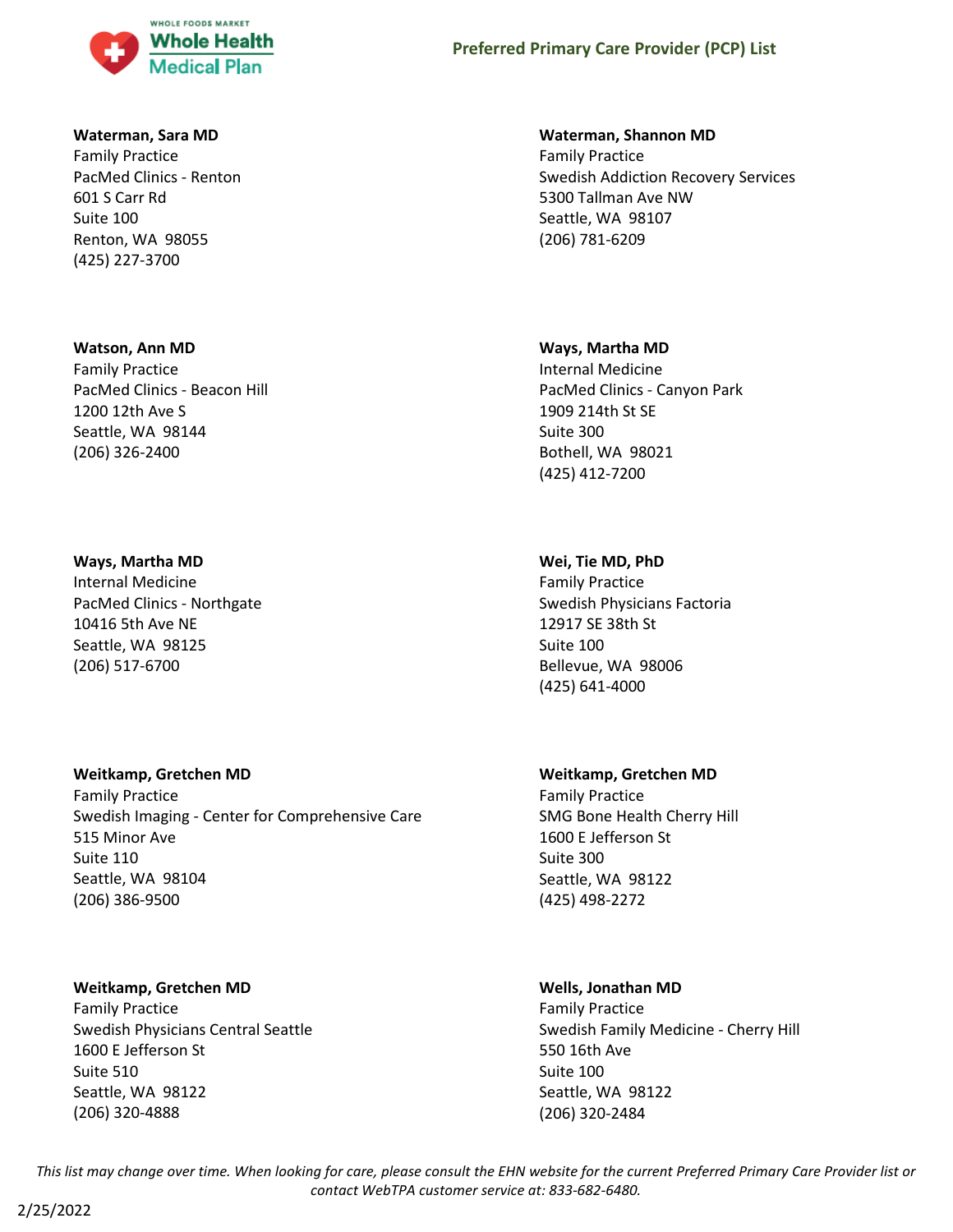**Waterman, Sara MD**
Family Practice
PacMed Clinics - Renton
601 S Carr Rd
Suite 100
Renton, WA 98055
(425) 227-3700

**Waterman, Shannon MD**
Family Practice
Swedish Addiction Recovery Services
5300 Tallman Ave NW
Seattle, WA 98107
(206) 781-6209

**Watson, Ann MD**
Family Practice
PacMed Clinics - Beacon Hill
1200 12th Ave S
Seattle, WA 98144
(206) 326-2400

**Ways, Martha MD**
Internal Medicine
PacMed Clinics - Canyon Park
1909 214th St SE
Suite 300
Bothell, WA 98021
(425) 412-7200

**Ways, Martha MD**
Internal Medicine
PacMed Clinics - Northgate
10416 5th Ave NE
Seattle, WA 98125
(206) 517-6700

**Wei, Tie MD, PhD**
Family Practice
Swedish Physicians Factoria
12917 SE 38th St
Suite 100
Bellevue, WA 98006
(425) 641-4000

**Weitkamp, Gretchen MD**
Family Practice
Swedish Imaging - Center for Comprehensive Care
515 Minor Ave
Suite 110
Seattle, WA 98104
(206) 386-9500

**Weitkamp, Gretchen MD**
Family Practice
SMG Bone Health Cherry Hill
1600 E Jefferson St
Suite 300
Seattle, WA 98122
(425) 498-2272

**Weitkamp, Gretchen MD**
Family Practice
Swedish Physicians Central Seattle
1600 E Jefferson St
Suite 510
Seattle, WA 98122
(206) 320-4888

**Wells, Jonathan MD**
Family Practice
Swedish Family Medicine - Cherry Hill
550 16th Ave
Suite 100
Seattle, WA 98122
(206) 320-2484

*This list may change over time. When looking for care, please consult the EHN website for the current Preferred Primary Care Provider list or contact WebTPA customer service at: 833-682-6480.*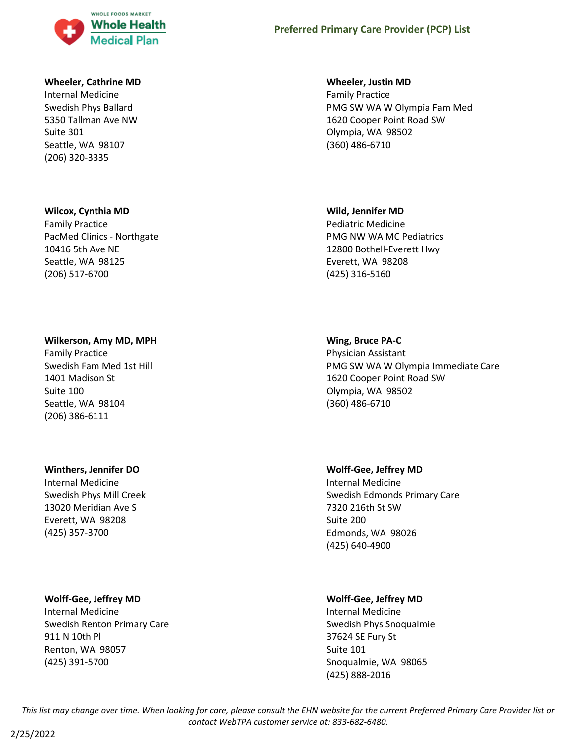**Wheeler, Cathrine MD**
Internal Medicine
Swedish Phys Ballard
5350 Tallman Ave NW
Suite 301
Seattle, WA 98107
(206) 320-3335

**Wilcox, Cynthia MD**
Family Practice
PacMed Clinics - Northgate
10416 5th Ave NE
Seattle, WA 98125
(206) 517-6700

**Wilkerson, Amy MD, MPH**
Family Practice
Swedish Fam Med 1st Hill
1401 Madison St
Suite 100
Seattle, WA 98104
(206) 386-6111

**Winthers, Jennifer DO**
Internal Medicine
Swedish Phys Mill Creek
13020 Meridian Ave S
Everett, WA 98208
(425) 357-3700

**Wolff-Gee, Jeffrey MD**
Internal Medicine
Swedish Renton Primary Care
911 N 10th Pl
Renton, WA 98057
(425) 391-5700

**Wheeler, Justin MD**
Family Practice
PMG SW WA W Olympia Fam Med
1620 Cooper Point Road SW
Olympia, WA 98502
(360) 486-6710

**Wild, Jennifer MD**
Pediatric Medicine
PMG NW WA MC Pediatrics
12800 Bothell-Everett Hwy
Everett, WA 98208
(425) 316-5160

**Wing, Bruce PA-C**
Physician Assistant
PMG SW WA W Olympia Immediate Care
1620 Cooper Point Road SW
Olympia, WA 98502
(360) 486-6710

**Wolff-Gee, Jeffrey MD**
Internal Medicine
Swedish Edmonds Primary Care
7320 216th St SW
Suite 200
Edmonds, WA 98026
(425) 640-4900

**Wolff-Gee, Jeffrey MD**
Internal Medicine
Swedish Phys Snoqualmie
37624 SE Fury St
Suite 101
Snoqualmie, WA 98065
(425) 888-2016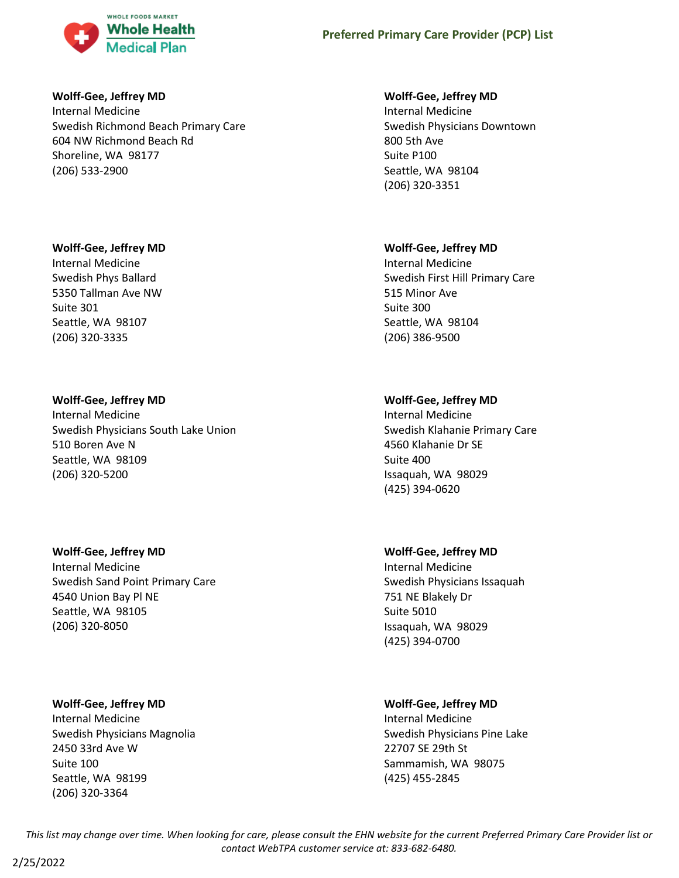**Wolff-Gee, Jeffrey MD**
Internal Medicine
Swedish Richmond Beach Primary Care
604 NW Richmond Beach Rd
Shoreline, WA 98177
(206) 533-2900

**Wolff-Gee, Jeffrey MD**
Internal Medicine
Swedish Phys Ballard
5350 Tallman Ave NW
Suite 301
Seattle, WA 98107
(206) 320-3335

**Wolff-Gee, Jeffrey MD**
Internal Medicine
Swedish Physicians South Lake Union
510 Boren Ave N
Seattle, WA 98109
(206) 320-5200

**Wolff-Gee, Jeffrey MD**
Internal Medicine
Swedish Sand Point Primary Care
4540 Union Bay Pl NE
Seattle, WA 98105
(206) 320-8050

**Wolff-Gee, Jeffrey MD**
Internal Medicine
Swedish Physicians Magnolia
2450 33rd Ave W
Suite 100
Seattle, WA 98199
(206) 320-3364

**Wolff-Gee, Jeffrey MD**
Internal Medicine
Swedish Physicians Downtown
800 5th Ave
Suite P100
Seattle, WA 98104
(206) 320-3351

**Wolff-Gee, Jeffrey MD**
Internal Medicine
Swedish First Hill Primary Care
515 Minor Ave
Suite 300
Seattle, WA 98104
(206) 386-9500

**Wolff-Gee, Jeffrey MD**
Internal Medicine
Swedish Klahanie Primary Care
4560 Klahanie Dr SE
Suite 400
Issaquah, WA 98029
(425) 394-0620

**Wolff-Gee, Jeffrey MD**
Internal Medicine
Swedish Physicians Issaquah
751 NE Blakely Dr
Suite 5010
Issaquah, WA 98029
(425) 394-0700

**Wolff-Gee, Jeffrey MD**
Internal Medicine
Swedish Physicians Pine Lake
22707 SE 29th St
Sammamish, WA 98075
(425) 455-2845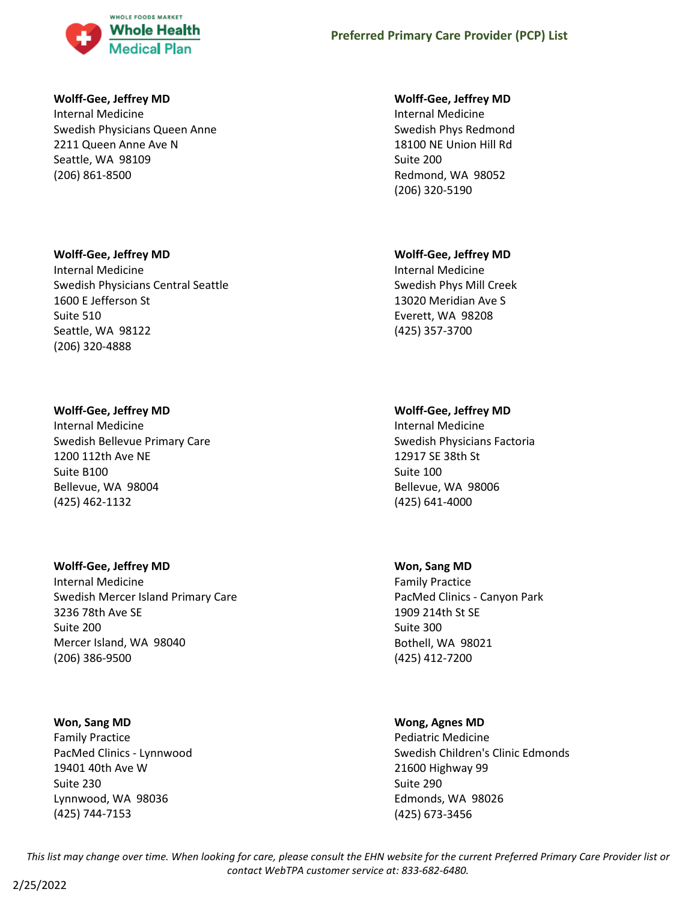**Wolff-Gee, Jeffrey MD**
Internal Medicine
Swedish Physicians Queen Anne
2211 Queen Anne Ave N
Seattle, WA 98109
(206) 861-8500

**Wolff-Gee, Jeffrey MD**
Internal Medicine
Swedish Physicians Central Seattle
1600 E Jefferson St
Suite 510
Seattle, WA 98122
(206) 320-4888

**Wolff-Gee, Jeffrey MD**
Internal Medicine
Swedish Bellevue Primary Care
1200 112th Ave NE
Suite B100
Bellevue, WA 98004
(425) 462-1132

**Wolff-Gee, Jeffrey MD**
Internal Medicine
Swedish Mercer Island Primary Care
3236 78th Ave SE
Suite 200
Mercer Island, WA 98040
(206) 386-9500

**Won, Sang MD**
Family Practice
PacMed Clinics - Lynnwood
19401 40th Ave W
Suite 230
Lynnwood, WA 98036
(425) 744-7153

**Wolff-Gee, Jeffrey MD**
Internal Medicine
Swedish Phys Redmond
18100 NE Union Hill Rd
Suite 200
Redmond, WA 98052
(206) 320-5190

**Wolff-Gee, Jeffrey MD**
Internal Medicine
Swedish Phys Mill Creek
13020 Meridian Ave S
Everett, WA 98208
(425) 357-3700

**Wolff-Gee, Jeffrey MD**
Internal Medicine
Swedish Physicians Factoria
12917 SE 38th St
Suite 100
Bellevue, WA 98006
(425) 641-4000

**Won, Sang MD**
Family Practice
PacMed Clinics - Canyon Park
1909 214th St SE
Suite 300
Bothell, WA 98021
(425) 412-7200

**Wong, Agnes MD**
Pediatric Medicine
Swedish Children's Clinic Edmonds
21600 Highway 99
Suite 290
Edmonds, WA 98026
(425) 673-3456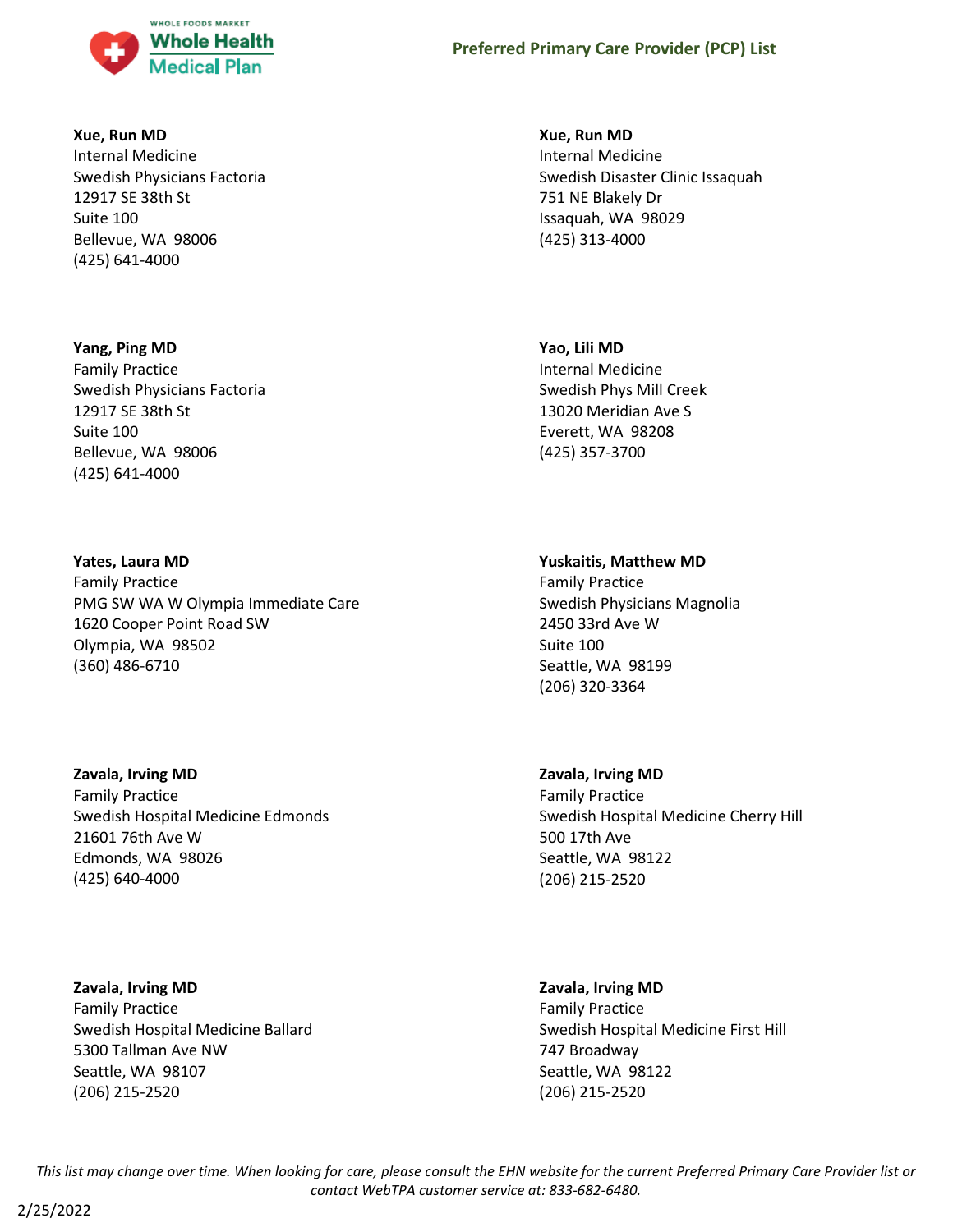**Xue, Run MD**
Internal Medicine
Swedish Physicians Factoria
12917 SE 38th St
Suite 100
Bellevue, WA 98006
(425) 641-4000

**Xue, Run MD**
Internal Medicine
Swedish Disaster Clinic Issaquah
751 NE Blakely Dr
Issaquah, WA 98029
(425) 313-4000

**Yang, Ping MD**
Family Practice
Swedish Physicians Factoria
12917 SE 38th St
Suite 100
Bellevue, WA 98006
(425) 641-4000

**Yao, Lili MD**
Internal Medicine
Swedish Phys Mill Creek
13020 Meridian Ave S
Everett, WA 98208
(425) 357-3700

**Yates, Laura MD**
Family Practice
PMG SW WA W Olympia Immediate Care
1620 Cooper Point Road SW
Olympia, WA 98502
(360) 486-6710

**Yuskaitis, Matthew MD**
Family Practice
Swedish Physicians Magnolia
2450 33rd Ave W
Suite 100
Seattle, WA 98199
(206) 320-3364

**Zavala, Irving MD**
Family Practice
Swedish Hospital Medicine Edmonds
21601 76th Ave W
Edmonds, WA 98026
(425) 640-4000

**Zavala, Irving MD**
Family Practice
Swedish Hospital Medicine Cherry Hill
500 17th Ave
Seattle, WA 98122
(206) 215-2520

**Zavala, Irving MD**
Family Practice
Swedish Hospital Medicine Ballard
5300 Tallman Ave NW
Seattle, WA 98107
(206) 215-2520

**Zavala, Irving MD**
Family Practice
Swedish Hospital Medicine First Hill
747 Broadway
Seattle, WA 98122
(206) 215-2520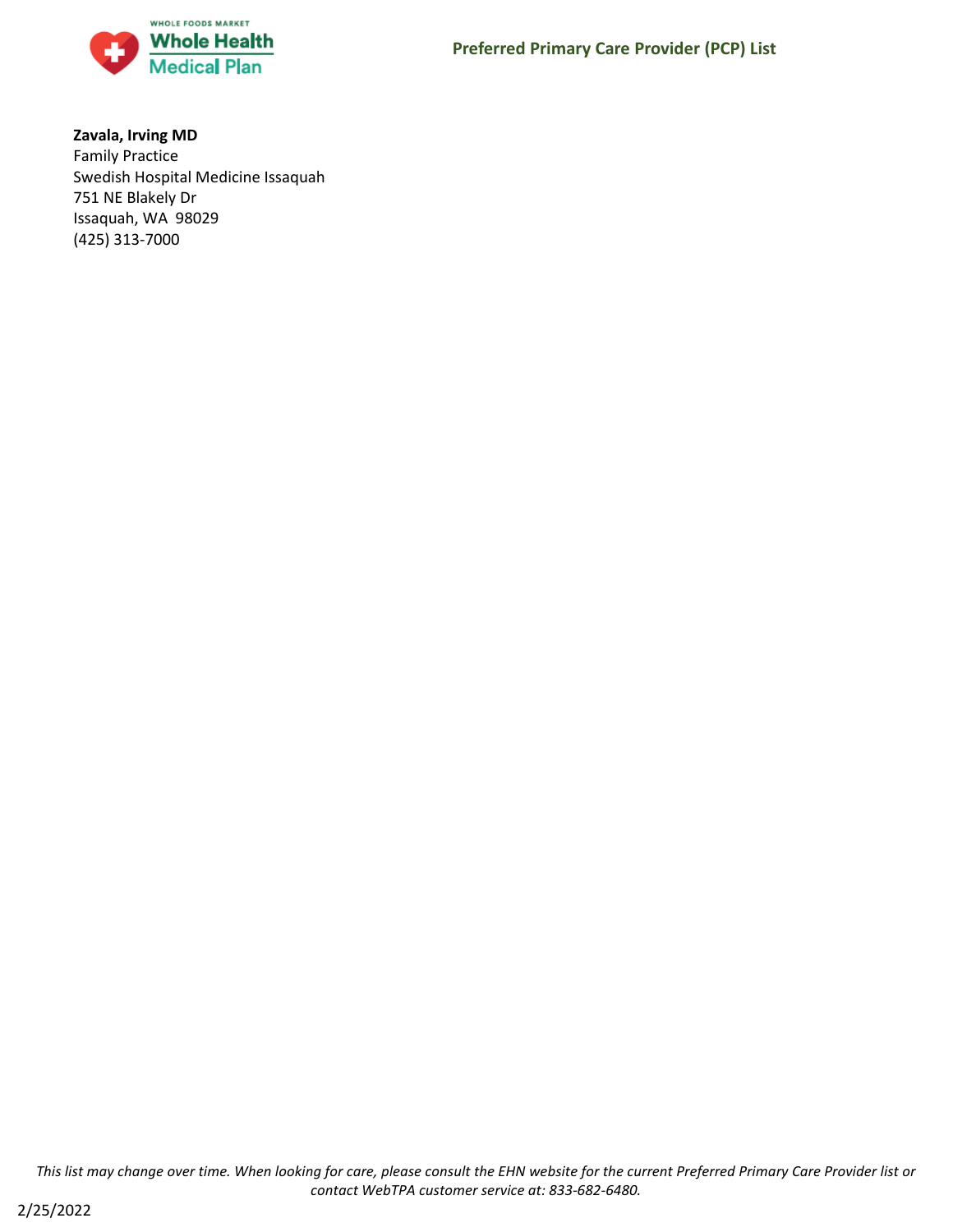**Zavala, Irving MD**
Family Practice
Swedish Hospital Medicine Issaquah
751 NE Blakely Dr
Issaquah, WA 98029
(425) 313-7000

*This list may change over time. When looking for care, please consult the EHN website for the current Preferred Primary Care Provider list or contact WebTPA customer service at: 833-682-6480.*

2/25/2022